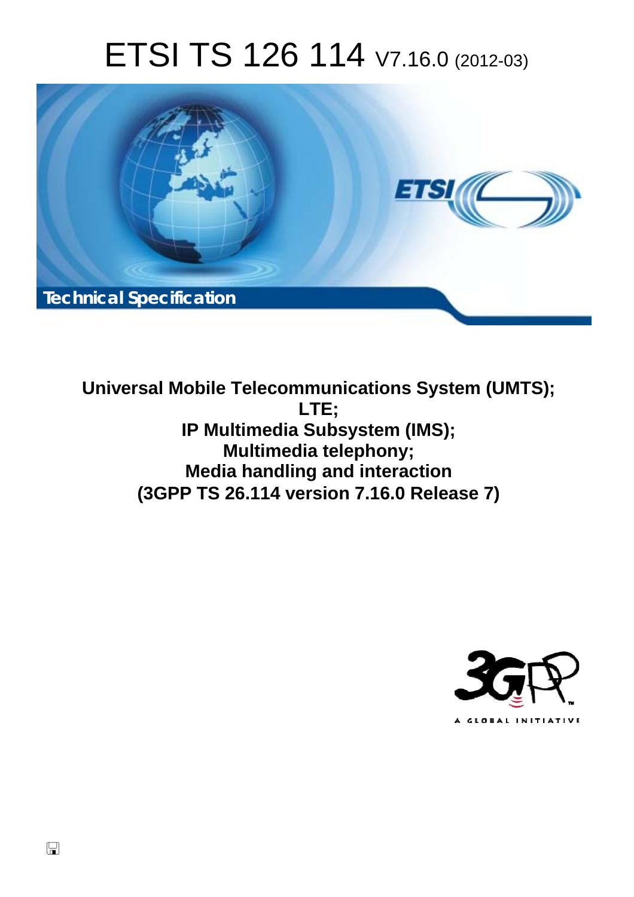# ETSI TS 126 114 V7.16.0 (2012-03)

Technical Specification

**Universal Mobile Telecommunications System (UMTS);**
**LTE;**
**IP Multimedia Subsystem (IMS);**
**Multimedia telephony;**
**Media handling and interaction**
**(3GPP TS 26.114 version 7.16.0 Release 7)**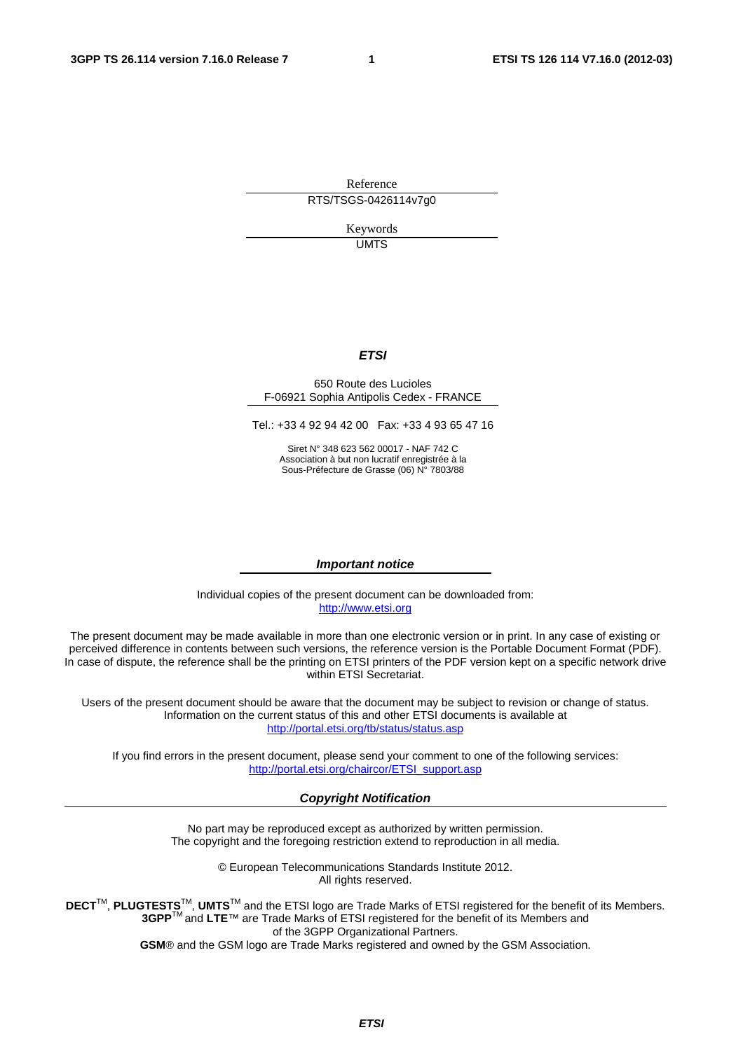Reference

RTS/TSGS-0426114v7g0

Keywords

UMTS

***ETSI***

650 Route des Lucioles
F-06921 Sophia Antipolis Cedex - FRANCE

Tel.: +33 4 92 94 42 00 Fax: +33 4 93 65 47 16

Siret N° 348 623 562 00017 - NAF 742 C
Association à but non lucratif enregistrée à la
Sous-Préfecture de Grasse (06) N° 7803/88

***Important notice***

Individual copies of the present document can be downloaded from:
http://www.etsi.org

The present document may be made available in more than one electronic version or in print. In any case of existing or perceived difference in contents between such versions, the reference version is the Portable Document Format (PDF). In case of dispute, the reference shall be the printing on ETSI printers of the PDF version kept on a specific network drive within ETSI Secretariat.

Users of the present document should be aware that the document may be subject to revision or change of status. Information on the current status of this and other ETSI documents is available at
http://portal.etsi.org/tb/status/status.asp

If you find errors in the present document, please send your comment to one of the following services:
http://portal.etsi.org/chaircor/ETSI_support.asp

***Copyright Notification***

No part may be reproduced except as authorized by written permission.
The copyright and the foregoing restriction extend to reproduction in all media.

© European Telecommunications Standards Institute 2012.
All rights reserved.

**DECT**™, **PLUGTESTS**™, **UMTS**™ and the ETSI logo are Trade Marks of ETSI registered for the benefit of its Members.
**3GPP**™ and **LTE**™ are Trade Marks of ETSI registered for the benefit of its Members and
of the 3GPP Organizational Partners.
**GSM**® and the GSM logo are Trade Marks registered and owned by the GSM Association.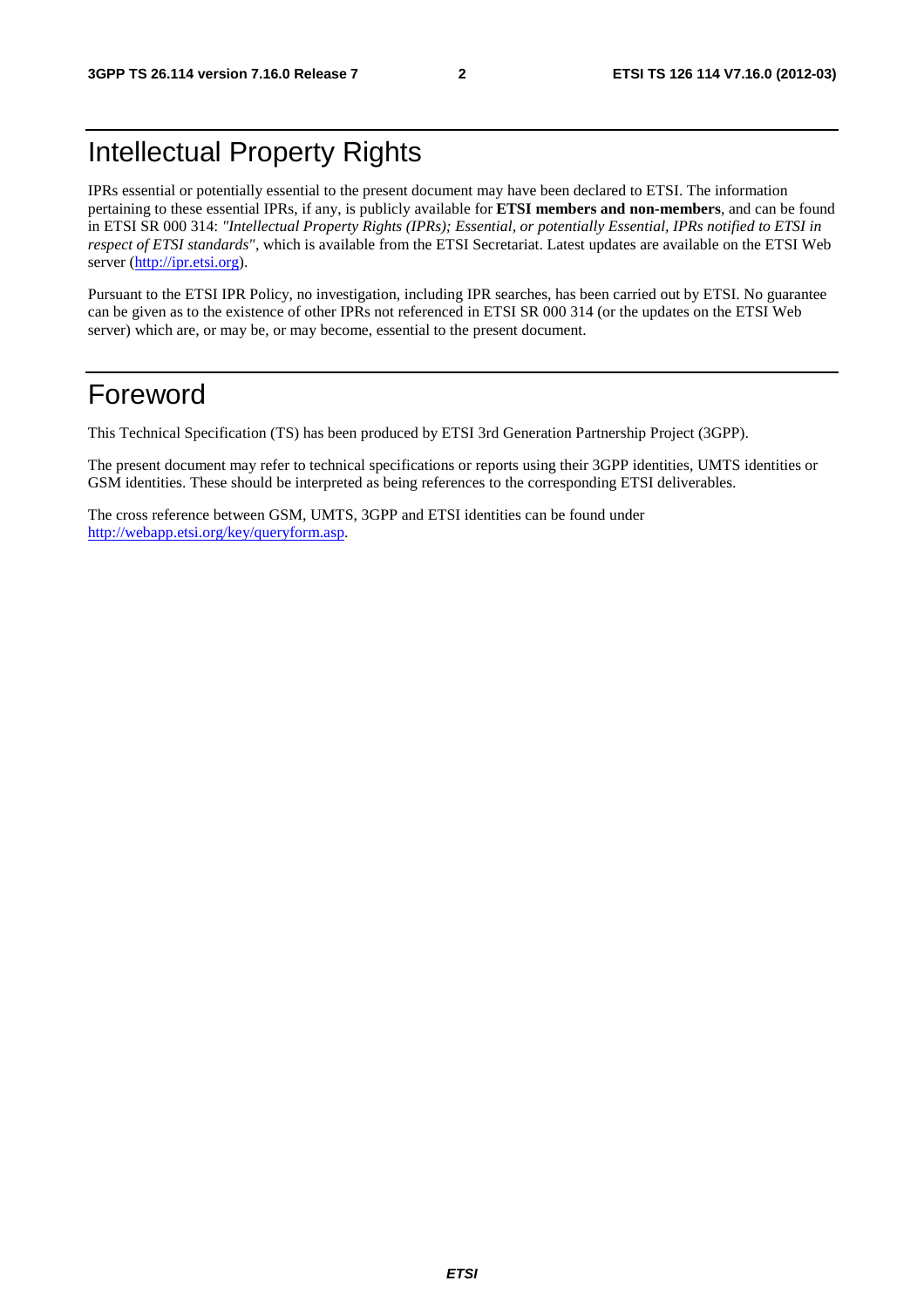# Intellectual Property Rights

IPRs essential or potentially essential to the present document may have been declared to ETSI. The information pertaining to these essential IPRs, if any, is publicly available for **ETSI members and non-members**, and can be found in ETSI SR 000 314: *"Intellectual Property Rights (IPRs); Essential, or potentially Essential, IPRs notified to ETSI in respect of ETSI standards"*, which is available from the ETSI Secretariat. Latest updates are available on the ETSI Web server (http://ipr.etsi.org).

Pursuant to the ETSI IPR Policy, no investigation, including IPR searches, has been carried out by ETSI. No guarantee can be given as to the existence of other IPRs not referenced in ETSI SR 000 314 (or the updates on the ETSI Web server) which are, or may be, or may become, essential to the present document.

# Foreword

This Technical Specification (TS) has been produced by ETSI 3rd Generation Partnership Project (3GPP).

The present document may refer to technical specifications or reports using their 3GPP identities, UMTS identities or GSM identities. These should be interpreted as being references to the corresponding ETSI deliverables.

The cross reference between GSM, UMTS, 3GPP and ETSI identities can be found under http://webapp.etsi.org/key/queryform.asp.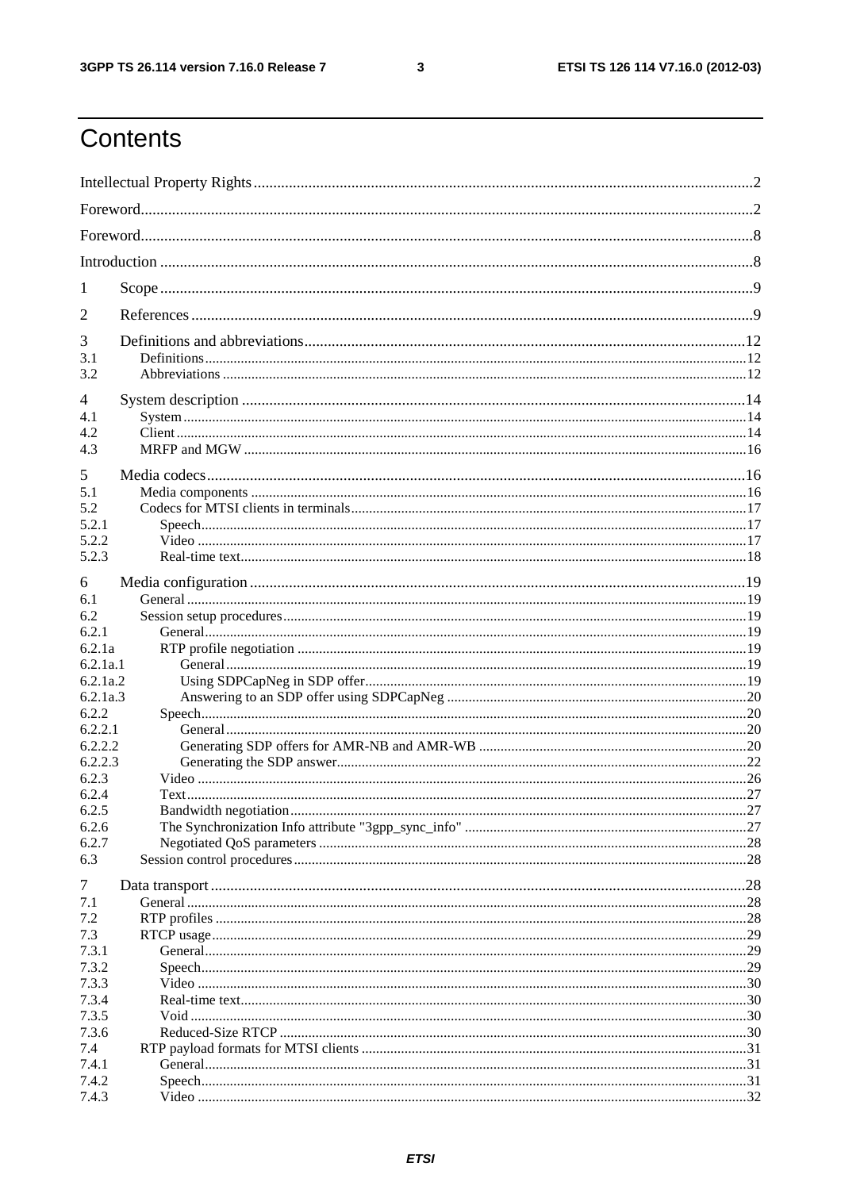# Contents

Intellectual Property Rights .......... 2

Foreword .......... 2

Foreword .......... 8

Introduction .......... 8

1 Scope .......... 9

2 References .......... 9

3 Definitions and abbreviations .......... 12
- 3.1 Definitions .......... 12
- 3.2 Abbreviations .......... 12

4 System description .......... 14
- 4.1 System .......... 14
- 4.2 Client .......... 14
- 4.3 MRFP and MGW .......... 16

5 Media codecs .......... 16
- 5.1 Media components .......... 16
- 5.2 Codecs for MTSI clients in terminals .......... 17
  - 5.2.1 Speech .......... 17
  - 5.2.2 Video .......... 17
  - 5.2.3 Real-time text .......... 18

6 Media configuration .......... 19
- 6.1 General .......... 19
- 6.2 Session setup procedures .......... 19
  - 6.2.1 General .......... 19
  - 6.2.1a RTP profile negotiation .......... 19
    - 6.2.1a.1 General .......... 19
    - 6.2.1a.2 Using SDPCapNeg in SDP offer .......... 19
    - 6.2.1a.3 Answering to an SDP offer using SDPCapNeg .......... 20
  - 6.2.2 Speech .......... 20
    - 6.2.2.1 General .......... 20
    - 6.2.2.2 Generating SDP offers for AMR-NB and AMR-WB .......... 20
    - 6.2.2.3 Generating the SDP answer .......... 22
  - 6.2.3 Video .......... 26
  - 6.2.4 Text .......... 27
  - 6.2.5 Bandwidth negotiation .......... 27
  - 6.2.6 The Synchronization Info attribute "3gpp_sync_info" .......... 27
  - 6.2.7 Negotiated QoS parameters .......... 28
- 6.3 Session control procedures .......... 28

7 Data transport .......... 28
- 7.1 General .......... 28
- 7.2 RTP profiles .......... 28
- 7.3 RTCP usage .......... 29
  - 7.3.1 General .......... 29
  - 7.3.2 Speech .......... 29
  - 7.3.3 Video .......... 30
  - 7.3.4 Real-time text .......... 30
  - 7.3.5 Void .......... 30
  - 7.3.6 Reduced-Size RTCP .......... 30
- 7.4 RTP payload formats for MTSI clients .......... 31
  - 7.4.1 General .......... 31
  - 7.4.2 Speech .......... 31
  - 7.4.3 Video .......... 32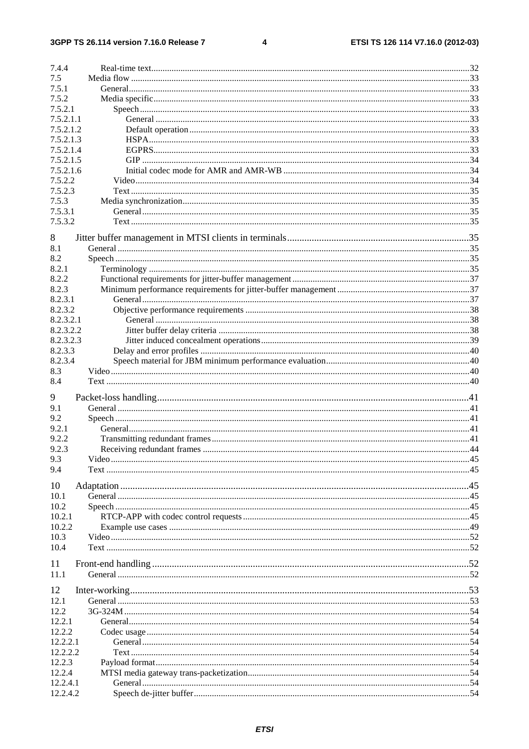7.4.4 Real-time text .......................................................................................................................................32
7.5 Media flow ..................................................................................................................................................33
7.5.1 General ..................................................................................................................................................33
7.5.2 Media specific .......................................................................................................................................33
7.5.2.1 Speech ..............................................................................................................................................33
7.5.2.1.1 General .......................................................................................................................................33
7.5.2.1.2 Default operation ........................................................................................................................33
7.5.2.1.3 HSPA ..........................................................................................................................................33
7.5.2.1.4 EGPRS ........................................................................................................................................33
7.5.2.1.5 GIP .............................................................................................................................................34
7.5.2.1.6 Initial codec mode for AMR and AMR-WB ..............................................................................34
7.5.2.2 Video ................................................................................................................................................34
7.5.2.3 Text ..................................................................................................................................................35
7.5.3 Media synchronization ...........................................................................................................................35
7.5.3.1 General .............................................................................................................................................35
7.5.3.2 Text ..................................................................................................................................................35

8 Jitter buffer management in MTSI clients in terminals ...........................................................................35
8.1 General .........................................................................................................................................................35
8.2 Speech ..........................................................................................................................................................35
8.2.1 Terminology ..........................................................................................................................................35
8.2.2 Functional requirements for jitter-buffer management ............................................................................37
8.2.3 Minimum performance requirements for jitter-buffer management .........................................................37
8.2.3.1 General .............................................................................................................................................37
8.2.3.2 Objective performance requirements ................................................................................................38
8.2.3.2.1 General .......................................................................................................................................38
8.2.3.2.2 Jitter buffer delay criteria ............................................................................................................38
8.2.3.2.3 Jitter induced concealment operations ..........................................................................................39
8.2.3.3 Delay and error profiles ....................................................................................................................40
8.2.3.4 Speech material for JBM minimum performance evaluation ...............................................................40
8.3 Video ............................................................................................................................................................40
8.4 Text ..............................................................................................................................................................40

9 Packet-loss handling ..............................................................................................................................41
9.1 General .........................................................................................................................................................41
9.2 Speech ..........................................................................................................................................................41
9.2.1 General ..................................................................................................................................................41
9.2.2 Transmitting redundant frames ...............................................................................................................41
9.2.3 Receiving redundant frames ...................................................................................................................44
9.3 Video ............................................................................................................................................................45
9.4 Text ..............................................................................................................................................................45

10 Adaptation ..............................................................................................................................................45
10.1 General .........................................................................................................................................................45
10.2 Speech ..........................................................................................................................................................45
10.2.1 RTCP-APP with codec control requests ..................................................................................................45
10.2.2 Example use cases ..................................................................................................................................49
10.3 Video ............................................................................................................................................................52
10.4 Text ..............................................................................................................................................................52

11 Front-end handling .................................................................................................................................52
11.1 General .........................................................................................................................................................52

12 Inter-working ..........................................................................................................................................53
12.1 General .........................................................................................................................................................53
12.2 3G-324M .......................................................................................................................................................54
12.2.1 General ..................................................................................................................................................54
12.2.2 Codec usage ...........................................................................................................................................54
12.2.2.1 General .............................................................................................................................................54
12.2.2.2 Text ..................................................................................................................................................54
12.2.3 Payload format .......................................................................................................................................54
12.2.4 MTSI media gateway trans-packetization ................................................................................................54
12.2.4.1 General .............................................................................................................................................54
12.2.4.2 Speech de-jitter buffer .......................................................................................................................54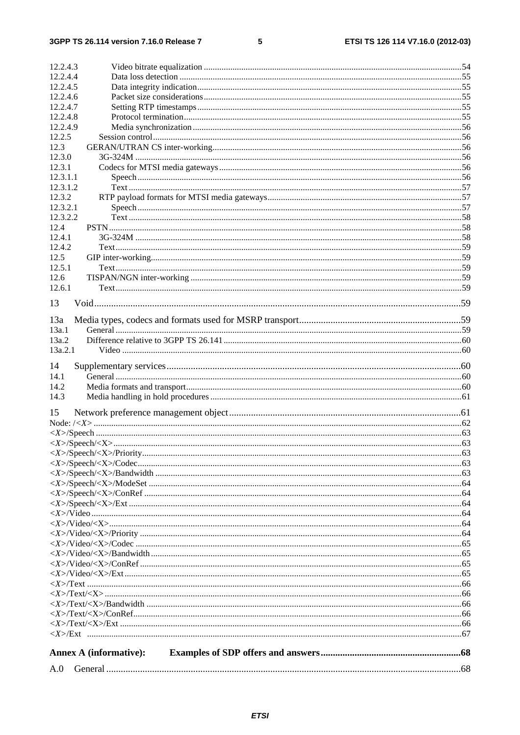12.2.4.3 Video bitrate equalization .....54
12.2.4.4 Data loss detection .....55
12.2.4.5 Data integrity indication .....55
12.2.4.6 Packet size considerations .....55
12.2.4.7 Setting RTP timestamps .....55
12.2.4.8 Protocol termination .....55
12.2.4.9 Media synchronization .....56
12.2.5 Session control .....56
12.3 GERAN/UTRAN CS inter-working .....56
12.3.0 3G-324M .....56
12.3.1 Codecs for MTSI media gateways .....56
12.3.1.1 Speech .....56
12.3.1.2 Text .....57
12.3.2 RTP payload formats for MTSI media gateways .....57
12.3.2.1 Speech .....57
12.3.2.2 Text .....58
12.4 PSTN .....58
12.4.1 3G-324M .....58
12.4.2 Text .....59
12.5 GIP inter-working .....59
12.5.1 Text .....59
12.6 TISPAN/NGN inter-working .....59
12.6.1 Text .....59

13 Void .....59

13a Media types, codecs and formats used for MSRP transport .....59
13a.1 General .....59
13a.2 Difference relative to 3GPP TS 26.141 .....60
13a.2.1 Video .....60

14 Supplementary services .....60
14.1 General .....60
14.2 Media formats and transport .....60
14.3 Media handling in hold procedures .....61

15 Network preference management object .....61
Node: /<X> .....62
<X>/Speech .....63
<X>/Speech/<X> .....63
<X>/Speech/<X>/Priority .....63
<X>/Speech/<X>/Codec .....63
<X>/Speech/<X>/Bandwidth .....63
<X>/Speech/<X>/ModeSet .....64
<X>/Speech/<X>/ConRef .....64
<X>/Speech/<X>/Ext .....64
<X>/Video .....64
<X>/Video/<X> .....64
<X>/Video/<X>/Priority .....64
<X>/Video/<X>/Codec .....65
<X>/Video/<X>/Bandwidth .....65
<X>/Video/<X>/ConRef .....65
<X>/Video/<X>/Ext .....65
<X>/Text .....66
<X>/Text/<X> .....66
<X>/Text/<X>/Bandwidth .....66
<X>/Text/<X>/ConRef .....66
<X>/Text/<X>/Ext .....66
<X>/Ext .....67

**Annex A (informative): Examples of SDP offers and answers .....68**

A.0 General .....68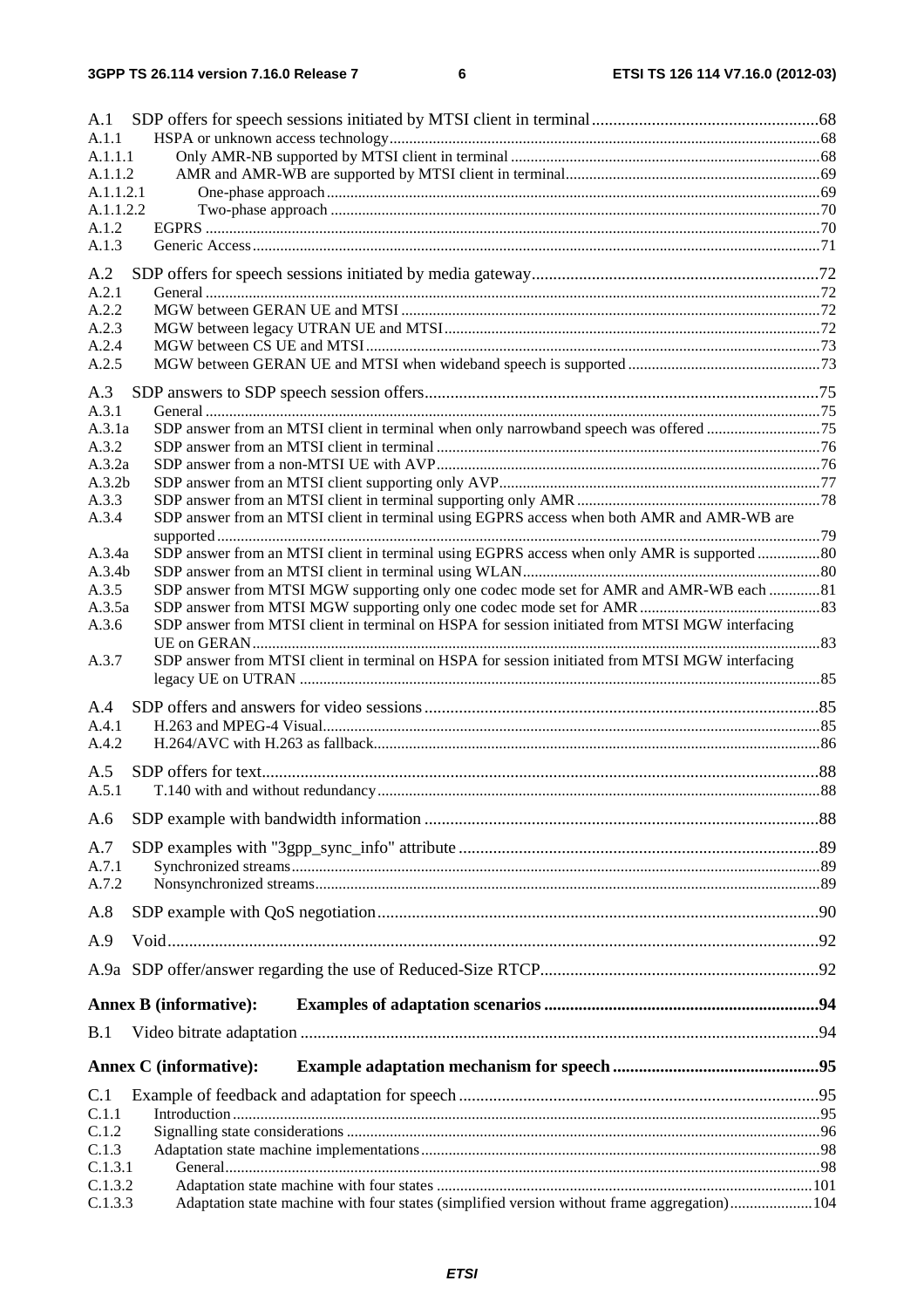A.1 SDP offers for speech sessions initiated by MTSI client in terminal....................................................68
A.1.1 HSPA or unknown access technology.............................................................................................68
A.1.1.1 Only AMR-NB supported by MTSI client in terminal..............................................................68
A.1.1.2 AMR and AMR-WB are supported by MTSI client in terminal................................................69
A.1.1.2.1 One-phase approach.............................................................................................................69
A.1.1.2.2 Two-phase approach............................................................................................................70
A.1.2 EGPRS............................................................................................................................................70
A.1.3 Generic Access................................................................................................................................71

A.2 SDP offers for speech sessions initiated by media gateway..................................................................72
A.2.1 General............................................................................................................................................72
A.2.2 MGW between GERAN UE and MTSI..........................................................................................72
A.2.3 MGW between legacy UTRAN UE and MTSI...............................................................................72
A.2.4 MGW between CS UE and MTSI...................................................................................................73
A.2.5 MGW between GERAN UE and MTSI when wideband speech is supported................................73

A.3 SDP answers to SDP speech session offers...........................................................................................75
A.3.1 General............................................................................................................................................75
A.3.1a SDP answer from an MTSI client in terminal when only narrowband speech was offered............75
A.3.2 SDP answer from an MTSI client in terminal.................................................................................76
A.3.2a SDP answer from a non-MTSI UE with AVP.................................................................................76
A.3.2b SDP answer from an MTSI client supporting only AVP.................................................................77
A.3.3 SDP answer from an MTSI client in terminal supporting only AMR.............................................78
A.3.4 SDP answer from an MTSI client in terminal using EGPRS access when both AMR and AMR-WB are supported.........................................................................................................................79
A.3.4a SDP answer from an MTSI client in terminal using EGPRS access when only AMR is supported................80
A.3.4b SDP answer from an MTSI client in terminal using WLAN...........................................................80
A.3.5 SDP answer from MTSI MGW supporting only one codec mode set for AMR and AMR-WB each.............81
A.3.5a SDP answer from MTSI MGW supporting only one codec mode set for AMR.............................83
A.3.6 SDP answer from MTSI client in terminal on HSPA for session initiated from MTSI MGW interfacing UE on GERAN.................................................................................................................83
A.3.7 SDP answer from MTSI client in terminal on HSPA for session initiated from MTSI MGW interfacing legacy UE on UTRAN....................................................................................................85

A.4 SDP offers and answers for video sessions...........................................................................................85
A.4.1 H.263 and MPEG-4 Visual..............................................................................................................85
A.4.2 H.264/AVC with H.263 as fallback.................................................................................................86

A.5 SDP offers for text.................................................................................................................................88
A.5.1 T.140 with and without redundancy................................................................................................88

A.6 SDP example with bandwidth information...........................................................................................88

A.7 SDP examples with "3gpp_sync_info" attribute...................................................................................89
A.7.1 Synchronized streams......................................................................................................................89
A.7.2 Nonsynchronized streams................................................................................................................89

A.8 SDP example with QoS negotiation......................................................................................................90

A.9 Void.......................................................................................................................................................92

A.9a SDP offer/answer regarding the use of Reduced-Size RTCP................................................................92

**Annex B (informative): Examples of adaptation scenarios...............................................................94**

B.1 Video bitrate adaptation........................................................................................................................94

**Annex C (informative): Example adaptation mechanism for speech...............................................95**

C.1 Example of feedback and adaptation for speech...................................................................................95
C.1.1 Introduction.....................................................................................................................................95
C.1.2 Signalling state considerations........................................................................................................96
C.1.3 Adaptation state machine implementations.....................................................................................98
C.1.3.1 General.......................................................................................................................................98
C.1.3.2 Adaptation state machine with four states...............................................................................101
C.1.3.3 Adaptation state machine with four states (simplified version without frame aggregation).....................104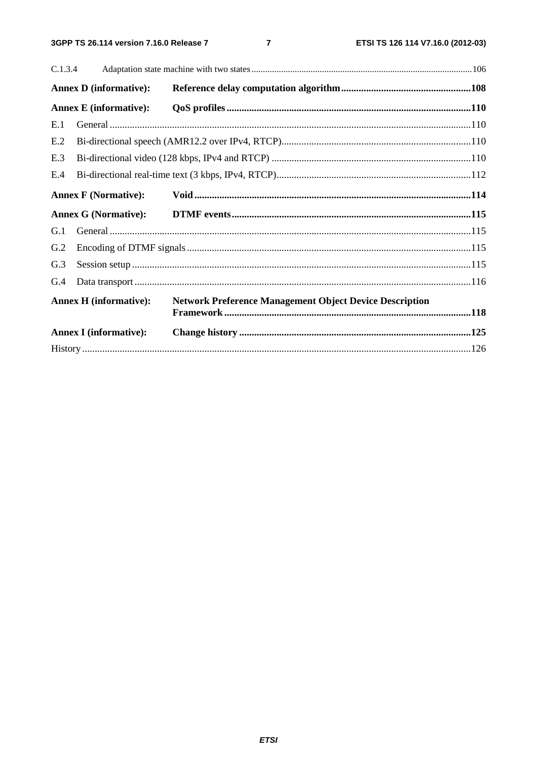C.1.3.4 Adaptation state machine with two states ....................................................................................................106

**Annex D (informative): Reference delay computation algorithm ....................................................108**

**Annex E (informative): QoS profiles ..................................................................................................110**

E.1 General ...............................................................................................................................................110

E.2 Bi-directional speech (AMR12.2 over IPv4, RTCP) ...........................................................................110

E.3 Bi-directional video (128 kbps, IPv4 and RTCP) ...............................................................................110

E.4 Bi-directional real-time text (3 kbps, IPv4, RTCP) .............................................................................112

**Annex F (Normative): Void ..............................................................................................................114**

**Annex G (Normative): DTMF events ...............................................................................................115**

G.1 General ...............................................................................................................................................115

G.2 Encoding of DTMF signals .................................................................................................................115

G.3 Session setup .......................................................................................................................................115

G.4 Data transport ......................................................................................................................................116

**Annex H (informative): Network Preference Management Object Device Description Framework ..................................................................................................118**

**Annex I (informative): Change history ............................................................................................125**

History ..........................................................................................................................................................126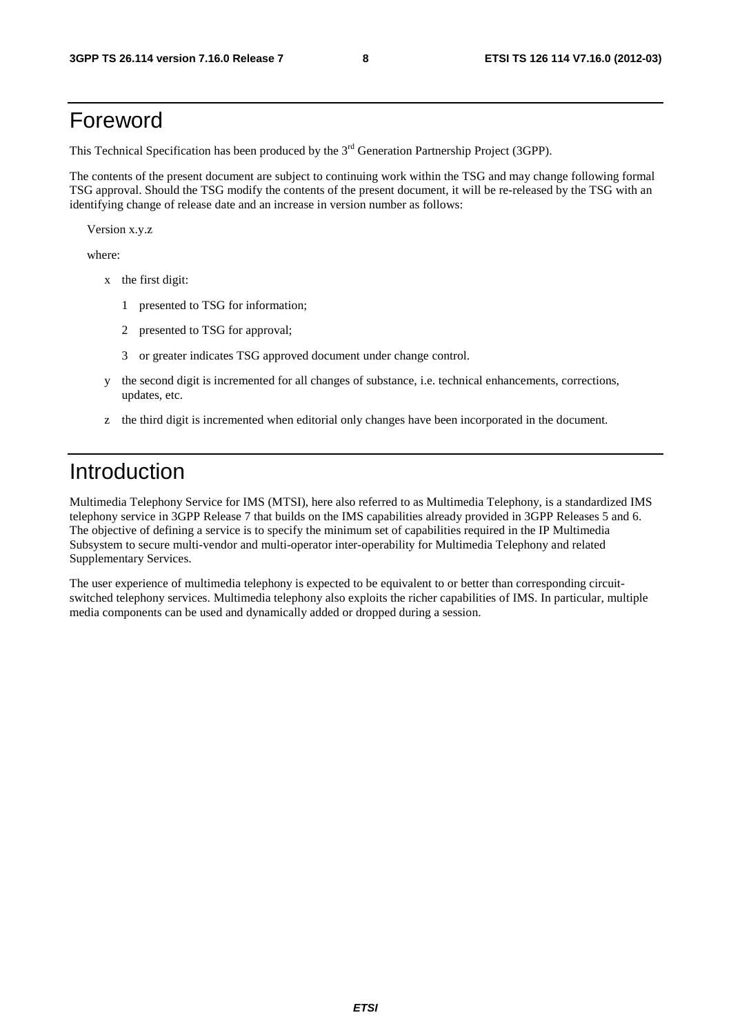# Foreword

This Technical Specification has been produced by the 3rd Generation Partnership Project (3GPP).

The contents of the present document are subject to continuing work within the TSG and may change following formal TSG approval. Should the TSG modify the contents of the present document, it will be re-released by the TSG with an identifying change of release date and an increase in version number as follows:

Version x.y.z

where:

- x the first digit:
  - 1 presented to TSG for information;
  - 2 presented to TSG for approval;
  - 3 or greater indicates TSG approved document under change control.
- y the second digit is incremented for all changes of substance, i.e. technical enhancements, corrections, updates, etc.
- z the third digit is incremented when editorial only changes have been incorporated in the document.

# Introduction

Multimedia Telephony Service for IMS (MTSI), here also referred to as Multimedia Telephony, is a standardized IMS telephony service in 3GPP Release 7 that builds on the IMS capabilities already provided in 3GPP Releases 5 and 6. The objective of defining a service is to specify the minimum set of capabilities required in the IP Multimedia Subsystem to secure multi-vendor and multi-operator inter-operability for Multimedia Telephony and related Supplementary Services.

The user experience of multimedia telephony is expected to be equivalent to or better than corresponding circuit-switched telephony services. Multimedia telephony also exploits the richer capabilities of IMS. In particular, multiple media components can be used and dynamically added or dropped during a session.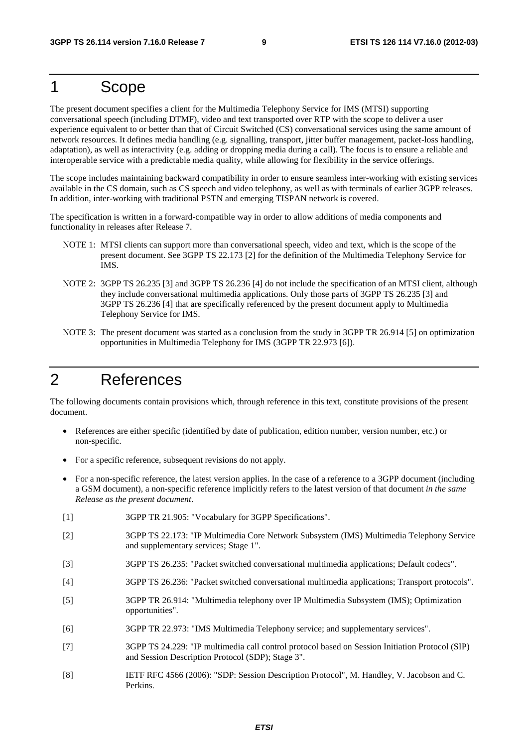# 1 Scope

The present document specifies a client for the Multimedia Telephony Service for IMS (MTSI) supporting conversational speech (including DTMF), video and text transported over RTP with the scope to deliver a user experience equivalent to or better than that of Circuit Switched (CS) conversational services using the same amount of network resources. It defines media handling (e.g. signalling, transport, jitter buffer management, packet-loss handling, adaptation), as well as interactivity (e.g. adding or dropping media during a call). The focus is to ensure a reliable and interoperable service with a predictable media quality, while allowing for flexibility in the service offerings.

The scope includes maintaining backward compatibility in order to ensure seamless inter-working with existing services available in the CS domain, such as CS speech and video telephony, as well as with terminals of earlier 3GPP releases. In addition, inter-working with traditional PSTN and emerging TISPAN network is covered.

The specification is written in a forward-compatible way in order to allow additions of media components and functionality in releases after Release 7.

NOTE 1: MTSI clients can support more than conversational speech, video and text, which is the scope of the present document. See 3GPP TS 22.173 [2] for the definition of the Multimedia Telephony Service for IMS.

NOTE 2: 3GPP TS 26.235 [3] and 3GPP TS 26.236 [4] do not include the specification of an MTSI client, although they include conversational multimedia applications. Only those parts of 3GPP TS 26.235 [3] and 3GPP TS 26.236 [4] that are specifically referenced by the present document apply to Multimedia Telephony Service for IMS.

NOTE 3: The present document was started as a conclusion from the study in 3GPP TR 26.914 [5] on optimization opportunities in Multimedia Telephony for IMS (3GPP TR 22.973 [6]).

# 2 References

The following documents contain provisions which, through reference in this text, constitute provisions of the present document.

- References are either specific (identified by date of publication, edition number, version number, etc.) or non-specific.
- For a specific reference, subsequent revisions do not apply.
- For a non-specific reference, the latest version applies. In the case of a reference to a 3GPP document (including a GSM document), a non-specific reference implicitly refers to the latest version of that document *in the same Release as the present document*.

[1] 3GPP TR 21.905: "Vocabulary for 3GPP Specifications".

[2] 3GPP TS 22.173: "IP Multimedia Core Network Subsystem (IMS) Multimedia Telephony Service and supplementary services; Stage 1".

[3] 3GPP TS 26.235: "Packet switched conversational multimedia applications; Default codecs".

[4] 3GPP TS 26.236: "Packet switched conversational multimedia applications; Transport protocols".

[5] 3GPP TR 26.914: "Multimedia telephony over IP Multimedia Subsystem (IMS); Optimization opportunities".

[6] 3GPP TR 22.973: "IMS Multimedia Telephony service; and supplementary services".

[7] 3GPP TS 24.229: "IP multimedia call control protocol based on Session Initiation Protocol (SIP) and Session Description Protocol (SDP); Stage 3".

[8] IETF RFC 4566 (2006): "SDP: Session Description Protocol", M. Handley, V. Jacobson and C. Perkins.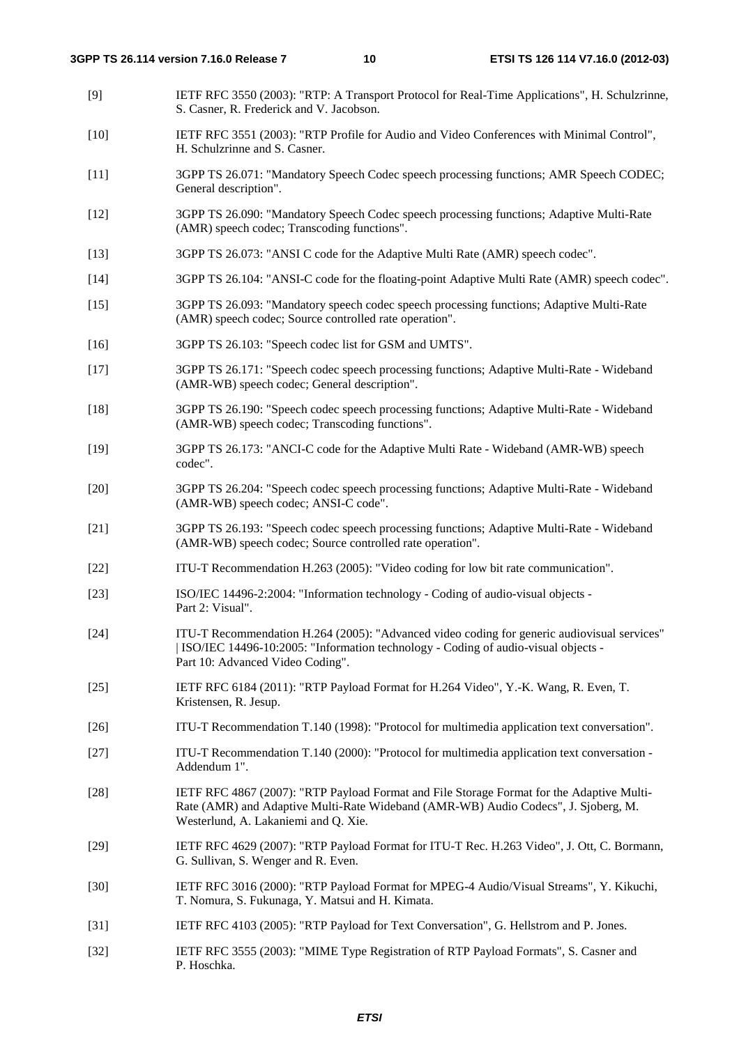[9] IETF RFC 3550 (2003): "RTP: A Transport Protocol for Real-Time Applications", H. Schulzrinne, S. Casner, R. Frederick and V. Jacobson.

[10] IETF RFC 3551 (2003): "RTP Profile for Audio and Video Conferences with Minimal Control", H. Schulzrinne and S. Casner.

[11] 3GPP TS 26.071: "Mandatory Speech Codec speech processing functions; AMR Speech CODEC; General description".

[12] 3GPP TS 26.090: "Mandatory Speech Codec speech processing functions; Adaptive Multi-Rate (AMR) speech codec; Transcoding functions".

[13] 3GPP TS 26.073: "ANSI C code for the Adaptive Multi Rate (AMR) speech codec".

[14] 3GPP TS 26.104: "ANSI-C code for the floating-point Adaptive Multi Rate (AMR) speech codec".

[15] 3GPP TS 26.093: "Mandatory speech codec speech processing functions; Adaptive Multi-Rate (AMR) speech codec; Source controlled rate operation".

[16] 3GPP TS 26.103: "Speech codec list for GSM and UMTS".

[17] 3GPP TS 26.171: "Speech codec speech processing functions; Adaptive Multi-Rate - Wideband (AMR-WB) speech codec; General description".

[18] 3GPP TS 26.190: "Speech codec speech processing functions; Adaptive Multi-Rate - Wideband (AMR-WB) speech codec; Transcoding functions".

[19] 3GPP TS 26.173: "ANCI-C code for the Adaptive Multi Rate - Wideband (AMR-WB) speech codec".

[20] 3GPP TS 26.204: "Speech codec speech processing functions; Adaptive Multi-Rate - Wideband (AMR-WB) speech codec; ANSI-C code".

[21] 3GPP TS 26.193: "Speech codec speech processing functions; Adaptive Multi-Rate - Wideband (AMR-WB) speech codec; Source controlled rate operation".

[22] ITU-T Recommendation H.263 (2005): "Video coding for low bit rate communication".

[23] ISO/IEC 14496-2:2004: "Information technology - Coding of audio-visual objects - Part 2: Visual".

[24] ITU-T Recommendation H.264 (2005): "Advanced video coding for generic audiovisual services" | ISO/IEC 14496-10:2005: "Information technology - Coding of audio-visual objects - Part 10: Advanced Video Coding".

[25] IETF RFC 6184 (2011): "RTP Payload Format for H.264 Video", Y.-K. Wang, R. Even, T. Kristensen, R. Jesup.

[26] ITU-T Recommendation T.140 (1998): "Protocol for multimedia application text conversation".

[27] ITU-T Recommendation T.140 (2000): "Protocol for multimedia application text conversation - Addendum 1".

[28] IETF RFC 4867 (2007): "RTP Payload Format and File Storage Format for the Adaptive Multi-Rate (AMR) and Adaptive Multi-Rate Wideband (AMR-WB) Audio Codecs", J. Sjoberg, M. Westerlund, A. Lakaniemi and Q. Xie.

[29] IETF RFC 4629 (2007): "RTP Payload Format for ITU-T Rec. H.263 Video", J. Ott, C. Bormann, G. Sullivan, S. Wenger and R. Even.

[30] IETF RFC 3016 (2000): "RTP Payload Format for MPEG-4 Audio/Visual Streams", Y. Kikuchi, T. Nomura, S. Fukunaga, Y. Matsui and H. Kimata.

[31] IETF RFC 4103 (2005): "RTP Payload for Text Conversation", G. Hellstrom and P. Jones.

[32] IETF RFC 3555 (2003): "MIME Type Registration of RTP Payload Formats", S. Casner and P. Hoschka.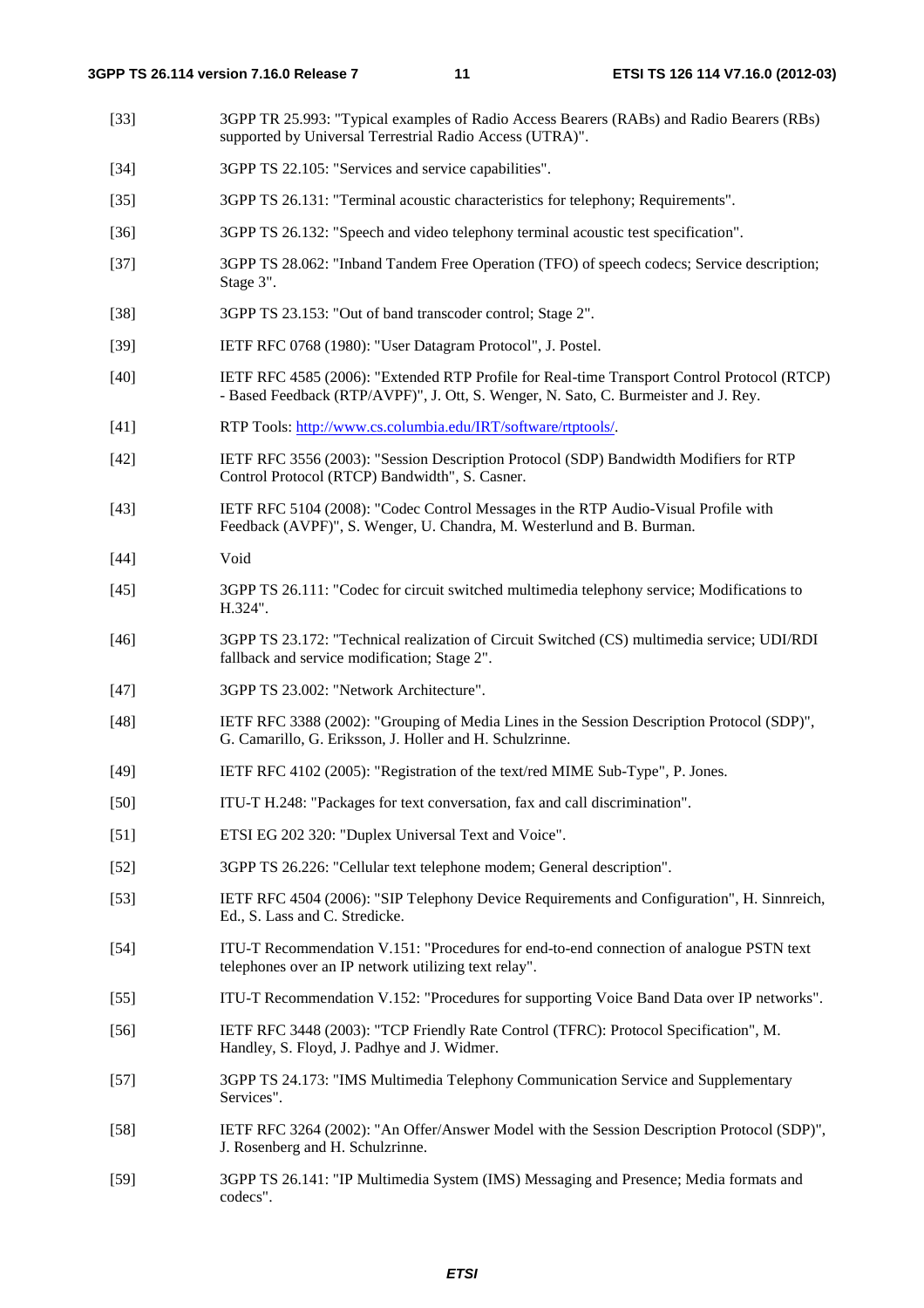[33] 3GPP TR 25.993: "Typical examples of Radio Access Bearers (RABs) and Radio Bearers (RBs) supported by Universal Terrestrial Radio Access (UTRA)".

[34] 3GPP TS 22.105: "Services and service capabilities".

[35] 3GPP TS 26.131: "Terminal acoustic characteristics for telephony; Requirements".

[36] 3GPP TS 26.132: "Speech and video telephony terminal acoustic test specification".

[37] 3GPP TS 28.062: "Inband Tandem Free Operation (TFO) of speech codecs; Service description; Stage 3".

[38] 3GPP TS 23.153: "Out of band transcoder control; Stage 2".

[39] IETF RFC 0768 (1980): "User Datagram Protocol", J. Postel.

[40] IETF RFC 4585 (2006): "Extended RTP Profile for Real-time Transport Control Protocol (RTCP) - Based Feedback (RTP/AVPF)", J. Ott, S. Wenger, N. Sato, C. Burmeister and J. Rey.

[41] RTP Tools: http://www.cs.columbia.edu/IRT/software/rtptools/.

[42] IETF RFC 3556 (2003): "Session Description Protocol (SDP) Bandwidth Modifiers for RTP Control Protocol (RTCP) Bandwidth", S. Casner.

[43] IETF RFC 5104 (2008): "Codec Control Messages in the RTP Audio-Visual Profile with Feedback (AVPF)", S. Wenger, U. Chandra, M. Westerlund and B. Burman.

[44] Void

[45] 3GPP TS 26.111: "Codec for circuit switched multimedia telephony service; Modifications to H.324".

[46] 3GPP TS 23.172: "Technical realization of Circuit Switched (CS) multimedia service; UDI/RDI fallback and service modification; Stage 2".

[47] 3GPP TS 23.002: "Network Architecture".

[48] IETF RFC 3388 (2002): "Grouping of Media Lines in the Session Description Protocol (SDP)", G. Camarillo, G. Eriksson, J. Holler and H. Schulzrinne.

[49] IETF RFC 4102 (2005): "Registration of the text/red MIME Sub-Type", P. Jones.

[50] ITU-T H.248: "Packages for text conversation, fax and call discrimination".

[51] ETSI EG 202 320: "Duplex Universal Text and Voice".

[52] 3GPP TS 26.226: "Cellular text telephone modem; General description".

[53] IETF RFC 4504 (2006): "SIP Telephony Device Requirements and Configuration", H. Sinnreich, Ed., S. Lass and C. Stredicke.

[54] ITU-T Recommendation V.151: "Procedures for end-to-end connection of analogue PSTN text telephones over an IP network utilizing text relay".

[55] ITU-T Recommendation V.152: "Procedures for supporting Voice Band Data over IP networks".

[56] IETF RFC 3448 (2003): "TCP Friendly Rate Control (TFRC): Protocol Specification", M. Handley, S. Floyd, J. Padhye and J. Widmer.

[57] 3GPP TS 24.173: "IMS Multimedia Telephony Communication Service and Supplementary Services".

[58] IETF RFC 3264 (2002): "An Offer/Answer Model with the Session Description Protocol (SDP)", J. Rosenberg and H. Schulzrinne.

[59] 3GPP TS 26.141: "IP Multimedia System (IMS) Messaging and Presence; Media formats and codecs".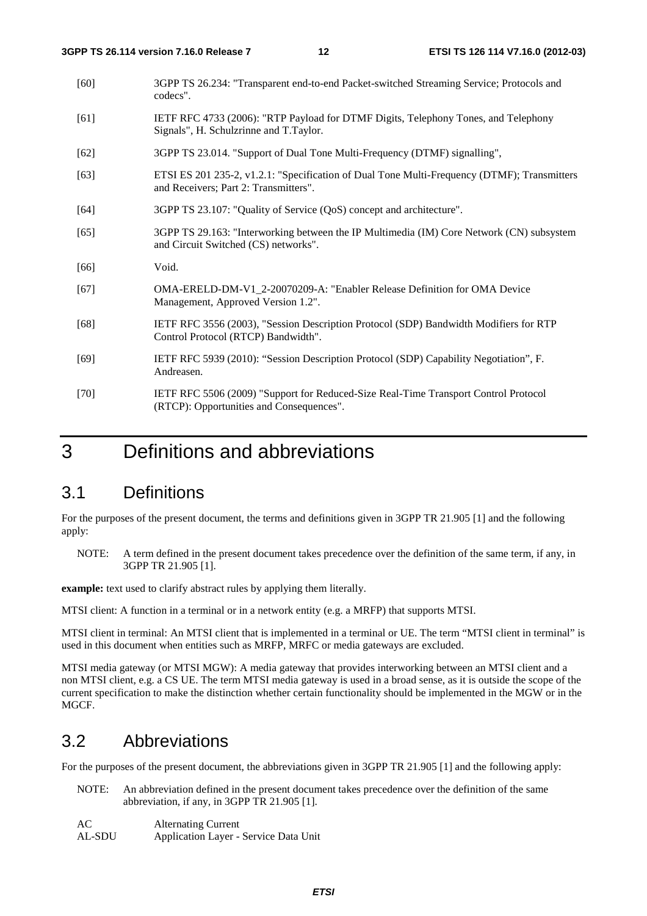[60] 3GPP TS 26.234: "Transparent end-to-end Packet-switched Streaming Service; Protocols and codecs".

[61] IETF RFC 4733 (2006): "RTP Payload for DTMF Digits, Telephony Tones, and Telephony Signals", H. Schulzrinne and T.Taylor.

[62] 3GPP TS 23.014. "Support of Dual Tone Multi-Frequency (DTMF) signalling",

[63] ETSI ES 201 235-2, v1.2.1: "Specification of Dual Tone Multi-Frequency (DTMF); Transmitters and Receivers; Part 2: Transmitters".

[64] 3GPP TS 23.107: "Quality of Service (QoS) concept and architecture".

[65] 3GPP TS 29.163: "Interworking between the IP Multimedia (IM) Core Network (CN) subsystem and Circuit Switched (CS) networks".

[66] Void.

[67] OMA-ERELD-DM-V1_2-20070209-A: "Enabler Release Definition for OMA Device Management, Approved Version 1.2".

[68] IETF RFC 3556 (2003), "Session Description Protocol (SDP) Bandwidth Modifiers for RTP Control Protocol (RTCP) Bandwidth".

[69] IETF RFC 5939 (2010): "Session Description Protocol (SDP) Capability Negotiation", F. Andreasen.

[70] IETF RFC 5506 (2009) "Support for Reduced-Size Real-Time Transport Control Protocol (RTCP): Opportunities and Consequences".

# 3 Definitions and abbreviations

## 3.1 Definitions

For the purposes of the present document, the terms and definitions given in 3GPP TR 21.905 [1] and the following apply:

NOTE: A term defined in the present document takes precedence over the definition of the same term, if any, in 3GPP TR 21.905 [1].

**example:** text used to clarify abstract rules by applying them literally.

MTSI client: A function in a terminal or in a network entity (e.g. a MRFP) that supports MTSI.

MTSI client in terminal: An MTSI client that is implemented in a terminal or UE. The term "MTSI client in terminal" is used in this document when entities such as MRFP, MRFC or media gateways are excluded.

MTSI media gateway (or MTSI MGW): A media gateway that provides interworking between an MTSI client and a non MTSI client, e.g. a CS UE. The term MTSI media gateway is used in a broad sense, as it is outside the scope of the current specification to make the distinction whether certain functionality should be implemented in the MGW or in the MGCF.

## 3.2 Abbreviations

For the purposes of the present document, the abbreviations given in 3GPP TR 21.905 [1] and the following apply:

NOTE: An abbreviation defined in the present document takes precedence over the definition of the same abbreviation, if any, in 3GPP TR 21.905 [1].

AC Alternating Current
AL-SDU Application Layer - Service Data Unit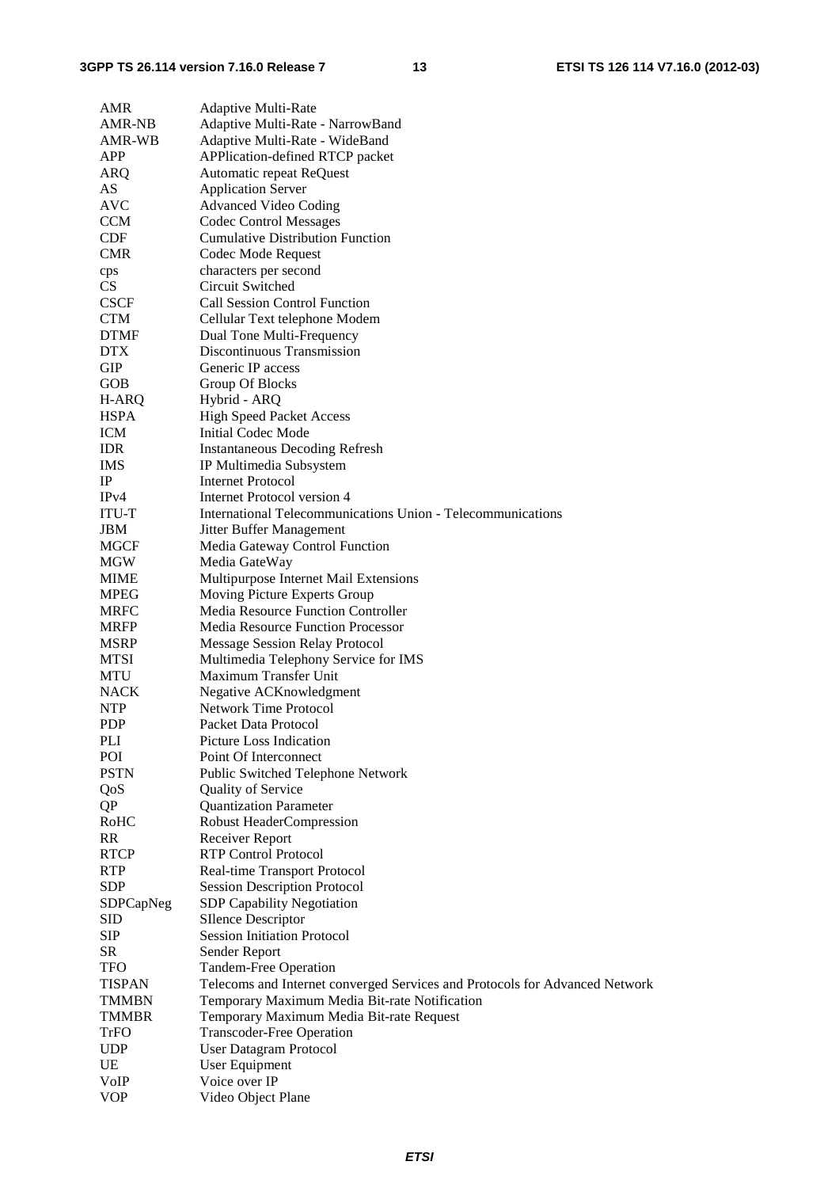| | |
|---|---|
| AMR | Adaptive Multi-Rate |
| AMR-NB | Adaptive Multi-Rate - NarrowBand |
| AMR-WB | Adaptive Multi-Rate - WideBand |
| APP | APPlication-defined RTCP packet |
| ARQ | Automatic repeat ReQuest |
| AS | Application Server |
| AVC | Advanced Video Coding |
| CCM | Codec Control Messages |
| CDF | Cumulative Distribution Function |
| CMR | Codec Mode Request |
| cps | characters per second |
| CS | Circuit Switched |
| CSCF | Call Session Control Function |
| CTM | Cellular Text telephone Modem |
| DTMF | Dual Tone Multi-Frequency |
| DTX | Discontinuous Transmission |
| GIP | Generic IP access |
| GOB | Group Of Blocks |
| H-ARQ | Hybrid - ARQ |
| HSPA | High Speed Packet Access |
| ICM | Initial Codec Mode |
| IDR | Instantaneous Decoding Refresh |
| IMS | IP Multimedia Subsystem |
| IP | Internet Protocol |
| IPv4 | Internet Protocol version 4 |
| ITU-T | International Telecommunications Union - Telecommunications |
| JBM | Jitter Buffer Management |
| MGCF | Media Gateway Control Function |
| MGW | Media GateWay |
| MIME | Multipurpose Internet Mail Extensions |
| MPEG | Moving Picture Experts Group |
| MRFC | Media Resource Function Controller |
| MRFP | Media Resource Function Processor |
| MSRP | Message Session Relay Protocol |
| MTSI | Multimedia Telephony Service for IMS |
| MTU | Maximum Transfer Unit |
| NACK | Negative ACKnowledgment |
| NTP | Network Time Protocol |
| PDP | Packet Data Protocol |
| PLI | Picture Loss Indication |
| POI | Point Of Interconnect |
| PSTN | Public Switched Telephone Network |
| QoS | Quality of Service |
| QP | Quantization Parameter |
| RoHC | Robust HeaderCompression |
| RR | Receiver Report |
| RTCP | RTP Control Protocol |
| RTP | Real-time Transport Protocol |
| SDP | Session Description Protocol |
| SDPCapNeg | SDP Capability Negotiation |
| SID | SIlence Descriptor |
| SIP | Session Initiation Protocol |
| SR | Sender Report |
| TFO | Tandem-Free Operation |
| TISPAN | Telecoms and Internet converged Services and Protocols for Advanced Network |
| TMMBN | Temporary Maximum Media Bit-rate Notification |
| TMMBR | Temporary Maximum Media Bit-rate Request |
| TrFO | Transcoder-Free Operation |
| UDP | User Datagram Protocol |
| UE | User Equipment |
| VoIP | Voice over IP |
| VOP | Video Object Plane |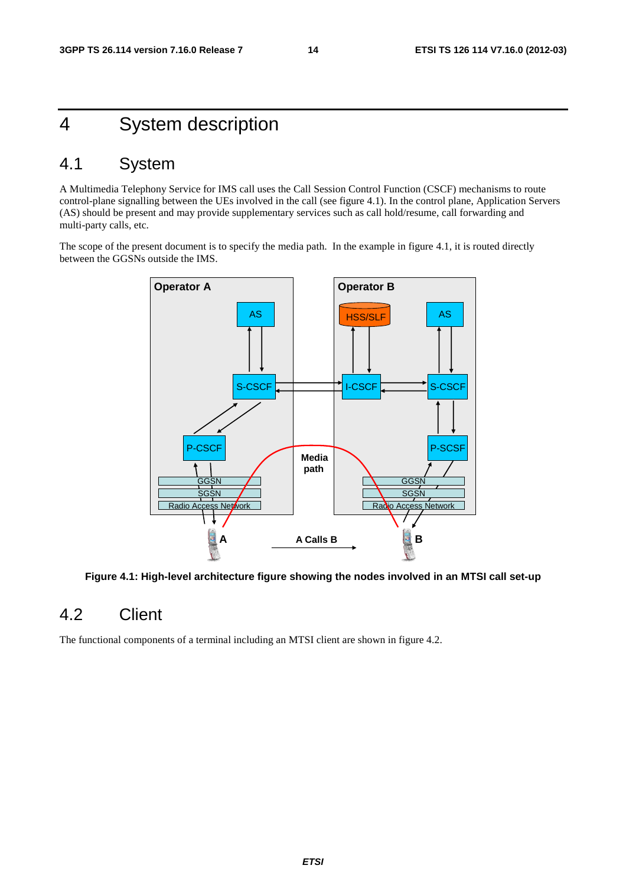# 4 System description

## 4.1 System

A Multimedia Telephony Service for IMS call uses the Call Session Control Function (CSCF) mechanisms to route control-plane signalling between the UEs involved in the call (see figure 4.1). In the control plane, Application Servers (AS) should be present and may provide supplementary services such as call hold/resume, call forwarding and multi-party calls, etc.

The scope of the present document is to specify the media path. In the example in figure 4.1, it is routed directly between the GGSNs outside the IMS.

**Figure 4.1: High-level architecture figure showing the nodes involved in an MTSI call set-up**

## 4.2 Client

The functional components of a terminal including an MTSI client are shown in figure 4.2.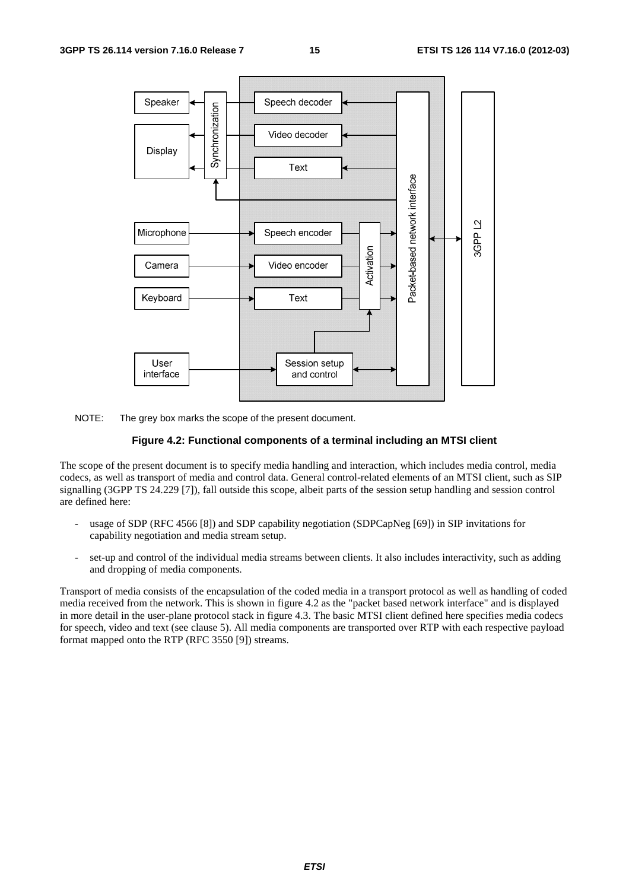NOTE: The grey box marks the scope of the present document.

**Figure 4.2: Functional components of a terminal including an MTSI client**

The scope of the present document is to specify media handling and interaction, which includes media control, media codecs, as well as transport of media and control data. General control-related elements of an MTSI client, such as SIP signalling (3GPP TS 24.229 [7]), fall outside this scope, albeit parts of the session setup handling and session control are defined here:

- usage of SDP (RFC 4566 [8]) and SDP capability negotiation (SDPCapNeg [69]) in SIP invitations for capability negotiation and media stream setup.

- set-up and control of the individual media streams between clients. It also includes interactivity, such as adding and dropping of media components.

Transport of media consists of the encapsulation of the coded media in a transport protocol as well as handling of coded media received from the network. This is shown in figure 4.2 as the "packet based network interface" and is displayed in more detail in the user-plane protocol stack in figure 4.3. The basic MTSI client defined here specifies media codecs for speech, video and text (see clause 5). All media components are transported over RTP with each respective payload format mapped onto the RTP (RFC 3550 [9]) streams.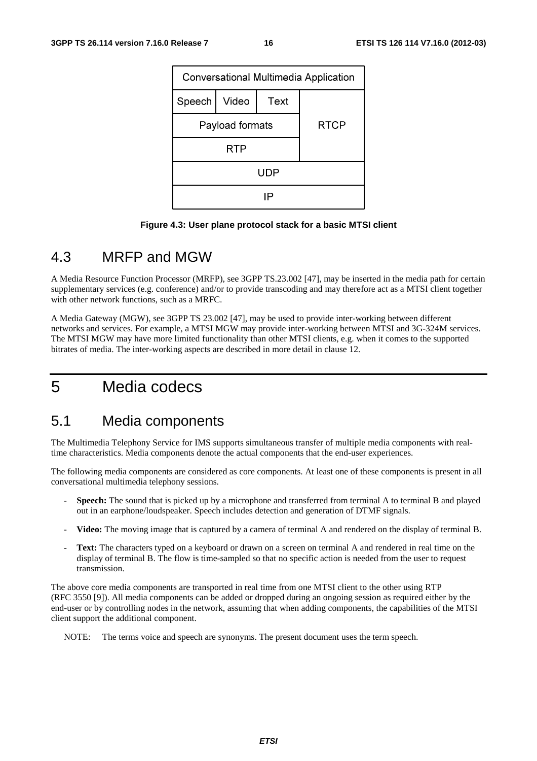| Conversational Multimedia Application | | | |
|---|---|---|---|
| Speech | Video | Text | RTCP |
| Payload formats | | | |
| RTP | | | |
| UDP | | | |
| IP | | | |

**Figure 4.3: User plane protocol stack for a basic MTSI client**

## 4.3 MRFP and MGW

A Media Resource Function Processor (MRFP), see 3GPP TS.23.002 [47], may be inserted in the media path for certain supplementary services (e.g. conference) and/or to provide transcoding and may therefore act as a MTSI client together with other network functions, such as a MRFC.

A Media Gateway (MGW), see 3GPP TS 23.002 [47], may be used to provide inter-working between different networks and services. For example, a MTSI MGW may provide inter-working between MTSI and 3G-324M services. The MTSI MGW may have more limited functionality than other MTSI clients, e.g. when it comes to the supported bitrates of media. The inter-working aspects are described in more detail in clause 12.

# 5 Media codecs

## 5.1 Media components

The Multimedia Telephony Service for IMS supports simultaneous transfer of multiple media components with real-time characteristics. Media components denote the actual components that the end-user experiences.

The following media components are considered as core components. At least one of these components is present in all conversational multimedia telephony sessions.

- **Speech:** The sound that is picked up by a microphone and transferred from terminal A to terminal B and played out in an earphone/loudspeaker. Speech includes detection and generation of DTMF signals.
- **Video:** The moving image that is captured by a camera of terminal A and rendered on the display of terminal B.
- **Text:** The characters typed on a keyboard or drawn on a screen on terminal A and rendered in real time on the display of terminal B. The flow is time-sampled so that no specific action is needed from the user to request transmission.

The above core media components are transported in real time from one MTSI client to the other using RTP (RFC 3550 [9]). All media components can be added or dropped during an ongoing session as required either by the end-user or by controlling nodes in the network, assuming that when adding components, the capabilities of the MTSI client support the additional component.

NOTE: The terms voice and speech are synonyms. The present document uses the term speech.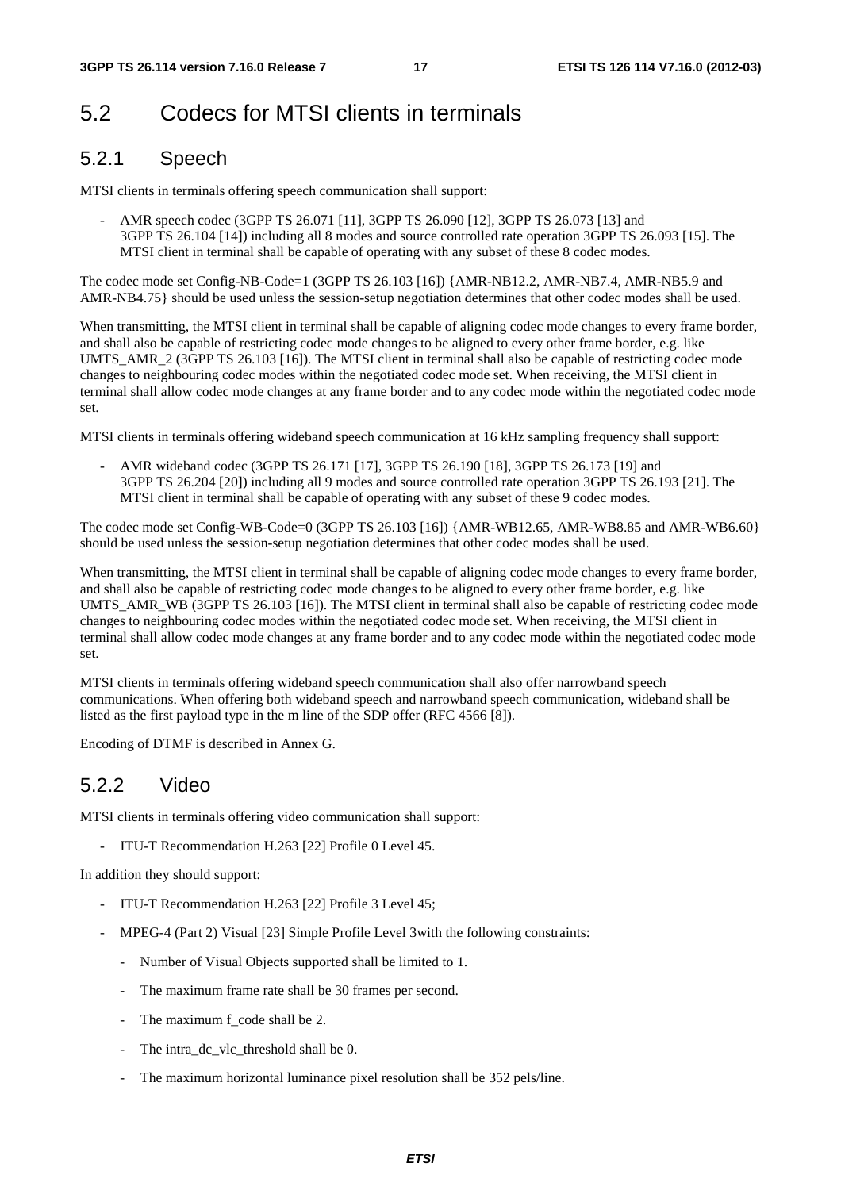## 5.2 Codecs for MTSI clients in terminals

### 5.2.1 Speech

MTSI clients in terminals offering speech communication shall support:

- AMR speech codec (3GPP TS 26.071 [11], 3GPP TS 26.090 [12], 3GPP TS 26.073 [13] and 3GPP TS 26.104 [14]) including all 8 modes and source controlled rate operation 3GPP TS 26.093 [15]. The MTSI client in terminal shall be capable of operating with any subset of these 8 codec modes.

The codec mode set Config-NB-Code=1 (3GPP TS 26.103 [16]) {AMR-NB12.2, AMR-NB7.4, AMR-NB5.9 and AMR-NB4.75} should be used unless the session-setup negotiation determines that other codec modes shall be used.

When transmitting, the MTSI client in terminal shall be capable of aligning codec mode changes to every frame border, and shall also be capable of restricting codec mode changes to be aligned to every other frame border, e.g. like UMTS_AMR_2 (3GPP TS 26.103 [16]). The MTSI client in terminal shall also be capable of restricting codec mode changes to neighbouring codec modes within the negotiated codec mode set. When receiving, the MTSI client in terminal shall allow codec mode changes at any frame border and to any codec mode within the negotiated codec mode set.

MTSI clients in terminals offering wideband speech communication at 16 kHz sampling frequency shall support:

- AMR wideband codec (3GPP TS 26.171 [17], 3GPP TS 26.190 [18], 3GPP TS 26.173 [19] and 3GPP TS 26.204 [20]) including all 9 modes and source controlled rate operation 3GPP TS 26.193 [21]. The MTSI client in terminal shall be capable of operating with any subset of these 9 codec modes.

The codec mode set Config-WB-Code=0 (3GPP TS 26.103 [16]) {AMR-WB12.65, AMR-WB8.85 and AMR-WB6.60} should be used unless the session-setup negotiation determines that other codec modes shall be used.

When transmitting, the MTSI client in terminal shall be capable of aligning codec mode changes to every frame border, and shall also be capable of restricting codec mode changes to be aligned to every other frame border, e.g. like UMTS_AMR_WB (3GPP TS 26.103 [16]). The MTSI client in terminal shall also be capable of restricting codec mode changes to neighbouring codec modes within the negotiated codec mode set. When receiving, the MTSI client in terminal shall allow codec mode changes at any frame border and to any codec mode within the negotiated codec mode set.

MTSI clients in terminals offering wideband speech communication shall also offer narrowband speech communications. When offering both wideband speech and narrowband speech communication, wideband shall be listed as the first payload type in the m line of the SDP offer (RFC 4566 [8]).

Encoding of DTMF is described in Annex G.

### 5.2.2 Video

MTSI clients in terminals offering video communication shall support:

- ITU-T Recommendation H.263 [22] Profile 0 Level 45.

In addition they should support:

- ITU-T Recommendation H.263 [22] Profile 3 Level 45;
- MPEG-4 (Part 2) Visual [23] Simple Profile Level 3with the following constraints:
  - Number of Visual Objects supported shall be limited to 1.
  - The maximum frame rate shall be 30 frames per second.
  - The maximum f_code shall be 2.
  - The intra_dc_vlc_threshold shall be 0.
  - The maximum horizontal luminance pixel resolution shall be 352 pels/line.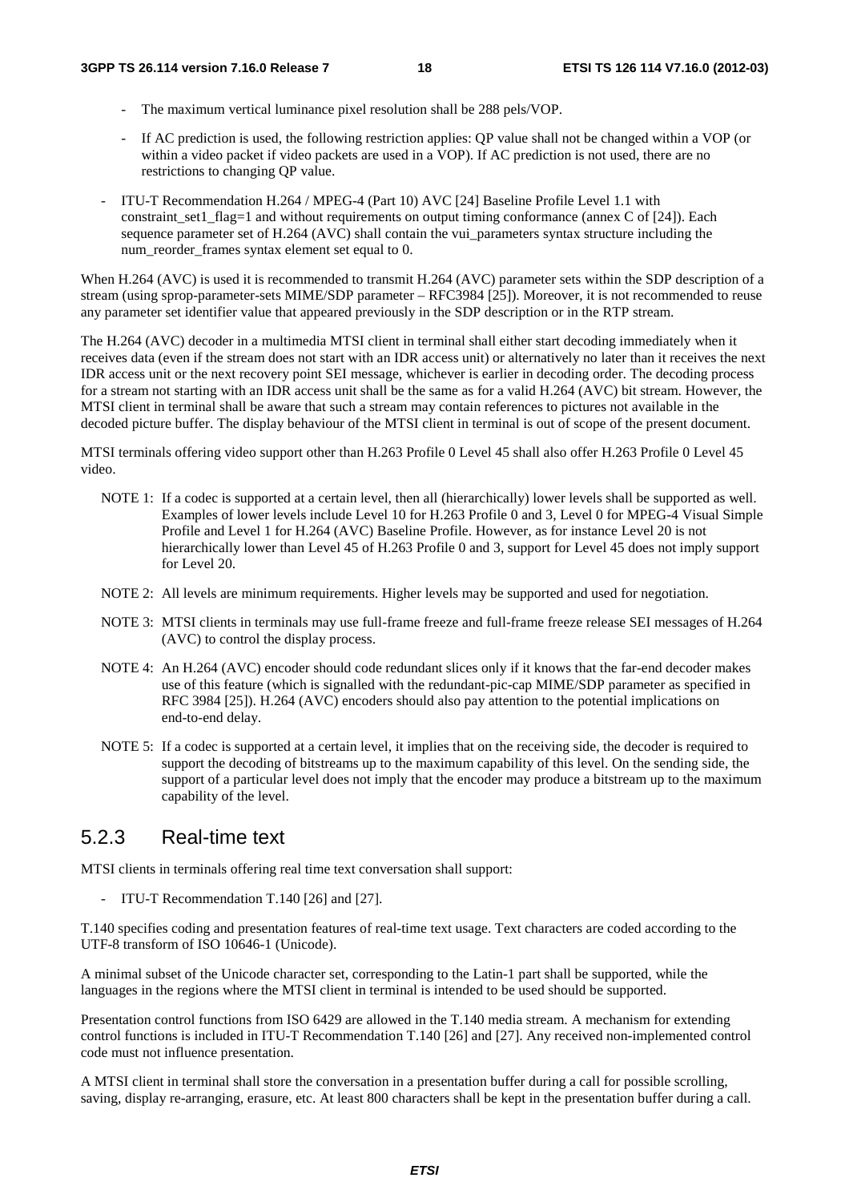- The maximum vertical luminance pixel resolution shall be 288 pels/VOP.
- If AC prediction is used, the following restriction applies: QP value shall not be changed within a VOP (or within a video packet if video packets are used in a VOP). If AC prediction is not used, there are no restrictions to changing QP value.

- ITU-T Recommendation H.264 / MPEG-4 (Part 10) AVC [24] Baseline Profile Level 1.1 with constraint_set1_flag=1 and without requirements on output timing conformance (annex C of [24]). Each sequence parameter set of H.264 (AVC) shall contain the vui_parameters syntax structure including the num_reorder_frames syntax element set equal to 0.

When H.264 (AVC) is used it is recommended to transmit H.264 (AVC) parameter sets within the SDP description of a stream (using sprop-parameter-sets MIME/SDP parameter – RFC3984 [25]). Moreover, it is not recommended to reuse any parameter set identifier value that appeared previously in the SDP description or in the RTP stream.

The H.264 (AVC) decoder in a multimedia MTSI client in terminal shall either start decoding immediately when it receives data (even if the stream does not start with an IDR access unit) or alternatively no later than it receives the next IDR access unit or the next recovery point SEI message, whichever is earlier in decoding order. The decoding process for a stream not starting with an IDR access unit shall be the same as for a valid H.264 (AVC) bit stream. However, the MTSI client in terminal shall be aware that such a stream may contain references to pictures not available in the decoded picture buffer. The display behaviour of the MTSI client in terminal is out of scope of the present document.

MTSI terminals offering video support other than H.263 Profile 0 Level 45 shall also offer H.263 Profile 0 Level 45 video.

NOTE 1: If a codec is supported at a certain level, then all (hierarchically) lower levels shall be supported as well. Examples of lower levels include Level 10 for H.263 Profile 0 and 3, Level 0 for MPEG-4 Visual Simple Profile and Level 1 for H.264 (AVC) Baseline Profile. However, as for instance Level 20 is not hierarchically lower than Level 45 of H.263 Profile 0 and 3, support for Level 45 does not imply support for Level 20.

NOTE 2: All levels are minimum requirements. Higher levels may be supported and used for negotiation.

NOTE 3: MTSI clients in terminals may use full-frame freeze and full-frame freeze release SEI messages of H.264 (AVC) to control the display process.

NOTE 4: An H.264 (AVC) encoder should code redundant slices only if it knows that the far-end decoder makes use of this feature (which is signalled with the redundant-pic-cap MIME/SDP parameter as specified in RFC 3984 [25]). H.264 (AVC) encoders should also pay attention to the potential implications on end-to-end delay.

NOTE 5: If a codec is supported at a certain level, it implies that on the receiving side, the decoder is required to support the decoding of bitstreams up to the maximum capability of this level. On the sending side, the support of a particular level does not imply that the encoder may produce a bitstream up to the maximum capability of the level.

### 5.2.3 Real-time text

MTSI clients in terminals offering real time text conversation shall support:

- ITU-T Recommendation T.140 [26] and [27].

T.140 specifies coding and presentation features of real-time text usage. Text characters are coded according to the UTF-8 transform of ISO 10646-1 (Unicode).

A minimal subset of the Unicode character set, corresponding to the Latin-1 part shall be supported, while the languages in the regions where the MTSI client in terminal is intended to be used should be supported.

Presentation control functions from ISO 6429 are allowed in the T.140 media stream. A mechanism for extending control functions is included in ITU-T Recommendation T.140 [26] and [27]. Any received non-implemented control code must not influence presentation.

A MTSI client in terminal shall store the conversation in a presentation buffer during a call for possible scrolling, saving, display re-arranging, erasure, etc. At least 800 characters shall be kept in the presentation buffer during a call.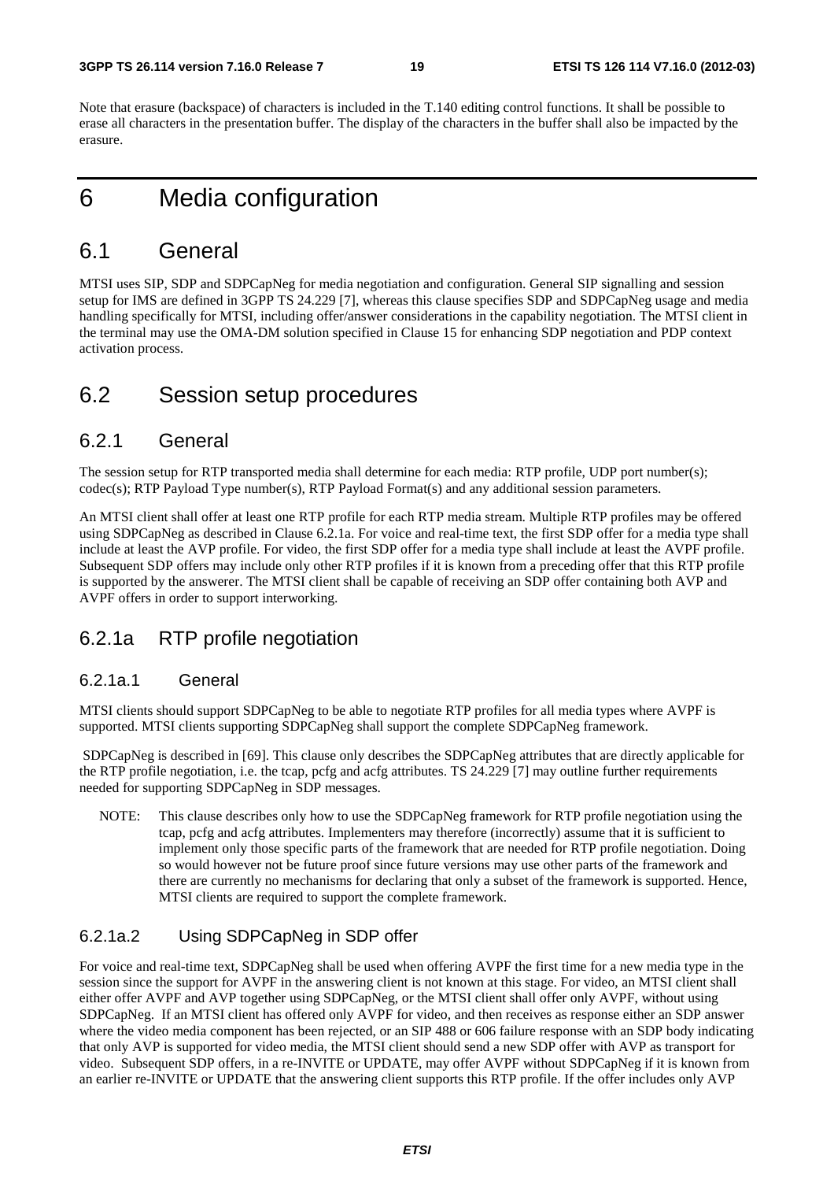Note that erasure (backspace) of characters is included in the T.140 editing control functions. It shall be possible to erase all characters in the presentation buffer. The display of the characters in the buffer shall also be impacted by the erasure.

# 6 Media configuration

## 6.1 General

MTSI uses SIP, SDP and SDPCapNeg for media negotiation and configuration. General SIP signalling and session setup for IMS are defined in 3GPP TS 24.229 [7], whereas this clause specifies SDP and SDPCapNeg usage and media handling specifically for MTSI, including offer/answer considerations in the capability negotiation. The MTSI client in the terminal may use the OMA-DM solution specified in Clause 15 for enhancing SDP negotiation and PDP context activation process.

## 6.2 Session setup procedures

### 6.2.1 General

The session setup for RTP transported media shall determine for each media: RTP profile, UDP port number(s); codec(s); RTP Payload Type number(s), RTP Payload Format(s) and any additional session parameters.

An MTSI client shall offer at least one RTP profile for each RTP media stream. Multiple RTP profiles may be offered using SDPCapNeg as described in Clause 6.2.1a. For voice and real-time text, the first SDP offer for a media type shall include at least the AVP profile. For video, the first SDP offer for a media type shall include at least the AVPF profile. Subsequent SDP offers may include only other RTP profiles if it is known from a preceding offer that this RTP profile is supported by the answerer. The MTSI client shall be capable of receiving an SDP offer containing both AVP and AVPF offers in order to support interworking.

### 6.2.1a RTP profile negotiation

#### 6.2.1a.1 General

MTSI clients should support SDPCapNeg to be able to negotiate RTP profiles for all media types where AVPF is supported. MTSI clients supporting SDPCapNeg shall support the complete SDPCapNeg framework.

SDPCapNeg is described in [69]. This clause only describes the SDPCapNeg attributes that are directly applicable for the RTP profile negotiation, i.e. the tcap, pcfg and acfg attributes. TS 24.229 [7] may outline further requirements needed for supporting SDPCapNeg in SDP messages.

NOTE: This clause describes only how to use the SDPCapNeg framework for RTP profile negotiation using the tcap, pcfg and acfg attributes. Implementers may therefore (incorrectly) assume that it is sufficient to implement only those specific parts of the framework that are needed for RTP profile negotiation. Doing so would however not be future proof since future versions may use other parts of the framework and there are currently no mechanisms for declaring that only a subset of the framework is supported. Hence, MTSI clients are required to support the complete framework.

#### 6.2.1a.2 Using SDPCapNeg in SDP offer

For voice and real-time text, SDPCapNeg shall be used when offering AVPF the first time for a new media type in the session since the support for AVPF in the answering client is not known at this stage. For video, an MTSI client shall either offer AVPF and AVP together using SDPCapNeg, or the MTSI client shall offer only AVPF, without using SDPCapNeg. If an MTSI client has offered only AVPF for video, and then receives as response either an SDP answer where the video media component has been rejected, or an SIP 488 or 606 failure response with an SDP body indicating that only AVP is supported for video media, the MTSI client should send a new SDP offer with AVP as transport for video. Subsequent SDP offers, in a re-INVITE or UPDATE, may offer AVPF without SDPCapNeg if it is known from an earlier re-INVITE or UPDATE that the answering client supports this RTP profile. If the offer includes only AVP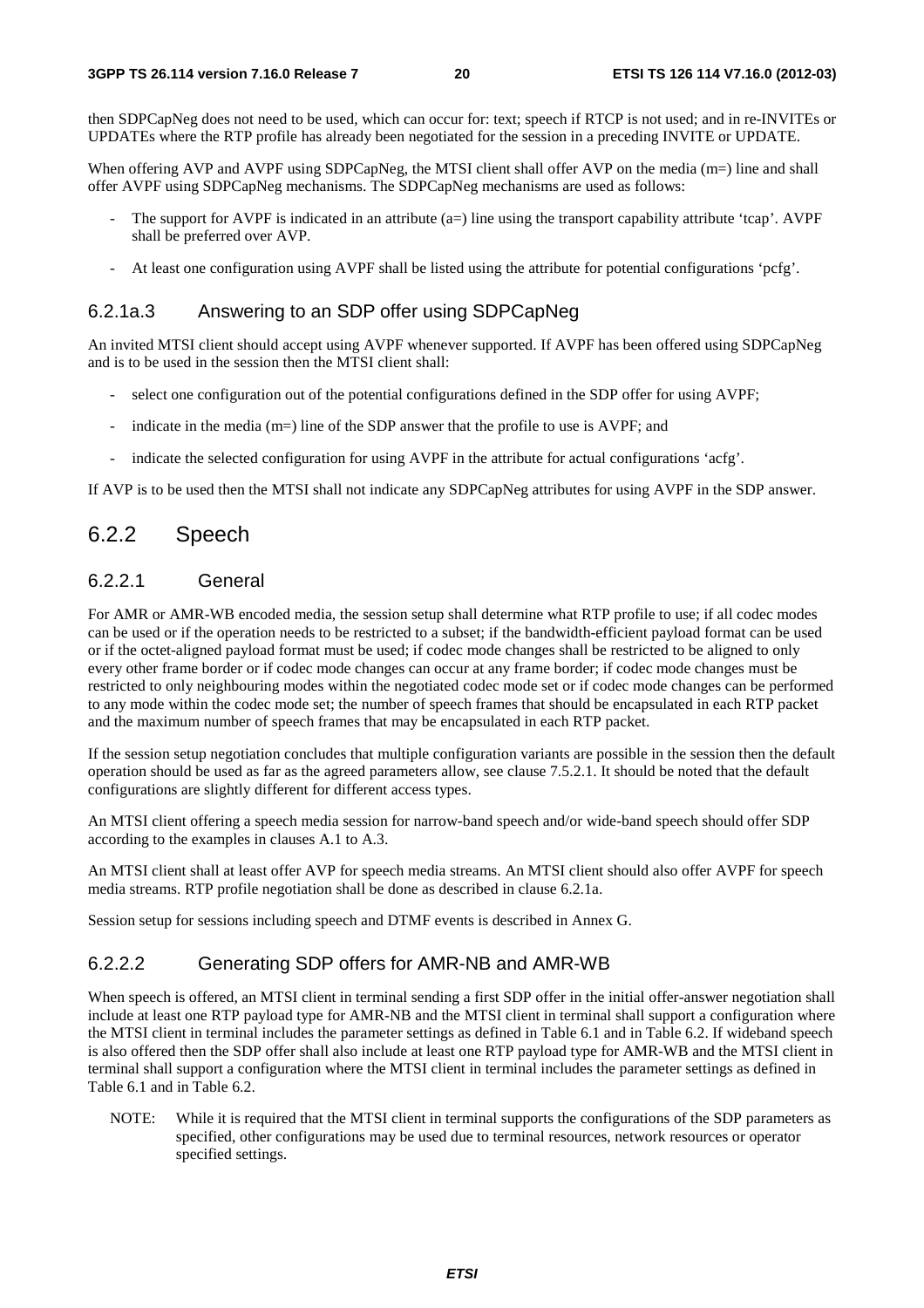then SDPCapNeg does not need to be used, which can occur for: text; speech if RTCP is not used; and in re-INVITEs or UPDATEs where the RTP profile has already been negotiated for the session in a preceding INVITE or UPDATE.

When offering AVP and AVPF using SDPCapNeg, the MTSI client shall offer AVP on the media (m=) line and shall offer AVPF using SDPCapNeg mechanisms. The SDPCapNeg mechanisms are used as follows:

- The support for AVPF is indicated in an attribute (a=) line using the transport capability attribute 'tcap'. AVPF shall be preferred over AVP.
- At least one configuration using AVPF shall be listed using the attribute for potential configurations 'pcfg'.

#### 6.2.1a.3 Answering to an SDP offer using SDPCapNeg

An invited MTSI client should accept using AVPF whenever supported. If AVPF has been offered using SDPCapNeg and is to be used in the session then the MTSI client shall:

- select one configuration out of the potential configurations defined in the SDP offer for using AVPF;
- indicate in the media (m=) line of the SDP answer that the profile to use is AVPF; and
- indicate the selected configuration for using AVPF in the attribute for actual configurations 'acfg'.

If AVP is to be used then the MTSI shall not indicate any SDPCapNeg attributes for using AVPF in the SDP answer.

### 6.2.2 Speech

#### 6.2.2.1 General

For AMR or AMR-WB encoded media, the session setup shall determine what RTP profile to use; if all codec modes can be used or if the operation needs to be restricted to a subset; if the bandwidth-efficient payload format can be used or if the octet-aligned payload format must be used; if codec mode changes shall be restricted to be aligned to only every other frame border or if codec mode changes can occur at any frame border; if codec mode changes must be restricted to only neighbouring modes within the negotiated codec mode set or if codec mode changes can be performed to any mode within the codec mode set; the number of speech frames that should be encapsulated in each RTP packet and the maximum number of speech frames that may be encapsulated in each RTP packet.

If the session setup negotiation concludes that multiple configuration variants are possible in the session then the default operation should be used as far as the agreed parameters allow, see clause 7.5.2.1. It should be noted that the default configurations are slightly different for different access types.

An MTSI client offering a speech media session for narrow-band speech and/or wide-band speech should offer SDP according to the examples in clauses A.1 to A.3.

An MTSI client shall at least offer AVP for speech media streams. An MTSI client should also offer AVPF for speech media streams. RTP profile negotiation shall be done as described in clause 6.2.1a.

Session setup for sessions including speech and DTMF events is described in Annex G.

#### 6.2.2.2 Generating SDP offers for AMR-NB and AMR-WB

When speech is offered, an MTSI client in terminal sending a first SDP offer in the initial offer-answer negotiation shall include at least one RTP payload type for AMR-NB and the MTSI client in terminal shall support a configuration where the MTSI client in terminal includes the parameter settings as defined in Table 6.1 and in Table 6.2. If wideband speech is also offered then the SDP offer shall also include at least one RTP payload type for AMR-WB and the MTSI client in terminal shall support a configuration where the MTSI client in terminal includes the parameter settings as defined in Table 6.1 and in Table 6.2.

NOTE: While it is required that the MTSI client in terminal supports the configurations of the SDP parameters as specified, other configurations may be used due to terminal resources, network resources or operator specified settings.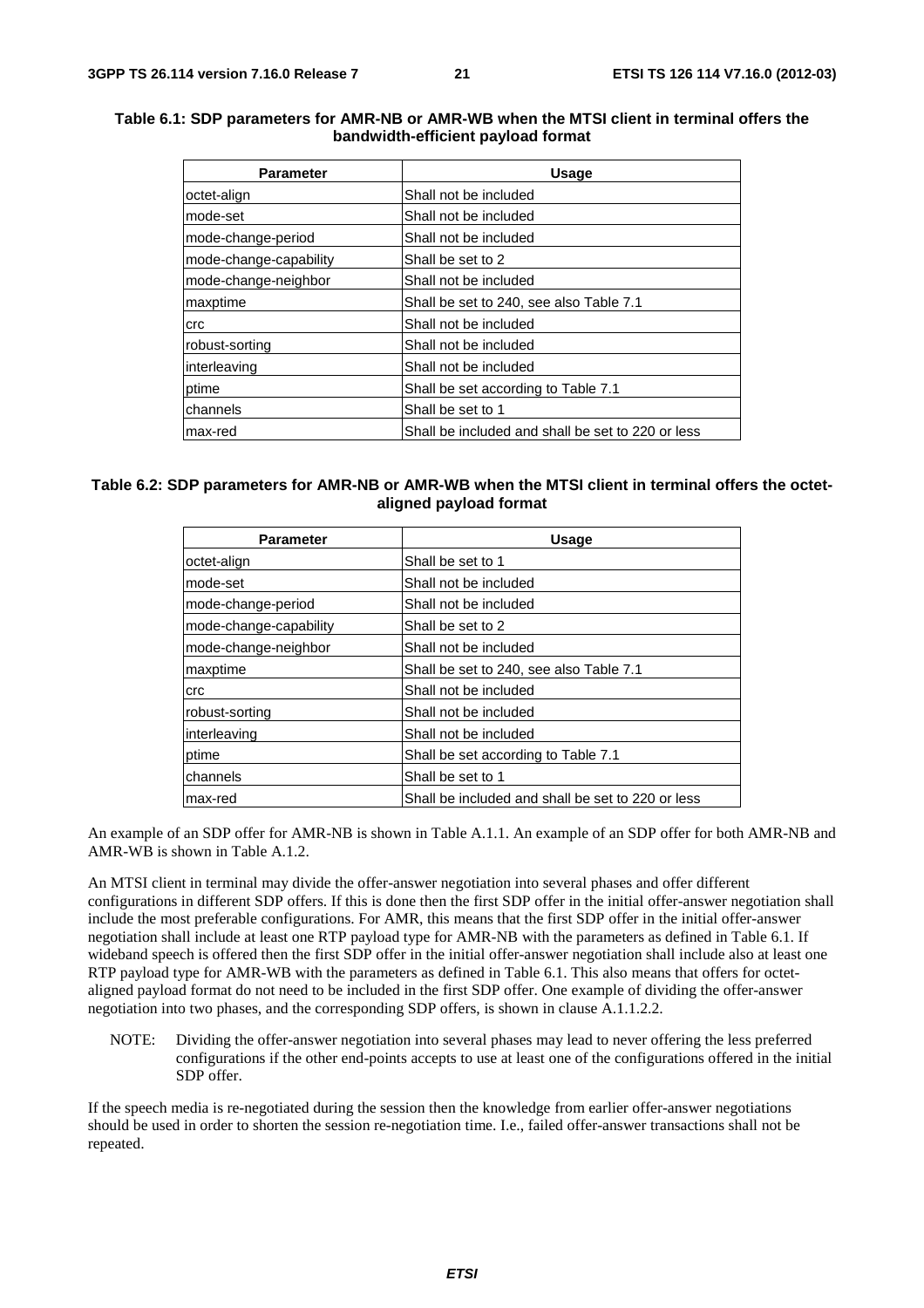**Table 6.1: SDP parameters for AMR-NB or AMR-WB when the MTSI client in terminal offers the bandwidth-efficient payload format**

| Parameter | Usage |
| --- | --- |
| octet-align | Shall not be included |
| mode-set | Shall not be included |
| mode-change-period | Shall not be included |
| mode-change-capability | Shall be set to 2 |
| mode-change-neighbor | Shall not be included |
| maxptime | Shall be set to 240, see also Table 7.1 |
| crc | Shall not be included |
| robust-sorting | Shall not be included |
| interleaving | Shall not be included |
| ptime | Shall be set according to Table 7.1 |
| channels | Shall be set to 1 |
| max-red | Shall be included and shall be set to 220 or less |

**Table 6.2: SDP parameters for AMR-NB or AMR-WB when the MTSI client in terminal offers the octet-aligned payload format**

| Parameter | Usage |
| --- | --- |
| octet-align | Shall be set to 1 |
| mode-set | Shall not be included |
| mode-change-period | Shall not be included |
| mode-change-capability | Shall be set to 2 |
| mode-change-neighbor | Shall not be included |
| maxptime | Shall be set to 240, see also Table 7.1 |
| crc | Shall not be included |
| robust-sorting | Shall not be included |
| interleaving | Shall not be included |
| ptime | Shall be set according to Table 7.1 |
| channels | Shall be set to 1 |
| max-red | Shall be included and shall be set to 220 or less |

An example of an SDP offer for AMR-NB is shown in Table A.1.1. An example of an SDP offer for both AMR-NB and AMR-WB is shown in Table A.1.2.

An MTSI client in terminal may divide the offer-answer negotiation into several phases and offer different configurations in different SDP offers. If this is done then the first SDP offer in the initial offer-answer negotiation shall include the most preferable configurations. For AMR, this means that the first SDP offer in the initial offer-answer negotiation shall include at least one RTP payload type for AMR-NB with the parameters as defined in Table 6.1. If wideband speech is offered then the first SDP offer in the initial offer-answer negotiation shall include also at least one RTP payload type for AMR-WB with the parameters as defined in Table 6.1. This also means that offers for octet-aligned payload format do not need to be included in the first SDP offer. One example of dividing the offer-answer negotiation into two phases, and the corresponding SDP offers, is shown in clause A.1.1.2.2.

NOTE: Dividing the offer-answer negotiation into several phases may lead to never offering the less preferred configurations if the other end-points accepts to use at least one of the configurations offered in the initial SDP offer.

If the speech media is re-negotiated during the session then the knowledge from earlier offer-answer negotiations should be used in order to shorten the session re-negotiation time. I.e., failed offer-answer transactions shall not be repeated.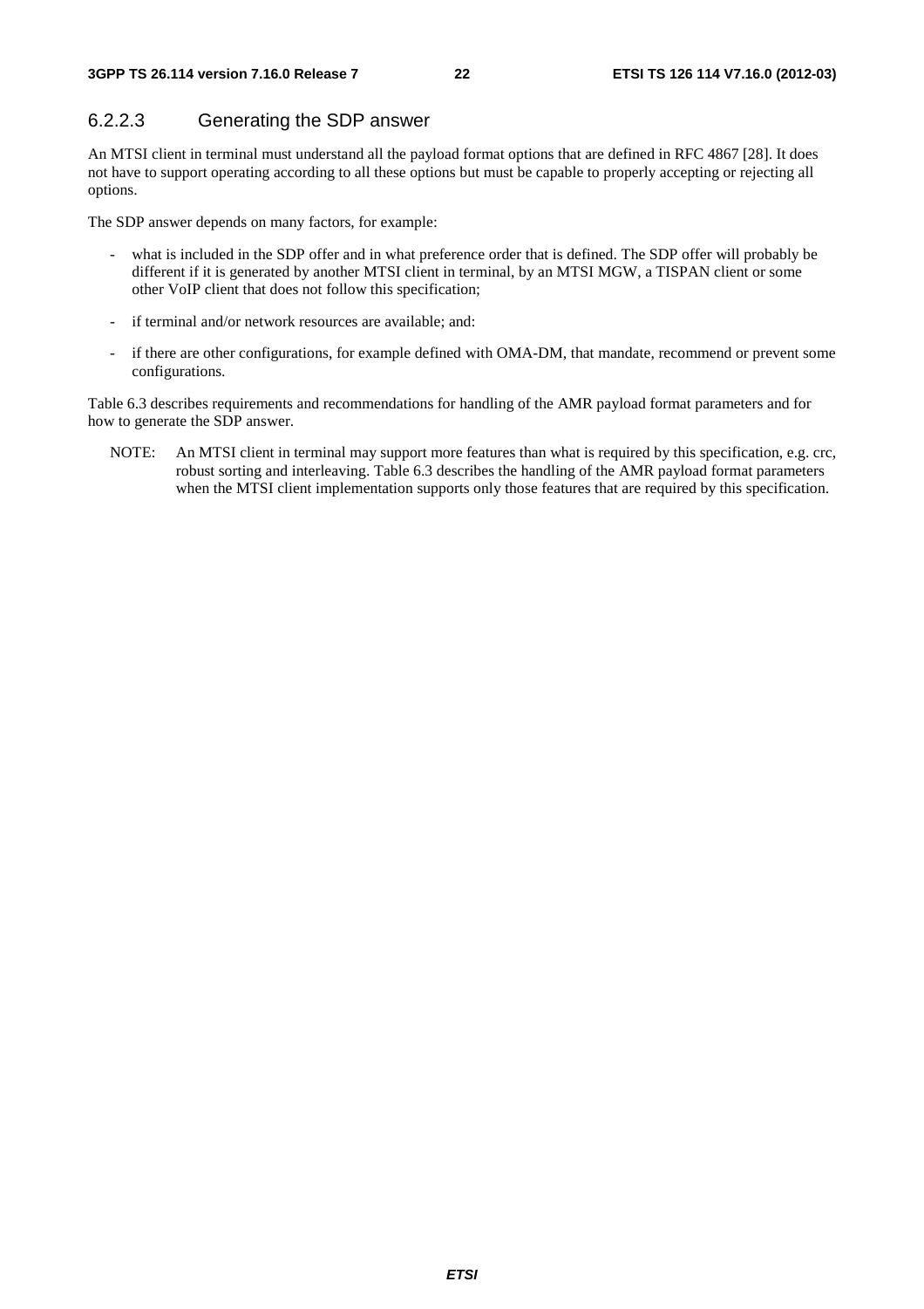#### 6.2.2.3 Generating the SDP answer

An MTSI client in terminal must understand all the payload format options that are defined in RFC 4867 [28]. It does not have to support operating according to all these options but must be capable to properly accepting or rejecting all options.

The SDP answer depends on many factors, for example:

- what is included in the SDP offer and in what preference order that is defined. The SDP offer will probably be different if it is generated by another MTSI client in terminal, by an MTSI MGW, a TISPAN client or some other VoIP client that does not follow this specification;
- if terminal and/or network resources are available; and:
- if there are other configurations, for example defined with OMA-DM, that mandate, recommend or prevent some configurations.

Table 6.3 describes requirements and recommendations for handling of the AMR payload format parameters and for how to generate the SDP answer.

NOTE: An MTSI client in terminal may support more features than what is required by this specification, e.g. crc, robust sorting and interleaving. Table 6.3 describes the handling of the AMR payload format parameters when the MTSI client implementation supports only those features that are required by this specification.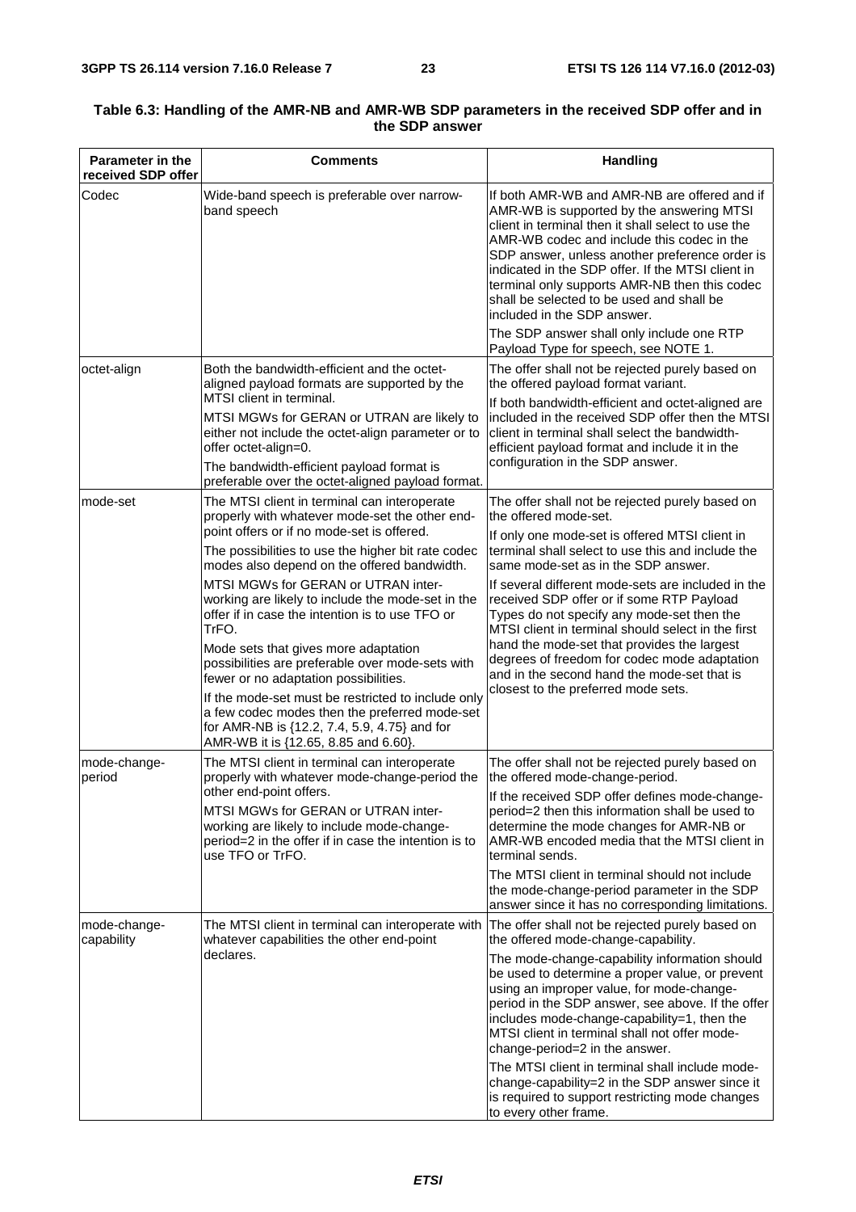**Table 6.3: Handling of the AMR-NB and AMR-WB SDP parameters in the received SDP offer and in the SDP answer**

| Parameter in the received SDP offer | Comments | Handling |
|---|---|---|
| Codec | Wide-band speech is preferable over narrow-band speech | If both AMR-WB and AMR-NB are offered and if AMR-WB is supported by the answering MTSI client in terminal then it shall select to use the AMR-WB codec and include this codec in the SDP answer, unless another preference order is indicated in the SDP offer. If the MTSI client in terminal only supports AMR-NB then this codec shall be selected to be used and shall be included in the SDP answer.<br>The SDP answer shall only include one RTP Payload Type for speech, see NOTE 1. |
| octet-align | Both the bandwidth-efficient and the octet-aligned payload formats are supported by the MTSI client in terminal.<br>MTSI MGWs for GERAN or UTRAN are likely to either not include the octet-align parameter or to offer octet-align=0.<br>The bandwidth-efficient payload format is preferable over the octet-aligned payload format. | The offer shall not be rejected purely based on the offered payload format variant.<br>If both bandwidth-efficient and octet-aligned are included in the received SDP offer then the MTSI client in terminal shall select the bandwidth-efficient payload format and include it in the configuration in the SDP answer. |
| mode-set | The MTSI client in terminal can interoperate properly with whatever mode-set the other end-point offers or if no mode-set is offered.<br>The possibilities to use the higher bit rate codec modes also depend on the offered bandwidth.<br>MTSI MGWs for GERAN or UTRAN inter-working are likely to include the mode-set in the offer if in case the intention is to use TFO or TrFO.<br>Mode sets that gives more adaptation possibilities are preferable over mode-sets with fewer or no adaptation possibilities.<br>If the mode-set must be restricted to include only a few codec modes then the preferred mode-set for AMR-NB is {12.2, 7.4, 5.9, 4.75} and for AMR-WB it is {12.65, 8.85 and 6.60}. | The offer shall not be rejected purely based on the offered mode-set.<br>If only one mode-set is offered MTSI client in terminal shall select to use this and include the same mode-set as in the SDP answer.<br>If several different mode-sets are included in the received SDP offer or if some RTP Payload Types do not specify any mode-set then the MTSI client in terminal should select in the first hand the mode-set that provides the largest degrees of freedom for codec mode adaptation and in the second hand the mode-set that is closest to the preferred mode sets. |
| mode-change-period | The MTSI client in terminal can interoperate properly with whatever mode-change-period the other end-point offers.<br>MTSI MGWs for GERAN or UTRAN inter-working are likely to include mode-change-period=2 in the offer if in case the intention is to use TFO or TrFO. | The offer shall not be rejected purely based on the offered mode-change-period.<br>If the received SDP offer defines mode-change-period=2 then this information shall be used to determine the mode changes for AMR-NB or AMR-WB encoded media that the MTSI client in terminal sends.<br>The MTSI client in terminal should not include the mode-change-period parameter in the SDP answer since it has no corresponding limitations. |
| mode-change-capability | The MTSI client in terminal can interoperate with whatever capabilities the other end-point declares. | The offer shall not be rejected purely based on the offered mode-change-capability.<br>The mode-change-capability information should be used to determine a proper value, or prevent using an improper value, for mode-change-period in the SDP answer, see above. If the offer includes mode-change-capability=1, then the MTSI client in terminal shall not offer mode-change-period=2 in the answer.<br>The MTSI client in terminal shall include mode-change-capability=2 in the SDP answer since it is required to support restricting mode changes to every other frame. |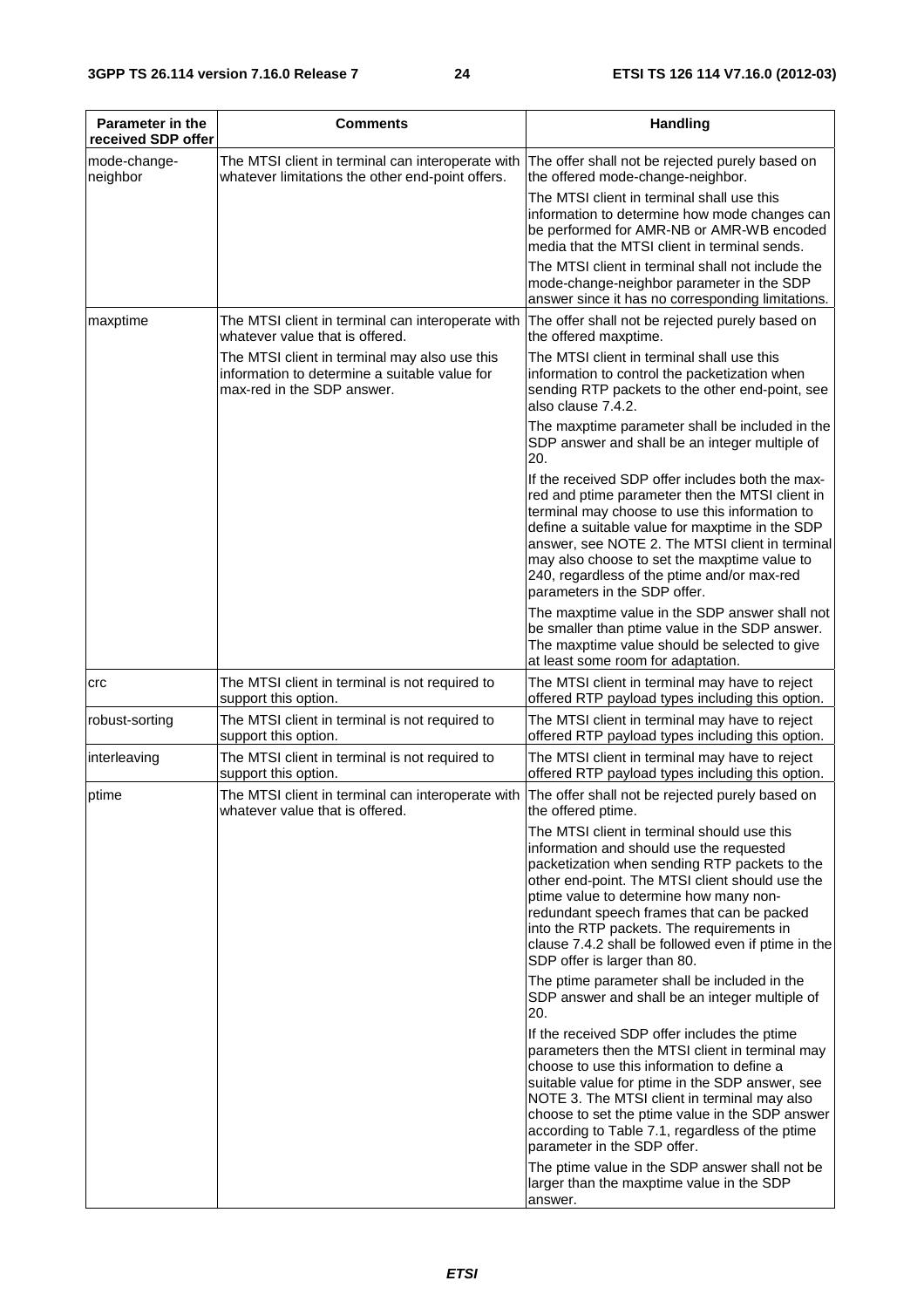| Parameter in the received SDP offer | Comments | Handling |
| --- | --- | --- |
| mode-change-neighbor | The MTSI client in terminal can interoperate with whatever limitations the other end-point offers. | The offer shall not be rejected purely based on the offered mode-change-neighbor.<br><br>The MTSI client in terminal shall use this information to determine how mode changes can be performed for AMR-NB or AMR-WB encoded media that the MTSI client in terminal sends.<br><br>The MTSI client in terminal shall not include the mode-change-neighbor parameter in the SDP answer since it has no corresponding limitations. |
| maxptime | The MTSI client in terminal can interoperate with whatever value that is offered.<br><br>The MTSI client in terminal may also use this information to determine a suitable value for max-red in the SDP answer. | The offer shall not be rejected purely based on the offered maxptime.<br><br>The MTSI client in terminal shall use this information to control the packetization when sending RTP packets to the other end-point, see also clause 7.4.2.<br><br>The maxptime parameter shall be included in the SDP answer and shall be an integer multiple of 20.<br><br>If the received SDP offer includes both the max-red and ptime parameter then the MTSI client in terminal may choose to use this information to define a suitable value for maxptime in the SDP answer, see NOTE 2. The MTSI client in terminal may also choose to set the maxptime value to 240, regardless of the ptime and/or max-red parameters in the SDP offer.<br><br>The maxptime value in the SDP answer shall not be smaller than ptime value in the SDP answer. The maxptime value should be selected to give at least some room for adaptation. |
| crc | The MTSI client in terminal is not required to support this option. | The MTSI client in terminal may have to reject offered RTP payload types including this option. |
| robust-sorting | The MTSI client in terminal is not required to support this option. | The MTSI client in terminal may have to reject offered RTP payload types including this option. |
| interleaving | The MTSI client in terminal is not required to support this option. | The MTSI client in terminal may have to reject offered RTP payload types including this option. |
| ptime | The MTSI client in terminal can interoperate with whatever value that is offered. | The offer shall not be rejected purely based on the offered ptime.<br><br>The MTSI client in terminal should use this information and should use the requested packetization when sending RTP packets to the other end-point. The MTSI client should use the ptime value to determine how many non-redundant speech frames that can be packed into the RTP packets. The requirements in clause 7.4.2 shall be followed even if ptime in the SDP offer is larger than 80.<br><br>The ptime parameter shall be included in the SDP answer and shall be an integer multiple of 20.<br><br>If the received SDP offer includes the ptime parameters then the MTSI client in terminal may choose to use this information to define a suitable value for ptime in the SDP answer, see NOTE 3. The MTSI client in terminal may also choose to set the ptime value in the SDP answer according to Table 7.1, regardless of the ptime parameter in the SDP offer.<br><br>The ptime value in the SDP answer shall not be larger than the maxptime value in the SDP answer. |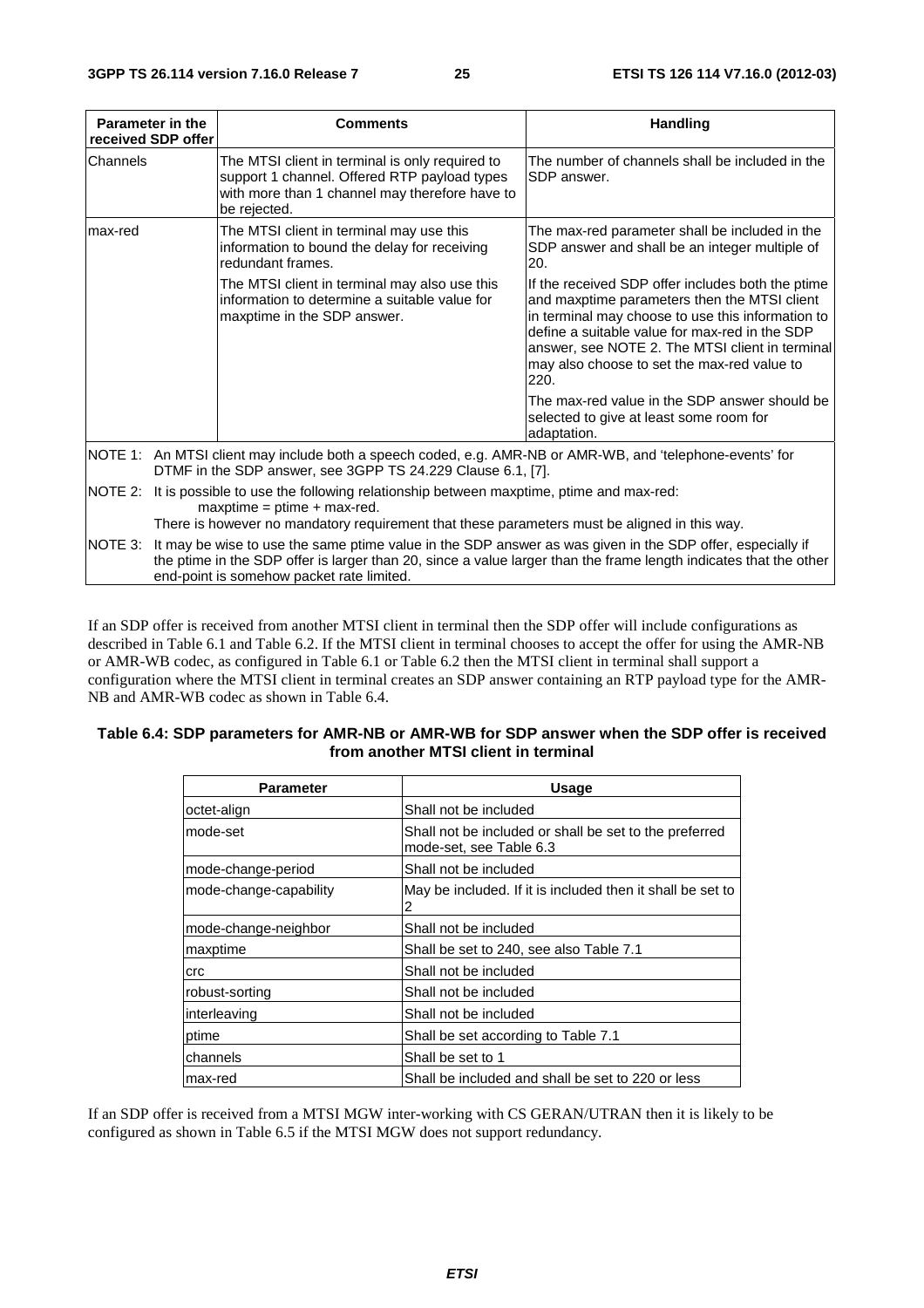| Parameter in the received SDP offer | Comments | Handling |
| --- | --- | --- |
| Channels | The MTSI client in terminal is only required to support 1 channel. Offered RTP payload types with more than 1 channel may therefore have to be rejected. | The number of channels shall be included in the SDP answer. |
| max-red | The MTSI client in terminal may use this information to bound the delay for receiving redundant frames.<br><br>The MTSI client in terminal may also use this information to determine a suitable value for maxptime in the SDP answer. | The max-red parameter shall be included in the SDP answer and shall be an integer multiple of 20.<br><br>If the received SDP offer includes both the ptime and maxptime parameters then the MTSI client in terminal may choose to use this information to define a suitable value for max-red in the SDP answer, see NOTE 2. The MTSI client in terminal may also choose to set the max-red value to 220.<br><br>The max-red value in the SDP answer should be selected to give at least some room for adaptation. |

NOTE 1: An MTSI client may include both a speech coded, e.g. AMR-NB or AMR-WB, and 'telephone-events' for DTMF in the SDP answer, see 3GPP TS 24.229 Clause 6.1, [7].

NOTE 2: It is possible to use the following relationship between maxptime, ptime and max-red:
maxptime = ptime + max-red.
There is however no mandatory requirement that these parameters must be aligned in this way.

NOTE 3: It may be wise to use the same ptime value in the SDP answer as was given in the SDP offer, especially if the ptime in the SDP offer is larger than 20, since a value larger than the frame length indicates that the other end-point is somehow packet rate limited.

If an SDP offer is received from another MTSI client in terminal then the SDP offer will include configurations as described in Table 6.1 and Table 6.2. If the MTSI client in terminal chooses to accept the offer for using the AMR-NB or AMR-WB codec, as configured in Table 6.1 or Table 6.2 then the MTSI client in terminal shall support a configuration where the MTSI client in terminal creates an SDP answer containing an RTP payload type for the AMR-NB and AMR-WB codec as shown in Table 6.4.

**Table 6.4: SDP parameters for AMR-NB or AMR-WB for SDP answer when the SDP offer is received from another MTSI client in terminal**

| Parameter | Usage |
| --- | --- |
| octet-align | Shall not be included |
| mode-set | Shall not be included or shall be set to the preferred mode-set, see Table 6.3 |
| mode-change-period | Shall not be included |
| mode-change-capability | May be included. If it is included then it shall be set to 2 |
| mode-change-neighbor | Shall not be included |
| maxptime | Shall be set to 240, see also Table 7.1 |
| crc | Shall not be included |
| robust-sorting | Shall not be included |
| interleaving | Shall not be included |
| ptime | Shall be set according to Table 7.1 |
| channels | Shall be set to 1 |
| max-red | Shall be included and shall be set to 220 or less |

If an SDP offer is received from a MTSI MGW inter-working with CS GERAN/UTRAN then it is likely to be configured as shown in Table 6.5 if the MTSI MGW does not support redundancy.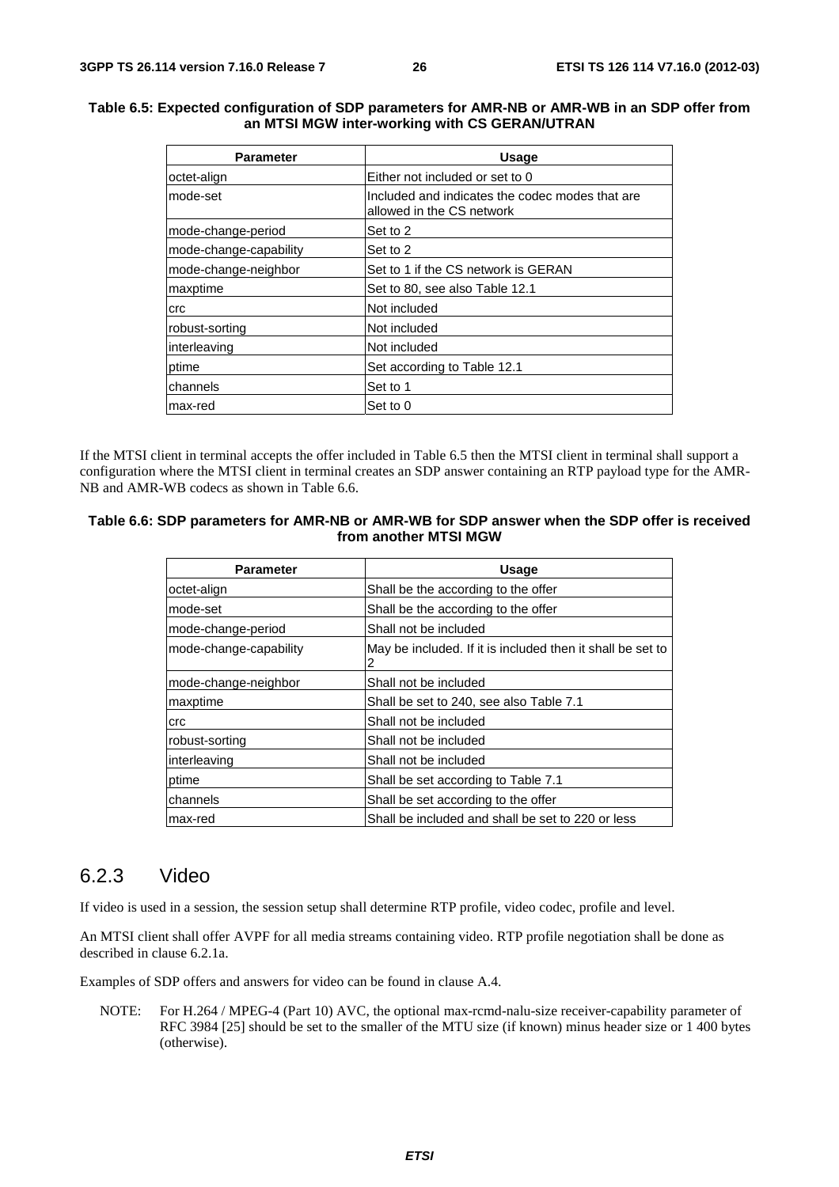**Table 6.5: Expected configuration of SDP parameters for AMR-NB or AMR-WB in an SDP offer from an MTSI MGW inter-working with CS GERAN/UTRAN**

| Parameter | Usage |
| --- | --- |
| octet-align | Either not included or set to 0 |
| mode-set | Included and indicates the codec modes that are allowed in the CS network |
| mode-change-period | Set to 2 |
| mode-change-capability | Set to 2 |
| mode-change-neighbor | Set to 1 if the CS network is GERAN |
| maxptime | Set to 80, see also Table 12.1 |
| crc | Not included |
| robust-sorting | Not included |
| interleaving | Not included |
| ptime | Set according to Table 12.1 |
| channels | Set to 1 |
| max-red | Set to 0 |

If the MTSI client in terminal accepts the offer included in Table 6.5 then the MTSI client in terminal shall support a configuration where the MTSI client in terminal creates an SDP answer containing an RTP payload type for the AMR-NB and AMR-WB codecs as shown in Table 6.6.

**Table 6.6: SDP parameters for AMR-NB or AMR-WB for SDP answer when the SDP offer is received from another MTSI MGW**

| Parameter | Usage |
| --- | --- |
| octet-align | Shall be the according to the offer |
| mode-set | Shall be the according to the offer |
| mode-change-period | Shall not be included |
| mode-change-capability | May be included. If it is included then it shall be set to 2 |
| mode-change-neighbor | Shall not be included |
| maxptime | Shall be set to 240, see also Table 7.1 |
| crc | Shall not be included |
| robust-sorting | Shall not be included |
| interleaving | Shall not be included |
| ptime | Shall be set according to Table 7.1 |
| channels | Shall be set according to the offer |
| max-red | Shall be included and shall be set to 220 or less |

### 6.2.3 Video

If video is used in a session, the session setup shall determine RTP profile, video codec, profile and level.

An MTSI client shall offer AVPF for all media streams containing video. RTP profile negotiation shall be done as described in clause 6.2.1a.

Examples of SDP offers and answers for video can be found in clause A.4.

NOTE: For H.264 / MPEG-4 (Part 10) AVC, the optional max-rcmd-nalu-size receiver-capability parameter of RFC 3984 [25] should be set to the smaller of the MTU size (if known) minus header size or 1 400 bytes (otherwise).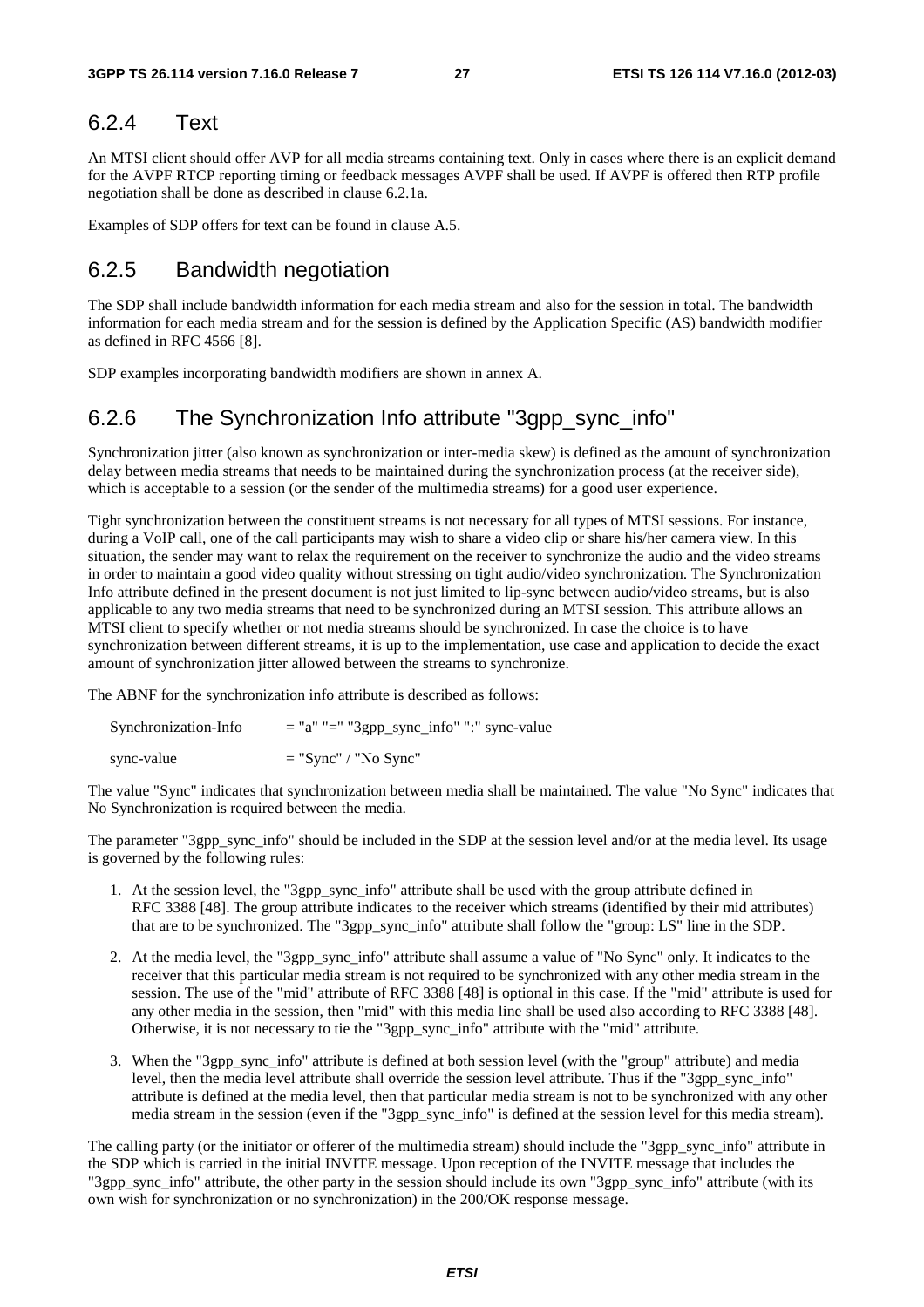### 6.2.4 Text

An MTSI client should offer AVP for all media streams containing text. Only in cases where there is an explicit demand for the AVPF RTCP reporting timing or feedback messages AVPF shall be used. If AVPF is offered then RTP profile negotiation shall be done as described in clause 6.2.1a.

Examples of SDP offers for text can be found in clause A.5.

### 6.2.5 Bandwidth negotiation

The SDP shall include bandwidth information for each media stream and also for the session in total. The bandwidth information for each media stream and for the session is defined by the Application Specific (AS) bandwidth modifier as defined in RFC 4566 [8].

SDP examples incorporating bandwidth modifiers are shown in annex A.

### 6.2.6 The Synchronization Info attribute "3gpp_sync_info"

Synchronization jitter (also known as synchronization or inter-media skew) is defined as the amount of synchronization delay between media streams that needs to be maintained during the synchronization process (at the receiver side), which is acceptable to a session (or the sender of the multimedia streams) for a good user experience.

Tight synchronization between the constituent streams is not necessary for all types of MTSI sessions. For instance, during a VoIP call, one of the call participants may wish to share a video clip or share his/her camera view. In this situation, the sender may want to relax the requirement on the receiver to synchronize the audio and the video streams in order to maintain a good video quality without stressing on tight audio/video synchronization. The Synchronization Info attribute defined in the present document is not just limited to lip-sync between audio/video streams, but is also applicable to any two media streams that need to be synchronized during an MTSI session. This attribute allows an MTSI client to specify whether or not media streams should be synchronized. In case the choice is to have synchronization between different streams, it is up to the implementation, use case and application to decide the exact amount of synchronization jitter allowed between the streams to synchronize.

The ABNF for the synchronization info attribute is described as follows:

```
Synchronization-Info     = "a" "=" "3gpp_sync_info" ":" sync-value

sync-value               = "Sync" / "No Sync"
```

The value "Sync" indicates that synchronization between media shall be maintained. The value "No Sync" indicates that No Synchronization is required between the media.

The parameter "3gpp_sync_info" should be included in the SDP at the session level and/or at the media level. Its usage is governed by the following rules:

1. At the session level, the "3gpp_sync_info" attribute shall be used with the group attribute defined in RFC 3388 [48]. The group attribute indicates to the receiver which streams (identified by their mid attributes) that are to be synchronized. The "3gpp_sync_info" attribute shall follow the "group: LS" line in the SDP.
2. At the media level, the "3gpp_sync_info" attribute shall assume a value of "No Sync" only. It indicates to the receiver that this particular media stream is not required to be synchronized with any other media stream in the session. The use of the "mid" attribute of RFC 3388 [48] is optional in this case. If the "mid" attribute is used for any other media in the session, then "mid" with this media line shall be used also according to RFC 3388 [48]. Otherwise, it is not necessary to tie the "3gpp_sync_info" attribute with the "mid" attribute.
3. When the "3gpp_sync_info" attribute is defined at both session level (with the "group" attribute) and media level, then the media level attribute shall override the session level attribute. Thus if the "3gpp_sync_info" attribute is defined at the media level, then that particular media stream is not to be synchronized with any other media stream in the session (even if the "3gpp_sync_info" is defined at the session level for this media stream).

The calling party (or the initiator or offerer of the multimedia stream) should include the "3gpp_sync_info" attribute in the SDP which is carried in the initial INVITE message. Upon reception of the INVITE message that includes the "3gpp_sync_info" attribute, the other party in the session should include its own "3gpp_sync_info" attribute (with its own wish for synchronization or no synchronization) in the 200/OK response message.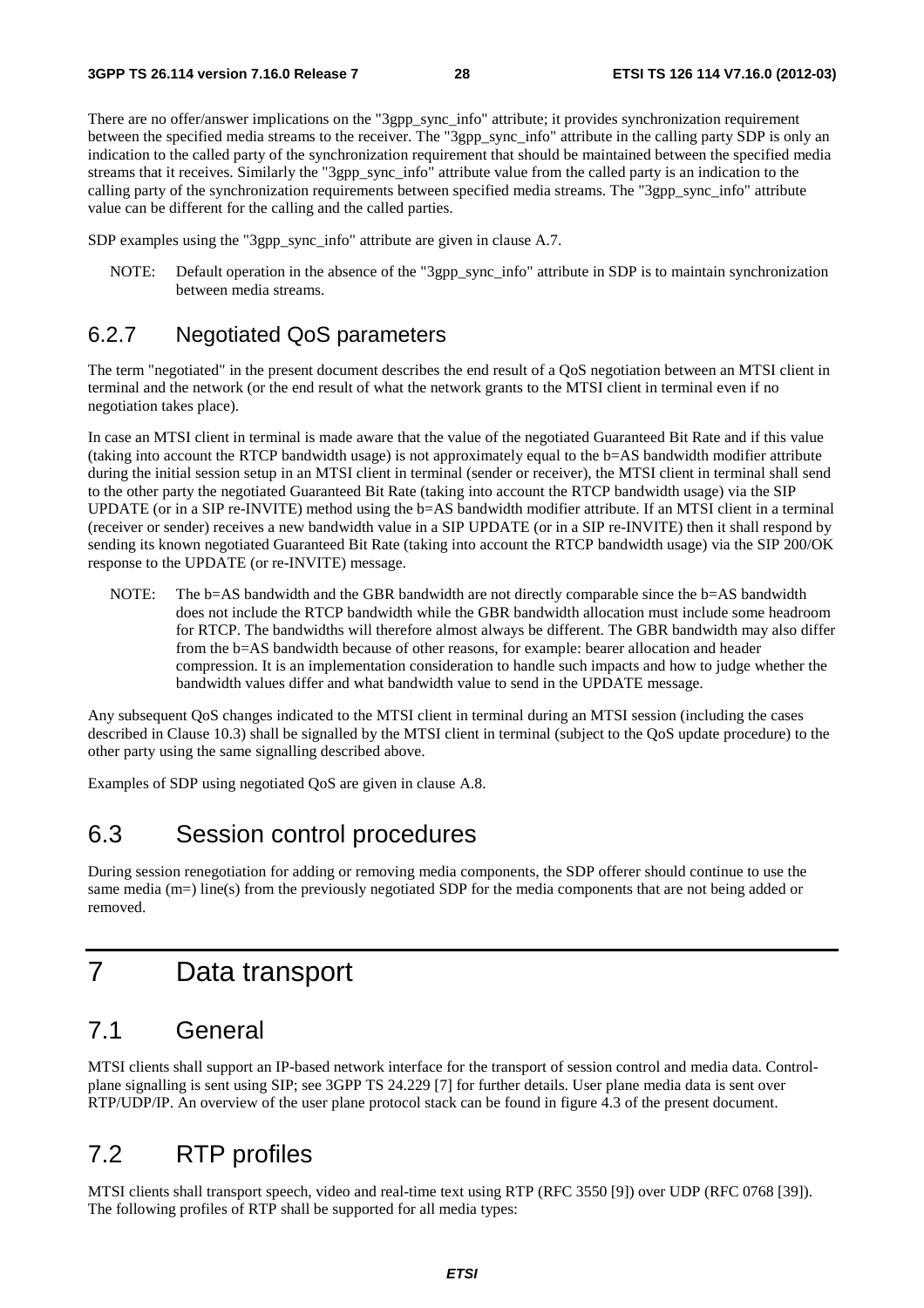There are no offer/answer implications on the "3gpp_sync_info" attribute; it provides synchronization requirement between the specified media streams to the receiver. The "3gpp_sync_info" attribute in the calling party SDP is only an indication to the called party of the synchronization requirement that should be maintained between the specified media streams that it receives. Similarly the "3gpp_sync_info" attribute value from the called party is an indication to the calling party of the synchronization requirements between specified media streams. The "3gpp_sync_info" attribute value can be different for the calling and the called parties.

SDP examples using the "3gpp_sync_info" attribute are given in clause A.7.

NOTE: Default operation in the absence of the "3gpp_sync_info" attribute in SDP is to maintain synchronization between media streams.

### 6.2.7 Negotiated QoS parameters

The term "negotiated" in the present document describes the end result of a QoS negotiation between an MTSI client in terminal and the network (or the end result of what the network grants to the MTSI client in terminal even if no negotiation takes place).

In case an MTSI client in terminal is made aware that the value of the negotiated Guaranteed Bit Rate and if this value (taking into account the RTCP bandwidth usage) is not approximately equal to the b=AS bandwidth modifier attribute during the initial session setup in an MTSI client in terminal (sender or receiver), the MTSI client in terminal shall send to the other party the negotiated Guaranteed Bit Rate (taking into account the RTCP bandwidth usage) via the SIP UPDATE (or in a SIP re-INVITE) method using the b=AS bandwidth modifier attribute. If an MTSI client in a terminal (receiver or sender) receives a new bandwidth value in a SIP UPDATE (or in a SIP re-INVITE) then it shall respond by sending its known negotiated Guaranteed Bit Rate (taking into account the RTCP bandwidth usage) via the SIP 200/OK response to the UPDATE (or re-INVITE) message.

NOTE: The b=AS bandwidth and the GBR bandwidth are not directly comparable since the b=AS bandwidth does not include the RTCP bandwidth while the GBR bandwidth allocation must include some headroom for RTCP. The bandwidths will therefore almost always be different. The GBR bandwidth may also differ from the b=AS bandwidth because of other reasons, for example: bearer allocation and header compression. It is an implementation consideration to handle such impacts and how to judge whether the bandwidth values differ and what bandwidth value to send in the UPDATE message.

Any subsequent QoS changes indicated to the MTSI client in terminal during an MTSI session (including the cases described in Clause 10.3) shall be signalled by the MTSI client in terminal (subject to the QoS update procedure) to the other party using the same signalling described above.

Examples of SDP using negotiated QoS are given in clause A.8.

## 6.3 Session control procedures

During session renegotiation for adding or removing media components, the SDP offerer should continue to use the same media (m=) line(s) from the previously negotiated SDP for the media components that are not being added or removed.

# 7 Data transport

## 7.1 General

MTSI clients shall support an IP-based network interface for the transport of session control and media data. Control-plane signalling is sent using SIP; see 3GPP TS 24.229 [7] for further details. User plane media data is sent over RTP/UDP/IP. An overview of the user plane protocol stack can be found in figure 4.3 of the present document.

## 7.2 RTP profiles

MTSI clients shall transport speech, video and real-time text using RTP (RFC 3550 [9]) over UDP (RFC 0768 [39]). The following profiles of RTP shall be supported for all media types: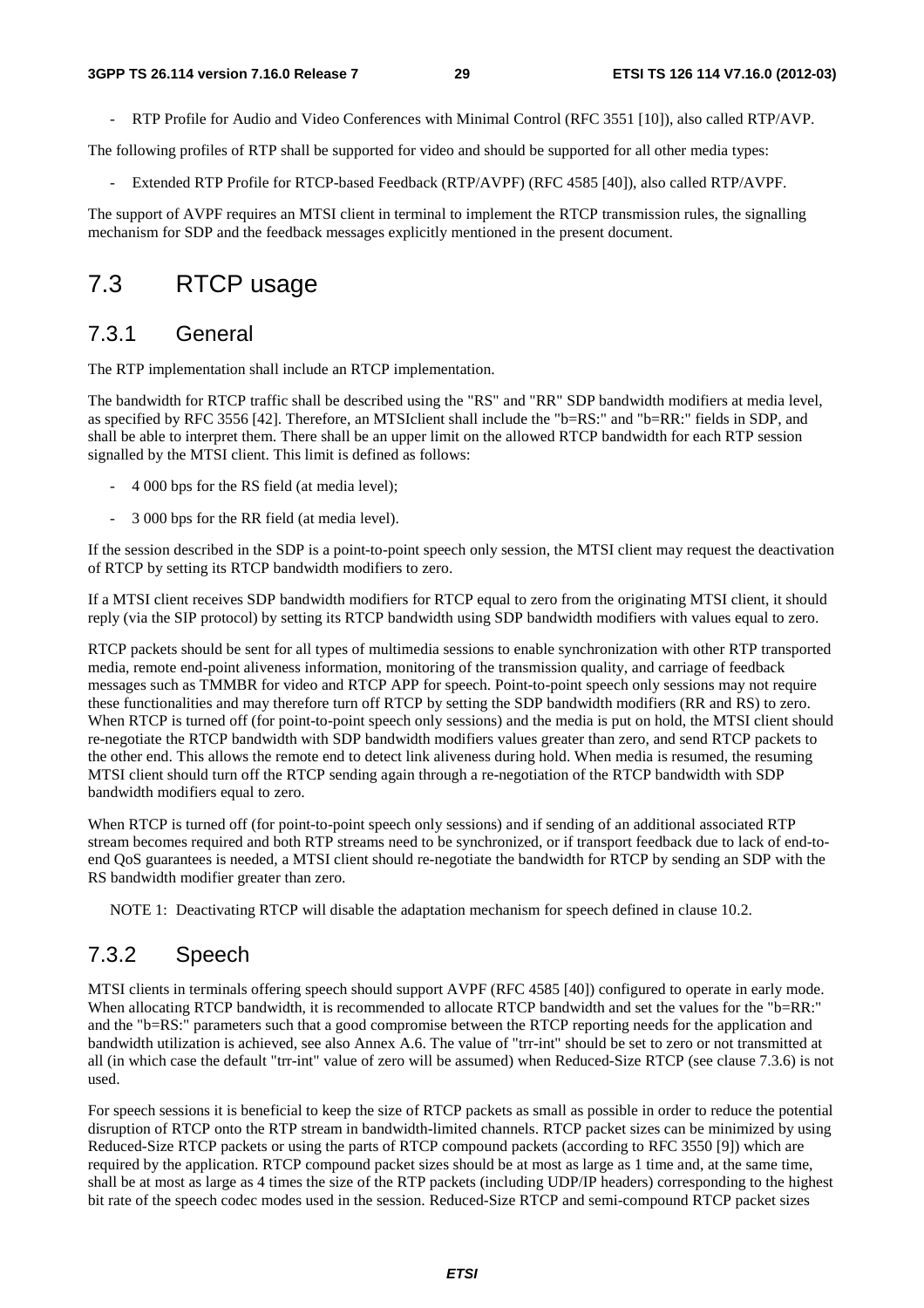- RTP Profile for Audio and Video Conferences with Minimal Control (RFC 3551 [10]), also called RTP/AVP.

The following profiles of RTP shall be supported for video and should be supported for all other media types:

- Extended RTP Profile for RTCP-based Feedback (RTP/AVPF) (RFC 4585 [40]), also called RTP/AVPF.

The support of AVPF requires an MTSI client in terminal to implement the RTCP transmission rules, the signalling mechanism for SDP and the feedback messages explicitly mentioned in the present document.

# 7.3 RTCP usage

## 7.3.1 General

The RTP implementation shall include an RTCP implementation.

The bandwidth for RTCP traffic shall be described using the "RS" and "RR" SDP bandwidth modifiers at media level, as specified by RFC 3556 [42]. Therefore, an MTSIclient shall include the "b=RS:" and "b=RR:" fields in SDP, and shall be able to interpret them. There shall be an upper limit on the allowed RTCP bandwidth for each RTP session signalled by the MTSI client. This limit is defined as follows:

- 4 000 bps for the RS field (at media level);
- 3 000 bps for the RR field (at media level).

If the session described in the SDP is a point-to-point speech only session, the MTSI client may request the deactivation of RTCP by setting its RTCP bandwidth modifiers to zero.

If a MTSI client receives SDP bandwidth modifiers for RTCP equal to zero from the originating MTSI client, it should reply (via the SIP protocol) by setting its RTCP bandwidth using SDP bandwidth modifiers with values equal to zero.

RTCP packets should be sent for all types of multimedia sessions to enable synchronization with other RTP transported media, remote end-point aliveness information, monitoring of the transmission quality, and carriage of feedback messages such as TMMBR for video and RTCP APP for speech. Point-to-point speech only sessions may not require these functionalities and may therefore turn off RTCP by setting the SDP bandwidth modifiers (RR and RS) to zero. When RTCP is turned off (for point-to-point speech only sessions) and the media is put on hold, the MTSI client should re-negotiate the RTCP bandwidth with SDP bandwidth modifiers values greater than zero, and send RTCP packets to the other end. This allows the remote end to detect link aliveness during hold. When media is resumed, the resuming MTSI client should turn off the RTCP sending again through a re-negotiation of the RTCP bandwidth with SDP bandwidth modifiers equal to zero.

When RTCP is turned off (for point-to-point speech only sessions) and if sending of an additional associated RTP stream becomes required and both RTP streams need to be synchronized, or if transport feedback due to lack of end-to-end QoS guarantees is needed, a MTSI client should re-negotiate the bandwidth for RTCP by sending an SDP with the RS bandwidth modifier greater than zero.

NOTE 1: Deactivating RTCP will disable the adaptation mechanism for speech defined in clause 10.2.

## 7.3.2 Speech

MTSI clients in terminals offering speech should support AVPF (RFC 4585 [40]) configured to operate in early mode. When allocating RTCP bandwidth, it is recommended to allocate RTCP bandwidth and set the values for the "b=RR:" and the "b=RS:" parameters such that a good compromise between the RTCP reporting needs for the application and bandwidth utilization is achieved, see also Annex A.6. The value of "trr-int" should be set to zero or not transmitted at all (in which case the default "trr-int" value of zero will be assumed) when Reduced-Size RTCP (see clause 7.3.6) is not used.

For speech sessions it is beneficial to keep the size of RTCP packets as small as possible in order to reduce the potential disruption of RTCP onto the RTP stream in bandwidth-limited channels. RTCP packet sizes can be minimized by using Reduced-Size RTCP packets or using the parts of RTCP compound packets (according to RFC 3550 [9]) which are required by the application. RTCP compound packet sizes should be at most as large as 1 time and, at the same time, shall be at most as large as 4 times the size of the RTP packets (including UDP/IP headers) corresponding to the highest bit rate of the speech codec modes used in the session. Reduced-Size RTCP and semi-compound RTCP packet sizes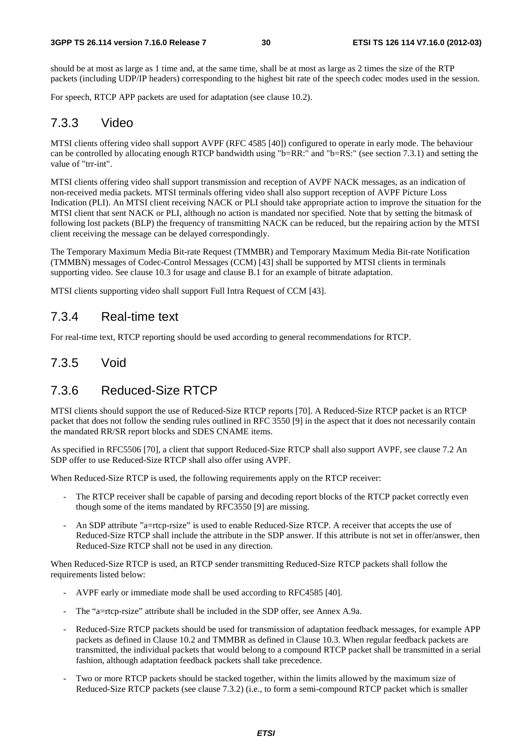should be at most as large as 1 time and, at the same time, shall be at most as large as 2 times the size of the RTP packets (including UDP/IP headers) corresponding to the highest bit rate of the speech codec modes used in the session.

For speech, RTCP APP packets are used for adaptation (see clause 10.2).

### 7.3.3 Video

MTSI clients offering video shall support AVPF (RFC 4585 [40]) configured to operate in early mode. The behaviour can be controlled by allocating enough RTCP bandwidth using "b=RR:" and "b=RS:" (see section 7.3.1) and setting the value of "trr-int".

MTSI clients offering video shall support transmission and reception of AVPF NACK messages, as an indication of non-received media packets. MTSI terminals offering video shall also support reception of AVPF Picture Loss Indication (PLI). An MTSI client receiving NACK or PLI should take appropriate action to improve the situation for the MTSI client that sent NACK or PLI, although no action is mandated nor specified. Note that by setting the bitmask of following lost packets (BLP) the frequency of transmitting NACK can be reduced, but the repairing action by the MTSI client receiving the message can be delayed correspondingly.

The Temporary Maximum Media Bit-rate Request (TMMBR) and Temporary Maximum Media Bit-rate Notification (TMMBN) messages of Codec-Control Messages (CCM) [43] shall be supported by MTSI clients in terminals supporting video. See clause 10.3 for usage and clause B.1 for an example of bitrate adaptation.

MTSI clients supporting video shall support Full Intra Request of CCM [43].

### 7.3.4 Real-time text

For real-time text, RTCP reporting should be used according to general recommendations for RTCP.

### 7.3.5 Void

### 7.3.6 Reduced-Size RTCP

MTSI clients should support the use of Reduced-Size RTCP reports [70]. A Reduced-Size RTCP packet is an RTCP packet that does not follow the sending rules outlined in RFC 3550 [9] in the aspect that it does not necessarily contain the mandated RR/SR report blocks and SDES CNAME items.

As specified in RFC5506 [70], a client that support Reduced-Size RTCP shall also support AVPF, see clause 7.2 An SDP offer to use Reduced-Size RTCP shall also offer using AVPF.

When Reduced-Size RTCP is used, the following requirements apply on the RTCP receiver:

- The RTCP receiver shall be capable of parsing and decoding report blocks of the RTCP packet correctly even though some of the items mandated by RFC3550 [9] are missing.
- An SDP attribute "a=rtcp-rsize" is used to enable Reduced-Size RTCP. A receiver that accepts the use of Reduced-Size RTCP shall include the attribute in the SDP answer. If this attribute is not set in offer/answer, then Reduced-Size RTCP shall not be used in any direction.

When Reduced-Size RTCP is used, an RTCP sender transmitting Reduced-Size RTCP packets shall follow the requirements listed below:

- AVPF early or immediate mode shall be used according to RFC4585 [40].
- The "a=rtcp-rsize" attribute shall be included in the SDP offer, see Annex A.9a.
- Reduced-Size RTCP packets should be used for transmission of adaptation feedback messages, for example APP packets as defined in Clause 10.2 and TMMBR as defined in Clause 10.3. When regular feedback packets are transmitted, the individual packets that would belong to a compound RTCP packet shall be transmitted in a serial fashion, although adaptation feedback packets shall take precedence.
- Two or more RTCP packets should be stacked together, within the limits allowed by the maximum size of Reduced-Size RTCP packets (see clause 7.3.2) (i.e., to form a semi-compound RTCP packet which is smaller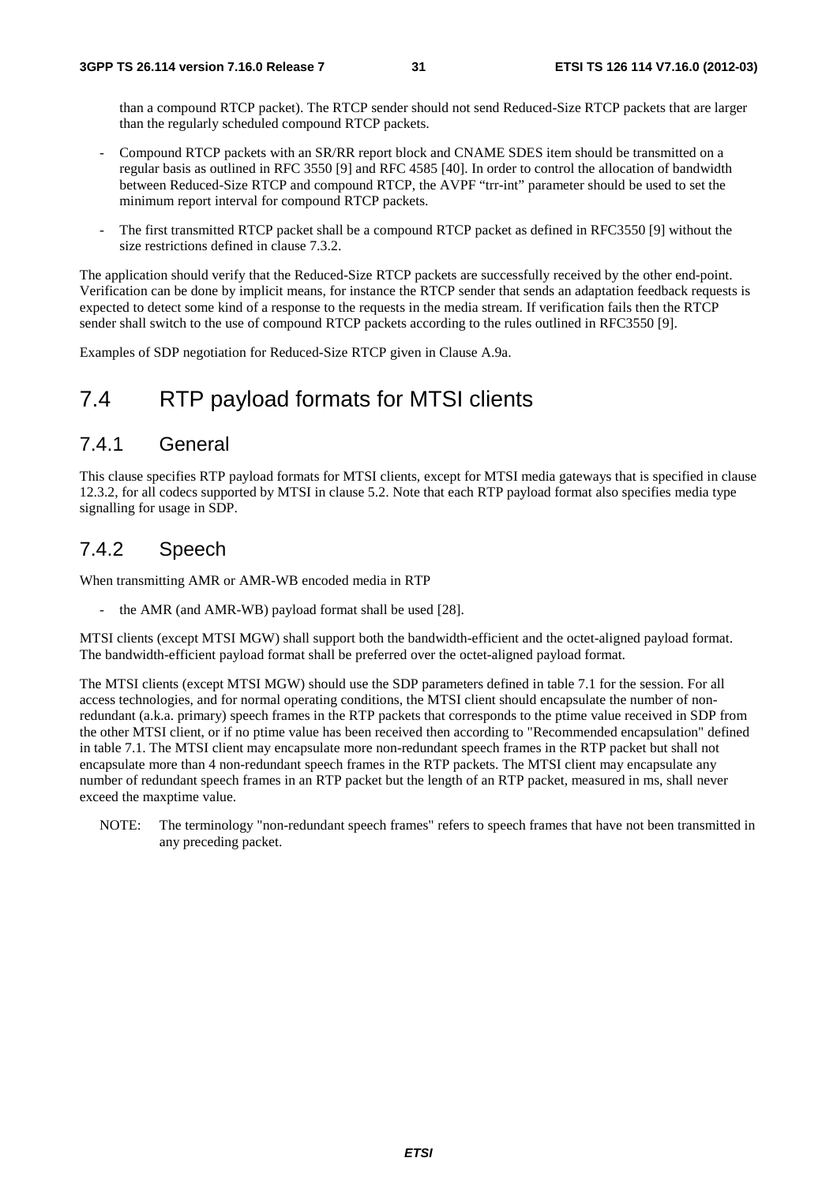than a compound RTCP packet). The RTCP sender should not send Reduced-Size RTCP packets that are larger than the regularly scheduled compound RTCP packets.

- Compound RTCP packets with an SR/RR report block and CNAME SDES item should be transmitted on a regular basis as outlined in RFC 3550 [9] and RFC 4585 [40]. In order to control the allocation of bandwidth between Reduced-Size RTCP and compound RTCP, the AVPF "trr-int" parameter should be used to set the minimum report interval for compound RTCP packets.
- The first transmitted RTCP packet shall be a compound RTCP packet as defined in RFC3550 [9] without the size restrictions defined in clause 7.3.2.

The application should verify that the Reduced-Size RTCP packets are successfully received by the other end-point. Verification can be done by implicit means, for instance the RTCP sender that sends an adaptation feedback requests is expected to detect some kind of a response to the requests in the media stream. If verification fails then the RTCP sender shall switch to the use of compound RTCP packets according to the rules outlined in RFC3550 [9].

Examples of SDP negotiation for Reduced-Size RTCP given in Clause A.9a.

# 7.4 RTP payload formats for MTSI clients

## 7.4.1 General

This clause specifies RTP payload formats for MTSI clients, except for MTSI media gateways that is specified in clause 12.3.2, for all codecs supported by MTSI in clause 5.2. Note that each RTP payload format also specifies media type signalling for usage in SDP.

## 7.4.2 Speech

When transmitting AMR or AMR-WB encoded media in RTP

- the AMR (and AMR-WB) payload format shall be used [28].

MTSI clients (except MTSI MGW) shall support both the bandwidth-efficient and the octet-aligned payload format. The bandwidth-efficient payload format shall be preferred over the octet-aligned payload format.

The MTSI clients (except MTSI MGW) should use the SDP parameters defined in table 7.1 for the session. For all access technologies, and for normal operating conditions, the MTSI client should encapsulate the number of non-redundant (a.k.a. primary) speech frames in the RTP packets that corresponds to the ptime value received in SDP from the other MTSI client, or if no ptime value has been received then according to "Recommended encapsulation" defined in table 7.1. The MTSI client may encapsulate more non-redundant speech frames in the RTP packet but shall not encapsulate more than 4 non-redundant speech frames in the RTP packets. The MTSI client may encapsulate any number of redundant speech frames in an RTP packet but the length of an RTP packet, measured in ms, shall never exceed the maxptime value.

NOTE: The terminology "non-redundant speech frames" refers to speech frames that have not been transmitted in any preceding packet.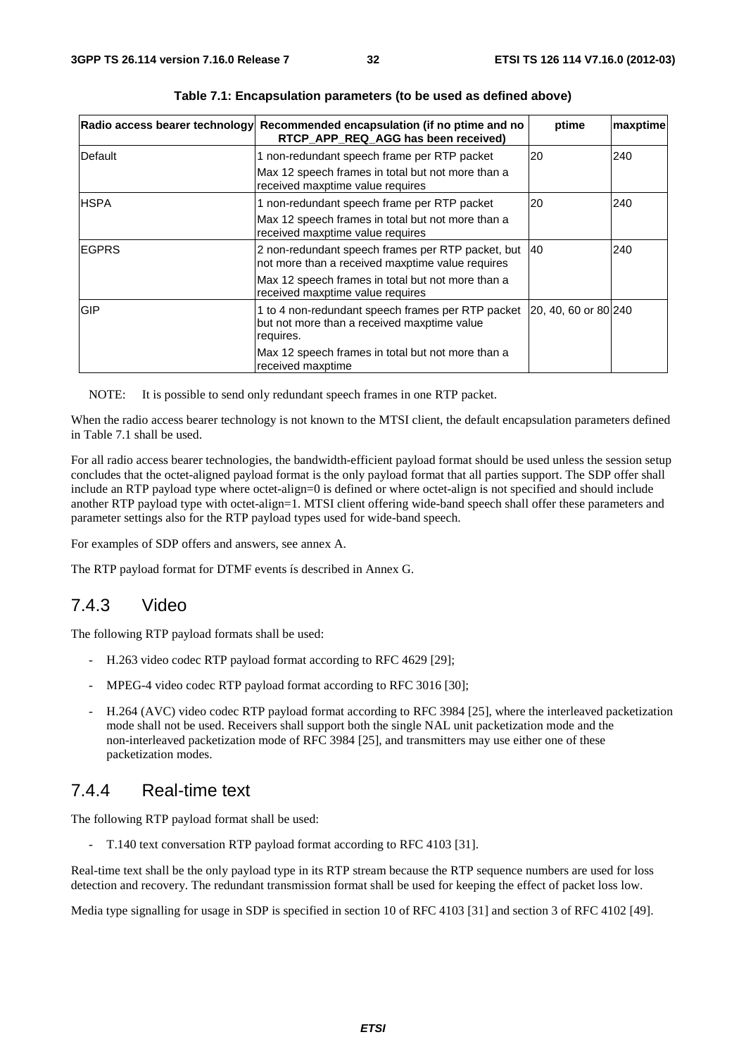**Table 7.1: Encapsulation parameters (to be used as defined above)**

| Radio access bearer technology | Recommended encapsulation (if no ptime and no RTCP_APP_REQ_AGG has been received) | ptime | maxptime |
|---|---|---|---|
| Default | 1 non-redundant speech frame per RTP packet<br>Max 12 speech frames in total but not more than a received maxptime value requires | 20 | 240 |
| HSPA | 1 non-redundant speech frame per RTP packet<br>Max 12 speech frames in total but not more than a received maxptime value requires | 20 | 240 |
| EGPRS | 2 non-redundant speech frames per RTP packet, but not more than a received maxptime value requires<br>Max 12 speech frames in total but not more than a received maxptime value requires | 40 | 240 |
| GIP | 1 to 4 non-redundant speech frames per RTP packet but not more than a received maxptime value requires.<br>Max 12 speech frames in total but not more than a received maxptime | 20, 40, 60 or 80 | 240 |

NOTE: It is possible to send only redundant speech frames in one RTP packet.

When the radio access bearer technology is not known to the MTSI client, the default encapsulation parameters defined in Table 7.1 shall be used.

For all radio access bearer technologies, the bandwidth-efficient payload format should be used unless the session setup concludes that the octet-aligned payload format is the only payload format that all parties support. The SDP offer shall include an RTP payload type where octet-align=0 is defined or where octet-align is not specified and should include another RTP payload type with octet-align=1. MTSI client offering wide-band speech shall offer these parameters and parameter settings also for the RTP payload types used for wide-band speech.

For examples of SDP offers and answers, see annex A.

The RTP payload format for DTMF events ís described in Annex G.

## 7.4.3 Video

The following RTP payload formats shall be used:

- H.263 video codec RTP payload format according to RFC 4629 [29];
- MPEG-4 video codec RTP payload format according to RFC 3016 [30];
- H.264 (AVC) video codec RTP payload format according to RFC 3984 [25], where the interleaved packetization mode shall not be used. Receivers shall support both the single NAL unit packetization mode and the non-interleaved packetization mode of RFC 3984 [25], and transmitters may use either one of these packetization modes.

## 7.4.4 Real-time text

The following RTP payload format shall be used:

- T.140 text conversation RTP payload format according to RFC 4103 [31].

Real-time text shall be the only payload type in its RTP stream because the RTP sequence numbers are used for loss detection and recovery. The redundant transmission format shall be used for keeping the effect of packet loss low.

Media type signalling for usage in SDP is specified in section 10 of RFC 4103 [31] and section 3 of RFC 4102 [49].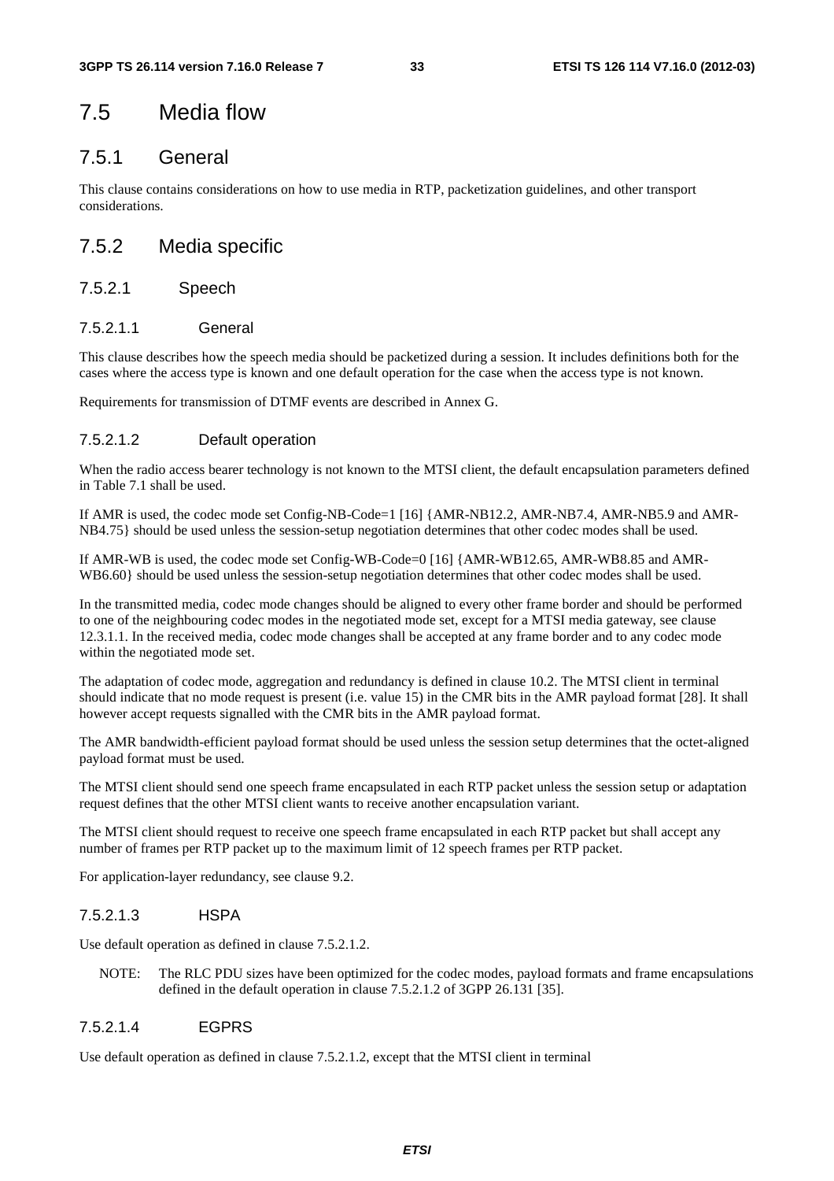## 7.5 Media flow

### 7.5.1 General

This clause contains considerations on how to use media in RTP, packetization guidelines, and other transport considerations.

### 7.5.2 Media specific

#### 7.5.2.1 Speech

##### 7.5.2.1.1 General

This clause describes how the speech media should be packetized during a session. It includes definitions both for the cases where the access type is known and one default operation for the case when the access type is not known.

Requirements for transmission of DTMF events are described in Annex G.

##### 7.5.2.1.2 Default operation

When the radio access bearer technology is not known to the MTSI client, the default encapsulation parameters defined in Table 7.1 shall be used.

If AMR is used, the codec mode set Config-NB-Code=1 [16] {AMR-NB12.2, AMR-NB7.4, AMR-NB5.9 and AMR-NB4.75} should be used unless the session-setup negotiation determines that other codec modes shall be used.

If AMR-WB is used, the codec mode set Config-WB-Code=0 [16] {AMR-WB12.65, AMR-WB8.85 and AMR-WB6.60} should be used unless the session-setup negotiation determines that other codec modes shall be used.

In the transmitted media, codec mode changes should be aligned to every other frame border and should be performed to one of the neighbouring codec modes in the negotiated mode set, except for a MTSI media gateway, see clause 12.3.1.1. In the received media, codec mode changes shall be accepted at any frame border and to any codec mode within the negotiated mode set.

The adaptation of codec mode, aggregation and redundancy is defined in clause 10.2. The MTSI client in terminal should indicate that no mode request is present (i.e. value 15) in the CMR bits in the AMR payload format [28]. It shall however accept requests signalled with the CMR bits in the AMR payload format.

The AMR bandwidth-efficient payload format should be used unless the session setup determines that the octet-aligned payload format must be used.

The MTSI client should send one speech frame encapsulated in each RTP packet unless the session setup or adaptation request defines that the other MTSI client wants to receive another encapsulation variant.

The MTSI client should request to receive one speech frame encapsulated in each RTP packet but shall accept any number of frames per RTP packet up to the maximum limit of 12 speech frames per RTP packet.

For application-layer redundancy, see clause 9.2.

##### 7.5.2.1.3 HSPA

Use default operation as defined in clause 7.5.2.1.2.

NOTE: The RLC PDU sizes have been optimized for the codec modes, payload formats and frame encapsulations defined in the default operation in clause 7.5.2.1.2 of 3GPP 26.131 [35].

##### 7.5.2.1.4 EGPRS

Use default operation as defined in clause 7.5.2.1.2, except that the MTSI client in terminal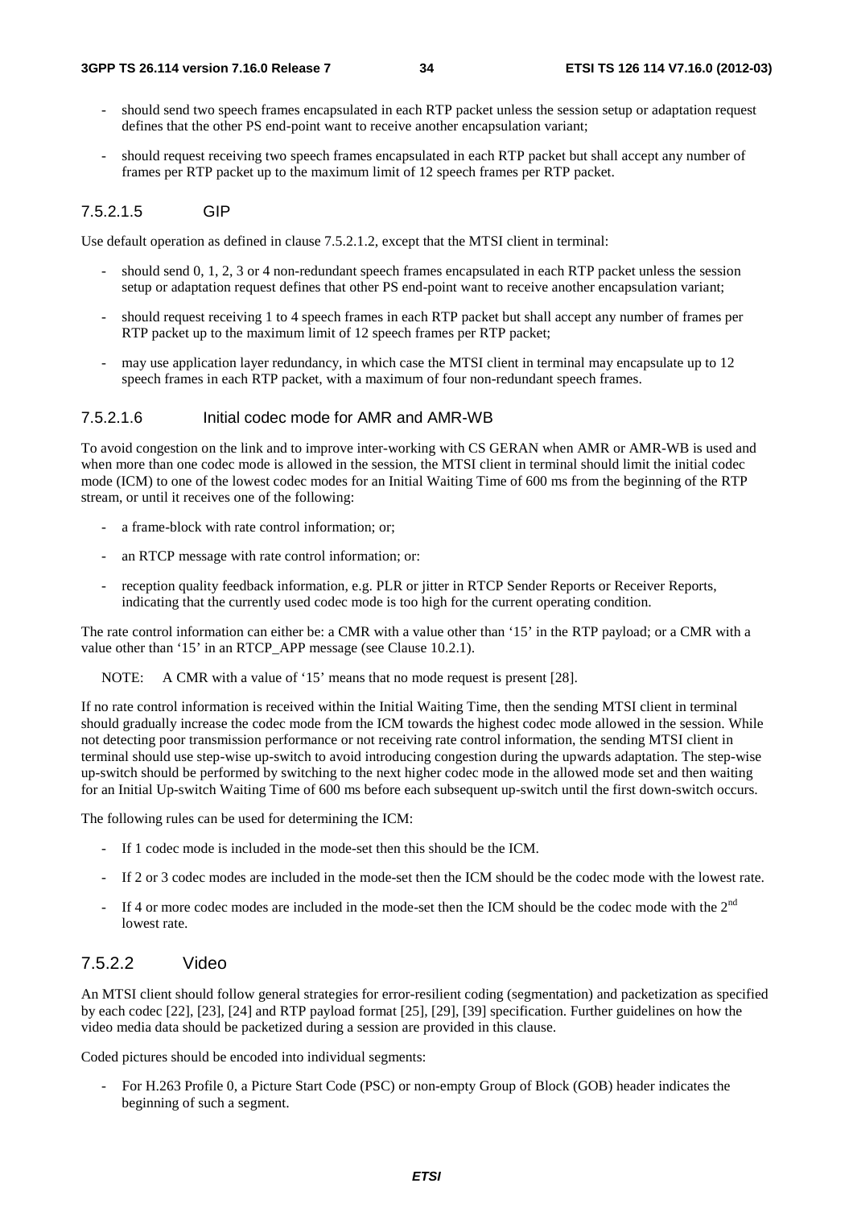- should send two speech frames encapsulated in each RTP packet unless the session setup or adaptation request defines that the other PS end-point want to receive another encapsulation variant;
- should request receiving two speech frames encapsulated in each RTP packet but shall accept any number of frames per RTP packet up to the maximum limit of 12 speech frames per RTP packet.

#### 7.5.2.1.5 GIP

Use default operation as defined in clause 7.5.2.1.2, except that the MTSI client in terminal:

- should send 0, 1, 2, 3 or 4 non-redundant speech frames encapsulated in each RTP packet unless the session setup or adaptation request defines that other PS end-point want to receive another encapsulation variant;
- should request receiving 1 to 4 speech frames in each RTP packet but shall accept any number of frames per RTP packet up to the maximum limit of 12 speech frames per RTP packet;
- may use application layer redundancy, in which case the MTSI client in terminal may encapsulate up to 12 speech frames in each RTP packet, with a maximum of four non-redundant speech frames.

#### 7.5.2.1.6 Initial codec mode for AMR and AMR-WB

To avoid congestion on the link and to improve inter-working with CS GERAN when AMR or AMR-WB is used and when more than one codec mode is allowed in the session, the MTSI client in terminal should limit the initial codec mode (ICM) to one of the lowest codec modes for an Initial Waiting Time of 600 ms from the beginning of the RTP stream, or until it receives one of the following:

- a frame-block with rate control information; or;
- an RTCP message with rate control information; or:
- reception quality feedback information, e.g. PLR or jitter in RTCP Sender Reports or Receiver Reports, indicating that the currently used codec mode is too high for the current operating condition.

The rate control information can either be: a CMR with a value other than '15' in the RTP payload; or a CMR with a value other than '15' in an RTCP_APP message (see Clause 10.2.1).

NOTE: A CMR with a value of '15' means that no mode request is present [28].

If no rate control information is received within the Initial Waiting Time, then the sending MTSI client in terminal should gradually increase the codec mode from the ICM towards the highest codec mode allowed in the session. While not detecting poor transmission performance or not receiving rate control information, the sending MTSI client in terminal should use step-wise up-switch to avoid introducing congestion during the upwards adaptation. The step-wise up-switch should be performed by switching to the next higher codec mode in the allowed mode set and then waiting for an Initial Up-switch Waiting Time of 600 ms before each subsequent up-switch until the first down-switch occurs.

The following rules can be used for determining the ICM:

- If 1 codec mode is included in the mode-set then this should be the ICM.
- If 2 or 3 codec modes are included in the mode-set then the ICM should be the codec mode with the lowest rate.
- If 4 or more codec modes are included in the mode-set then the ICM should be the codec mode with the 2nd lowest rate.

### 7.5.2.2 Video

An MTSI client should follow general strategies for error-resilient coding (segmentation) and packetization as specified by each codec [22], [23], [24] and RTP payload format [25], [29], [39] specification. Further guidelines on how the video media data should be packetized during a session are provided in this clause.

Coded pictures should be encoded into individual segments:

- For H.263 Profile 0, a Picture Start Code (PSC) or non-empty Group of Block (GOB) header indicates the beginning of such a segment.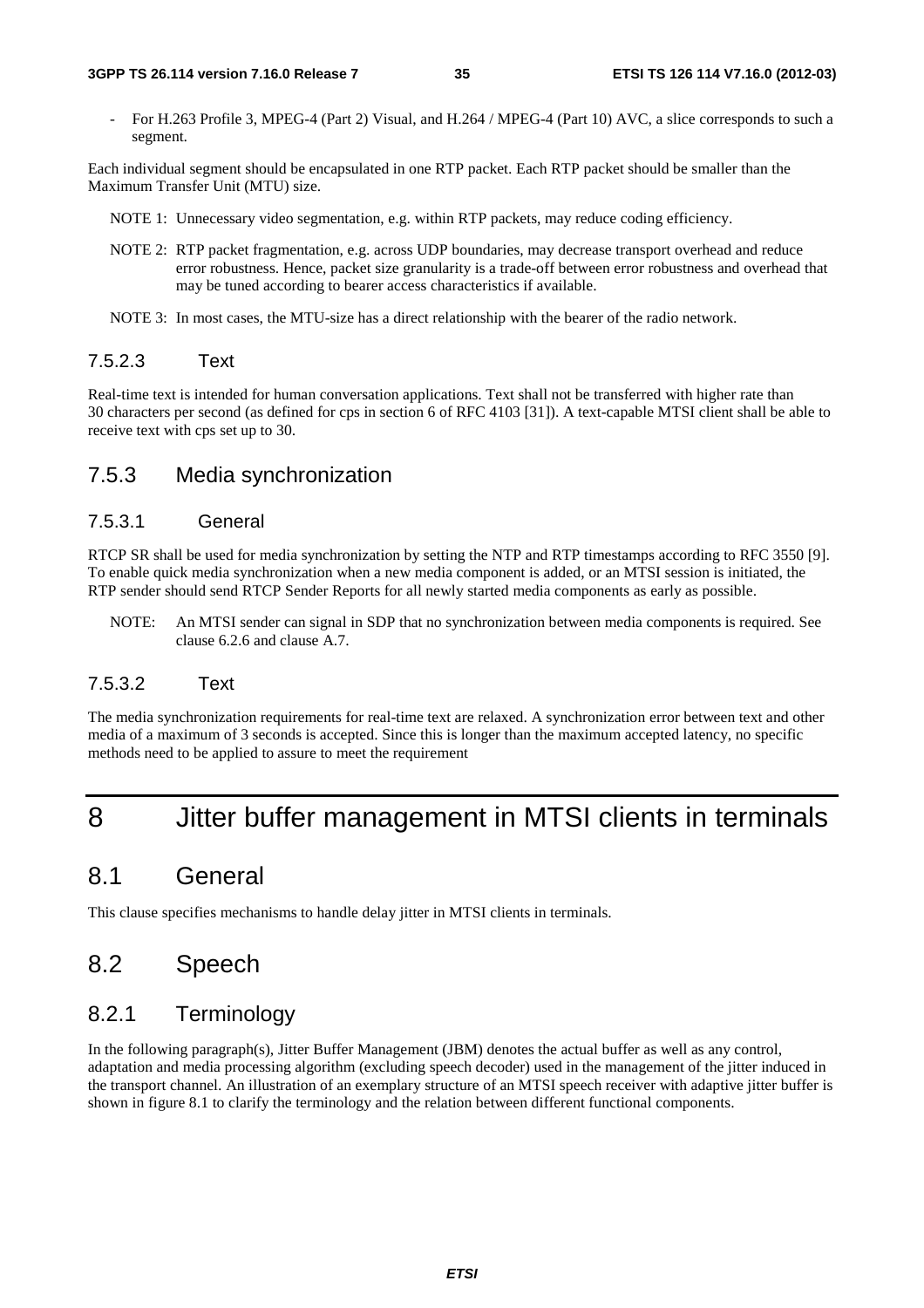- For H.263 Profile 3, MPEG-4 (Part 2) Visual, and H.264 / MPEG-4 (Part 10) AVC, a slice corresponds to such a segment.

Each individual segment should be encapsulated in one RTP packet. Each RTP packet should be smaller than the Maximum Transfer Unit (MTU) size.

NOTE 1: Unnecessary video segmentation, e.g. within RTP packets, may reduce coding efficiency.

NOTE 2: RTP packet fragmentation, e.g. across UDP boundaries, may decrease transport overhead and reduce error robustness. Hence, packet size granularity is a trade-off between error robustness and overhead that may be tuned according to bearer access characteristics if available.

NOTE 3: In most cases, the MTU-size has a direct relationship with the bearer of the radio network.

#### 7.5.2.3 Text

Real-time text is intended for human conversation applications. Text shall not be transferred with higher rate than 30 characters per second (as defined for cps in section 6 of RFC 4103 [31]). A text-capable MTSI client shall be able to receive text with cps set up to 30.

### 7.5.3 Media synchronization

#### 7.5.3.1 General

RTCP SR shall be used for media synchronization by setting the NTP and RTP timestamps according to RFC 3550 [9]. To enable quick media synchronization when a new media component is added, or an MTSI session is initiated, the RTP sender should send RTCP Sender Reports for all newly started media components as early as possible.

NOTE: An MTSI sender can signal in SDP that no synchronization between media components is required. See clause 6.2.6 and clause A.7.

#### 7.5.3.2 Text

The media synchronization requirements for real-time text are relaxed. A synchronization error between text and other media of a maximum of 3 seconds is accepted. Since this is longer than the maximum accepted latency, no specific methods need to be applied to assure to meet the requirement

# 8 Jitter buffer management in MTSI clients in terminals

## 8.1 General

This clause specifies mechanisms to handle delay jitter in MTSI clients in terminals.

## 8.2 Speech

### 8.2.1 Terminology

In the following paragraph(s), Jitter Buffer Management (JBM) denotes the actual buffer as well as any control, adaptation and media processing algorithm (excluding speech decoder) used in the management of the jitter induced in the transport channel. An illustration of an exemplary structure of an MTSI speech receiver with adaptive jitter buffer is shown in figure 8.1 to clarify the terminology and the relation between different functional components.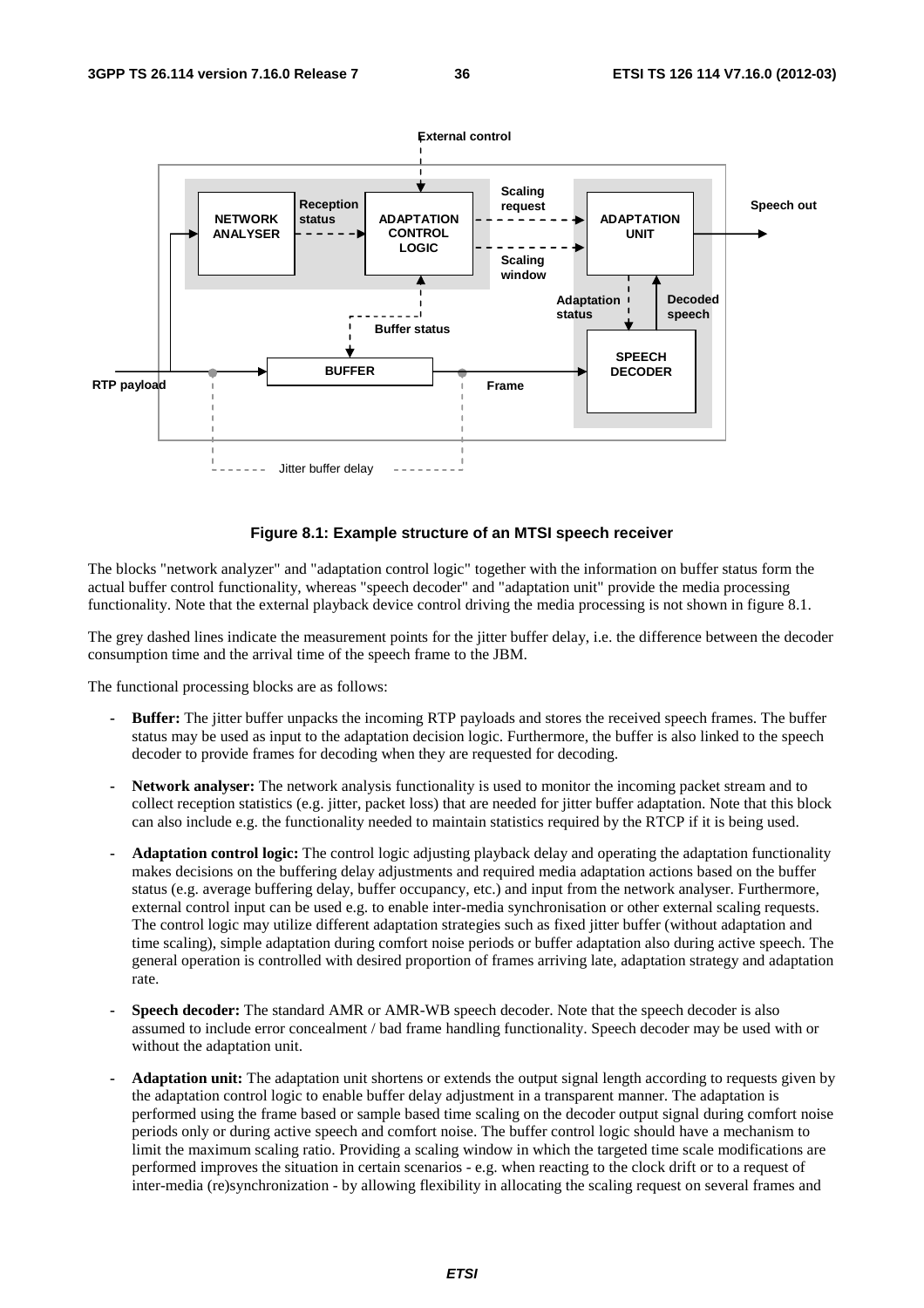**Figure 8.1: Example structure of an MTSI speech receiver**

The blocks "network analyzer" and "adaptation control logic" together with the information on buffer status form the actual buffer control functionality, whereas "speech decoder" and "adaptation unit" provide the media processing functionality. Note that the external playback device control driving the media processing is not shown in figure 8.1.

The grey dashed lines indicate the measurement points for the jitter buffer delay, i.e. the difference between the decoder consumption time and the arrival time of the speech frame to the JBM.

The functional processing blocks are as follows:

- **Buffer:** The jitter buffer unpacks the incoming RTP payloads and stores the received speech frames. The buffer status may be used as input to the adaptation decision logic. Furthermore, the buffer is also linked to the speech decoder to provide frames for decoding when they are requested for decoding.
- **Network analyser:** The network analysis functionality is used to monitor the incoming packet stream and to collect reception statistics (e.g. jitter, packet loss) that are needed for jitter buffer adaptation. Note that this block can also include e.g. the functionality needed to maintain statistics required by the RTCP if it is being used.
- **Adaptation control logic:** The control logic adjusting playback delay and operating the adaptation functionality makes decisions on the buffering delay adjustments and required media adaptation actions based on the buffer status (e.g. average buffering delay, buffer occupancy, etc.) and input from the network analyser. Furthermore, external control input can be used e.g. to enable inter-media synchronisation or other external scaling requests. The control logic may utilize different adaptation strategies such as fixed jitter buffer (without adaptation and time scaling), simple adaptation during comfort noise periods or buffer adaptation also during active speech. The general operation is controlled with desired proportion of frames arriving late, adaptation strategy and adaptation rate.
- **Speech decoder:** The standard AMR or AMR-WB speech decoder. Note that the speech decoder is also assumed to include error concealment / bad frame handling functionality. Speech decoder may be used with or without the adaptation unit.
- **Adaptation unit:** The adaptation unit shortens or extends the output signal length according to requests given by the adaptation control logic to enable buffer delay adjustment in a transparent manner. The adaptation is performed using the frame based or sample based time scaling on the decoder output signal during comfort noise periods only or during active speech and comfort noise. The buffer control logic should have a mechanism to limit the maximum scaling ratio. Providing a scaling window in which the targeted time scale modifications are performed improves the situation in certain scenarios - e.g. when reacting to the clock drift or to a request of inter-media (re)synchronization - by allowing flexibility in allocating the scaling request on several frames and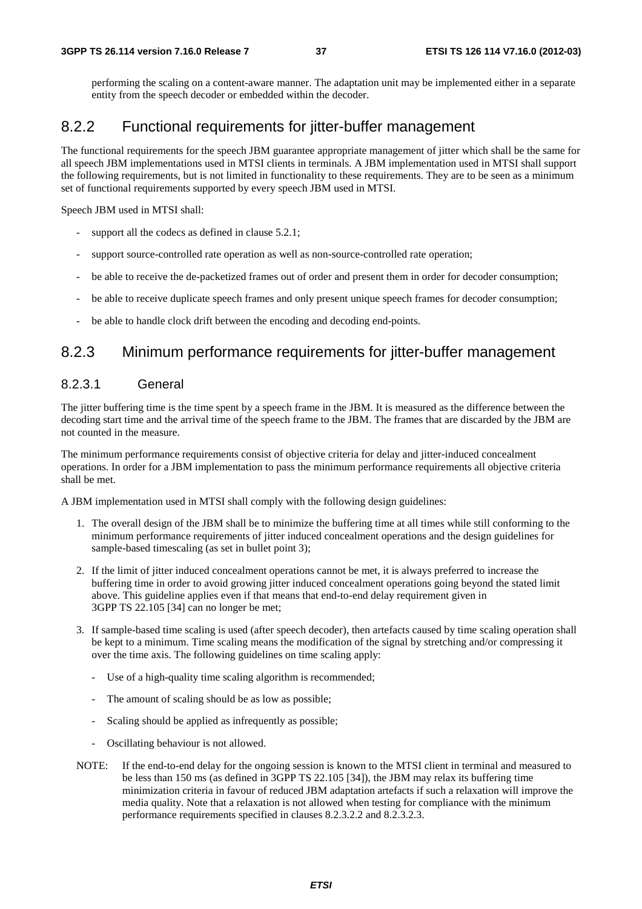performing the scaling on a content-aware manner. The adaptation unit may be implemented either in a separate entity from the speech decoder or embedded within the decoder.

## 8.2.2 Functional requirements for jitter-buffer management

The functional requirements for the speech JBM guarantee appropriate management of jitter which shall be the same for all speech JBM implementations used in MTSI clients in terminals. A JBM implementation used in MTSI shall support the following requirements, but is not limited in functionality to these requirements. They are to be seen as a minimum set of functional requirements supported by every speech JBM used in MTSI.

Speech JBM used in MTSI shall:

- support all the codecs as defined in clause 5.2.1;
- support source-controlled rate operation as well as non-source-controlled rate operation;
- be able to receive the de-packetized frames out of order and present them in order for decoder consumption;
- be able to receive duplicate speech frames and only present unique speech frames for decoder consumption;
- be able to handle clock drift between the encoding and decoding end-points.

## 8.2.3 Minimum performance requirements for jitter-buffer management

### 8.2.3.1 General

The jitter buffering time is the time spent by a speech frame in the JBM. It is measured as the difference between the decoding start time and the arrival time of the speech frame to the JBM. The frames that are discarded by the JBM are not counted in the measure.

The minimum performance requirements consist of objective criteria for delay and jitter-induced concealment operations. In order for a JBM implementation to pass the minimum performance requirements all objective criteria shall be met.

A JBM implementation used in MTSI shall comply with the following design guidelines:

1. The overall design of the JBM shall be to minimize the buffering time at all times while still conforming to the minimum performance requirements of jitter induced concealment operations and the design guidelines for sample-based timescaling (as set in bullet point 3);
2. If the limit of jitter induced concealment operations cannot be met, it is always preferred to increase the buffering time in order to avoid growing jitter induced concealment operations going beyond the stated limit above. This guideline applies even if that means that end-to-end delay requirement given in 3GPP TS 22.105 [34] can no longer be met;
3. If sample-based time scaling is used (after speech decoder), then artefacts caused by time scaling operation shall be kept to a minimum. Time scaling means the modification of the signal by stretching and/or compressing it over the time axis. The following guidelines on time scaling apply:
    - Use of a high-quality time scaling algorithm is recommended;
    - The amount of scaling should be as low as possible;
    - Scaling should be applied as infrequently as possible;
    - Oscillating behaviour is not allowed.

NOTE: If the end-to-end delay for the ongoing session is known to the MTSI client in terminal and measured to be less than 150 ms (as defined in 3GPP TS 22.105 [34]), the JBM may relax its buffering time minimization criteria in favour of reduced JBM adaptation artefacts if such a relaxation will improve the media quality. Note that a relaxation is not allowed when testing for compliance with the minimum performance requirements specified in clauses 8.2.3.2.2 and 8.2.3.2.3.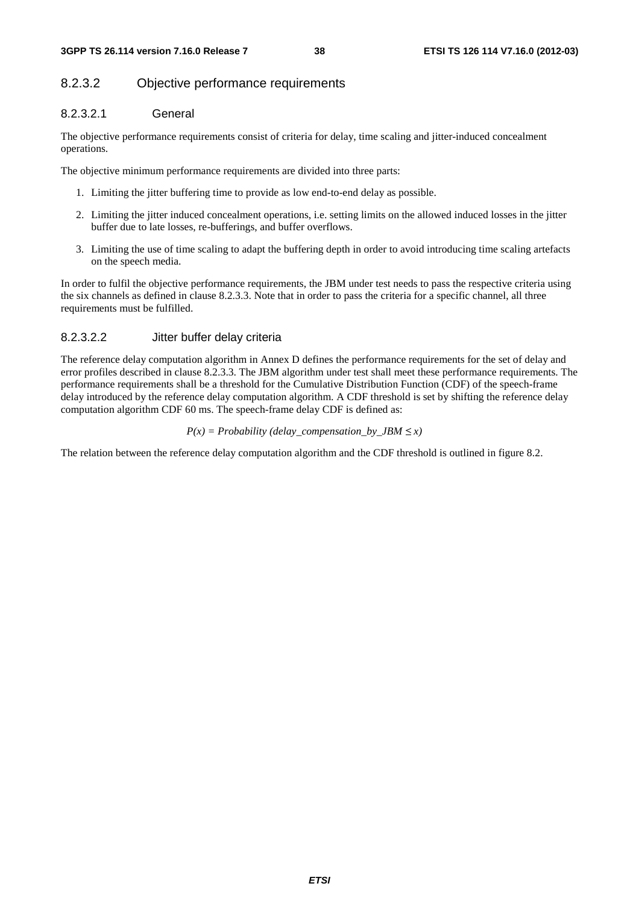#### 8.2.3.2 Objective performance requirements

##### 8.2.3.2.1 General

The objective performance requirements consist of criteria for delay, time scaling and jitter-induced concealment operations.

The objective minimum performance requirements are divided into three parts:

1. Limiting the jitter buffering time to provide as low end-to-end delay as possible.
2. Limiting the jitter induced concealment operations, i.e. setting limits on the allowed induced losses in the jitter buffer due to late losses, re-bufferings, and buffer overflows.
3. Limiting the use of time scaling to adapt the buffering depth in order to avoid introducing time scaling artefacts on the speech media.

In order to fulfil the objective performance requirements, the JBM under test needs to pass the respective criteria using the six channels as defined in clause 8.2.3.3. Note that in order to pass the criteria for a specific channel, all three requirements must be fulfilled.

##### 8.2.3.2.2 Jitter buffer delay criteria

The reference delay computation algorithm in Annex D defines the performance requirements for the set of delay and error profiles described in clause 8.2.3.3. The JBM algorithm under test shall meet these performance requirements. The performance requirements shall be a threshold for the Cumulative Distribution Function (CDF) of the speech-frame delay introduced by the reference delay computation algorithm. A CDF threshold is set by shifting the reference delay computation algorithm CDF 60 ms. The speech-frame delay CDF is defined as:

$$P(x) = Probability\ (delay\_compensation\_by\_JBM \leq x)$$

The relation between the reference delay computation algorithm and the CDF threshold is outlined in figure 8.2.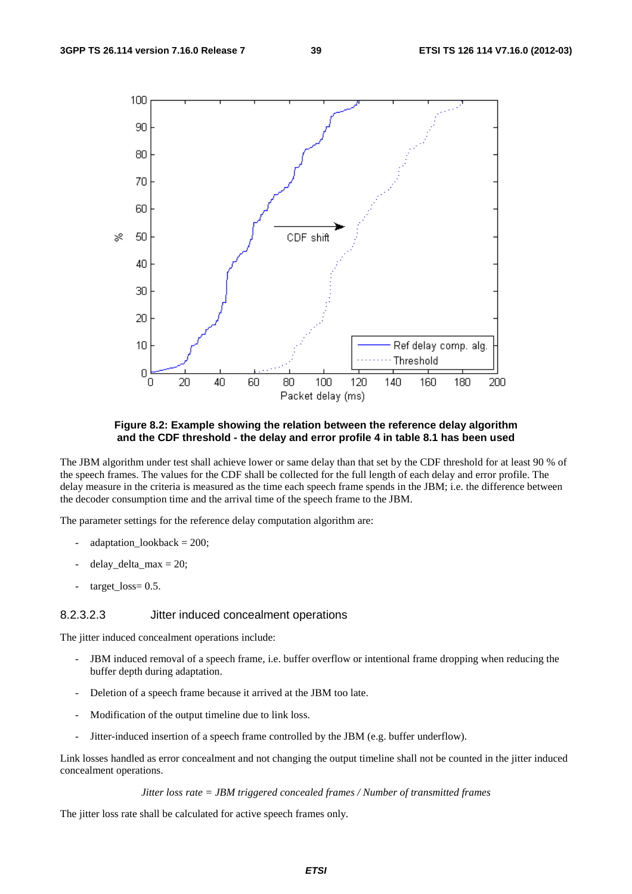**Figure 8.2: Example showing the relation between the reference delay algorithm and the CDF threshold - the delay and error profile 4 in table 8.1 has been used**

The JBM algorithm under test shall achieve lower or same delay than that set by the CDF threshold for at least 90 % of the speech frames. The values for the CDF shall be collected for the full length of each delay and error profile. The delay measure in the criteria is measured as the time each speech frame spends in the JBM; i.e. the difference between the decoder consumption time and the arrival time of the speech frame to the JBM.

The parameter settings for the reference delay computation algorithm are:

- adaptation_lookback = 200;
- delay_delta_max = 20;
- target_loss= 0.5.

#### 8.2.3.2.3 Jitter induced concealment operations

The jitter induced concealment operations include:

- JBM induced removal of a speech frame, i.e. buffer overflow or intentional frame dropping when reducing the buffer depth during adaptation.
- Deletion of a speech frame because it arrived at the JBM too late.
- Modification of the output timeline due to link loss.
- Jitter-induced insertion of a speech frame controlled by the JBM (e.g. buffer underflow).

Link losses handled as error concealment and not changing the output timeline shall not be counted in the jitter induced concealment operations.

*Jitter loss rate = JBM triggered concealed frames / Number of transmitted frames*

The jitter loss rate shall be calculated for active speech frames only.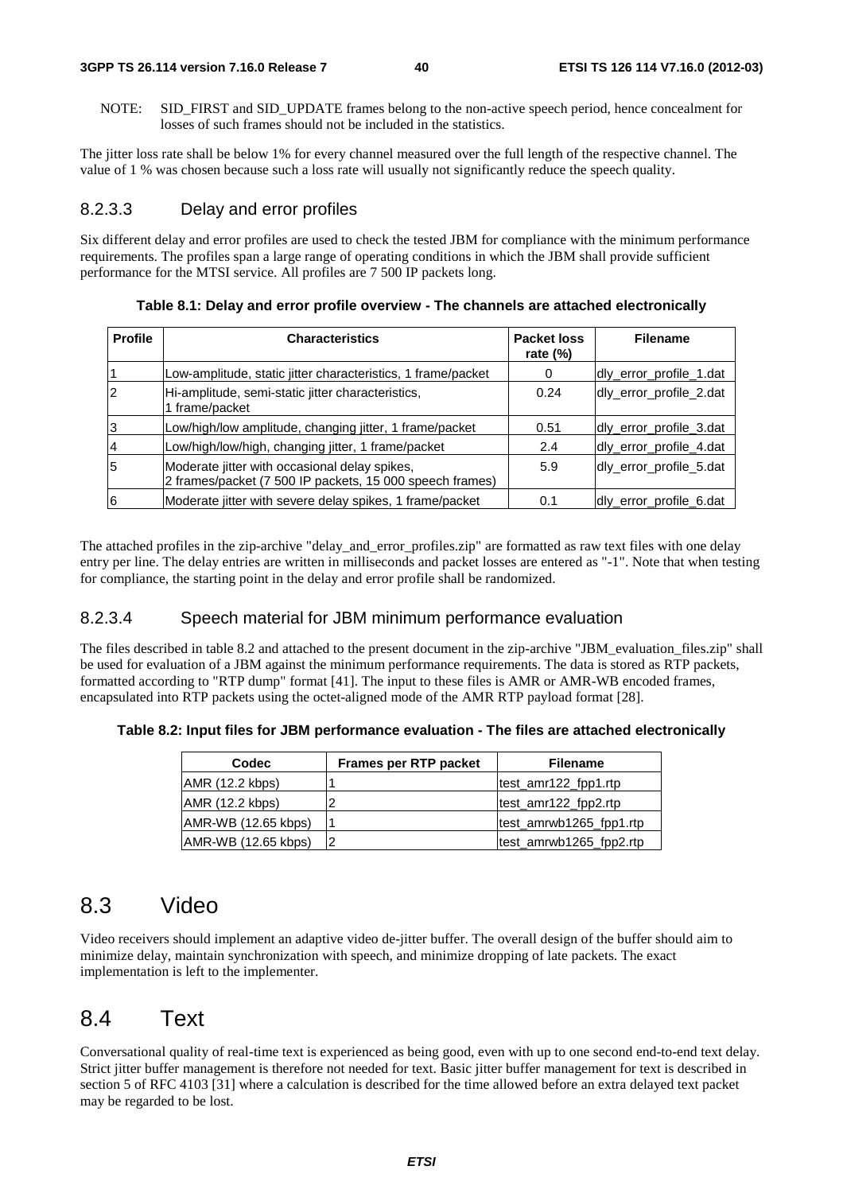NOTE: SID_FIRST and SID_UPDATE frames belong to the non-active speech period, hence concealment for losses of such frames should not be included in the statistics.

The jitter loss rate shall be below 1% for every channel measured over the full length of the respective channel. The value of 1 % was chosen because such a loss rate will usually not significantly reduce the speech quality.

#### 8.2.3.3 Delay and error profiles

Six different delay and error profiles are used to check the tested JBM for compliance with the minimum performance requirements. The profiles span a large range of operating conditions in which the JBM shall provide sufficient performance for the MTSI service. All profiles are 7 500 IP packets long.

**Table 8.1: Delay and error profile overview - The channels are attached electronically**

| Profile | Characteristics | Packet loss rate (%) | Filename |
|---|---|---|---|
| 1 | Low-amplitude, static jitter characteristics, 1 frame/packet | 0 | dly_error_profile_1.dat |
| 2 | Hi-amplitude, semi-static jitter characteristics, 1 frame/packet | 0.24 | dly_error_profile_2.dat |
| 3 | Low/high/low amplitude, changing jitter, 1 frame/packet | 0.51 | dly_error_profile_3.dat |
| 4 | Low/high/low/high, changing jitter, 1 frame/packet | 2.4 | dly_error_profile_4.dat |
| 5 | Moderate jitter with occasional delay spikes, 2 frames/packet (7 500 IP packets, 15 000 speech frames) | 5.9 | dly_error_profile_5.dat |
| 6 | Moderate jitter with severe delay spikes, 1 frame/packet | 0.1 | dly_error_profile_6.dat |

The attached profiles in the zip-archive "delay_and_error_profiles.zip" are formatted as raw text files with one delay entry per line. The delay entries are written in milliseconds and packet losses are entered as "-1". Note that when testing for compliance, the starting point in the delay and error profile shall be randomized.

#### 8.2.3.4 Speech material for JBM minimum performance evaluation

The files described in table 8.2 and attached to the present document in the zip-archive "JBM_evaluation_files.zip" shall be used for evaluation of a JBM against the minimum performance requirements. The data is stored as RTP packets, formatted according to "RTP dump" format [41]. The input to these files is AMR or AMR-WB encoded frames, encapsulated into RTP packets using the octet-aligned mode of the AMR RTP payload format [28].

**Table 8.2: Input files for JBM performance evaluation - The files are attached electronically**

| Codec | Frames per RTP packet | Filename |
|---|---|---|
| AMR (12.2 kbps) | 1 | test_amr122_fpp1.rtp |
| AMR (12.2 kbps) | 2 | test_amr122_fpp2.rtp |
| AMR-WB (12.65 kbps) | 1 | test_amrwb1265_fpp1.rtp |
| AMR-WB (12.65 kbps) | 2 | test_amrwb1265_fpp2.rtp |

## 8.3 Video

Video receivers should implement an adaptive video de-jitter buffer. The overall design of the buffer should aim to minimize delay, maintain synchronization with speech, and minimize dropping of late packets. The exact implementation is left to the implementer.

## 8.4 Text

Conversational quality of real-time text is experienced as being good, even with up to one second end-to-end text delay. Strict jitter buffer management is therefore not needed for text. Basic jitter buffer management for text is described in section 5 of RFC 4103 [31] where a calculation is described for the time allowed before an extra delayed text packet may be regarded to be lost.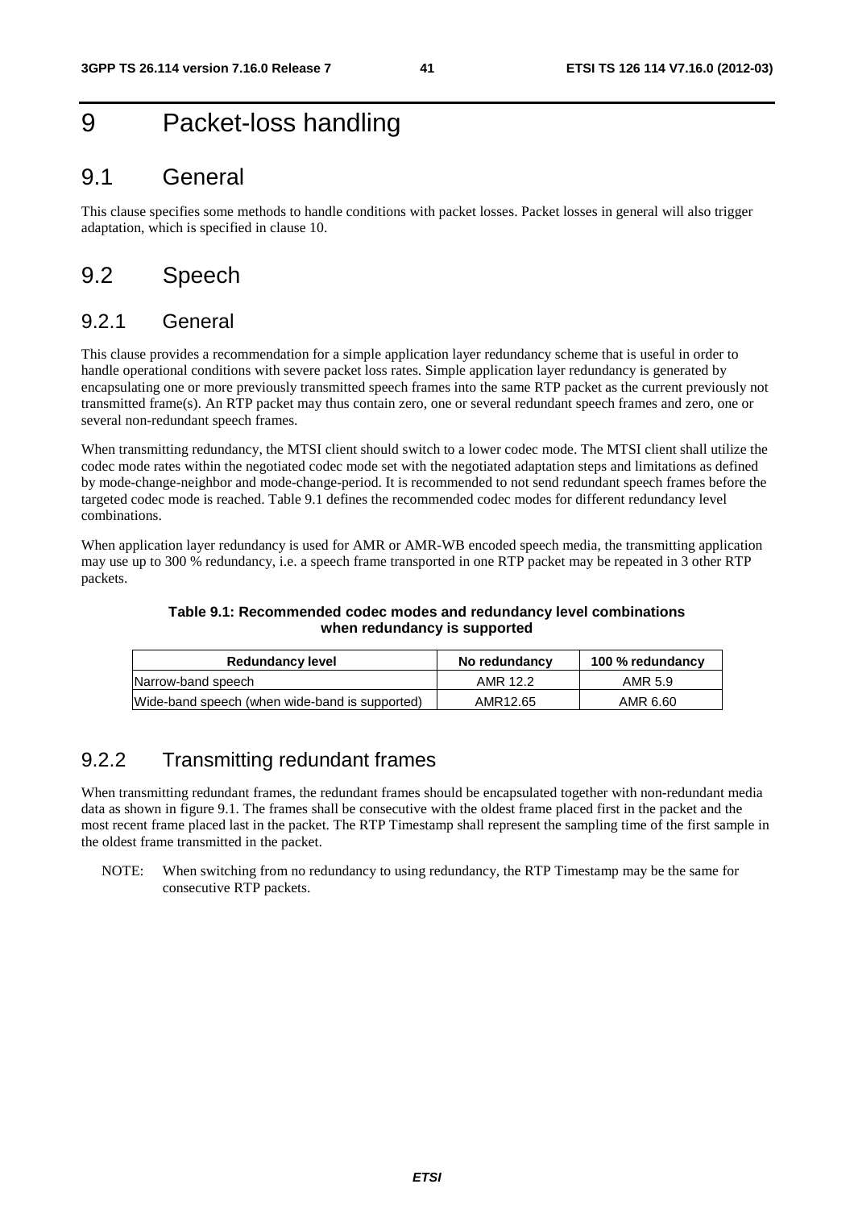# 9 Packet-loss handling

## 9.1 General

This clause specifies some methods to handle conditions with packet losses. Packet losses in general will also trigger adaptation, which is specified in clause 10.

## 9.2 Speech

### 9.2.1 General

This clause provides a recommendation for a simple application layer redundancy scheme that is useful in order to handle operational conditions with severe packet loss rates. Simple application layer redundancy is generated by encapsulating one or more previously transmitted speech frames into the same RTP packet as the current previously not transmitted frame(s). An RTP packet may thus contain zero, one or several redundant speech frames and zero, one or several non-redundant speech frames.

When transmitting redundancy, the MTSI client should switch to a lower codec mode. The MTSI client shall utilize the codec mode rates within the negotiated codec mode set with the negotiated adaptation steps and limitations as defined by mode-change-neighbor and mode-change-period. It is recommended to not send redundant speech frames before the targeted codec mode is reached. Table 9.1 defines the recommended codec modes for different redundancy level combinations.

When application layer redundancy is used for AMR or AMR-WB encoded speech media, the transmitting application may use up to 300 % redundancy, i.e. a speech frame transported in one RTP packet may be repeated in 3 other RTP packets.

**Table 9.1: Recommended codec modes and redundancy level combinations when redundancy is supported**

| Redundancy level | No redundancy | 100 % redundancy |
|---|---|---|
| Narrow-band speech | AMR 12.2 | AMR 5.9 |
| Wide-band speech (when wide-band is supported) | AMR12.65 | AMR 6.60 |

### 9.2.2 Transmitting redundant frames

When transmitting redundant frames, the redundant frames should be encapsulated together with non-redundant media data as shown in figure 9.1. The frames shall be consecutive with the oldest frame placed first in the packet and the most recent frame placed last in the packet. The RTP Timestamp shall represent the sampling time of the first sample in the oldest frame transmitted in the packet.

NOTE: When switching from no redundancy to using redundancy, the RTP Timestamp may be the same for consecutive RTP packets.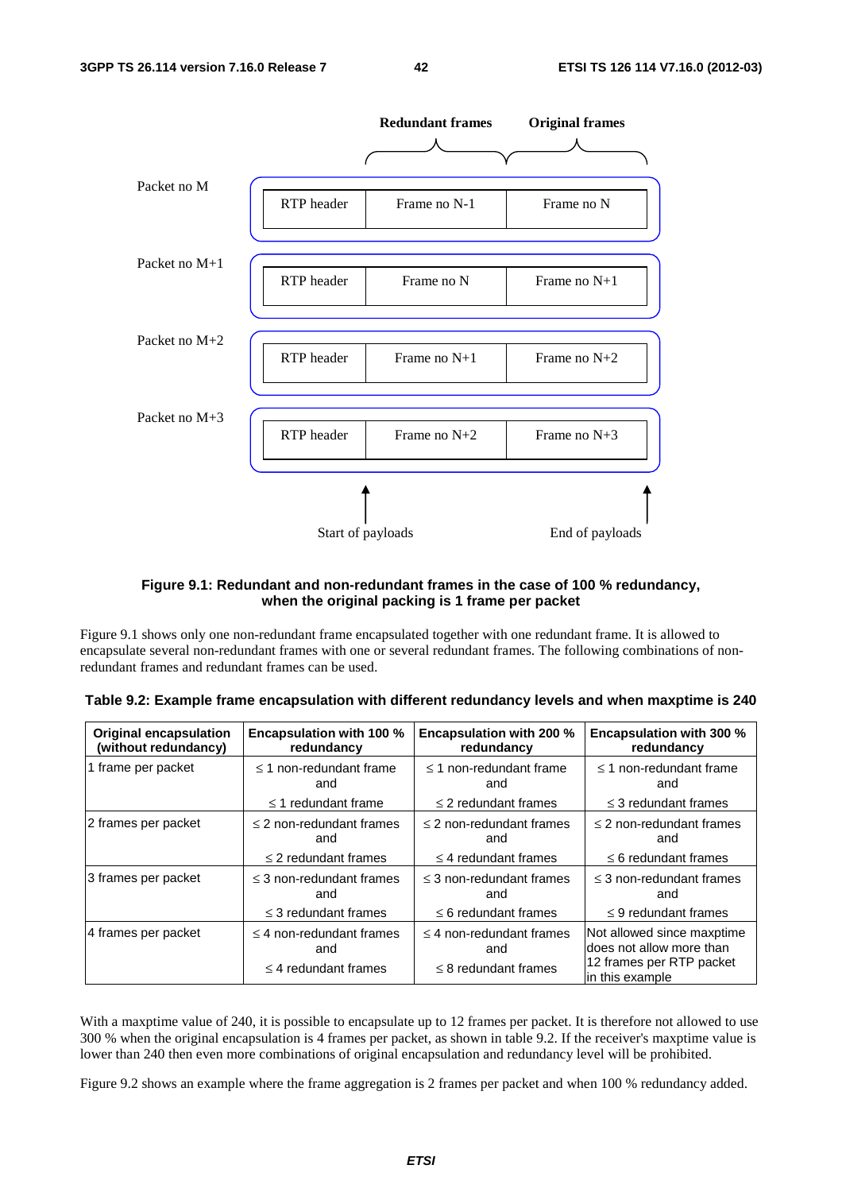**Figure 9.1: Redundant and non-redundant frames in the case of 100 % redundancy, when the original packing is 1 frame per packet**

Figure 9.1 shows only one non-redundant frame encapsulated together with one redundant frame. It is allowed to encapsulate several non-redundant frames with one or several redundant frames. The following combinations of non-redundant frames and redundant frames can be used.

**Table 9.2: Example frame encapsulation with different redundancy levels and when maxptime is 240**

| Original encapsulation (without redundancy) | Encapsulation with 100 % redundancy | Encapsulation with 200 % redundancy | Encapsulation with 300 % redundancy |
|---|---|---|---|
| 1 frame per packet | ≤ 1 non-redundant frame and ≤ 1 redundant frame | ≤ 1 non-redundant frame and ≤ 2 redundant frames | ≤ 1 non-redundant frame and ≤ 3 redundant frames |
| 2 frames per packet | ≤ 2 non-redundant frames and ≤ 2 redundant frames | ≤ 2 non-redundant frames and ≤ 4 redundant frames | ≤ 2 non-redundant frames and ≤ 6 redundant frames |
| 3 frames per packet | ≤ 3 non-redundant frames and ≤ 3 redundant frames | ≤ 3 non-redundant frames and ≤ 6 redundant frames | ≤ 3 non-redundant frames and ≤ 9 redundant frames |
| 4 frames per packet | ≤ 4 non-redundant frames and ≤ 4 redundant frames | ≤ 4 non-redundant frames and ≤ 8 redundant frames | Not allowed since maxptime does not allow more than 12 frames per RTP packet in this example |

With a maxptime value of 240, it is possible to encapsulate up to 12 frames per packet. It is therefore not allowed to use 300 % when the original encapsulation is 4 frames per packet, as shown in table 9.2. If the receiver's maxptime value is lower than 240 then even more combinations of original encapsulation and redundancy level will be prohibited.

Figure 9.2 shows an example where the frame aggregation is 2 frames per packet and when 100 % redundancy added.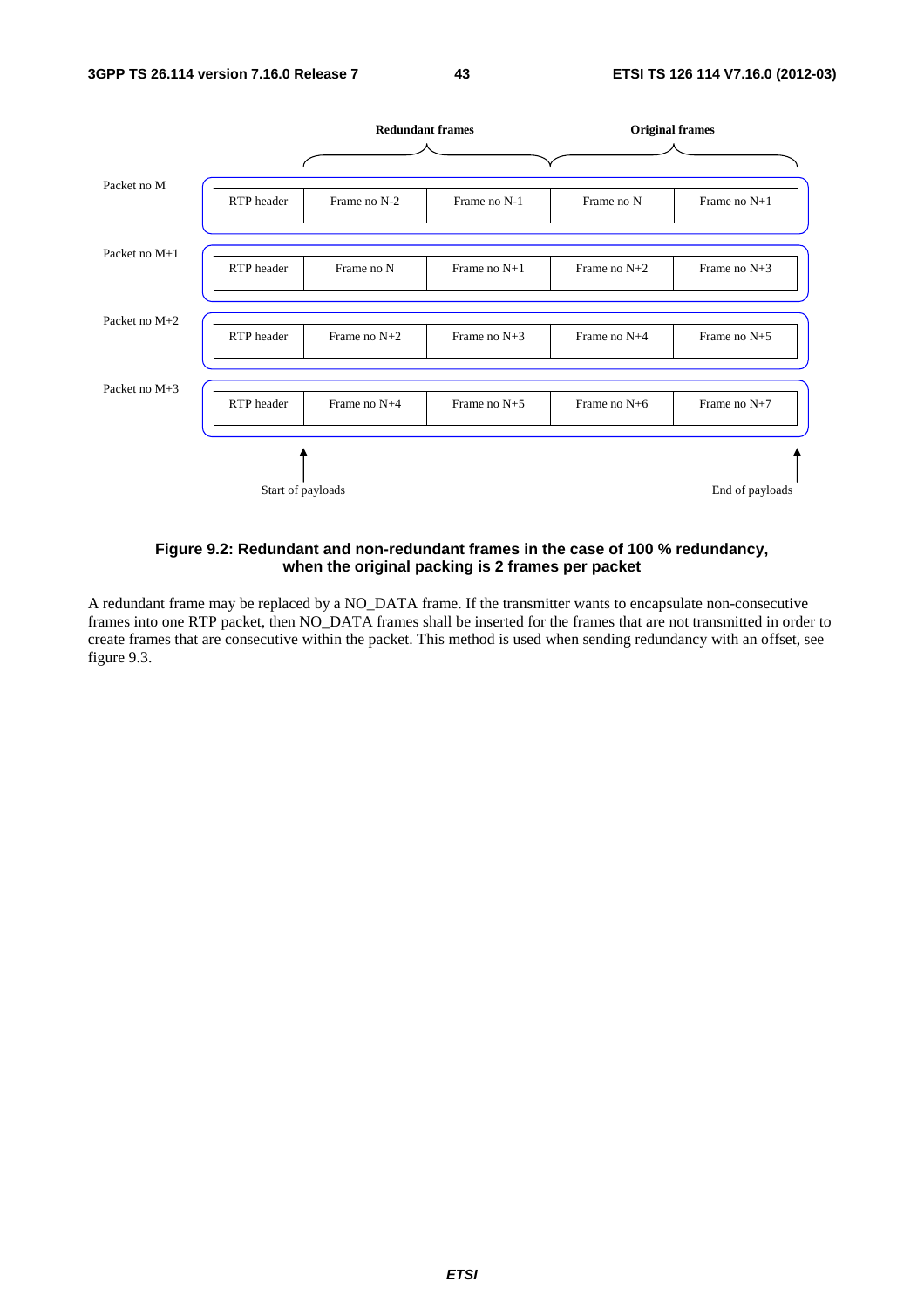|  | Redundant frames |  | Original frames |  |
| --- | --- | --- | --- | --- |
| Packet no M: RTP header | Frame no N-2 | Frame no N-1 | Frame no N | Frame no N+1 |
| Packet no M+1: RTP header | Frame no N | Frame no N+1 | Frame no N+2 | Frame no N+3 |
| Packet no M+2: RTP header | Frame no N+2 | Frame no N+3 | Frame no N+4 | Frame no N+5 |
| Packet no M+3: RTP header | Frame no N+4 | Frame no N+5 | Frame no N+6 | Frame no N+7 |

Start of payloads — End of payloads

**Figure 9.2: Redundant and non-redundant frames in the case of 100 % redundancy, when the original packing is 2 frames per packet**

A redundant frame may be replaced by a NO_DATA frame. If the transmitter wants to encapsulate non-consecutive frames into one RTP packet, then NO_DATA frames shall be inserted for the frames that are not transmitted in order to create frames that are consecutive within the packet. This method is used when sending redundancy with an offset, see figure 9.3.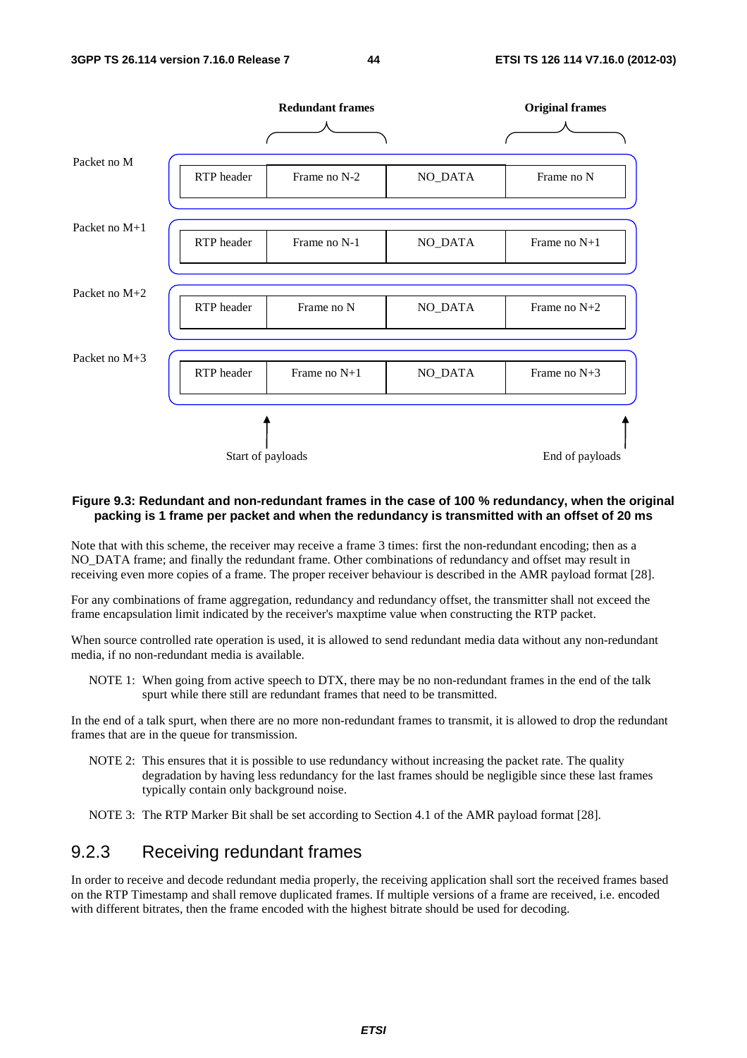| | Redundant frames | | Original frames |
|---|---|---|---|
| Packet no M: RTP header | Frame no N-2 | NO_DATA | Frame no N |
| Packet no M+1: RTP header | Frame no N-1 | NO_DATA | Frame no N+1 |
| Packet no M+2: RTP header | Frame no N | NO_DATA | Frame no N+2 |
| Packet no M+3: RTP header | Frame no N+1 | NO_DATA | Frame no N+3 |
| | Start of payloads | | End of payloads |

**Figure 9.3: Redundant and non-redundant frames in the case of 100 % redundancy, when the original packing is 1 frame per packet and when the redundancy is transmitted with an offset of 20 ms**

Note that with this scheme, the receiver may receive a frame 3 times: first the non-redundant encoding; then as a NO_DATA frame; and finally the redundant frame. Other combinations of redundancy and offset may result in receiving even more copies of a frame. The proper receiver behaviour is described in the AMR payload format [28].

For any combinations of frame aggregation, redundancy and redundancy offset, the transmitter shall not exceed the frame encapsulation limit indicated by the receiver's maxptime value when constructing the RTP packet.

When source controlled rate operation is used, it is allowed to send redundant media data without any non-redundant media, if no non-redundant media is available.

NOTE 1: When going from active speech to DTX, there may be no non-redundant frames in the end of the talk spurt while there still are redundant frames that need to be transmitted.

In the end of a talk spurt, when there are no more non-redundant frames to transmit, it is allowed to drop the redundant frames that are in the queue for transmission.

NOTE 2: This ensures that it is possible to use redundancy without increasing the packet rate. The quality degradation by having less redundancy for the last frames should be negligible since these last frames typically contain only background noise.

NOTE 3: The RTP Marker Bit shall be set according to Section 4.1 of the AMR payload format [28].

### 9.2.3 Receiving redundant frames

In order to receive and decode redundant media properly, the receiving application shall sort the received frames based on the RTP Timestamp and shall remove duplicated frames. If multiple versions of a frame are received, i.e. encoded with different bitrates, then the frame encoded with the highest bitrate should be used for decoding.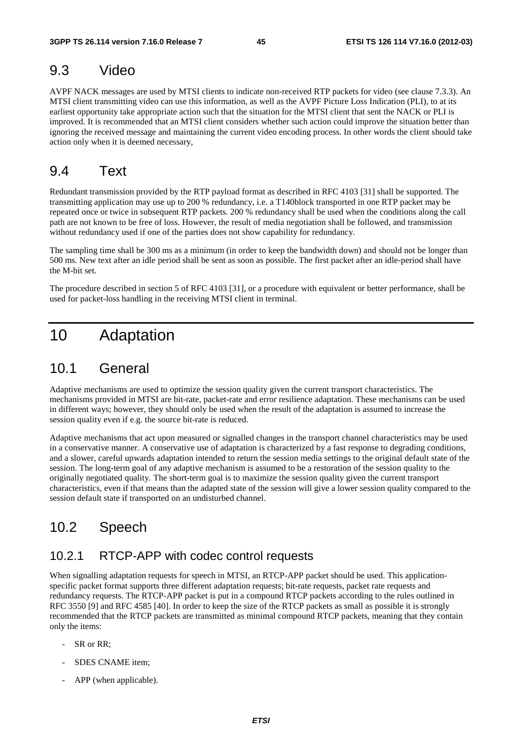## 9.3 Video

AVPF NACK messages are used by MTSI clients to indicate non-received RTP packets for video (see clause 7.3.3). An MTSI client transmitting video can use this information, as well as the AVPF Picture Loss Indication (PLI), to at its earliest opportunity take appropriate action such that the situation for the MTSI client that sent the NACK or PLI is improved. It is recommended that an MTSI client considers whether such action could improve the situation better than ignoring the received message and maintaining the current video encoding process. In other words the client should take action only when it is deemed necessary,

## 9.4 Text

Redundant transmission provided by the RTP payload format as described in RFC 4103 [31] shall be supported. The transmitting application may use up to 200 % redundancy, i.e. a T140block transported in one RTP packet may be repeated once or twice in subsequent RTP packets. 200 % redundancy shall be used when the conditions along the call path are not known to be free of loss. However, the result of media negotiation shall be followed, and transmission without redundancy used if one of the parties does not show capability for redundancy.

The sampling time shall be 300 ms as a minimum (in order to keep the bandwidth down) and should not be longer than 500 ms. New text after an idle period shall be sent as soon as possible. The first packet after an idle-period shall have the M-bit set.

The procedure described in section 5 of RFC 4103 [31], or a procedure with equivalent or better performance, shall be used for packet-loss handling in the receiving MTSI client in terminal.

# 10 Adaptation

## 10.1 General

Adaptive mechanisms are used to optimize the session quality given the current transport characteristics. The mechanisms provided in MTSI are bit-rate, packet-rate and error resilience adaptation. These mechanisms can be used in different ways; however, they should only be used when the result of the adaptation is assumed to increase the session quality even if e.g. the source bit-rate is reduced.

Adaptive mechanisms that act upon measured or signalled changes in the transport channel characteristics may be used in a conservative manner. A conservative use of adaptation is characterized by a fast response to degrading conditions, and a slower, careful upwards adaptation intended to return the session media settings to the original default state of the session. The long-term goal of any adaptive mechanism is assumed to be a restoration of the session quality to the originally negotiated quality. The short-term goal is to maximize the session quality given the current transport characteristics, even if that means than the adapted state of the session will give a lower session quality compared to the session default state if transported on an undisturbed channel.

## 10.2 Speech

### 10.2.1 RTCP-APP with codec control requests

When signalling adaptation requests for speech in MTSI, an RTCP-APP packet should be used. This application-specific packet format supports three different adaptation requests; bit-rate requests, packet rate requests and redundancy requests. The RTCP-APP packet is put in a compound RTCP packets according to the rules outlined in RFC 3550 [9] and RFC 4585 [40]. In order to keep the size of the RTCP packets as small as possible it is strongly recommended that the RTCP packets are transmitted as minimal compound RTCP packets, meaning that they contain only the items:

- SR or RR;
- SDES CNAME item;
- APP (when applicable).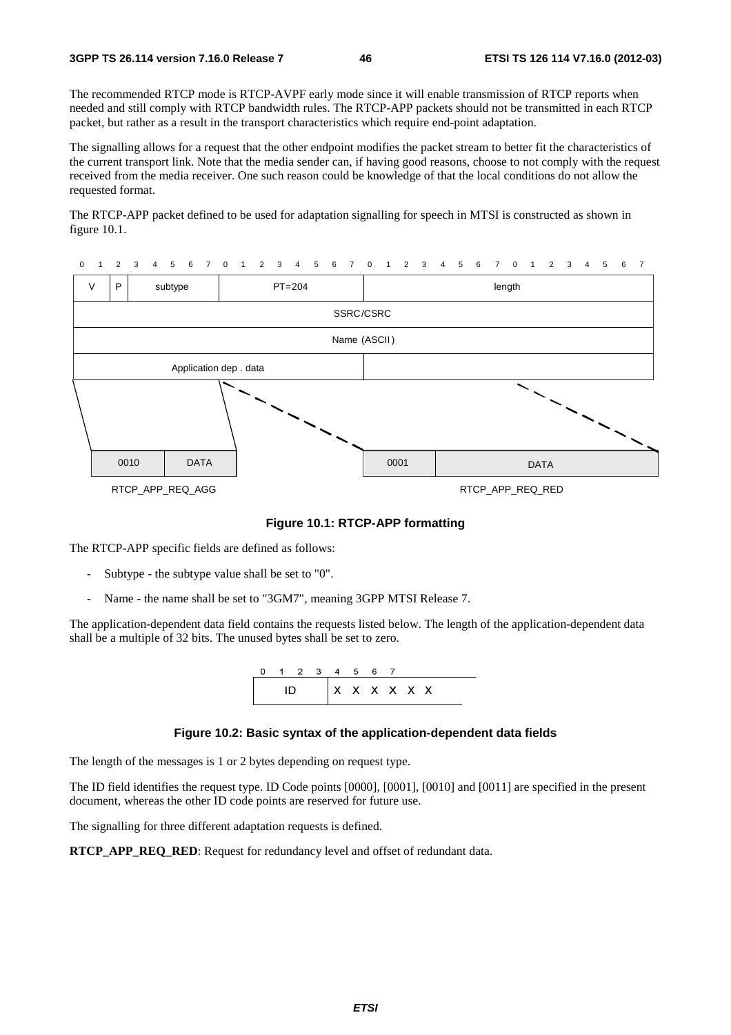The recommended RTCP mode is RTCP-AVPF early mode since it will enable transmission of RTCP reports when needed and still comply with RTCP bandwidth rules. The RTCP-APP packets should not be transmitted in each RTCP packet, but rather as a result in the transport characteristics which require end-point adaptation.

The signalling allows for a request that the other endpoint modifies the packet stream to better fit the characteristics of the current transport link. Note that the media sender can, if having good reasons, choose to not comply with the request received from the media receiver. One such reason could be knowledge of that the local conditions do not allow the requested format.

The RTCP-APP packet defined to be used for adaptation signalling for speech in MTSI is constructed as shown in figure 10.1.

| V | P | subtype | PT=204 | length |
|---|---|---|---|---|
| SSRC/CSRC | | | | |
| Name (ASCII) | | | | |
| Application dep . data | | | | |

| 0010 | DATA |
|---|---|

RTCP_APP_REQ_AGG

| 0001 | DATA |
|---|---|

RTCP_APP_REQ_RED

**Figure 10.1: RTCP-APP formatting**

The RTCP-APP specific fields are defined as follows:

- Subtype - the subtype value shall be set to "0".
- Name - the name shall be set to "3GM7", meaning 3GPP MTSI Release 7.

The application-dependent data field contains the requests listed below. The length of the application-dependent data shall be a multiple of 32 bits. The unused bytes shall be set to zero.

| 0 1 2 3 | 4 5 6 7 |
|---|---|
| ID | X X X X X X |

**Figure 10.2: Basic syntax of the application-dependent data fields**

The length of the messages is 1 or 2 bytes depending on request type.

The ID field identifies the request type. ID Code points [0000], [0001], [0010] and [0011] are specified in the present document, whereas the other ID code points are reserved for future use.

The signalling for three different adaptation requests is defined.

**RTCP_APP_REQ_RED**: Request for redundancy level and offset of redundant data.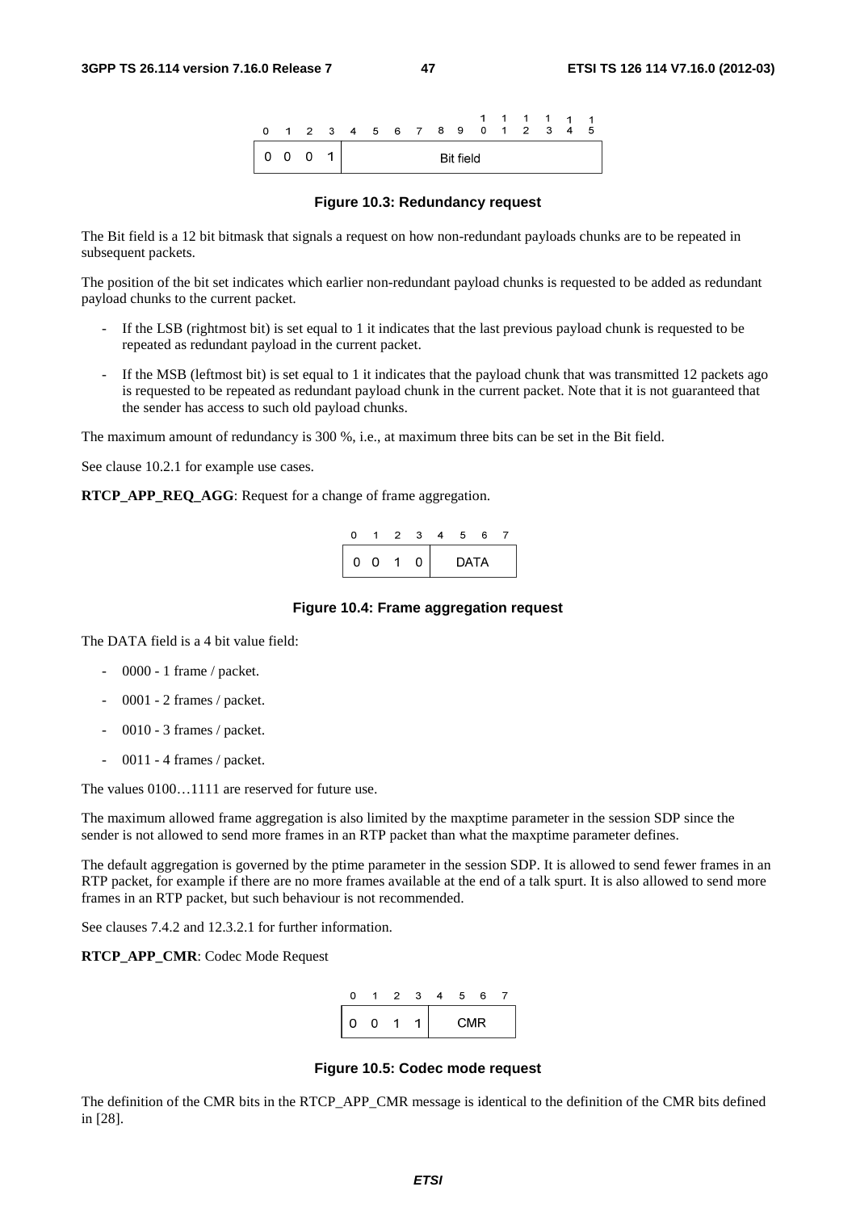| 0 | 1 | 2 | 3 | 4 | 5 | 6 | 7 | 8 | 9 | 10 | 11 | 12 | 13 | 14 | 15 |
|---|---|---|---|---|---|---|---|---|---|---|---|---|---|---|---|
| 0 | 0 | 0 | 1 | Bit field | | | | | | | | | | | |

**Figure 10.3: Redundancy request**

The Bit field is a 12 bit bitmask that signals a request on how non-redundant payloads chunks are to be repeated in subsequent packets.

The position of the bit set indicates which earlier non-redundant payload chunks is requested to be added as redundant payload chunks to the current packet.

- If the LSB (rightmost bit) is set equal to 1 it indicates that the last previous payload chunk is requested to be repeated as redundant payload in the current packet.
- If the MSB (leftmost bit) is set equal to 1 it indicates that the payload chunk that was transmitted 12 packets ago is requested to be repeated as redundant payload chunk in the current packet. Note that it is not guaranteed that the sender has access to such old payload chunks.

The maximum amount of redundancy is 300 %, i.e., at maximum three bits can be set in the Bit field.

See clause 10.2.1 for example use cases.

**RTCP_APP_REQ_AGG**: Request for a change of frame aggregation.

| 0 | 1 | 2 | 3 | 4 | 5 | 6 | 7 |
|---|---|---|---|---|---|---|---|
| 0 | 0 | 1 | 0 | DATA | | | |

**Figure 10.4: Frame aggregation request**

The DATA field is a 4 bit value field:

- 0000 - 1 frame / packet.
- 0001 - 2 frames / packet.
- 0010 - 3 frames / packet.
- 0011 - 4 frames / packet.

The values 0100…1111 are reserved for future use.

The maximum allowed frame aggregation is also limited by the maxptime parameter in the session SDP since the sender is not allowed to send more frames in an RTP packet than what the maxptime parameter defines.

The default aggregation is governed by the ptime parameter in the session SDP. It is allowed to send fewer frames in an RTP packet, for example if there are no more frames available at the end of a talk spurt. It is also allowed to send more frames in an RTP packet, but such behaviour is not recommended.

See clauses 7.4.2 and 12.3.2.1 for further information.

**RTCP_APP_CMR**: Codec Mode Request

| 0 | 1 | 2 | 3 | 4 | 5 | 6 | 7 |
|---|---|---|---|---|---|---|---|
| 0 | 0 | 1 | 1 | CMR | | | |

**Figure 10.5: Codec mode request**

The definition of the CMR bits in the RTCP_APP_CMR message is identical to the definition of the CMR bits defined in [28].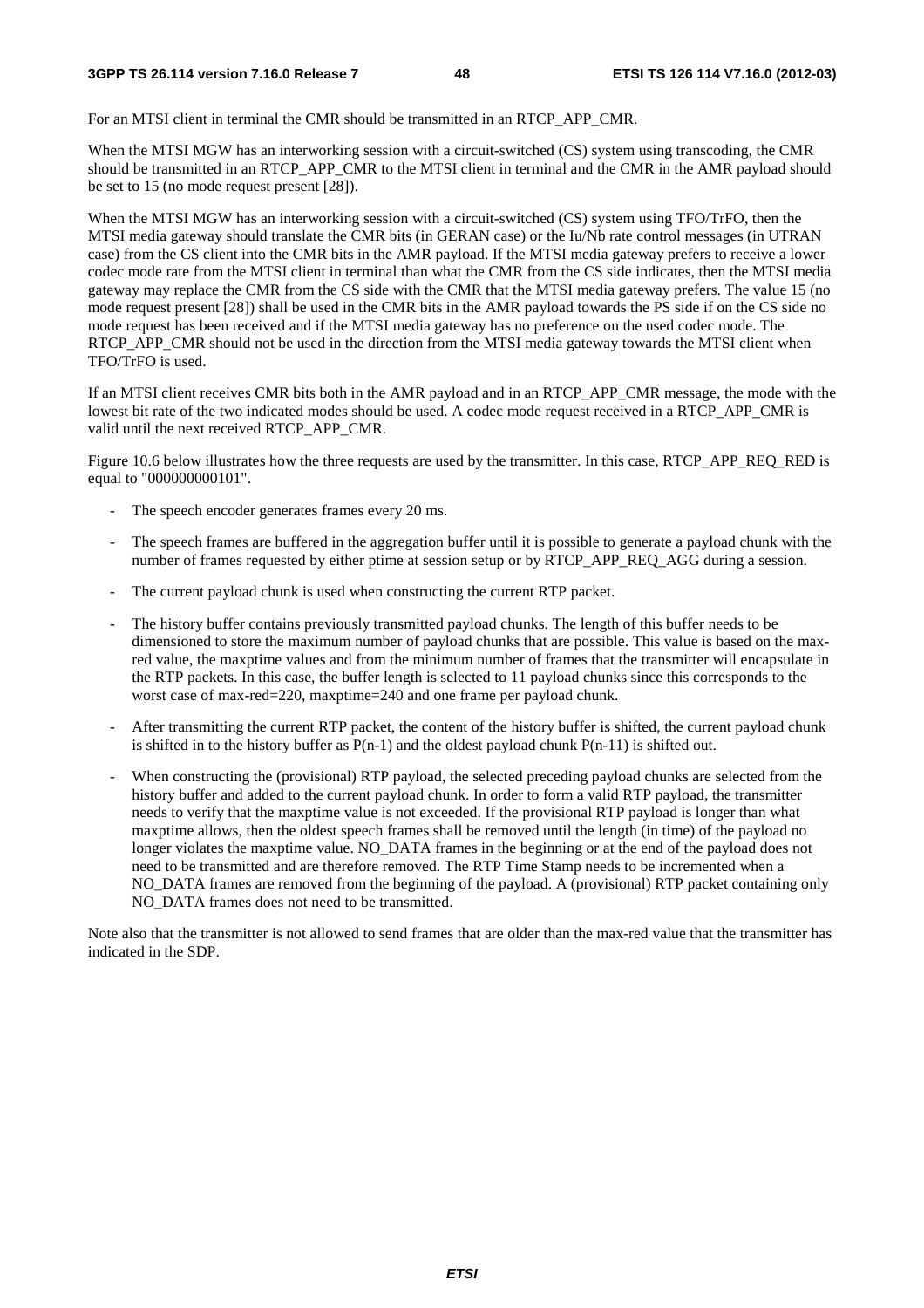For an MTSI client in terminal the CMR should be transmitted in an RTCP_APP_CMR.

When the MTSI MGW has an interworking session with a circuit-switched (CS) system using transcoding, the CMR should be transmitted in an RTCP_APP_CMR to the MTSI client in terminal and the CMR in the AMR payload should be set to 15 (no mode request present [28]).

When the MTSI MGW has an interworking session with a circuit-switched (CS) system using TFO/TrFO, then the MTSI media gateway should translate the CMR bits (in GERAN case) or the Iu/Nb rate control messages (in UTRAN case) from the CS client into the CMR bits in the AMR payload. If the MTSI media gateway prefers to receive a lower codec mode rate from the MTSI client in terminal than what the CMR from the CS side indicates, then the MTSI media gateway may replace the CMR from the CS side with the CMR that the MTSI media gateway prefers. The value 15 (no mode request present [28]) shall be used in the CMR bits in the AMR payload towards the PS side if on the CS side no mode request has been received and if the MTSI media gateway has no preference on the used codec mode. The RTCP_APP_CMR should not be used in the direction from the MTSI media gateway towards the MTSI client when TFO/TrFO is used.

If an MTSI client receives CMR bits both in the AMR payload and in an RTCP_APP_CMR message, the mode with the lowest bit rate of the two indicated modes should be used. A codec mode request received in a RTCP_APP_CMR is valid until the next received RTCP_APP_CMR.

Figure 10.6 below illustrates how the three requests are used by the transmitter. In this case, RTCP_APP_REQ_RED is equal to "000000000101".

- The speech encoder generates frames every 20 ms.
- The speech frames are buffered in the aggregation buffer until it is possible to generate a payload chunk with the number of frames requested by either ptime at session setup or by RTCP_APP_REQ_AGG during a session.
- The current payload chunk is used when constructing the current RTP packet.
- The history buffer contains previously transmitted payload chunks. The length of this buffer needs to be dimensioned to store the maximum number of payload chunks that are possible. This value is based on the max-red value, the maxptime values and from the minimum number of frames that the transmitter will encapsulate in the RTP packets. In this case, the buffer length is selected to 11 payload chunks since this corresponds to the worst case of max-red=220, maxptime=240 and one frame per payload chunk.
- After transmitting the current RTP packet, the content of the history buffer is shifted, the current payload chunk is shifted in to the history buffer as P(n-1) and the oldest payload chunk P(n-11) is shifted out.
- When constructing the (provisional) RTP payload, the selected preceding payload chunks are selected from the history buffer and added to the current payload chunk. In order to form a valid RTP payload, the transmitter needs to verify that the maxptime value is not exceeded. If the provisional RTP payload is longer than what maxptime allows, then the oldest speech frames shall be removed until the length (in time) of the payload no longer violates the maxptime value. NO_DATA frames in the beginning or at the end of the payload does not need to be transmitted and are therefore removed. The RTP Time Stamp needs to be incremented when a NO_DATA frames are removed from the beginning of the payload. A (provisional) RTP packet containing only NO_DATA frames does not need to be transmitted.

Note also that the transmitter is not allowed to send frames that are older than the max-red value that the transmitter has indicated in the SDP.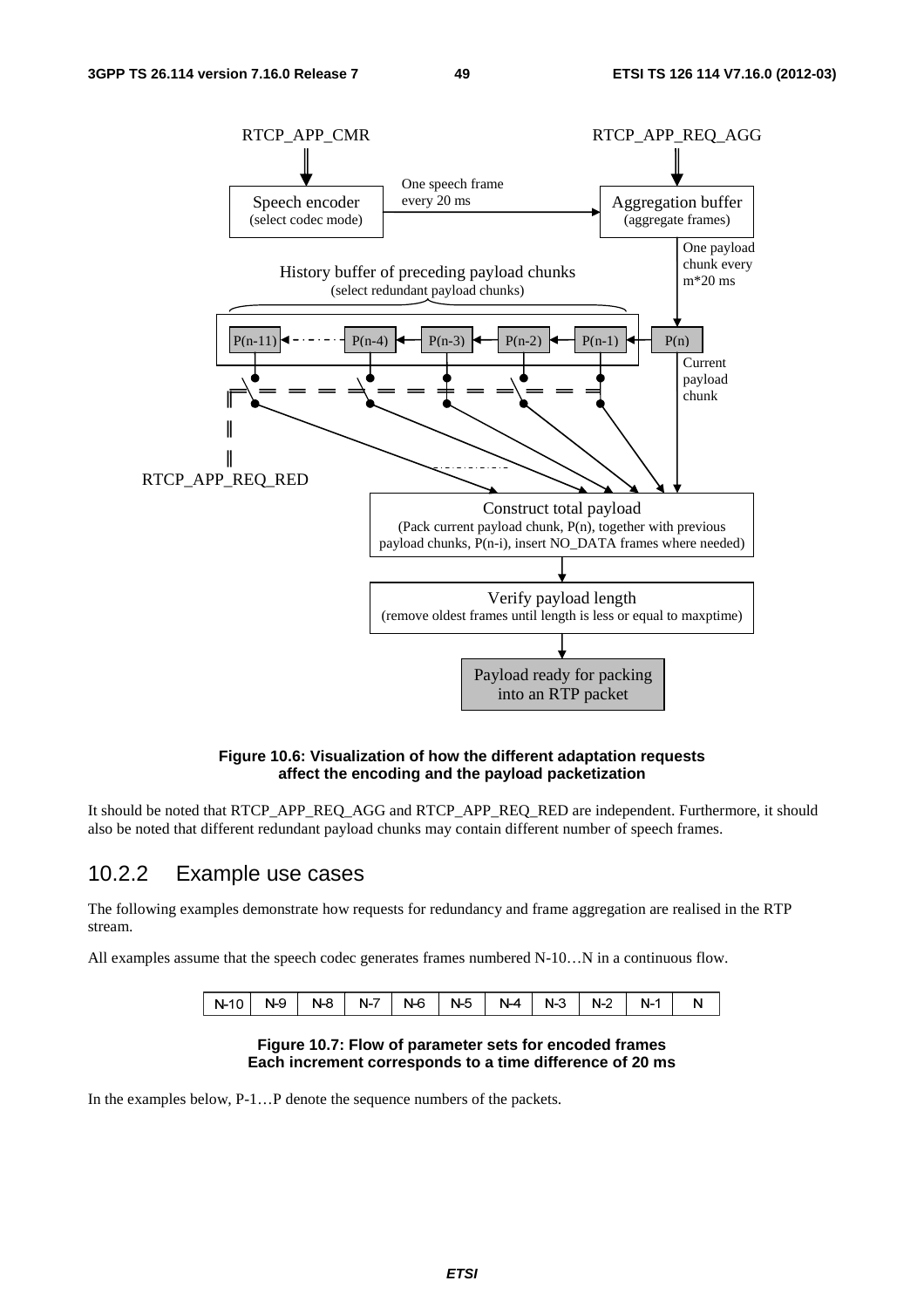**Figure 10.6: Visualization of how the different adaptation requests affect the encoding and the payload packetization**

It should be noted that RTCP_APP_REQ_AGG and RTCP_APP_REQ_RED are independent. Furthermore, it should also be noted that different redundant payload chunks may contain different number of speech frames.

## 10.2.2 Example use cases

The following examples demonstrate how requests for redundancy and frame aggregation are realised in the RTP stream.

All examples assume that the speech codec generates frames numbered N-10…N in a continuous flow.

| N-10 | N-9 | N-8 | N-7 | N-6 | N-5 | N-4 | N-3 | N-2 | N-1 | N |
|---|---|---|---|---|---|---|---|---|---|---|

**Figure 10.7: Flow of parameter sets for encoded frames Each increment corresponds to a time difference of 20 ms**

In the examples below, P-1…P denote the sequence numbers of the packets.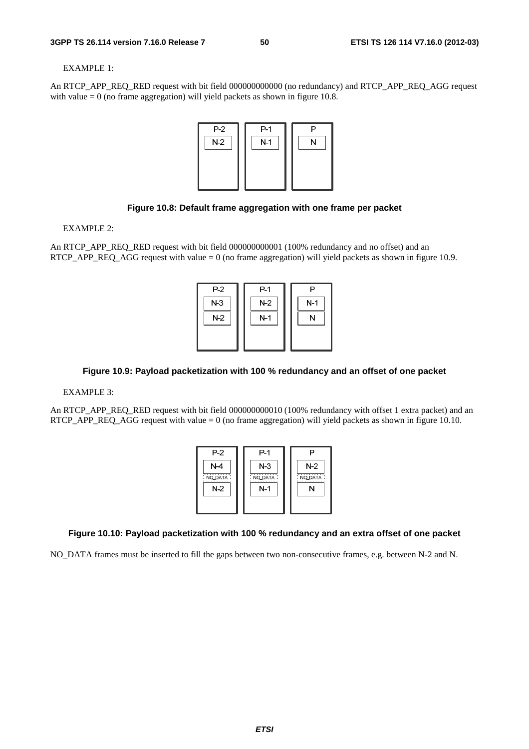EXAMPLE 1:

An RTCP_APP_REQ_RED request with bit field 000000000000 (no redundancy) and RTCP_APP_REQ_AGG request with value = 0 (no frame aggregation) will yield packets as shown in figure 10.8.

| P-2 | P-1 | P |
|---|---|---|
| N-2 | N-1 | N |

**Figure 10.8: Default frame aggregation with one frame per packet**

EXAMPLE 2:

An RTCP_APP_REQ_RED request with bit field 000000000001 (100% redundancy and no offset) and an RTCP_APP_REQ_AGG request with value = 0 (no frame aggregation) will yield packets as shown in figure 10.9.

| P-2 | P-1 | P |
|---|---|---|
| N-3 | N-2 | N-1 |
| N-2 | N-1 | N |

**Figure 10.9: Payload packetization with 100 % redundancy and an offset of one packet**

EXAMPLE 3:

An RTCP_APP_REQ_RED request with bit field 000000000010 (100% redundancy with offset 1 extra packet) and an RTCP_APP_REQ_AGG request with value = 0 (no frame aggregation) will yield packets as shown in figure 10.10.

| P-2 | P-1 | P |
|---|---|---|
| N-4 | N-3 | N-2 |
| NO_DATA | NO_DATA | NO_DATA |
| N-2 | N-1 | N |

**Figure 10.10: Payload packetization with 100 % redundancy and an extra offset of one packet**

NO_DATA frames must be inserted to fill the gaps between two non-consecutive frames, e.g. between N-2 and N.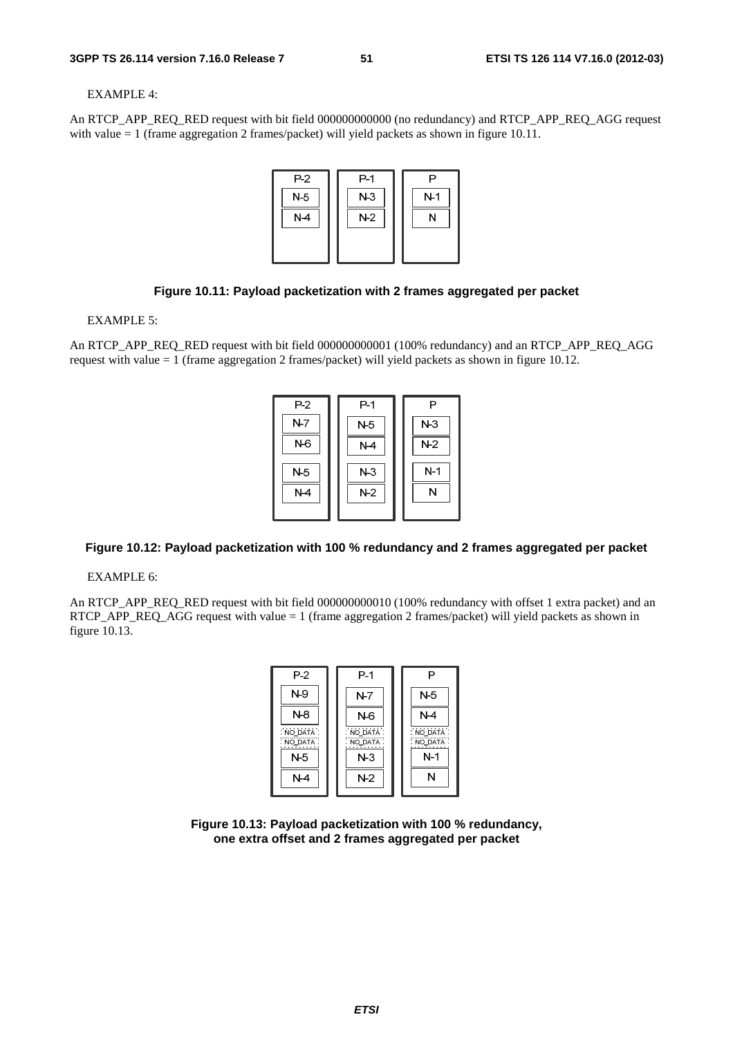EXAMPLE 4:

An RTCP_APP_REQ_RED request with bit field 000000000000 (no redundancy) and RTCP_APP_REQ_AGG request with value = 1 (frame aggregation 2 frames/packet) will yield packets as shown in figure 10.11.

**Figure 10.11: Payload packetization with 2 frames aggregated per packet**

EXAMPLE 5:

An RTCP_APP_REQ_RED request with bit field 000000000001 (100% redundancy) and an RTCP_APP_REQ_AGG request with value = 1 (frame aggregation 2 frames/packet) will yield packets as shown in figure 10.12.

**Figure 10.12: Payload packetization with 100 % redundancy and 2 frames aggregated per packet**

EXAMPLE 6:

An RTCP_APP_REQ_RED request with bit field 000000000010 (100% redundancy with offset 1 extra packet) and an RTCP_APP_REQ_AGG request with value = 1 (frame aggregation 2 frames/packet) will yield packets as shown in figure 10.13.

**Figure 10.13: Payload packetization with 100 % redundancy, one extra offset and 2 frames aggregated per packet**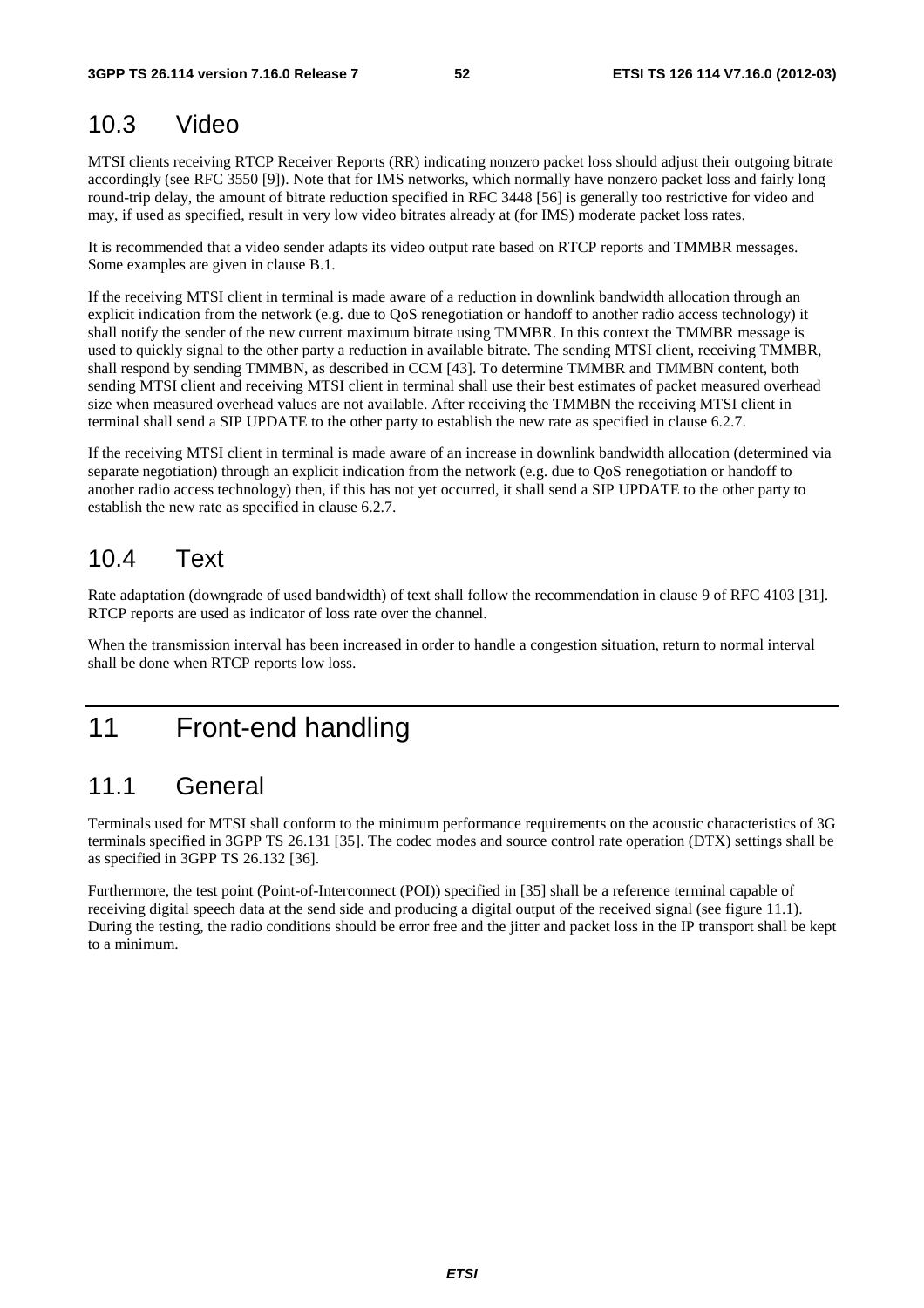## 10.3 Video

MTSI clients receiving RTCP Receiver Reports (RR) indicating nonzero packet loss should adjust their outgoing bitrate accordingly (see RFC 3550 [9]). Note that for IMS networks, which normally have nonzero packet loss and fairly long round-trip delay, the amount of bitrate reduction specified in RFC 3448 [56] is generally too restrictive for video and may, if used as specified, result in very low video bitrates already at (for IMS) moderate packet loss rates.

It is recommended that a video sender adapts its video output rate based on RTCP reports and TMMBR messages. Some examples are given in clause B.1.

If the receiving MTSI client in terminal is made aware of a reduction in downlink bandwidth allocation through an explicit indication from the network (e.g. due to QoS renegotiation or handoff to another radio access technology) it shall notify the sender of the new current maximum bitrate using TMMBR. In this context the TMMBR message is used to quickly signal to the other party a reduction in available bitrate. The sending MTSI client, receiving TMMBR, shall respond by sending TMMBN, as described in CCM [43]. To determine TMMBR and TMMBN content, both sending MTSI client and receiving MTSI client in terminal shall use their best estimates of packet measured overhead size when measured overhead values are not available. After receiving the TMMBN the receiving MTSI client in terminal shall send a SIP UPDATE to the other party to establish the new rate as specified in clause 6.2.7.

If the receiving MTSI client in terminal is made aware of an increase in downlink bandwidth allocation (determined via separate negotiation) through an explicit indication from the network (e.g. due to QoS renegotiation or handoff to another radio access technology) then, if this has not yet occurred, it shall send a SIP UPDATE to the other party to establish the new rate as specified in clause 6.2.7.

## 10.4 Text

Rate adaptation (downgrade of used bandwidth) of text shall follow the recommendation in clause 9 of RFC 4103 [31]. RTCP reports are used as indicator of loss rate over the channel.

When the transmission interval has been increased in order to handle a congestion situation, return to normal interval shall be done when RTCP reports low loss.

# 11 Front-end handling

## 11.1 General

Terminals used for MTSI shall conform to the minimum performance requirements on the acoustic characteristics of 3G terminals specified in 3GPP TS 26.131 [35]. The codec modes and source control rate operation (DTX) settings shall be as specified in 3GPP TS 26.132 [36].

Furthermore, the test point (Point-of-Interconnect (POI)) specified in [35] shall be a reference terminal capable of receiving digital speech data at the send side and producing a digital output of the received signal (see figure 11.1). During the testing, the radio conditions should be error free and the jitter and packet loss in the IP transport shall be kept to a minimum.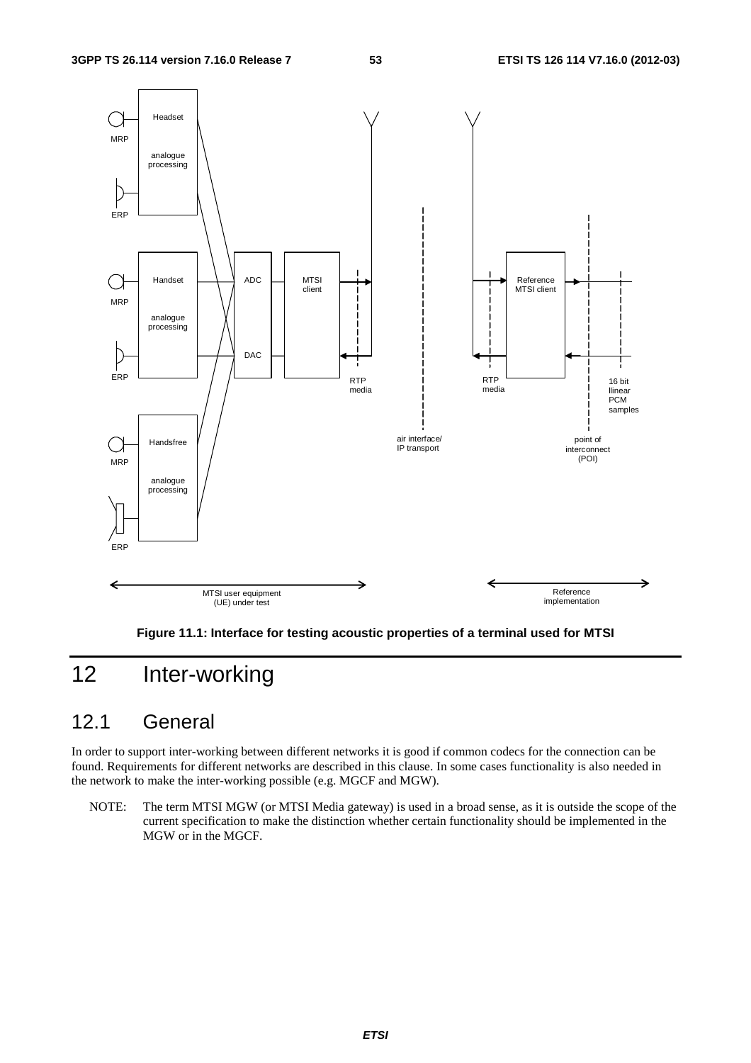Figure 11.1: Interface for testing acoustic properties of a terminal used for MTSI

# 12 Inter-working

## 12.1 General

In order to support inter-working between different networks it is good if common codecs for the connection can be found. Requirements for different networks are described in this clause. In some cases functionality is also needed in the network to make the inter-working possible (e.g. MGCF and MGW).

NOTE: The term MTSI MGW (or MTSI Media gateway) is used in a broad sense, as it is outside the scope of the current specification to make the distinction whether certain functionality should be implemented in the MGW or in the MGCF.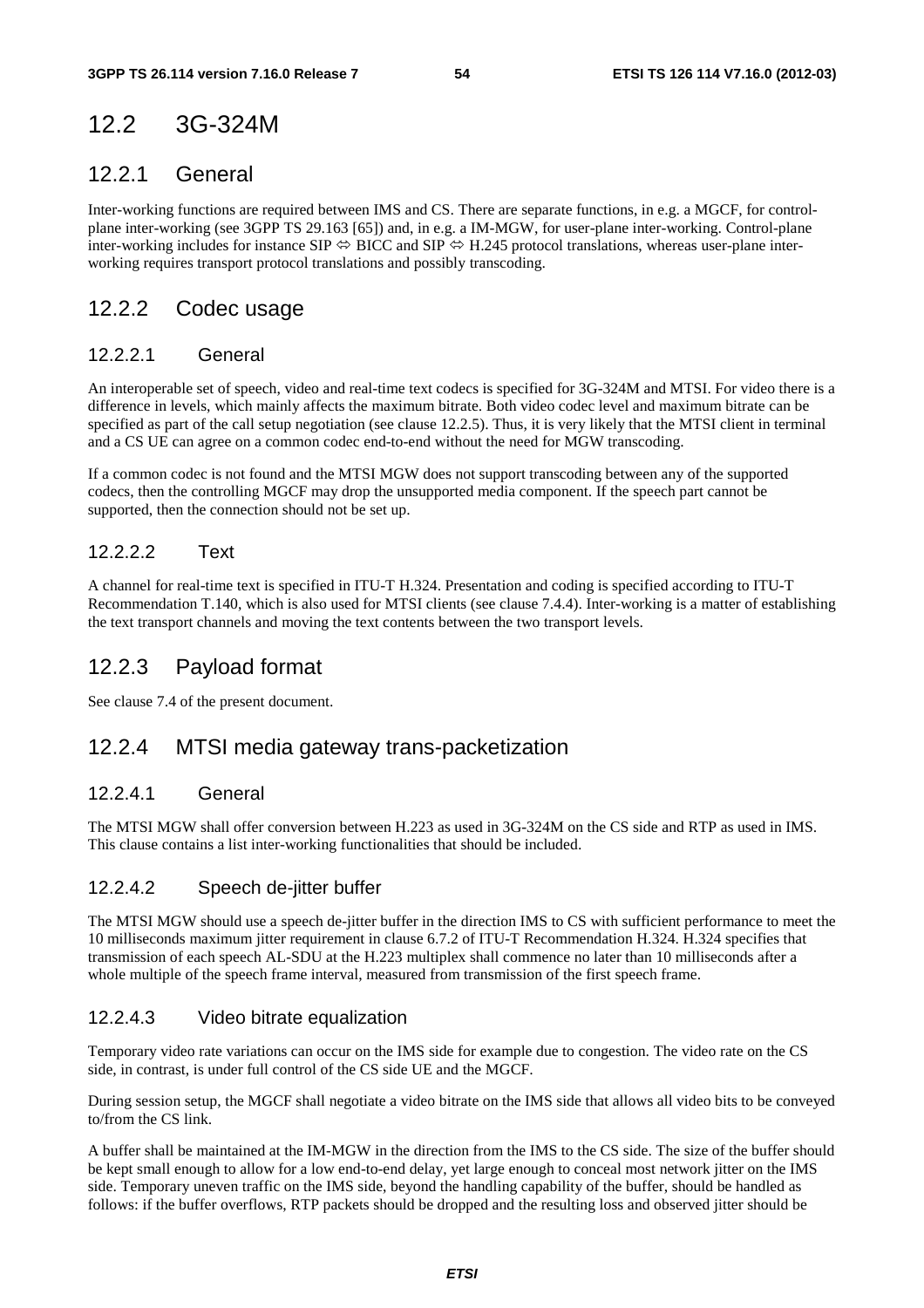## 12.2 3G-324M

### 12.2.1 General

Inter-working functions are required between IMS and CS. There are separate functions, in e.g. a MGCF, for control-plane inter-working (see 3GPP TS 29.163 [65]) and, in e.g. a IM-MGW, for user-plane inter-working. Control-plane inter-working includes for instance SIP ⇔ BICC and SIP ⇔ H.245 protocol translations, whereas user-plane inter-working requires transport protocol translations and possibly transcoding.

### 12.2.2 Codec usage

#### 12.2.2.1 General

An interoperable set of speech, video and real-time text codecs is specified for 3G-324M and MTSI. For video there is a difference in levels, which mainly affects the maximum bitrate. Both video codec level and maximum bitrate can be specified as part of the call setup negotiation (see clause 12.2.5). Thus, it is very likely that the MTSI client in terminal and a CS UE can agree on a common codec end-to-end without the need for MGW transcoding.

If a common codec is not found and the MTSI MGW does not support transcoding between any of the supported codecs, then the controlling MGCF may drop the unsupported media component. If the speech part cannot be supported, then the connection should not be set up.

#### 12.2.2.2 Text

A channel for real-time text is specified in ITU-T H.324. Presentation and coding is specified according to ITU-T Recommendation T.140, which is also used for MTSI clients (see clause 7.4.4). Inter-working is a matter of establishing the text transport channels and moving the text contents between the two transport levels.

### 12.2.3 Payload format

See clause 7.4 of the present document.

### 12.2.4 MTSI media gateway trans-packetization

#### 12.2.4.1 General

The MTSI MGW shall offer conversion between H.223 as used in 3G-324M on the CS side and RTP as used in IMS. This clause contains a list inter-working functionalities that should be included.

#### 12.2.4.2 Speech de-jitter buffer

The MTSI MGW should use a speech de-jitter buffer in the direction IMS to CS with sufficient performance to meet the 10 milliseconds maximum jitter requirement in clause 6.7.2 of ITU-T Recommendation H.324. H.324 specifies that transmission of each speech AL-SDU at the H.223 multiplex shall commence no later than 10 milliseconds after a whole multiple of the speech frame interval, measured from transmission of the first speech frame.

#### 12.2.4.3 Video bitrate equalization

Temporary video rate variations can occur on the IMS side for example due to congestion. The video rate on the CS side, in contrast, is under full control of the CS side UE and the MGCF.

During session setup, the MGCF shall negotiate a video bitrate on the IMS side that allows all video bits to be conveyed to/from the CS link.

A buffer shall be maintained at the IM-MGW in the direction from the IMS to the CS side. The size of the buffer should be kept small enough to allow for a low end-to-end delay, yet large enough to conceal most network jitter on the IMS side. Temporary uneven traffic on the IMS side, beyond the handling capability of the buffer, should be handled as follows: if the buffer overflows, RTP packets should be dropped and the resulting loss and observed jitter should be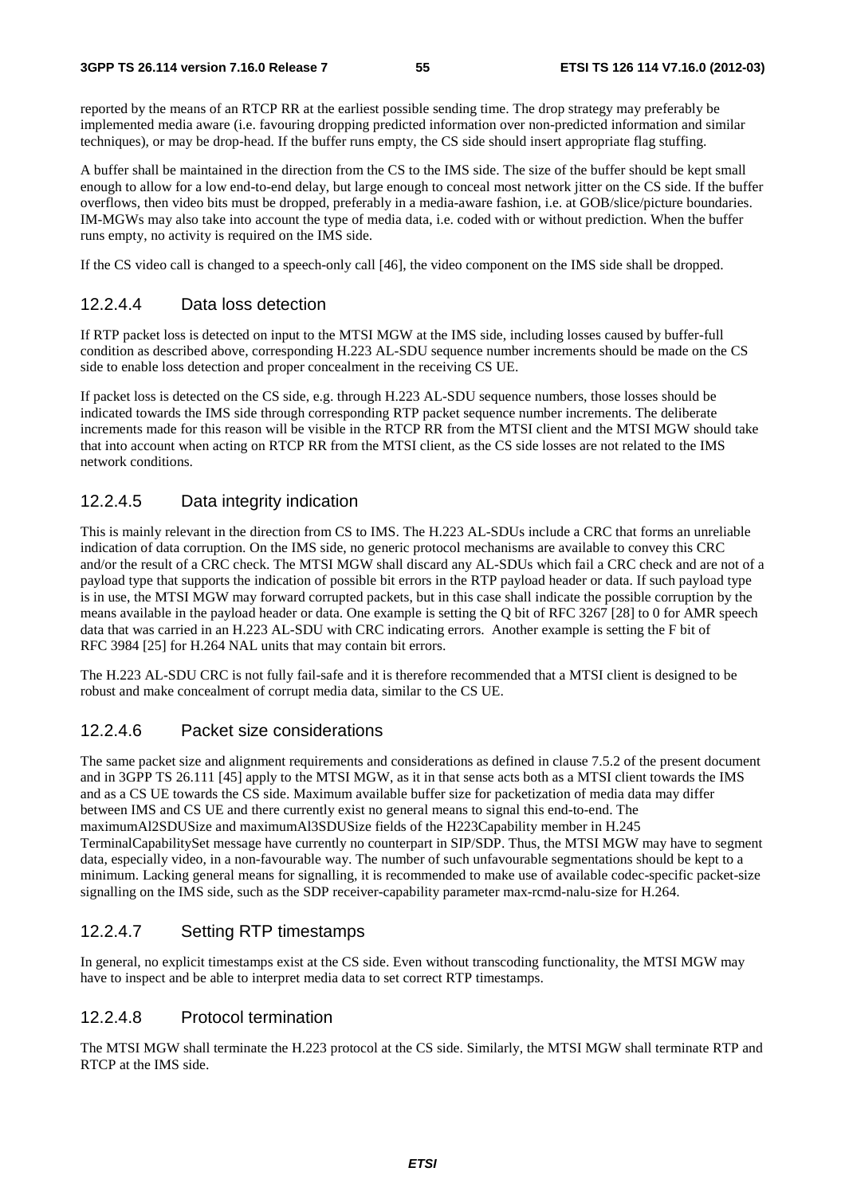reported by the means of an RTCP RR at the earliest possible sending time. The drop strategy may preferably be implemented media aware (i.e. favouring dropping predicted information over non-predicted information and similar techniques), or may be drop-head. If the buffer runs empty, the CS side should insert appropriate flag stuffing.

A buffer shall be maintained in the direction from the CS to the IMS side. The size of the buffer should be kept small enough to allow for a low end-to-end delay, but large enough to conceal most network jitter on the CS side. If the buffer overflows, then video bits must be dropped, preferably in a media-aware fashion, i.e. at GOB/slice/picture boundaries. IM-MGWs may also take into account the type of media data, i.e. coded with or without prediction. When the buffer runs empty, no activity is required on the IMS side.

If the CS video call is changed to a speech-only call [46], the video component on the IMS side shall be dropped.

### 12.2.4.4 Data loss detection

If RTP packet loss is detected on input to the MTSI MGW at the IMS side, including losses caused by buffer-full condition as described above, corresponding H.223 AL-SDU sequence number increments should be made on the CS side to enable loss detection and proper concealment in the receiving CS UE.

If packet loss is detected on the CS side, e.g. through H.223 AL-SDU sequence numbers, those losses should be indicated towards the IMS side through corresponding RTP packet sequence number increments. The deliberate increments made for this reason will be visible in the RTCP RR from the MTSI client and the MTSI MGW should take that into account when acting on RTCP RR from the MTSI client, as the CS side losses are not related to the IMS network conditions.

### 12.2.4.5 Data integrity indication

This is mainly relevant in the direction from CS to IMS. The H.223 AL-SDUs include a CRC that forms an unreliable indication of data corruption. On the IMS side, no generic protocol mechanisms are available to convey this CRC and/or the result of a CRC check. The MTSI MGW shall discard any AL-SDUs which fail a CRC check and are not of a payload type that supports the indication of possible bit errors in the RTP payload header or data. If such payload type is in use, the MTSI MGW may forward corrupted packets, but in this case shall indicate the possible corruption by the means available in the payload header or data. One example is setting the Q bit of RFC 3267 [28] to 0 for AMR speech data that was carried in an H.223 AL-SDU with CRC indicating errors. Another example is setting the F bit of RFC 3984 [25] for H.264 NAL units that may contain bit errors.

The H.223 AL-SDU CRC is not fully fail-safe and it is therefore recommended that a MTSI client is designed to be robust and make concealment of corrupt media data, similar to the CS UE.

### 12.2.4.6 Packet size considerations

The same packet size and alignment requirements and considerations as defined in clause 7.5.2 of the present document and in 3GPP TS 26.111 [45] apply to the MTSI MGW, as it in that sense acts both as a MTSI client towards the IMS and as a CS UE towards the CS side. Maximum available buffer size for packetization of media data may differ between IMS and CS UE and there currently exist no general means to signal this end-to-end. The maximumAl2SDUSize and maximumAl3SDUSize fields of the H223Capability member in H.245 TerminalCapabilitySet message have currently no counterpart in SIP/SDP. Thus, the MTSI MGW may have to segment data, especially video, in a non-favourable way. The number of such unfavourable segmentations should be kept to a minimum. Lacking general means for signalling, it is recommended to make use of available codec-specific packet-size signalling on the IMS side, such as the SDP receiver-capability parameter max-rcmd-nalu-size for H.264.

### 12.2.4.7 Setting RTP timestamps

In general, no explicit timestamps exist at the CS side. Even without transcoding functionality, the MTSI MGW may have to inspect and be able to interpret media data to set correct RTP timestamps.

### 12.2.4.8 Protocol termination

The MTSI MGW shall terminate the H.223 protocol at the CS side. Similarly, the MTSI MGW shall terminate RTP and RTCP at the IMS side.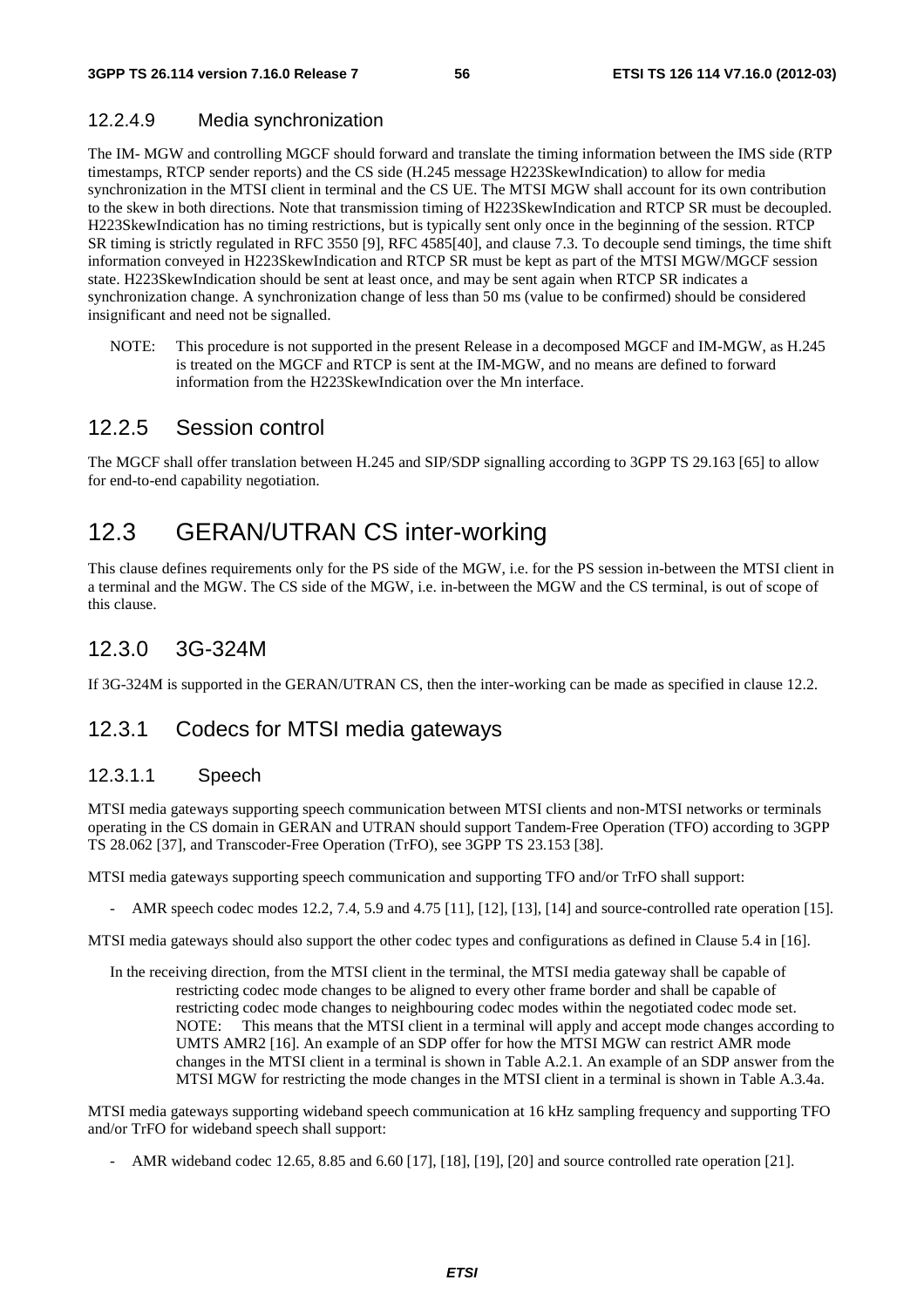#### 12.2.4.9 Media synchronization

The IM- MGW and controlling MGCF should forward and translate the timing information between the IMS side (RTP timestamps, RTCP sender reports) and the CS side (H.245 message H223SkewIndication) to allow for media synchronization in the MTSI client in terminal and the CS UE. The MTSI MGW shall account for its own contribution to the skew in both directions. Note that transmission timing of H223SkewIndication and RTCP SR must be decoupled. H223SkewIndication has no timing restrictions, but is typically sent only once in the beginning of the session. RTCP SR timing is strictly regulated in RFC 3550 [9], RFC 4585[40], and clause 7.3. To decouple send timings, the time shift information conveyed in H223SkewIndication and RTCP SR must be kept as part of the MTSI MGW/MGCF session state. H223SkewIndication should be sent at least once, and may be sent again when RTCP SR indicates a synchronization change. A synchronization change of less than 50 ms (value to be confirmed) should be considered insignificant and need not be signalled.

NOTE: This procedure is not supported in the present Release in a decomposed MGCF and IM-MGW, as H.245 is treated on the MGCF and RTCP is sent at the IM-MGW, and no means are defined to forward information from the H223SkewIndication over the Mn interface.

### 12.2.5 Session control

The MGCF shall offer translation between H.245 and SIP/SDP signalling according to 3GPP TS 29.163 [65] to allow for end-to-end capability negotiation.

## 12.3 GERAN/UTRAN CS inter-working

This clause defines requirements only for the PS side of the MGW, i.e. for the PS session in-between the MTSI client in a terminal and the MGW. The CS side of the MGW, i.e. in-between the MGW and the CS terminal, is out of scope of this clause.

### 12.3.0 3G-324M

If 3G-324M is supported in the GERAN/UTRAN CS, then the inter-working can be made as specified in clause 12.2.

### 12.3.1 Codecs for MTSI media gateways

#### 12.3.1.1 Speech

MTSI media gateways supporting speech communication between MTSI clients and non-MTSI networks or terminals operating in the CS domain in GERAN and UTRAN should support Tandem-Free Operation (TFO) according to 3GPP TS 28.062 [37], and Transcoder-Free Operation (TrFO), see 3GPP TS 23.153 [38].

MTSI media gateways supporting speech communication and supporting TFO and/or TrFO shall support:

- AMR speech codec modes 12.2, 7.4, 5.9 and 4.75 [11], [12], [13], [14] and source-controlled rate operation [15].

MTSI media gateways should also support the other codec types and configurations as defined in Clause 5.4 in [16].

In the receiving direction, from the MTSI client in the terminal, the MTSI media gateway shall be capable of restricting codec mode changes to be aligned to every other frame border and shall be capable of restricting codec mode changes to neighbouring codec modes within the negotiated codec mode set.
NOTE: This means that the MTSI client in a terminal will apply and accept mode changes according to UMTS AMR2 [16]. An example of an SDP offer for how the MTSI MGW can restrict AMR mode changes in the MTSI client in a terminal is shown in Table A.2.1. An example of an SDP answer from the MTSI MGW for restricting the mode changes in the MTSI client in a terminal is shown in Table A.3.4a.

MTSI media gateways supporting wideband speech communication at 16 kHz sampling frequency and supporting TFO and/or TrFO for wideband speech shall support:

- AMR wideband codec 12.65, 8.85 and 6.60 [17], [18], [19], [20] and source controlled rate operation [21].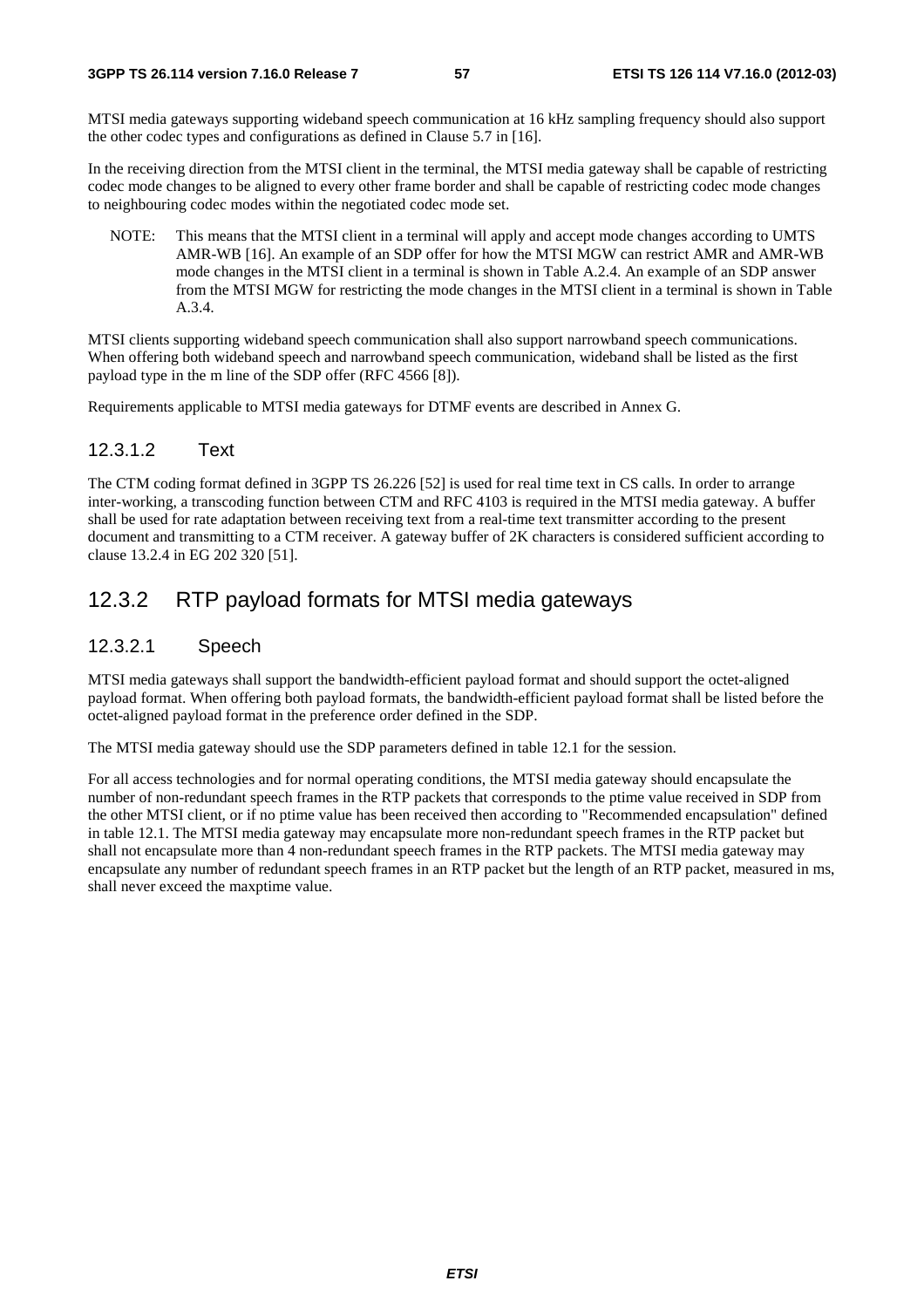MTSI media gateways supporting wideband speech communication at 16 kHz sampling frequency should also support the other codec types and configurations as defined in Clause 5.7 in [16].

In the receiving direction from the MTSI client in the terminal, the MTSI media gateway shall be capable of restricting codec mode changes to be aligned to every other frame border and shall be capable of restricting codec mode changes to neighbouring codec modes within the negotiated codec mode set.

NOTE: This means that the MTSI client in a terminal will apply and accept mode changes according to UMTS AMR-WB [16]. An example of an SDP offer for how the MTSI MGW can restrict AMR and AMR-WB mode changes in the MTSI client in a terminal is shown in Table A.2.4. An example of an SDP answer from the MTSI MGW for restricting the mode changes in the MTSI client in a terminal is shown in Table A.3.4.

MTSI clients supporting wideband speech communication shall also support narrowband speech communications. When offering both wideband speech and narrowband speech communication, wideband shall be listed as the first payload type in the m line of the SDP offer (RFC 4566 [8]).

Requirements applicable to MTSI media gateways for DTMF events are described in Annex G.

#### 12.3.1.2 Text

The CTM coding format defined in 3GPP TS 26.226 [52] is used for real time text in CS calls. In order to arrange inter-working, a transcoding function between CTM and RFC 4103 is required in the MTSI media gateway. A buffer shall be used for rate adaptation between receiving text from a real-time text transmitter according to the present document and transmitting to a CTM receiver. A gateway buffer of 2K characters is considered sufficient according to clause 13.2.4 in EG 202 320 [51].

### 12.3.2 RTP payload formats for MTSI media gateways

#### 12.3.2.1 Speech

MTSI media gateways shall support the bandwidth-efficient payload format and should support the octet-aligned payload format. When offering both payload formats, the bandwidth-efficient payload format shall be listed before the octet-aligned payload format in the preference order defined in the SDP.

The MTSI media gateway should use the SDP parameters defined in table 12.1 for the session.

For all access technologies and for normal operating conditions, the MTSI media gateway should encapsulate the number of non-redundant speech frames in the RTP packets that corresponds to the ptime value received in SDP from the other MTSI client, or if no ptime value has been received then according to "Recommended encapsulation" defined in table 12.1. The MTSI media gateway may encapsulate more non-redundant speech frames in the RTP packet but shall not encapsulate more than 4 non-redundant speech frames in the RTP packets. The MTSI media gateway may encapsulate any number of redundant speech frames in an RTP packet but the length of an RTP packet, measured in ms, shall never exceed the maxptime value.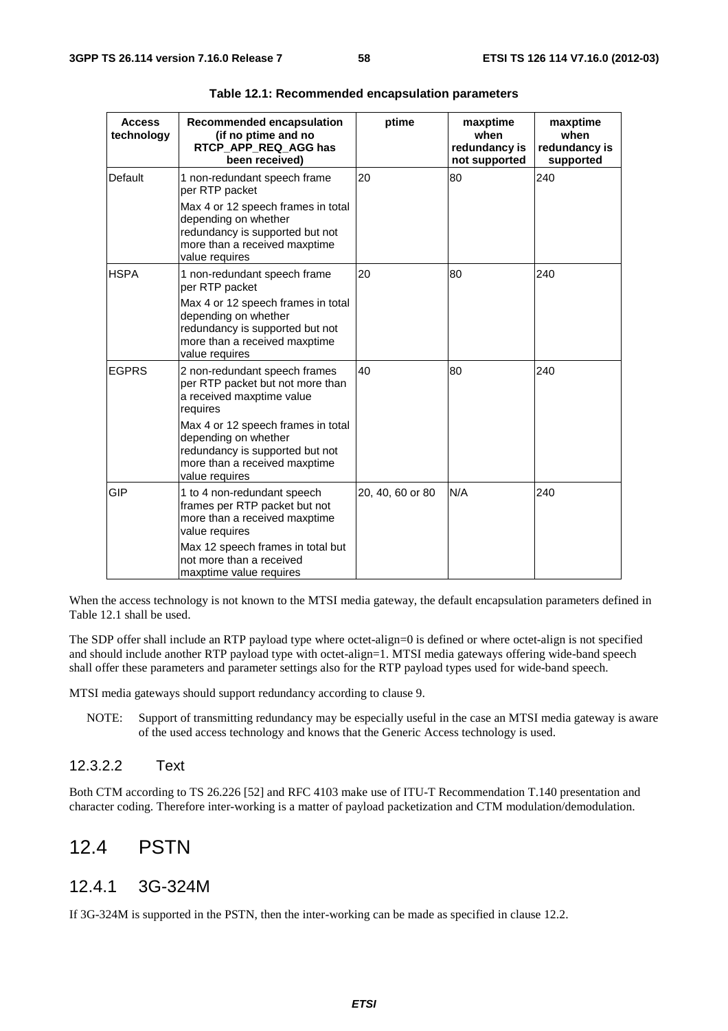**Table 12.1: Recommended encapsulation parameters**

| Access technology | Recommended encapsulation (if no ptime and no RTCP_APP_REQ_AGG has been received) | ptime | maxptime when redundancy is not supported | maxptime when redundancy is supported |
|---|---|---|---|---|
| Default | 1 non-redundant speech frame per RTP packet<br>Max 4 or 12 speech frames in total depending on whether redundancy is supported but not more than a received maxptime value requires | 20 | 80 | 240 |
| HSPA | 1 non-redundant speech frame per RTP packet<br>Max 4 or 12 speech frames in total depending on whether redundancy is supported but not more than a received maxptime value requires | 20 | 80 | 240 |
| EGPRS | 2 non-redundant speech frames per RTP packet but not more than a received maxptime value requires<br>Max 4 or 12 speech frames in total depending on whether redundancy is supported but not more than a received maxptime value requires | 40 | 80 | 240 |
| GIP | 1 to 4 non-redundant speech frames per RTP packet but not more than a received maxptime value requires<br>Max 12 speech frames in total but not more than a received maxptime value requires | 20, 40, 60 or 80 | N/A | 240 |

When the access technology is not known to the MTSI media gateway, the default encapsulation parameters defined in Table 12.1 shall be used.

The SDP offer shall include an RTP payload type where octet-align=0 is defined or where octet-align is not specified and should include another RTP payload type with octet-align=1. MTSI media gateways offering wide-band speech shall offer these parameters and parameter settings also for the RTP payload types used for wide-band speech.

MTSI media gateways should support redundancy according to clause 9.

NOTE: Support of transmitting redundancy may be especially useful in the case an MTSI media gateway is aware of the used access technology and knows that the Generic Access technology is used.

#### 12.3.2.2 Text

Both CTM according to TS 26.226 [52] and RFC 4103 make use of ITU-T Recommendation T.140 presentation and character coding. Therefore inter-working is a matter of payload packetization and CTM modulation/demodulation.

## 12.4 PSTN

### 12.4.1 3G-324M

If 3G-324M is supported in the PSTN, then the inter-working can be made as specified in clause 12.2.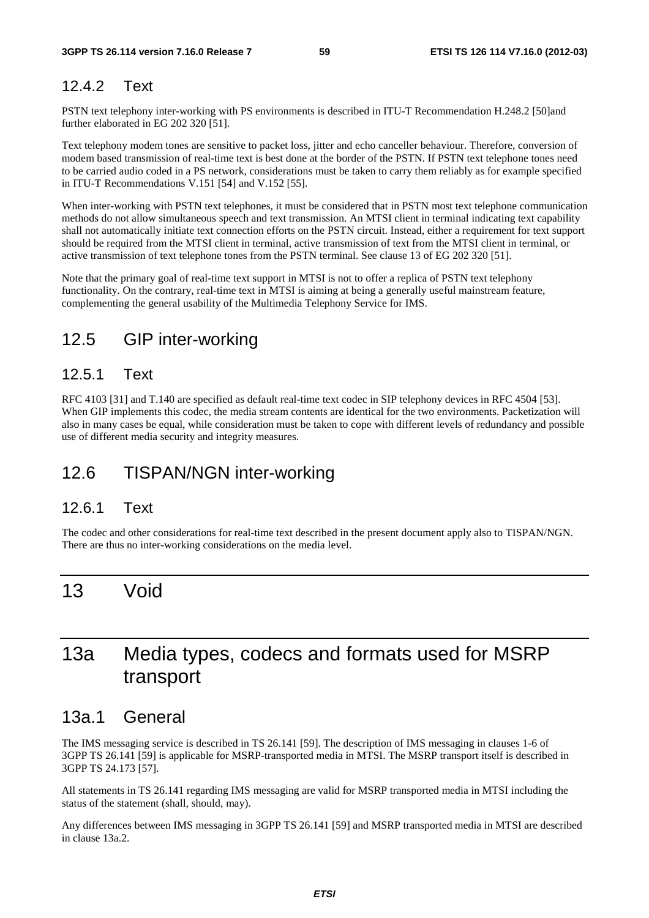### 12.4.2 Text

PSTN text telephony inter-working with PS environments is described in ITU-T Recommendation H.248.2 [50]and further elaborated in EG 202 320 [51].

Text telephony modem tones are sensitive to packet loss, jitter and echo canceller behaviour. Therefore, conversion of modem based transmission of real-time text is best done at the border of the PSTN. If PSTN text telephone tones need to be carried audio coded in a PS network, considerations must be taken to carry them reliably as for example specified in ITU-T Recommendations V.151 [54] and V.152 [55].

When inter-working with PSTN text telephones, it must be considered that in PSTN most text telephone communication methods do not allow simultaneous speech and text transmission. An MTSI client in terminal indicating text capability shall not automatically initiate text connection efforts on the PSTN circuit. Instead, either a requirement for text support should be required from the MTSI client in terminal, active transmission of text from the MTSI client in terminal, or active transmission of text telephone tones from the PSTN terminal. See clause 13 of EG 202 320 [51].

Note that the primary goal of real-time text support in MTSI is not to offer a replica of PSTN text telephony functionality. On the contrary, real-time text in MTSI is aiming at being a generally useful mainstream feature, complementing the general usability of the Multimedia Telephony Service for IMS.

## 12.5 GIP inter-working

### 12.5.1 Text

RFC 4103 [31] and T.140 are specified as default real-time text codec in SIP telephony devices in RFC 4504 [53]. When GIP implements this codec, the media stream contents are identical for the two environments. Packetization will also in many cases be equal, while consideration must be taken to cope with different levels of redundancy and possible use of different media security and integrity measures.

## 12.6 TISPAN/NGN inter-working

### 12.6.1 Text

The codec and other considerations for real-time text described in the present document apply also to TISPAN/NGN. There are thus no inter-working considerations on the media level.

# 13 Void

# 13a Media types, codecs and formats used for MSRP transport

## 13a.1 General

The IMS messaging service is described in TS 26.141 [59]. The description of IMS messaging in clauses 1-6 of 3GPP TS 26.141 [59] is applicable for MSRP-transported media in MTSI. The MSRP transport itself is described in 3GPP TS 24.173 [57].

All statements in TS 26.141 regarding IMS messaging are valid for MSRP transported media in MTSI including the status of the statement (shall, should, may).

Any differences between IMS messaging in 3GPP TS 26.141 [59] and MSRP transported media in MTSI are described in clause 13a.2.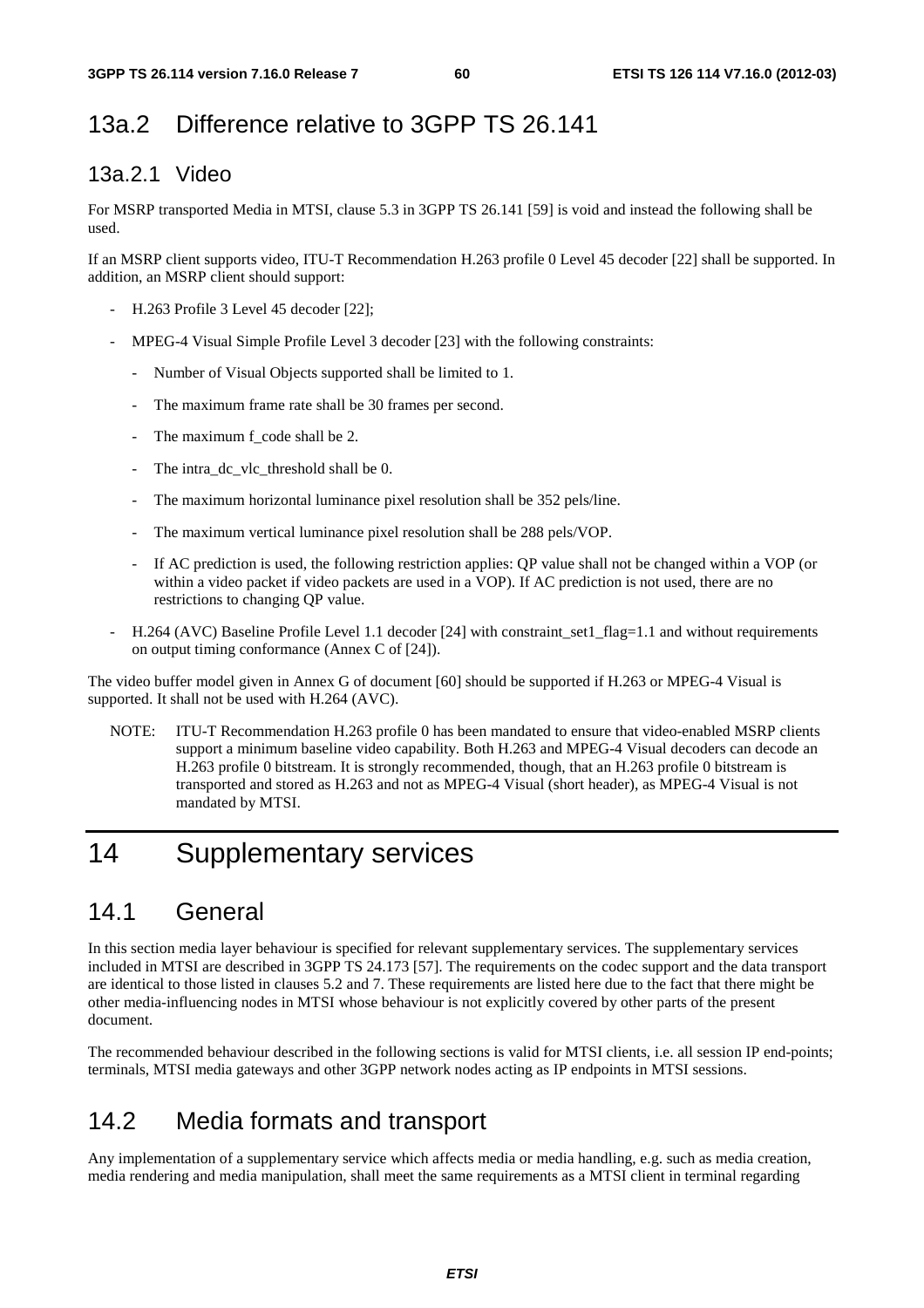## 13a.2 Difference relative to 3GPP TS 26.141

### 13a.2.1 Video

For MSRP transported Media in MTSI, clause 5.3 in 3GPP TS 26.141 [59] is void and instead the following shall be used.

If an MSRP client supports video, ITU-T Recommendation H.263 profile 0 Level 45 decoder [22] shall be supported. In addition, an MSRP client should support:

- H.263 Profile 3 Level 45 decoder [22];
- MPEG-4 Visual Simple Profile Level 3 decoder [23] with the following constraints:
  - Number of Visual Objects supported shall be limited to 1.
  - The maximum frame rate shall be 30 frames per second.
  - The maximum f_code shall be 2.
  - The intra_dc_vlc_threshold shall be 0.
  - The maximum horizontal luminance pixel resolution shall be 352 pels/line.
  - The maximum vertical luminance pixel resolution shall be 288 pels/VOP.
  - If AC prediction is used, the following restriction applies: QP value shall not be changed within a VOP (or within a video packet if video packets are used in a VOP). If AC prediction is not used, there are no restrictions to changing QP value.
- H.264 (AVC) Baseline Profile Level 1.1 decoder [24] with constraint_set1_flag=1.1 and without requirements on output timing conformance (Annex C of [24]).

The video buffer model given in Annex G of document [60] should be supported if H.263 or MPEG-4 Visual is supported. It shall not be used with H.264 (AVC).

NOTE: ITU-T Recommendation H.263 profile 0 has been mandated to ensure that video-enabled MSRP clients support a minimum baseline video capability. Both H.263 and MPEG-4 Visual decoders can decode an H.263 profile 0 bitstream. It is strongly recommended, though, that an H.263 profile 0 bitstream is transported and stored as H.263 and not as MPEG-4 Visual (short header), as MPEG-4 Visual is not mandated by MTSI.

# 14 Supplementary services

## 14.1 General

In this section media layer behaviour is specified for relevant supplementary services. The supplementary services included in MTSI are described in 3GPP TS 24.173 [57]. The requirements on the codec support and the data transport are identical to those listed in clauses 5.2 and 7. These requirements are listed here due to the fact that there might be other media-influencing nodes in MTSI whose behaviour is not explicitly covered by other parts of the present document.

The recommended behaviour described in the following sections is valid for MTSI clients, i.e. all session IP end-points; terminals, MTSI media gateways and other 3GPP network nodes acting as IP endpoints in MTSI sessions.

## 14.2 Media formats and transport

Any implementation of a supplementary service which affects media or media handling, e.g. such as media creation, media rendering and media manipulation, shall meet the same requirements as a MTSI client in terminal regarding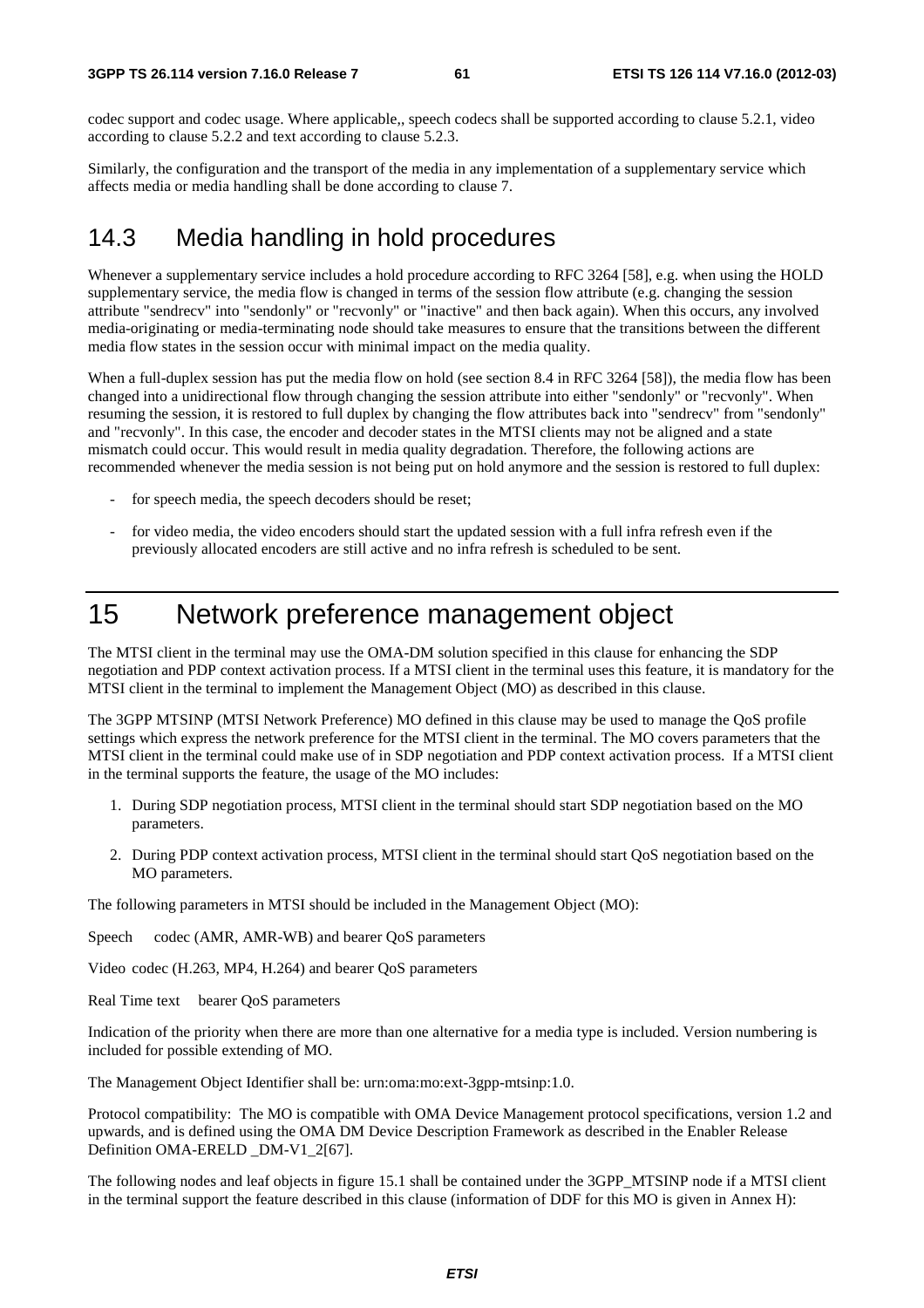codec support and codec usage. Where applicable,, speech codecs shall be supported according to clause 5.2.1, video according to clause 5.2.2 and text according to clause 5.2.3.

Similarly, the configuration and the transport of the media in any implementation of a supplementary service which affects media or media handling shall be done according to clause 7.

## 14.3 Media handling in hold procedures

Whenever a supplementary service includes a hold procedure according to RFC 3264 [58], e.g. when using the HOLD supplementary service, the media flow is changed in terms of the session flow attribute (e.g. changing the session attribute "sendrecv" into "sendonly" or "recvonly" or "inactive" and then back again). When this occurs, any involved media-originating or media-terminating node should take measures to ensure that the transitions between the different media flow states in the session occur with minimal impact on the media quality.

When a full-duplex session has put the media flow on hold (see section 8.4 in RFC 3264 [58]), the media flow has been changed into a unidirectional flow through changing the session attribute into either "sendonly" or "recvonly". When resuming the session, it is restored to full duplex by changing the flow attributes back into "sendrecv" from "sendonly" and "recvonly". In this case, the encoder and decoder states in the MTSI clients may not be aligned and a state mismatch could occur. This would result in media quality degradation. Therefore, the following actions are recommended whenever the media session is not being put on hold anymore and the session is restored to full duplex:

- for speech media, the speech decoders should be reset;
- for video media, the video encoders should start the updated session with a full infra refresh even if the previously allocated encoders are still active and no infra refresh is scheduled to be sent.

# 15 Network preference management object

The MTSI client in the terminal may use the OMA-DM solution specified in this clause for enhancing the SDP negotiation and PDP context activation process. If a MTSI client in the terminal uses this feature, it is mandatory for the MTSI client in the terminal to implement the Management Object (MO) as described in this clause.

The 3GPP MTSINP (MTSI Network Preference) MO defined in this clause may be used to manage the QoS profile settings which express the network preference for the MTSI client in the terminal. The MO covers parameters that the MTSI client in the terminal could make use of in SDP negotiation and PDP context activation process. If a MTSI client in the terminal supports the feature, the usage of the MO includes:

1. During SDP negotiation process, MTSI client in the terminal should start SDP negotiation based on the MO parameters.
2. During PDP context activation process, MTSI client in the terminal should start QoS negotiation based on the MO parameters.

The following parameters in MTSI should be included in the Management Object (MO):

Speech codec (AMR, AMR-WB) and bearer QoS parameters

Video codec (H.263, MP4, H.264) and bearer QoS parameters

Real Time text bearer QoS parameters

Indication of the priority when there are more than one alternative for a media type is included. Version numbering is included for possible extending of MO.

The Management Object Identifier shall be: urn:oma:mo:ext-3gpp-mtsinp:1.0.

Protocol compatibility: The MO is compatible with OMA Device Management protocol specifications, version 1.2 and upwards, and is defined using the OMA DM Device Description Framework as described in the Enabler Release Definition OMA-ERELD _DM-V1_2[67].

The following nodes and leaf objects in figure 15.1 shall be contained under the 3GPP_MTSINP node if a MTSI client in the terminal support the feature described in this clause (information of DDF for this MO is given in Annex H):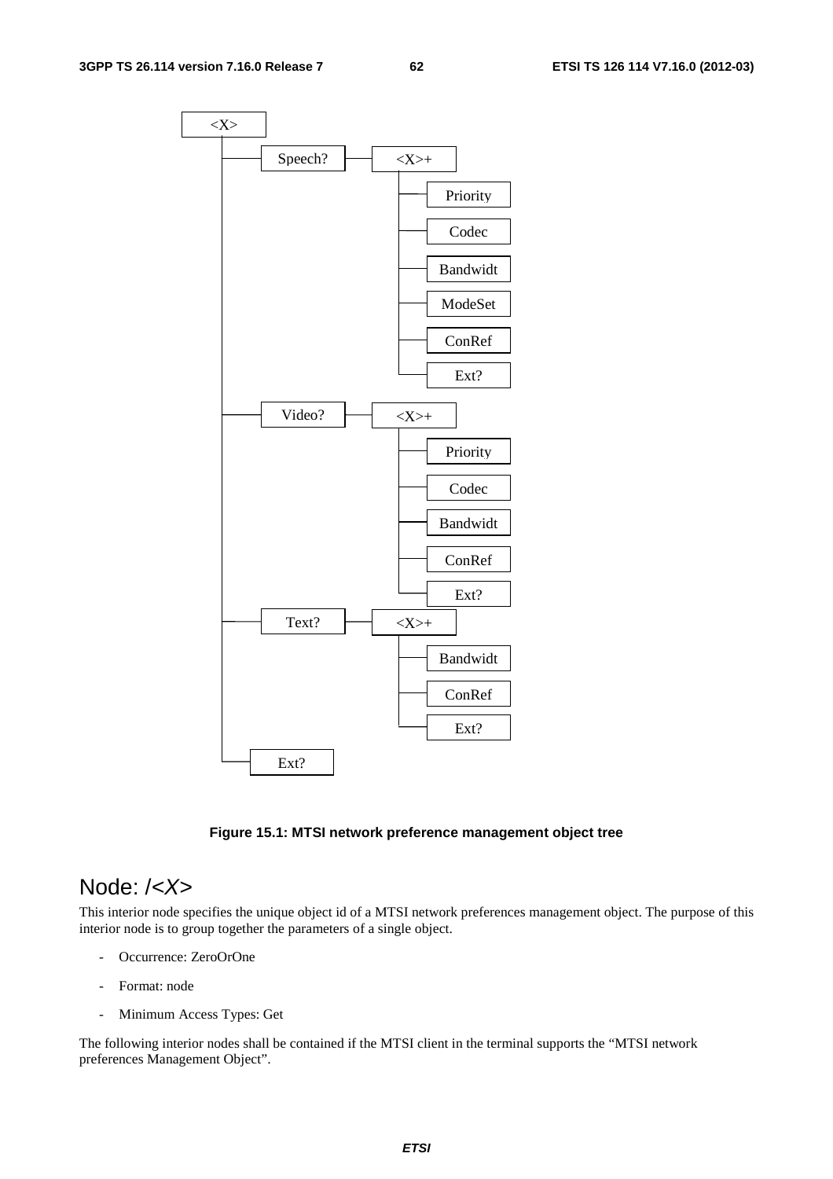```
<X>
 ├── Speech? ── <X>+
 │               ├── Priority
 │               ├── Codec
 │               ├── Bandwidt
 │               ├── ModeSet
 │               ├── ConRef
 │               └── Ext?
 ├── Video? ── <X>+
 │               ├── Priority
 │               ├── Codec
 │               ├── Bandwidt
 │               ├── ConRef
 │               └── Ext?
 ├── Text? ── <X>+
 │               ├── Bandwidt
 │               ├── ConRef
 │               └── Ext?
 └── Ext?
```

**Figure 15.1: MTSI network preference management object tree**

## Node: /*<X>*

This interior node specifies the unique object id of a MTSI network preferences management object. The purpose of this interior node is to group together the parameters of a single object.

- Occurrence: ZeroOrOne
- Format: node
- Minimum Access Types: Get

The following interior nodes shall be contained if the MTSI client in the terminal supports the "MTSI network preferences Management Object".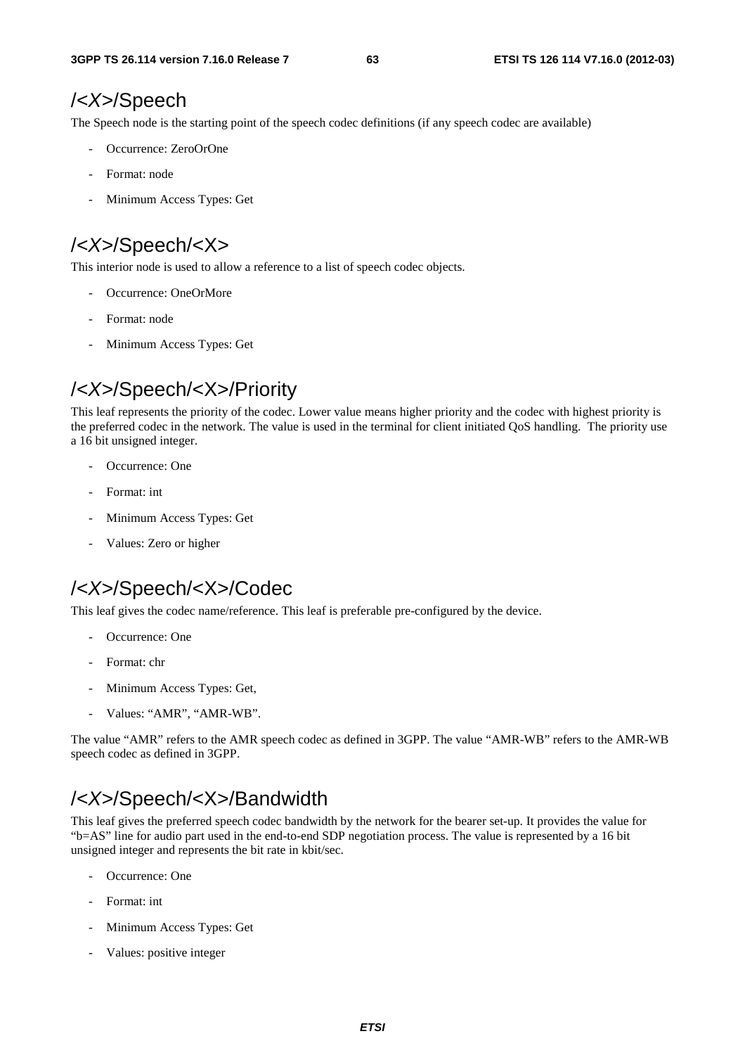# /<*X*>/Speech

The Speech node is the starting point of the speech codec definitions (if any speech codec are available)

- Occurrence: ZeroOrOne
- Format: node
- Minimum Access Types: Get

# /<*X*>/Speech/<X>

This interior node is used to allow a reference to a list of speech codec objects.

- Occurrence: OneOrMore
- Format: node
- Minimum Access Types: Get

# /<*X*>/Speech/<X>/Priority

This leaf represents the priority of the codec. Lower value means higher priority and the codec with highest priority is the preferred codec in the network. The value is used in the terminal for client initiated QoS handling.  The priority use a 16 bit unsigned integer.

- Occurrence: One
- Format: int
- Minimum Access Types: Get
- Values: Zero or higher

# /<*X*>/Speech/<X>/Codec

This leaf gives the codec name/reference. This leaf is preferable pre-configured by the device.

- Occurrence: One
- Format: chr
- Minimum Access Types: Get,
- Values: "AMR", "AMR-WB".

The value "AMR" refers to the AMR speech codec as defined in 3GPP. The value "AMR-WB" refers to the AMR-WB speech codec as defined in 3GPP.

# /<*X*>/Speech/<X>/Bandwidth

This leaf gives the preferred speech codec bandwidth by the network for the bearer set-up. It provides the value for "b=AS" line for audio part used in the end-to-end SDP negotiation process. The value is represented by a 16 bit unsigned integer and represents the bit rate in kbit/sec.

- Occurrence: One
- Format: int
- Minimum Access Types: Get
- Values: positive integer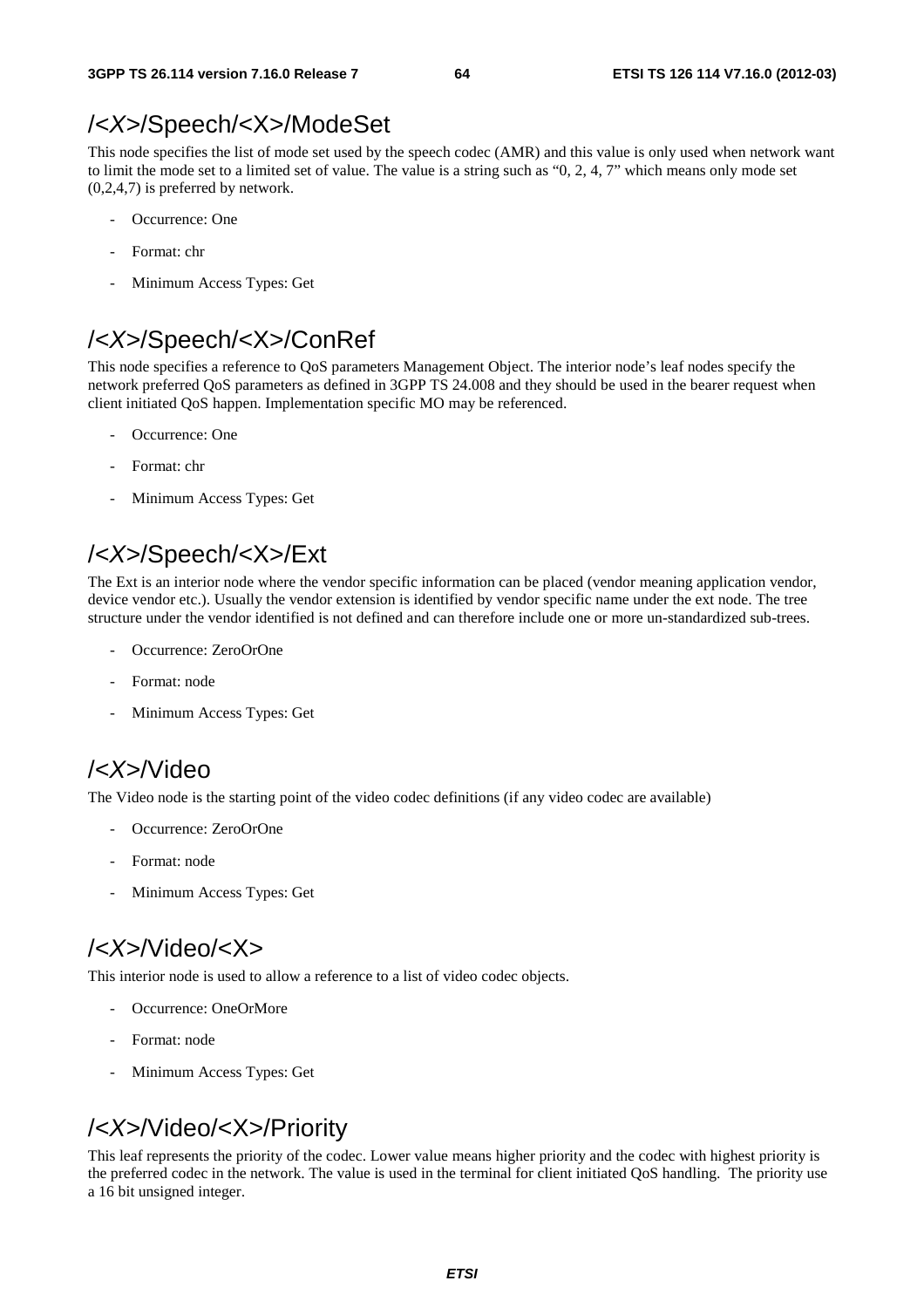# /<X>/Speech/<X>/ModeSet

This node specifies the list of mode set used by the speech codec (AMR) and this value is only used when network want to limit the mode set to a limited set of value. The value is a string such as "0, 2, 4, 7" which means only mode set (0,2,4,7) is preferred by network.

- Occurrence: One
- Format: chr
- Minimum Access Types: Get

# /<X>/Speech/<X>/ConRef

This node specifies a reference to QoS parameters Management Object. The interior node's leaf nodes specify the network preferred QoS parameters as defined in 3GPP TS 24.008 and they should be used in the bearer request when client initiated QoS happen. Implementation specific MO may be referenced.

- Occurrence: One
- Format: chr
- Minimum Access Types: Get

# /<X>/Speech/<X>/Ext

The Ext is an interior node where the vendor specific information can be placed (vendor meaning application vendor, device vendor etc.). Usually the vendor extension is identified by vendor specific name under the ext node. The tree structure under the vendor identified is not defined and can therefore include one or more un-standardized sub-trees.

- Occurrence: ZeroOrOne
- Format: node
- Minimum Access Types: Get

# /<X>/Video

The Video node is the starting point of the video codec definitions (if any video codec are available)

- Occurrence: ZeroOrOne
- Format: node
- Minimum Access Types: Get

# /<X>/Video/<X>

This interior node is used to allow a reference to a list of video codec objects.

- Occurrence: OneOrMore
- Format: node
- Minimum Access Types: Get

# /<X>/Video/<X>/Priority

This leaf represents the priority of the codec. Lower value means higher priority and the codec with highest priority is the preferred codec in the network. The value is used in the terminal for client initiated QoS handling. The priority use a 16 bit unsigned integer.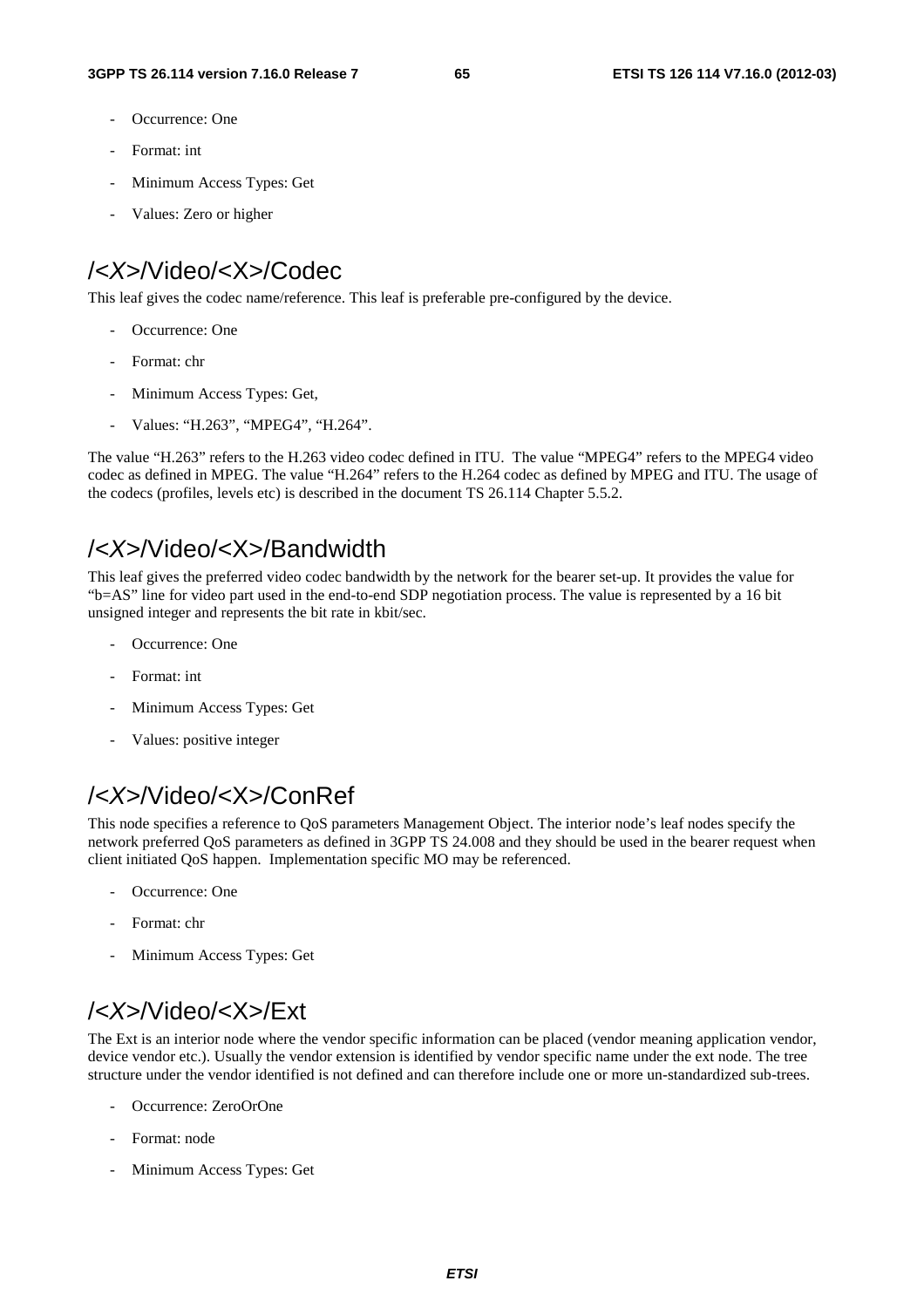- Occurrence: One
- Format: int
- Minimum Access Types: Get
- Values: Zero or higher

## /<X>/Video/<X>/Codec

This leaf gives the codec name/reference. This leaf is preferable pre-configured by the device.

- Occurrence: One
- Format: chr
- Minimum Access Types: Get,
- Values: "H.263", "MPEG4", "H.264".

The value "H.263" refers to the H.263 video codec defined in ITU. The value "MPEG4" refers to the MPEG4 video codec as defined in MPEG. The value "H.264" refers to the H.264 codec as defined by MPEG and ITU. The usage of the codecs (profiles, levels etc) is described in the document TS 26.114 Chapter 5.5.2.

## /<X>/Video/<X>/Bandwidth

This leaf gives the preferred video codec bandwidth by the network for the bearer set-up. It provides the value for "b=AS" line for video part used in the end-to-end SDP negotiation process. The value is represented by a 16 bit unsigned integer and represents the bit rate in kbit/sec.

- Occurrence: One
- Format: int
- Minimum Access Types: Get
- Values: positive integer

## /<X>/Video/<X>/ConRef

This node specifies a reference to QoS parameters Management Object. The interior node's leaf nodes specify the network preferred QoS parameters as defined in 3GPP TS 24.008 and they should be used in the bearer request when client initiated QoS happen. Implementation specific MO may be referenced.

- Occurrence: One
- Format: chr
- Minimum Access Types: Get

## /<X>/Video/<X>/Ext

The Ext is an interior node where the vendor specific information can be placed (vendor meaning application vendor, device vendor etc.). Usually the vendor extension is identified by vendor specific name under the ext node. The tree structure under the vendor identified is not defined and can therefore include one or more un-standardized sub-trees.

- Occurrence: ZeroOrOne
- Format: node
- Minimum Access Types: Get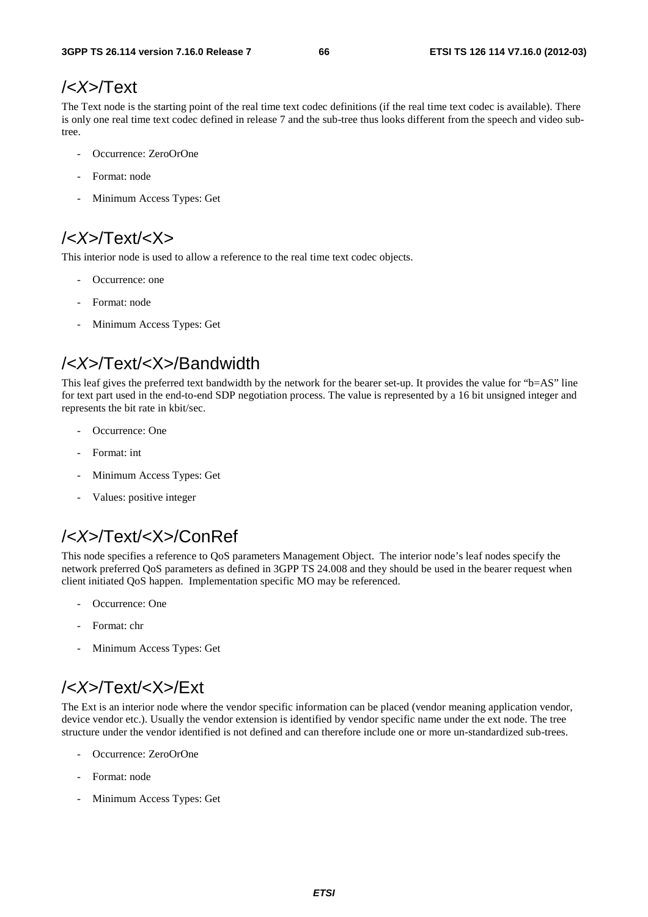## /<*X*>/Text

The Text node is the starting point of the real time text codec definitions (if the real time text codec is available). There is only one real time text codec defined in release 7 and the sub-tree thus looks different from the speech and video sub-tree.

- Occurrence: ZeroOrOne
- Format: node
- Minimum Access Types: Get

## /<*X*>/Text/<X>

This interior node is used to allow a reference to the real time text codec objects.

- Occurrence: one
- Format: node
- Minimum Access Types: Get

## /<*X*>/Text/<X>/Bandwidth

This leaf gives the preferred text bandwidth by the network for the bearer set-up. It provides the value for "b=AS" line for text part used in the end-to-end SDP negotiation process. The value is represented by a 16 bit unsigned integer and represents the bit rate in kbit/sec.

- Occurrence: One
- Format: int
- Minimum Access Types: Get
- Values: positive integer

## /<*X*>/Text/<X>/ConRef

This node specifies a reference to QoS parameters Management Object. The interior node's leaf nodes specify the network preferred QoS parameters as defined in 3GPP TS 24.008 and they should be used in the bearer request when client initiated QoS happen. Implementation specific MO may be referenced.

- Occurrence: One
- Format: chr
- Minimum Access Types: Get

## /<*X*>/Text/<X>/Ext

The Ext is an interior node where the vendor specific information can be placed (vendor meaning application vendor, device vendor etc.). Usually the vendor extension is identified by vendor specific name under the ext node. The tree structure under the vendor identified is not defined and can therefore include one or more un-standardized sub-trees.

- Occurrence: ZeroOrOne
- Format: node
- Minimum Access Types: Get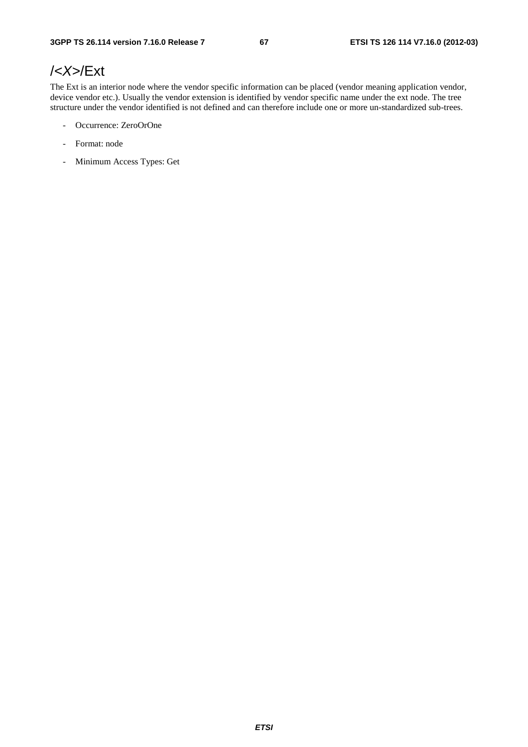# /<*X*>/Ext

The Ext is an interior node where the vendor specific information can be placed (vendor meaning application vendor, device vendor etc.). Usually the vendor extension is identified by vendor specific name under the ext node. The tree structure under the vendor identified is not defined and can therefore include one or more un-standardized sub-trees.

- Occurrence: ZeroOrOne
- Format: node
- Minimum Access Types: Get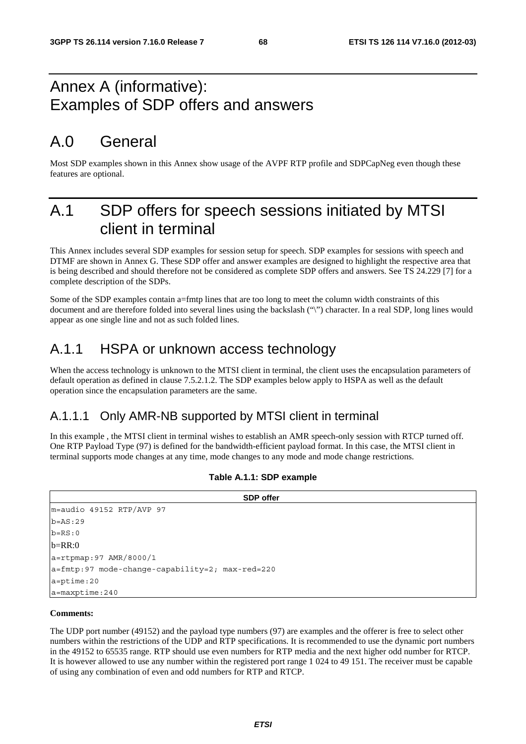# Annex A (informative): Examples of SDP offers and answers

# A.0 General

Most SDP examples shown in this Annex show usage of the AVPF RTP profile and SDPCapNeg even though these features are optional.

# A.1 SDP offers for speech sessions initiated by MTSI client in terminal

This Annex includes several SDP examples for session setup for speech. SDP examples for sessions with speech and DTMF are shown in Annex G. These SDP offer and answer examples are designed to highlight the respective area that is being described and should therefore not be considered as complete SDP offers and answers. See TS 24.229 [7] for a complete description of the SDPs.

Some of the SDP examples contain a=fmtp lines that are too long to meet the column width constraints of this document and are therefore folded into several lines using the backslash ("\") character. In a real SDP, long lines would appear as one single line and not as such folded lines.

## A.1.1 HSPA or unknown access technology

When the access technology is unknown to the MTSI client in terminal, the client uses the encapsulation parameters of default operation as defined in clause 7.5.2.1.2. The SDP examples below apply to HSPA as well as the default operation since the encapsulation parameters are the same.

### A.1.1.1 Only AMR-NB supported by MTSI client in terminal

In this example , the MTSI client in terminal wishes to establish an AMR speech-only session with RTCP turned off. One RTP Payload Type (97) is defined for the bandwidth-efficient payload format. In this case, the MTSI client in terminal supports mode changes at any time, mode changes to any mode and mode change restrictions.

**Table A.1.1: SDP example**

| SDP offer |
|---|
| m=audio 49152 RTP/AVP 97 |
| b=AS:29 |
| b=RS:0 |
| b=RR:0 |
| a=rtpmap:97 AMR/8000/1 |
| a=fmtp:97 mode-change-capability=2; max-red=220 |
| a=ptime:20 |
| a=maxptime:240 |

**Comments:**

The UDP port number (49152) and the payload type numbers (97) are examples and the offerer is free to select other numbers within the restrictions of the UDP and RTP specifications. It is recommended to use the dynamic port numbers in the 49152 to 65535 range. RTP should use even numbers for RTP media and the next higher odd number for RTCP. It is however allowed to use any number within the registered port range 1 024 to 49 151. The receiver must be capable of using any combination of even and odd numbers for RTP and RTCP.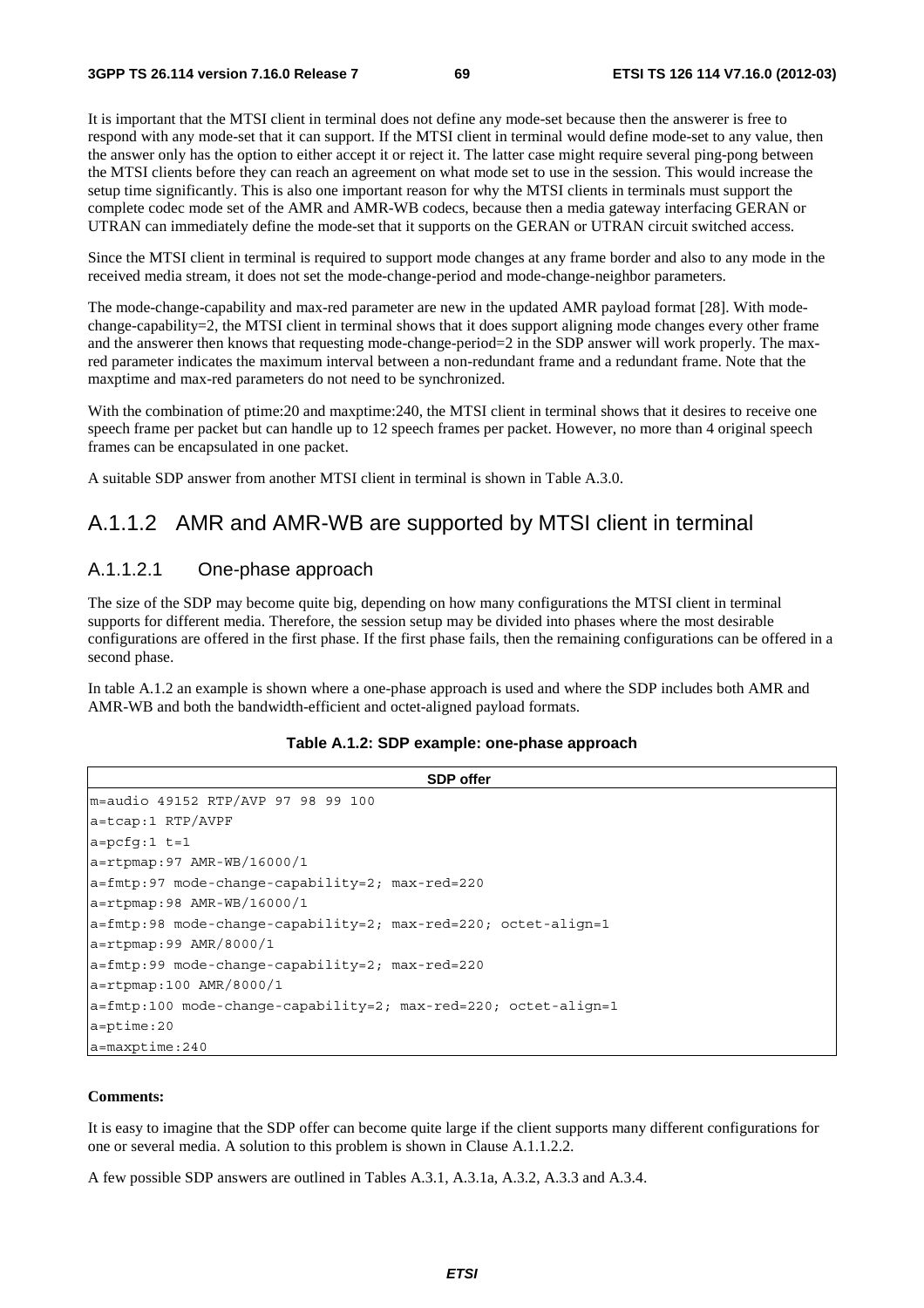It is important that the MTSI client in terminal does not define any mode-set because then the answerer is free to respond with any mode-set that it can support. If the MTSI client in terminal would define mode-set to any value, then the answer only has the option to either accept it or reject it. The latter case might require several ping-pong between the MTSI clients before they can reach an agreement on what mode set to use in the session. This would increase the setup time significantly. This is also one important reason for why the MTSI clients in terminals must support the complete codec mode set of the AMR and AMR-WB codecs, because then a media gateway interfacing GERAN or UTRAN can immediately define the mode-set that it supports on the GERAN or UTRAN circuit switched access.

Since the MTSI client in terminal is required to support mode changes at any frame border and also to any mode in the received media stream, it does not set the mode-change-period and mode-change-neighbor parameters.

The mode-change-capability and max-red parameter are new in the updated AMR payload format [28]. With mode-change-capability=2, the MTSI client in terminal shows that it does support aligning mode changes every other frame and the answerer then knows that requesting mode-change-period=2 in the SDP answer will work properly. The max-red parameter indicates the maximum interval between a non-redundant frame and a redundant frame. Note that the maxptime and max-red parameters do not need to be synchronized.

With the combination of ptime:20 and maxptime:240, the MTSI client in terminal shows that it desires to receive one speech frame per packet but can handle up to 12 speech frames per packet. However, no more than 4 original speech frames can be encapsulated in one packet.

A suitable SDP answer from another MTSI client in terminal is shown in Table A.3.0.

### A.1.1.2 AMR and AMR-WB are supported by MTSI client in terminal

#### A.1.1.2.1 One-phase approach

The size of the SDP may become quite big, depending on how many configurations the MTSI client in terminal supports for different media. Therefore, the session setup may be divided into phases where the most desirable configurations are offered in the first phase. If the first phase fails, then the remaining configurations can be offered in a second phase.

In table A.1.2 an example is shown where a one-phase approach is used and where the SDP includes both AMR and AMR-WB and both the bandwidth-efficient and octet-aligned payload formats.

**Table A.1.2: SDP example: one-phase approach**

| SDP offer |
|---|
| m=audio 49152 RTP/AVP 97 98 99 100 |
| a=tcap:1 RTP/AVPF |
| a=pcfg:1 t=1 |
| a=rtpmap:97 AMR-WB/16000/1 |
| a=fmtp:97 mode-change-capability=2; max-red=220 |
| a=rtpmap:98 AMR-WB/16000/1 |
| a=fmtp:98 mode-change-capability=2; max-red=220; octet-align=1 |
| a=rtpmap:99 AMR/8000/1 |
| a=fmtp:99 mode-change-capability=2; max-red=220 |
| a=rtpmap:100 AMR/8000/1 |
| a=fmtp:100 mode-change-capability=2; max-red=220; octet-align=1 |
| a=ptime:20 |
| a=maxptime:240 |

**Comments:**

It is easy to imagine that the SDP offer can become quite large if the client supports many different configurations for one or several media. A solution to this problem is shown in Clause A.1.1.2.2.

A few possible SDP answers are outlined in Tables A.3.1, A.3.1a, A.3.2, A.3.3 and A.3.4.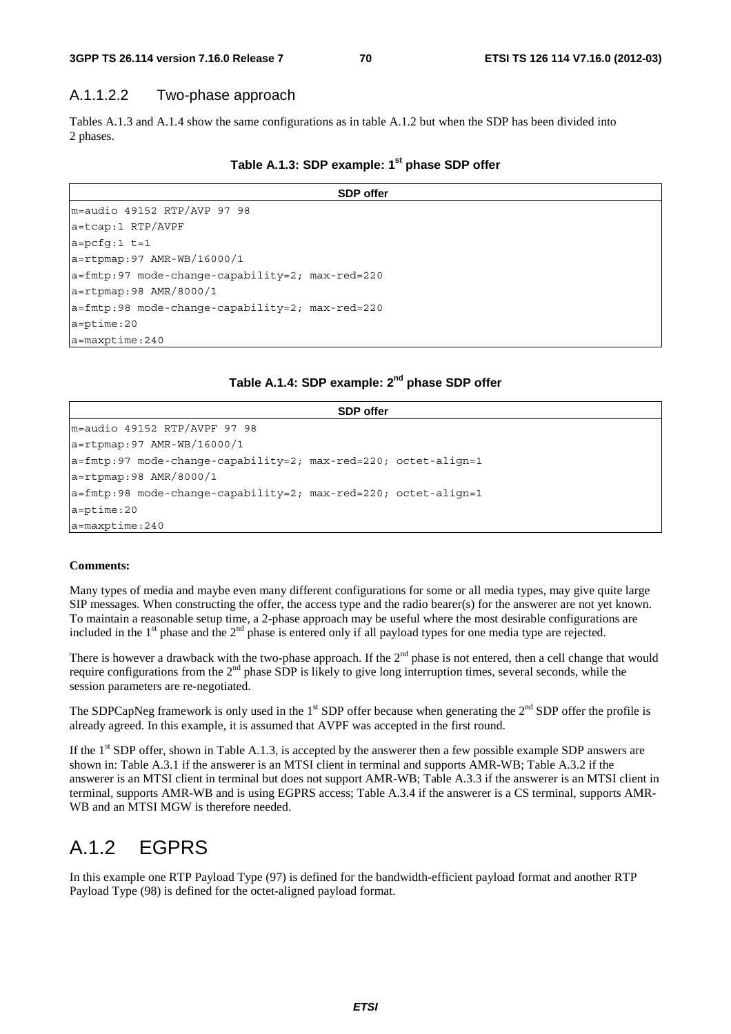### A.1.1.2.2 Two-phase approach

Tables A.1.3 and A.1.4 show the same configurations as in table A.1.2 but when the SDP has been divided into 2 phases.

**Table A.1.3: SDP example: 1st phase SDP offer**

| SDP offer |
|---|
| m=audio 49152 RTP/AVP 97 98 |
| a=tcap:1 RTP/AVPF |
| a=pcfg:1 t=1 |
| a=rtpmap:97 AMR-WB/16000/1 |
| a=fmtp:97 mode-change-capability=2; max-red=220 |
| a=rtpmap:98 AMR/8000/1 |
| a=fmtp:98 mode-change-capability=2; max-red=220 |
| a=ptime:20 |
| a=maxptime:240 |

**Table A.1.4: SDP example: 2nd phase SDP offer**

| SDP offer |
|---|
| m=audio 49152 RTP/AVPF 97 98 |
| a=rtpmap:97 AMR-WB/16000/1 |
| a=fmtp:97 mode-change-capability=2; max-red=220; octet-align=1 |
| a=rtpmap:98 AMR/8000/1 |
| a=fmtp:98 mode-change-capability=2; max-red=220; octet-align=1 |
| a=ptime:20 |
| a=maxptime:240 |

**Comments:**

Many types of media and maybe even many different configurations for some or all media types, may give quite large SIP messages. When constructing the offer, the access type and the radio bearer(s) for the answerer are not yet known. To maintain a reasonable setup time, a 2-phase approach may be useful where the most desirable configurations are included in the 1st phase and the 2nd phase is entered only if all payload types for one media type are rejected.

There is however a drawback with the two-phase approach. If the 2nd phase is not entered, then a cell change that would require configurations from the 2nd phase SDP is likely to give long interruption times, several seconds, while the session parameters are re-negotiated.

The SDPCapNeg framework is only used in the 1st SDP offer because when generating the 2nd SDP offer the profile is already agreed. In this example, it is assumed that AVPF was accepted in the first round.

If the 1st SDP offer, shown in Table A.1.3, is accepted by the answerer then a few possible example SDP answers are shown in: Table A.3.1 if the answerer is an MTSI client in terminal and supports AMR-WB; Table A.3.2 if the answerer is an MTSI client in terminal but does not support AMR-WB; Table A.3.3 if the answerer is an MTSI client in terminal, supports AMR-WB and is using EGPRS access; Table A.3.4 if the answerer is a CS terminal, supports AMR-WB and an MTSI MGW is therefore needed.

## A.1.2 EGPRS

In this example one RTP Payload Type (97) is defined for the bandwidth-efficient payload format and another RTP Payload Type (98) is defined for the octet-aligned payload format.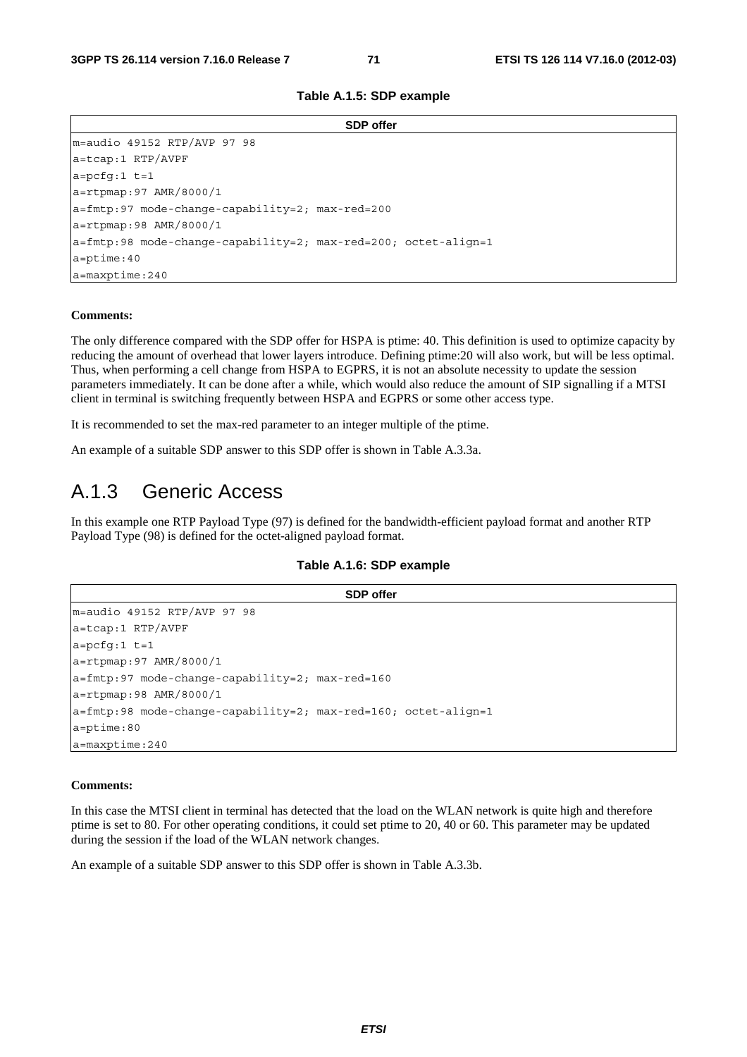**Table A.1.5: SDP example**

| SDP offer |
|---|
| m=audio 49152 RTP/AVP 97 98<br>a=tcap:1 RTP/AVPF<br>a=pcfg:1 t=1<br>a=rtpmap:97 AMR/8000/1<br>a=fmtp:97 mode-change-capability=2; max-red=200<br>a=rtpmap:98 AMR/8000/1<br>a=fmtp:98 mode-change-capability=2; max-red=200; octet-align=1<br>a=ptime:40<br>a=maxptime:240 |

**Comments:**

The only difference compared with the SDP offer for HSPA is ptime: 40. This definition is used to optimize capacity by reducing the amount of overhead that lower layers introduce. Defining ptime:20 will also work, but will be less optimal. Thus, when performing a cell change from HSPA to EGPRS, it is not an absolute necessity to update the session parameters immediately. It can be done after a while, which would also reduce the amount of SIP signalling if a MTSI client in terminal is switching frequently between HSPA and EGPRS or some other access type.

It is recommended to set the max-red parameter to an integer multiple of the ptime.

An example of a suitable SDP answer to this SDP offer is shown in Table A.3.3a.

## A.1.3 Generic Access

In this example one RTP Payload Type (97) is defined for the bandwidth-efficient payload format and another RTP Payload Type (98) is defined for the octet-aligned payload format.

**Table A.1.6: SDP example**

| SDP offer |
|---|
| m=audio 49152 RTP/AVP 97 98<br>a=tcap:1 RTP/AVPF<br>a=pcfg:1 t=1<br>a=rtpmap:97 AMR/8000/1<br>a=fmtp:97 mode-change-capability=2; max-red=160<br>a=rtpmap:98 AMR/8000/1<br>a=fmtp:98 mode-change-capability=2; max-red=160; octet-align=1<br>a=ptime:80<br>a=maxptime:240 |

**Comments:**

In this case the MTSI client in terminal has detected that the load on the WLAN network is quite high and therefore ptime is set to 80. For other operating conditions, it could set ptime to 20, 40 or 60. This parameter may be updated during the session if the load of the WLAN network changes.

An example of a suitable SDP answer to this SDP offer is shown in Table A.3.3b.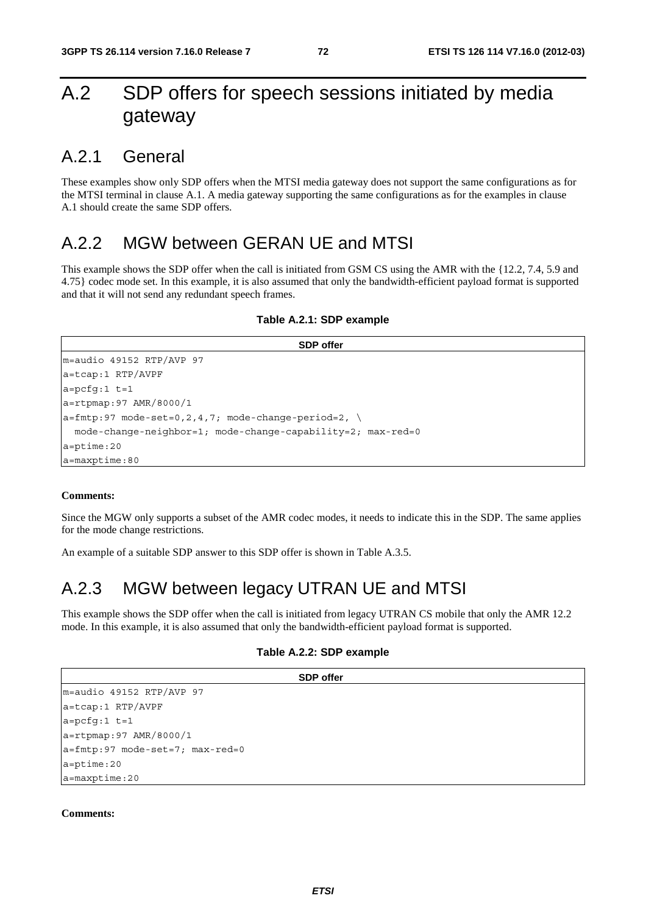# A.2 SDP offers for speech sessions initiated by media gateway

## A.2.1 General

These examples show only SDP offers when the MTSI media gateway does not support the same configurations as for the MTSI terminal in clause A.1. A media gateway supporting the same configurations as for the examples in clause A.1 should create the same SDP offers.

## A.2.2 MGW between GERAN UE and MTSI

This example shows the SDP offer when the call is initiated from GSM CS using the AMR with the {12.2, 7.4, 5.9 and 4.75} codec mode set. In this example, it is also assumed that only the bandwidth-efficient payload format is supported and that it will not send any redundant speech frames.

**Table A.2.1: SDP example**

| SDP offer |
|---|
| m=audio 49152 RTP/AVP 97 |
| a=tcap:1 RTP/AVPF |
| a=pcfg:1 t=1 |
| a=rtpmap:97 AMR/8000/1 |
| a=fmtp:97 mode-set=0,2,4,7; mode-change-period=2, \ <br> mode-change-neighbor=1; mode-change-capability=2; max-red=0 |
| a=ptime:20 |
| a=maxptime:80 |

**Comments:**

Since the MGW only supports a subset of the AMR codec modes, it needs to indicate this in the SDP. The same applies for the mode change restrictions.

An example of a suitable SDP answer to this SDP offer is shown in Table A.3.5.

## A.2.3 MGW between legacy UTRAN UE and MTSI

This example shows the SDP offer when the call is initiated from legacy UTRAN CS mobile that only the AMR 12.2 mode. In this example, it is also assumed that only the bandwidth-efficient payload format is supported.

**Table A.2.2: SDP example**

| SDP offer |
|---|
| m=audio 49152 RTP/AVP 97 |
| a=tcap:1 RTP/AVPF |
| a=pcfg:1 t=1 |
| a=rtpmap:97 AMR/8000/1 |
| a=fmtp:97 mode-set=7; max-red=0 |
| a=ptime:20 |
| a=maxptime:20 |

**Comments:**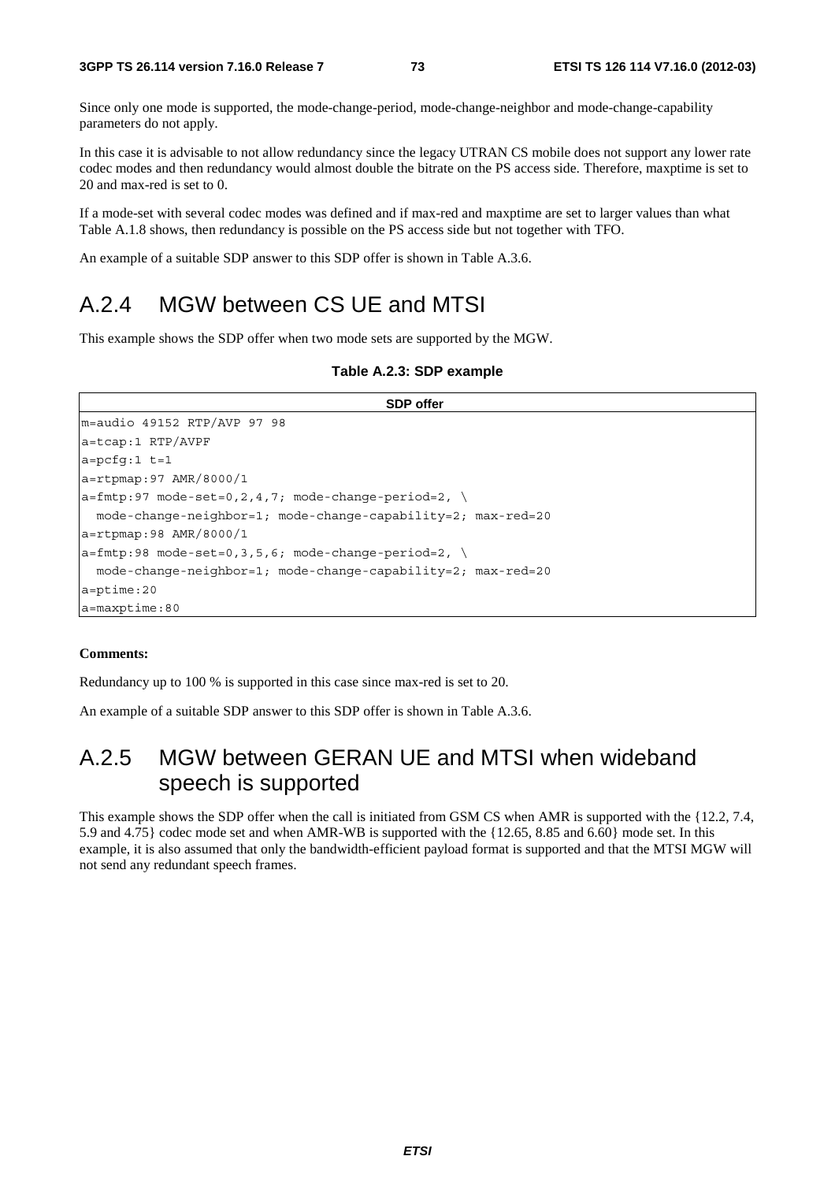Since only one mode is supported, the mode-change-period, mode-change-neighbor and mode-change-capability parameters do not apply.

In this case it is advisable to not allow redundancy since the legacy UTRAN CS mobile does not support any lower rate codec modes and then redundancy would almost double the bitrate on the PS access side. Therefore, maxptime is set to 20 and max-red is set to 0.

If a mode-set with several codec modes was defined and if max-red and maxptime are set to larger values than what Table A.1.8 shows, then redundancy is possible on the PS access side but not together with TFO.

An example of a suitable SDP answer to this SDP offer is shown in Table A.3.6.

## A.2.4 MGW between CS UE and MTSI

This example shows the SDP offer when two mode sets are supported by the MGW.

**Table A.2.3: SDP example**

| SDP offer |
| --- |
| m=audio 49152 RTP/AVP 97 98 |
| a=tcap:1 RTP/AVPF |
| a=pcfg:1 t=1 |
| a=rtpmap:97 AMR/8000/1 |
| a=fmtp:97 mode-set=0,2,4,7; mode-change-period=2, \ |
| mode-change-neighbor=1; mode-change-capability=2; max-red=20 |
| a=rtpmap:98 AMR/8000/1 |
| a=fmtp:98 mode-set=0,3,5,6; mode-change-period=2, \ |
| mode-change-neighbor=1; mode-change-capability=2; max-red=20 |
| a=ptime:20 |
| a=maxptime:80 |

**Comments:**

Redundancy up to 100 % is supported in this case since max-red is set to 20.

An example of a suitable SDP answer to this SDP offer is shown in Table A.3.6.

## A.2.5 MGW between GERAN UE and MTSI when wideband speech is supported

This example shows the SDP offer when the call is initiated from GSM CS when AMR is supported with the {12.2, 7.4, 5.9 and 4.75} codec mode set and when AMR-WB is supported with the {12.65, 8.85 and 6.60} mode set. In this example, it is also assumed that only the bandwidth-efficient payload format is supported and that the MTSI MGW will not send any redundant speech frames.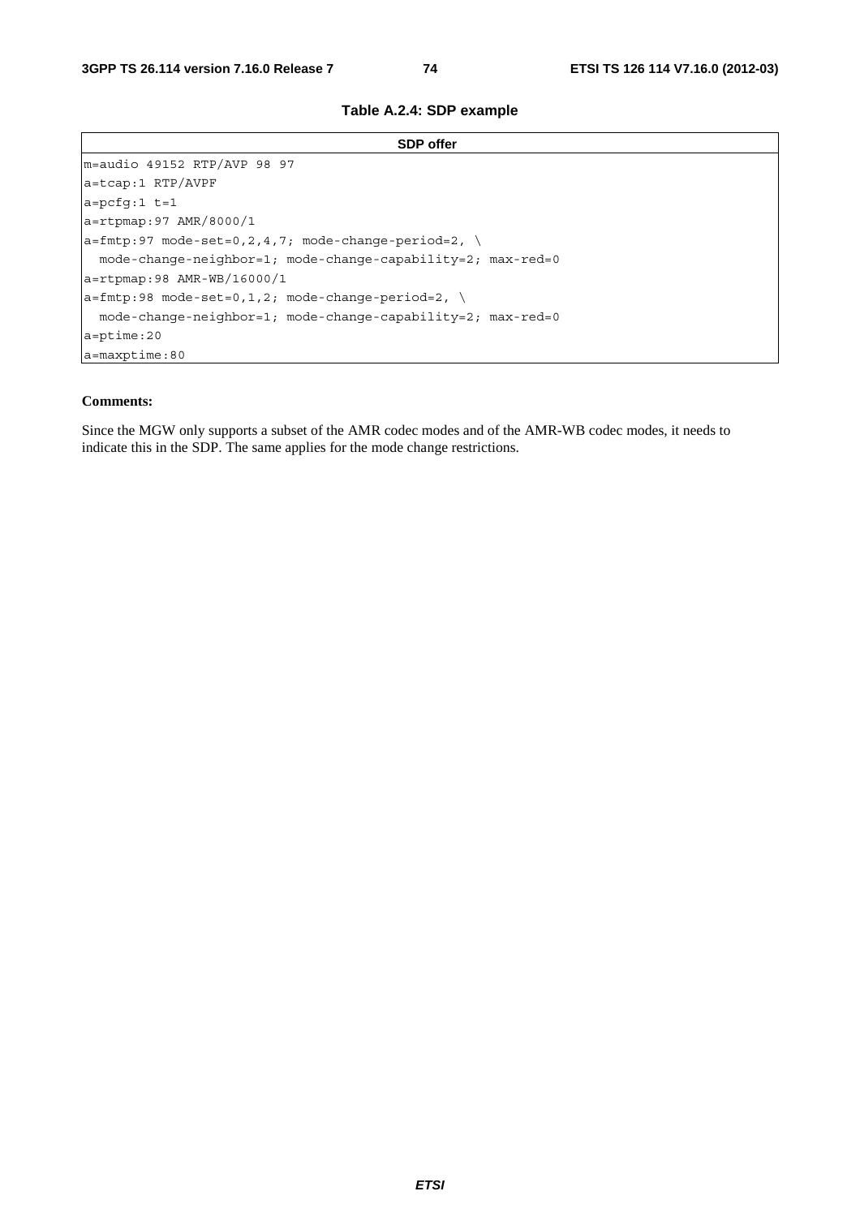**Table A.2.4: SDP example**

| SDP offer |
| --- |
| m=audio 49152 RTP/AVP 98 97 |
| a=tcap:1 RTP/AVPF |
| a=pcfg:1 t=1 |
| a=rtpmap:97 AMR/8000/1 |
| a=fmtp:97 mode-set=0,2,4,7; mode-change-period=2, \ <br> mode-change-neighbor=1; mode-change-capability=2; max-red=0 |
| a=rtpmap:98 AMR-WB/16000/1 |
| a=fmtp:98 mode-set=0,1,2; mode-change-period=2, \ <br> mode-change-neighbor=1; mode-change-capability=2; max-red=0 |
| a=ptime:20 |
| a=maxptime:80 |

**Comments:**

Since the MGW only supports a subset of the AMR codec modes and of the AMR-WB codec modes, it needs to indicate this in the SDP. The same applies for the mode change restrictions.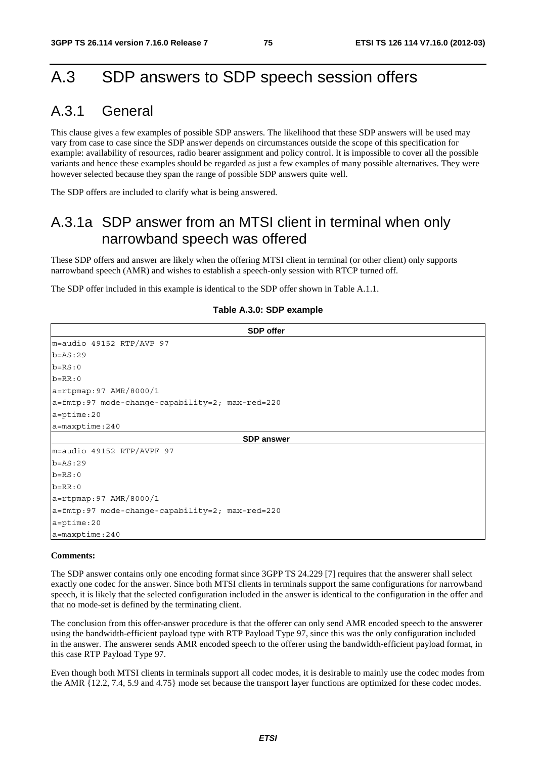# A.3 SDP answers to SDP speech session offers

## A.3.1 General

This clause gives a few examples of possible SDP answers. The likelihood that these SDP answers will be used may vary from case to case since the SDP answer depends on circumstances outside the scope of this specification for example: availability of resources, radio bearer assignment and policy control. It is impossible to cover all the possible variants and hence these examples should be regarded as just a few examples of many possible alternatives. They were however selected because they span the range of possible SDP answers quite well.

The SDP offers are included to clarify what is being answered.

## A.3.1a SDP answer from an MTSI client in terminal when only narrowband speech was offered

These SDP offers and answer are likely when the offering MTSI client in terminal (or other client) only supports narrowband speech (AMR) and wishes to establish a speech-only session with RTCP turned off.

The SDP offer included in this example is identical to the SDP offer shown in Table A.1.1.

**Table A.3.0: SDP example**

| SDP offer |
|---|
| m=audio 49152 RTP/AVP 97 |
| b=AS:29 |
| b=RS:0 |
| b=RR:0 |
| a=rtpmap:97 AMR/8000/1 |
| a=fmtp:97 mode-change-capability=2; max-red=220 |
| a=ptime:20 |
| a=maxptime:240 |
| **SDP answer** |
| m=audio 49152 RTP/AVPF 97 |
| b=AS:29 |
| b=RS:0 |
| b=RR:0 |
| a=rtpmap:97 AMR/8000/1 |
| a=fmtp:97 mode-change-capability=2; max-red=220 |
| a=ptime:20 |
| a=maxptime:240 |

**Comments:**

The SDP answer contains only one encoding format since 3GPP TS 24.229 [7] requires that the answerer shall select exactly one codec for the answer. Since both MTSI clients in terminals support the same configurations for narrowband speech, it is likely that the selected configuration included in the answer is identical to the configuration in the offer and that no mode-set is defined by the terminating client.

The conclusion from this offer-answer procedure is that the offerer can only send AMR encoded speech to the answerer using the bandwidth-efficient payload type with RTP Payload Type 97, since this was the only configuration included in the answer. The answerer sends AMR encoded speech to the offerer using the bandwidth-efficient payload format, in this case RTP Payload Type 97.

Even though both MTSI clients in terminals support all codec modes, it is desirable to mainly use the codec modes from the AMR {12.2, 7.4, 5.9 and 4.75} mode set because the transport layer functions are optimized for these codec modes.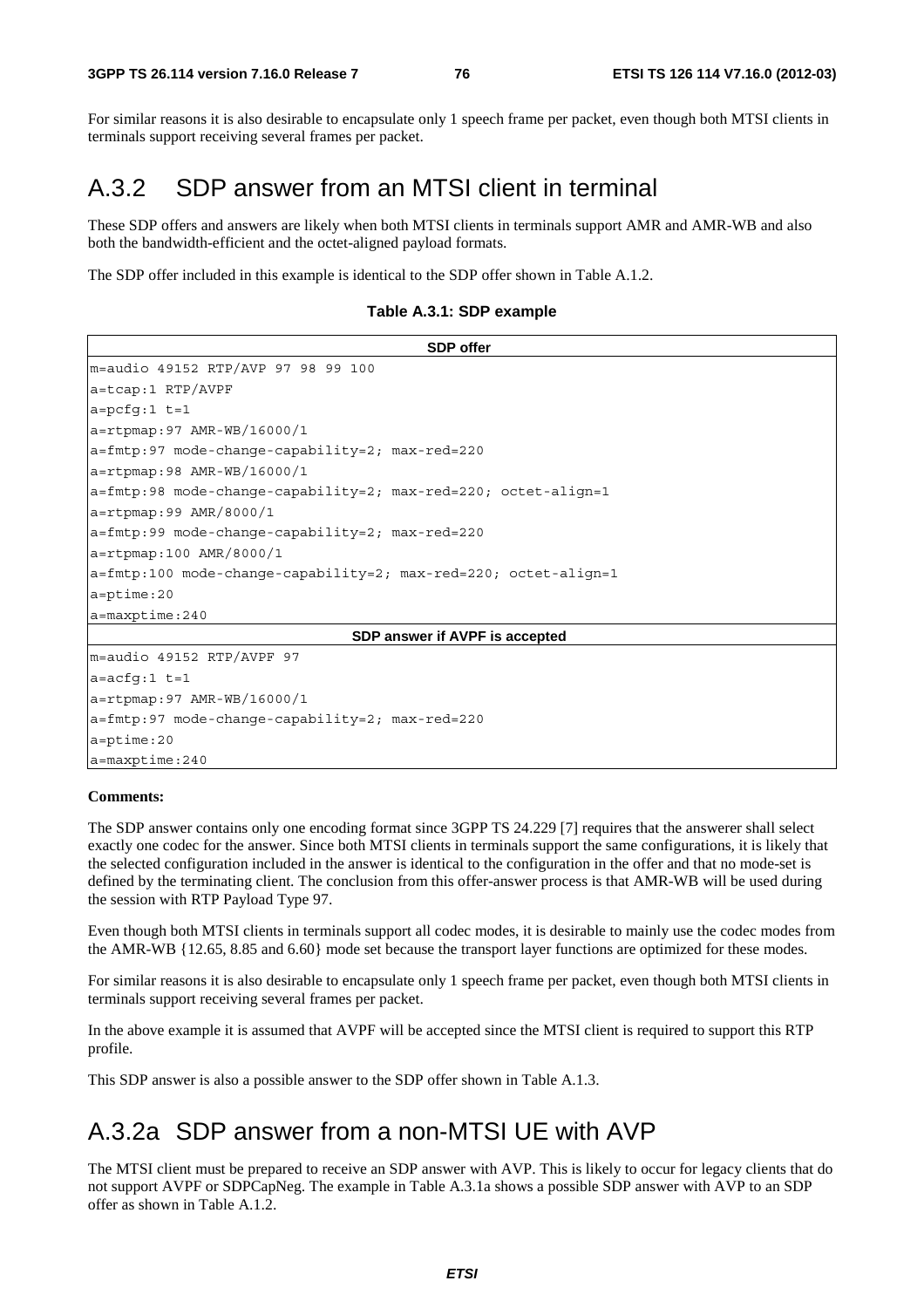For similar reasons it is also desirable to encapsulate only 1 speech frame per packet, even though both MTSI clients in terminals support receiving several frames per packet.

## A.3.2 SDP answer from an MTSI client in terminal

These SDP offers and answers are likely when both MTSI clients in terminals support AMR and AMR-WB and also both the bandwidth-efficient and the octet-aligned payload formats.

The SDP offer included in this example is identical to the SDP offer shown in Table A.1.2.

**Table A.3.1: SDP example**

| SDP offer |
|---|
| m=audio 49152 RTP/AVP 97 98 99 100 |
| a=tcap:1 RTP/AVPF |
| a=pcfg:1 t=1 |
| a=rtpmap:97 AMR-WB/16000/1 |
| a=fmtp:97 mode-change-capability=2; max-red=220 |
| a=rtpmap:98 AMR-WB/16000/1 |
| a=fmtp:98 mode-change-capability=2; max-red=220; octet-align=1 |
| a=rtpmap:99 AMR/8000/1 |
| a=fmtp:99 mode-change-capability=2; max-red=220 |
| a=rtpmap:100 AMR/8000/1 |
| a=fmtp:100 mode-change-capability=2; max-red=220; octet-align=1 |
| a=ptime:20 |
| a=maxptime:240 |
| **SDP answer if AVPF is accepted** |
| m=audio 49152 RTP/AVPF 97 |
| a=acfg:1 t=1 |
| a=rtpmap:97 AMR-WB/16000/1 |
| a=fmtp:97 mode-change-capability=2; max-red=220 |
| a=ptime:20 |
| a=maxptime:240 |

**Comments:**

The SDP answer contains only one encoding format since 3GPP TS 24.229 [7] requires that the answerer shall select exactly one codec for the answer. Since both MTSI clients in terminals support the same configurations, it is likely that the selected configuration included in the answer is identical to the configuration in the offer and that no mode-set is defined by the terminating client. The conclusion from this offer-answer process is that AMR-WB will be used during the session with RTP Payload Type 97.

Even though both MTSI clients in terminals support all codec modes, it is desirable to mainly use the codec modes from the AMR-WB {12.65, 8.85 and 6.60} mode set because the transport layer functions are optimized for these modes.

For similar reasons it is also desirable to encapsulate only 1 speech frame per packet, even though both MTSI clients in terminals support receiving several frames per packet.

In the above example it is assumed that AVPF will be accepted since the MTSI client is required to support this RTP profile.

This SDP answer is also a possible answer to the SDP offer shown in Table A.1.3.

## A.3.2a SDP answer from a non-MTSI UE with AVP

The MTSI client must be prepared to receive an SDP answer with AVP. This is likely to occur for legacy clients that do not support AVPF or SDPCapNeg. The example in Table A.3.1a shows a possible SDP answer with AVP to an SDP offer as shown in Table A.1.2.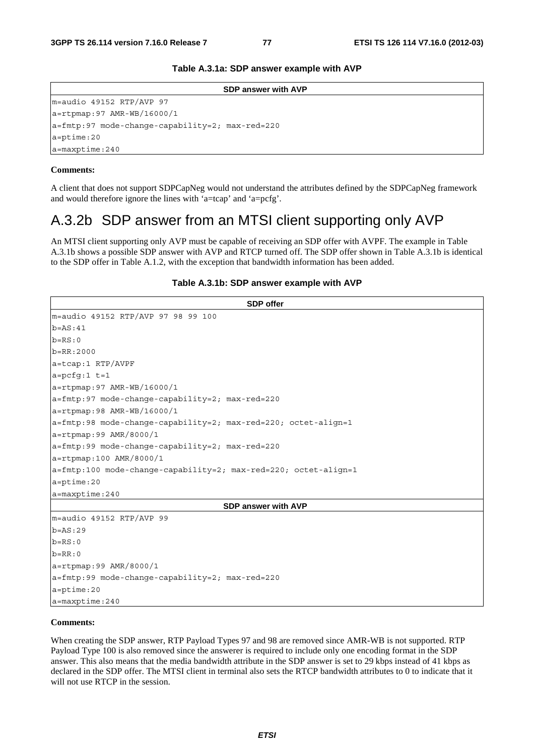**Table A.3.1a: SDP answer example with AVP**

| SDP answer with AVP |
|---|
| m=audio 49152 RTP/AVP 97 |
| a=rtpmap:97 AMR-WB/16000/1 |
| a=fmtp:97 mode-change-capability=2; max-red=220 |
| a=ptime:20 |
| a=maxptime:240 |

**Comments:**

A client that does not support SDPCapNeg would not understand the attributes defined by the SDPCapNeg framework and would therefore ignore the lines with 'a=tcap' and 'a=pcfg'.

## A.3.2b SDP answer from an MTSI client supporting only AVP

An MTSI client supporting only AVP must be capable of receiving an SDP offer with AVPF. The example in Table A.3.1b shows a possible SDP answer with AVP and RTCP turned off. The SDP offer shown in Table A.3.1b is identical to the SDP offer in Table A.1.2, with the exception that bandwidth information has been added.

**Table A.3.1b: SDP answer example with AVP**

| SDP offer |
|---|
| m=audio 49152 RTP/AVP 97 98 99 100 |
| b=AS:41 |
| b=RS:0 |
| b=RR:2000 |
| a=tcap:1 RTP/AVPF |
| a=pcfg:1 t=1 |
| a=rtpmap:97 AMR-WB/16000/1 |
| a=fmtp:97 mode-change-capability=2; max-red=220 |
| a=rtpmap:98 AMR-WB/16000/1 |
| a=fmtp:98 mode-change-capability=2; max-red=220; octet-align=1 |
| a=rtpmap:99 AMR/8000/1 |
| a=fmtp:99 mode-change-capability=2; max-red=220 |
| a=rtpmap:100 AMR/8000/1 |
| a=fmtp:100 mode-change-capability=2; max-red=220; octet-align=1 |
| a=ptime:20 |
| a=maxptime:240 |
| **SDP answer with AVP** |
| m=audio 49152 RTP/AVP 99 |
| b=AS:29 |
| b=RS:0 |
| b=RR:0 |
| a=rtpmap:99 AMR/8000/1 |
| a=fmtp:99 mode-change-capability=2; max-red=220 |
| a=ptime:20 |
| a=maxptime:240 |

**Comments:**

When creating the SDP answer, RTP Payload Types 97 and 98 are removed since AMR-WB is not supported. RTP Payload Type 100 is also removed since the answerer is required to include only one encoding format in the SDP answer. This also means that the media bandwidth attribute in the SDP answer is set to 29 kbps instead of 41 kbps as declared in the SDP offer. The MTSI client in terminal also sets the RTCP bandwidth attributes to 0 to indicate that it will not use RTCP in the session.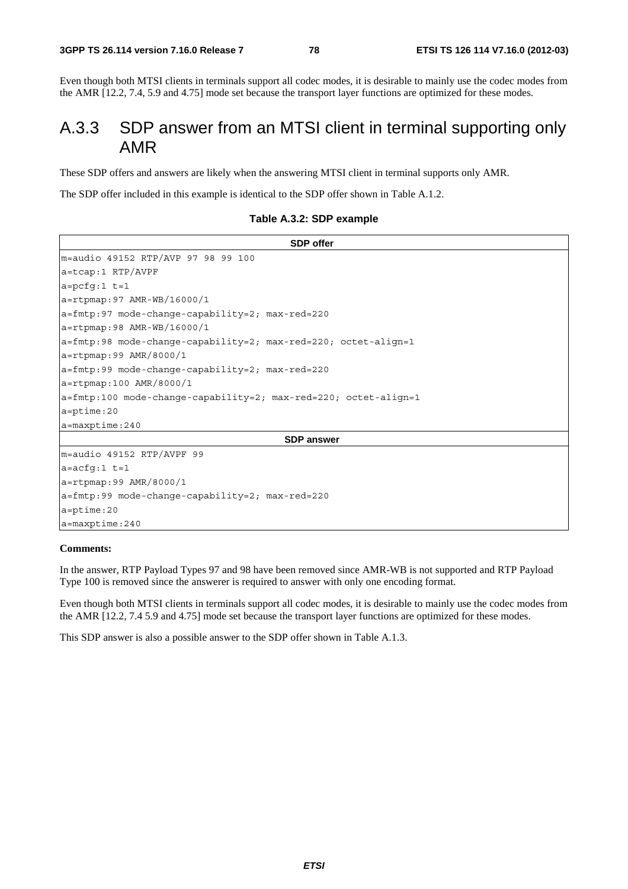Even though both MTSI clients in terminals support all codec modes, it is desirable to mainly use the codec modes from the AMR [12.2, 7.4, 5.9 and 4.75] mode set because the transport layer functions are optimized for these modes.

## A.3.3 SDP answer from an MTSI client in terminal supporting only AMR

These SDP offers and answers are likely when the answering MTSI client in terminal supports only AMR.

The SDP offer included in this example is identical to the SDP offer shown in Table A.1.2.

**Table A.3.2: SDP example**

| SDP offer |
|---|
| m=audio 49152 RTP/AVP 97 98 99 100 |
| a=tcap:1 RTP/AVPF |
| a=pcfg:1 t=1 |
| a=rtpmap:97 AMR-WB/16000/1 |
| a=fmtp:97 mode-change-capability=2; max-red=220 |
| a=rtpmap:98 AMR-WB/16000/1 |
| a=fmtp:98 mode-change-capability=2; max-red=220; octet-align=1 |
| a=rtpmap:99 AMR/8000/1 |
| a=fmtp:99 mode-change-capability=2; max-red=220 |
| a=rtpmap:100 AMR/8000/1 |
| a=fmtp:100 mode-change-capability=2; max-red=220; octet-align=1 |
| a=ptime:20 |
| a=maxptime:240 |
| **SDP answer** |
| m=audio 49152 RTP/AVPF 99 |
| a=acfg:1 t=1 |
| a=rtpmap:99 AMR/8000/1 |
| a=fmtp:99 mode-change-capability=2; max-red=220 |
| a=ptime:20 |
| a=maxptime:240 |

**Comments:**

In the answer, RTP Payload Types 97 and 98 have been removed since AMR-WB is not supported and RTP Payload Type 100 is removed since the answerer is required to answer with only one encoding format.

Even though both MTSI clients in terminals support all codec modes, it is desirable to mainly use the codec modes from the AMR [12.2, 7.4 5.9 and 4.75] mode set because the transport layer functions are optimized for these modes.

This SDP answer is also a possible answer to the SDP offer shown in Table A.1.3.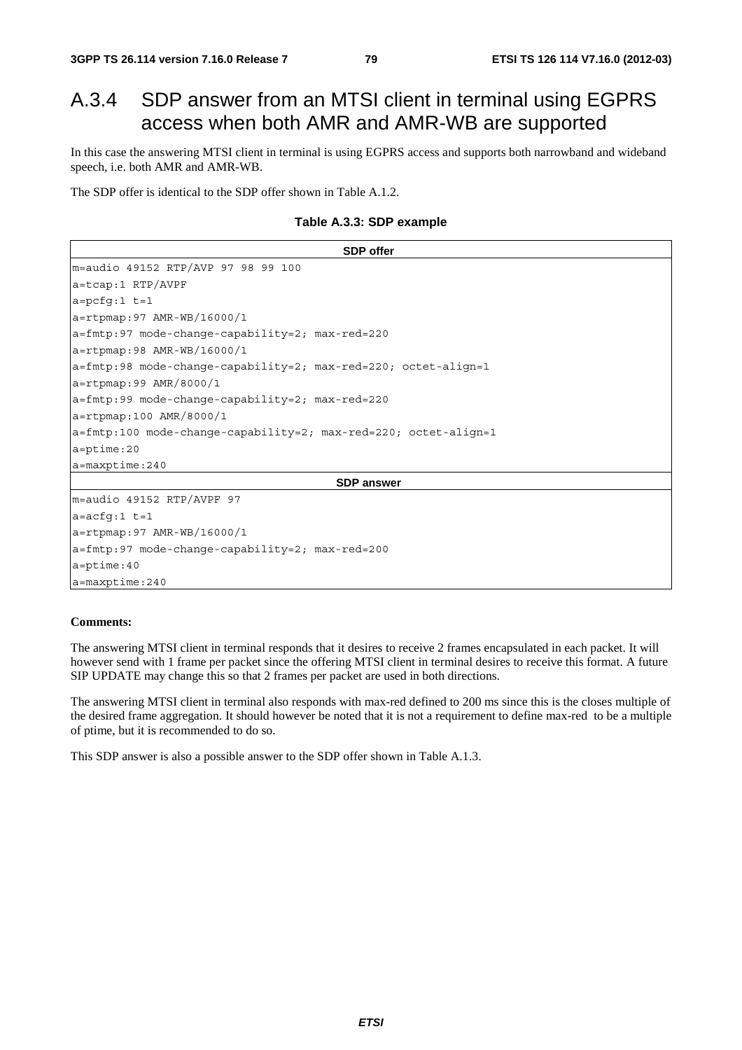## A.3.4 SDP answer from an MTSI client in terminal using EGPRS access when both AMR and AMR-WB are supported

In this case the answering MTSI client in terminal is using EGPRS access and supports both narrowband and wideband speech, i.e. both AMR and AMR-WB.

The SDP offer is identical to the SDP offer shown in Table A.1.2.

**Table A.3.3: SDP example**

| SDP offer |
|---|
| m=audio 49152 RTP/AVP 97 98 99 100 |
| a=tcap:1 RTP/AVPF |
| a=pcfg:1 t=1 |
| a=rtpmap:97 AMR-WB/16000/1 |
| a=fmtp:97 mode-change-capability=2; max-red=220 |
| a=rtpmap:98 AMR-WB/16000/1 |
| a=fmtp:98 mode-change-capability=2; max-red=220; octet-align=1 |
| a=rtpmap:99 AMR/8000/1 |
| a=fmtp:99 mode-change-capability=2; max-red=220 |
| a=rtpmap:100 AMR/8000/1 |
| a=fmtp:100 mode-change-capability=2; max-red=220; octet-align=1 |
| a=ptime:20 |
| a=maxptime:240 |
| **SDP answer** |
| m=audio 49152 RTP/AVPF 97 |
| a=acfg:1 t=1 |
| a=rtpmap:97 AMR-WB/16000/1 |
| a=fmtp:97 mode-change-capability=2; max-red=200 |
| a=ptime:40 |
| a=maxptime:240 |

**Comments:**

The answering MTSI client in terminal responds that it desires to receive 2 frames encapsulated in each packet. It will however send with 1 frame per packet since the offering MTSI client in terminal desires to receive this format. A future SIP UPDATE may change this so that 2 frames per packet are used in both directions.

The answering MTSI client in terminal also responds with max-red defined to 200 ms since this is the closes multiple of the desired frame aggregation. It should however be noted that it is not a requirement to define max-red to be a multiple of ptime, but it is recommended to do so.

This SDP answer is also a possible answer to the SDP offer shown in Table A.1.3.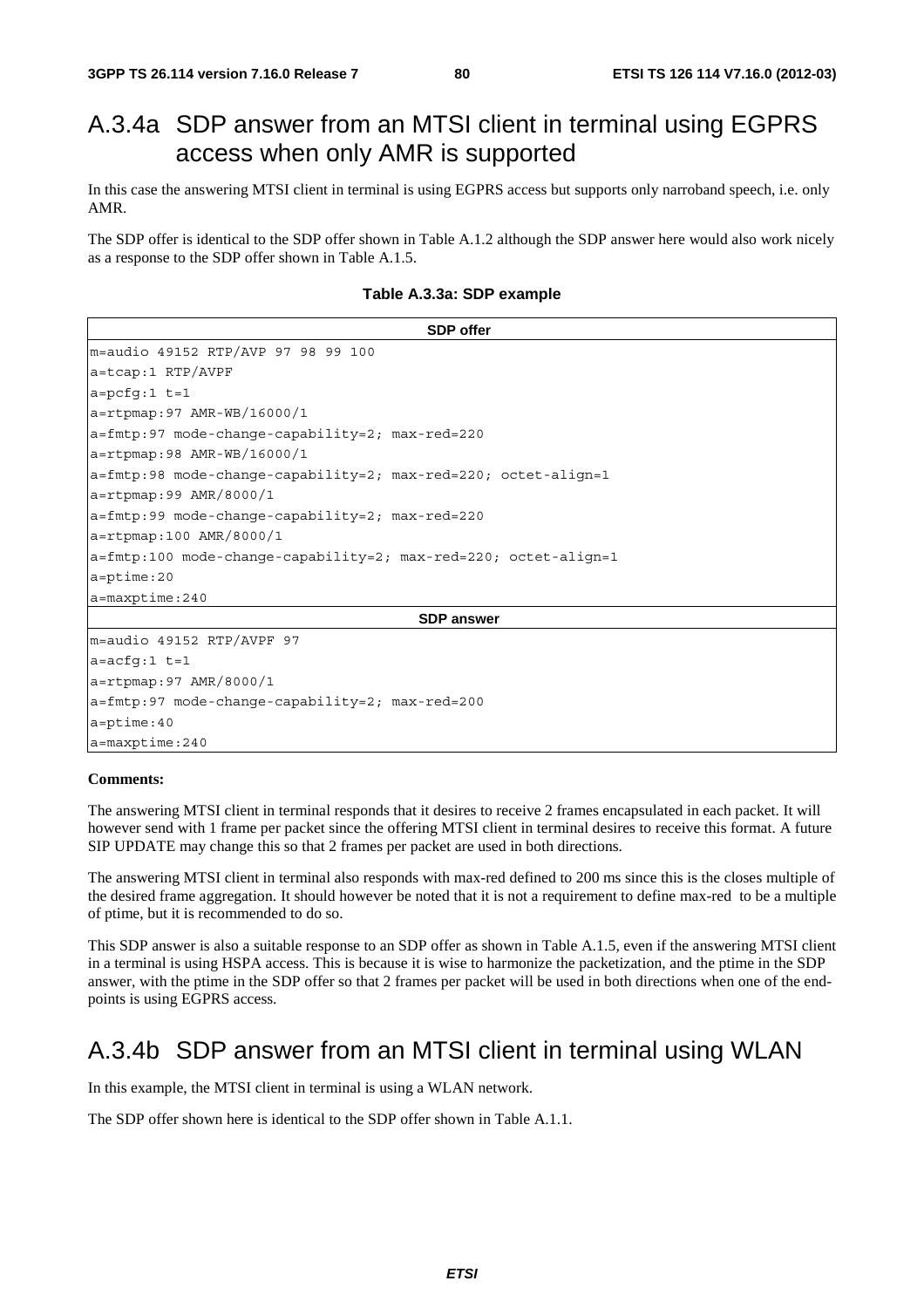## A.3.4a SDP answer from an MTSI client in terminal using EGPRS access when only AMR is supported

In this case the answering MTSI client in terminal is using EGPRS access but supports only narroband speech, i.e. only AMR.

The SDP offer is identical to the SDP offer shown in Table A.1.2 although the SDP answer here would also work nicely as a response to the SDP offer shown in Table A.1.5.

**Table A.3.3a: SDP example**

| SDP offer |
|---|
| m=audio 49152 RTP/AVP 97 98 99 100<br>a=tcap:1 RTP/AVPF<br>a=pcfg:1 t=1<br>a=rtpmap:97 AMR-WB/16000/1<br>a=fmtp:97 mode-change-capability=2; max-red=220<br>a=rtpmap:98 AMR-WB/16000/1<br>a=fmtp:98 mode-change-capability=2; max-red=220; octet-align=1<br>a=rtpmap:99 AMR/8000/1<br>a=fmtp:99 mode-change-capability=2; max-red=220<br>a=rtpmap:100 AMR/8000/1<br>a=fmtp:100 mode-change-capability=2; max-red=220; octet-align=1<br>a=ptime:20<br>a=maxptime:240 |
| **SDP answer** |
| m=audio 49152 RTP/AVPF 97<br>a=acfg:1 t=1<br>a=rtpmap:97 AMR/8000/1<br>a=fmtp:97 mode-change-capability=2; max-red=200<br>a=ptime:40<br>a=maxptime:240 |

**Comments:**

The answering MTSI client in terminal responds that it desires to receive 2 frames encapsulated in each packet. It will however send with 1 frame per packet since the offering MTSI client in terminal desires to receive this format. A future SIP UPDATE may change this so that 2 frames per packet are used in both directions.

The answering MTSI client in terminal also responds with max-red defined to 200 ms since this is the closes multiple of the desired frame aggregation. It should however be noted that it is not a requirement to define max-red to be a multiple of ptime, but it is recommended to do so.

This SDP answer is also a suitable response to an SDP offer as shown in Table A.1.5, even if the answering MTSI client in a terminal is using HSPA access. This is because it is wise to harmonize the packetization, and the ptime in the SDP answer, with the ptime in the SDP offer so that 2 frames per packet will be used in both directions when one of the end-points is using EGPRS access.

## A.3.4b SDP answer from an MTSI client in terminal using WLAN

In this example, the MTSI client in terminal is using a WLAN network.

The SDP offer shown here is identical to the SDP offer shown in Table A.1.1.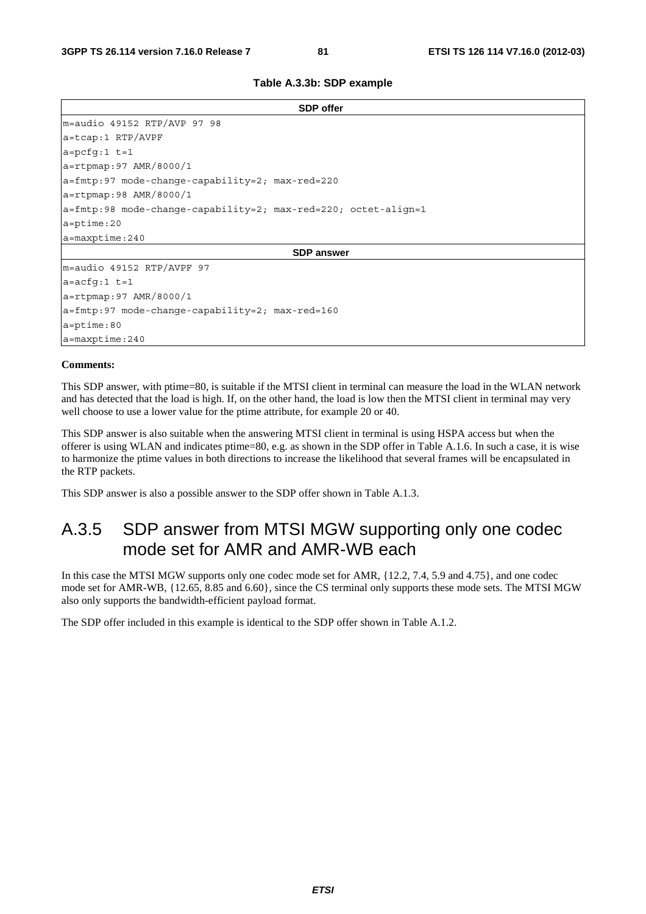**Table A.3.3b: SDP example**

| SDP offer |
| --- |
| m=audio 49152 RTP/AVP 97 98 |
| a=tcap:1 RTP/AVPF |
| a=pcfg:1 t=1 |
| a=rtpmap:97 AMR/8000/1 |
| a=fmtp:97 mode-change-capability=2; max-red=220 |
| a=rtpmap:98 AMR/8000/1 |
| a=fmtp:98 mode-change-capability=2; max-red=220; octet-align=1 |
| a=ptime:20 |
| a=maxptime:240 |
| **SDP answer** |
| m=audio 49152 RTP/AVPF 97 |
| a=acfg:1 t=1 |
| a=rtpmap:97 AMR/8000/1 |
| a=fmtp:97 mode-change-capability=2; max-red=160 |
| a=ptime:80 |
| a=maxptime:240 |

**Comments:**

This SDP answer, with ptime=80, is suitable if the MTSI client in terminal can measure the load in the WLAN network and has detected that the load is high. If, on the other hand, the load is low then the MTSI client in terminal may very well choose to use a lower value for the ptime attribute, for example 20 or 40.

This SDP answer is also suitable when the answering MTSI client in terminal is using HSPA access but when the offerer is using WLAN and indicates ptime=80, e.g. as shown in the SDP offer in Table A.1.6. In such a case, it is wise to harmonize the ptime values in both directions to increase the likelihood that several frames will be encapsulated in the RTP packets.

This SDP answer is also a possible answer to the SDP offer shown in Table A.1.3.

## A.3.5 SDP answer from MTSI MGW supporting only one codec mode set for AMR and AMR-WB each

In this case the MTSI MGW supports only one codec mode set for AMR, {12.2, 7.4, 5.9 and 4.75}, and one codec mode set for AMR-WB, {12.65, 8.85 and 6.60}, since the CS terminal only supports these mode sets. The MTSI MGW also only supports the bandwidth-efficient payload format.

The SDP offer included in this example is identical to the SDP offer shown in Table A.1.2.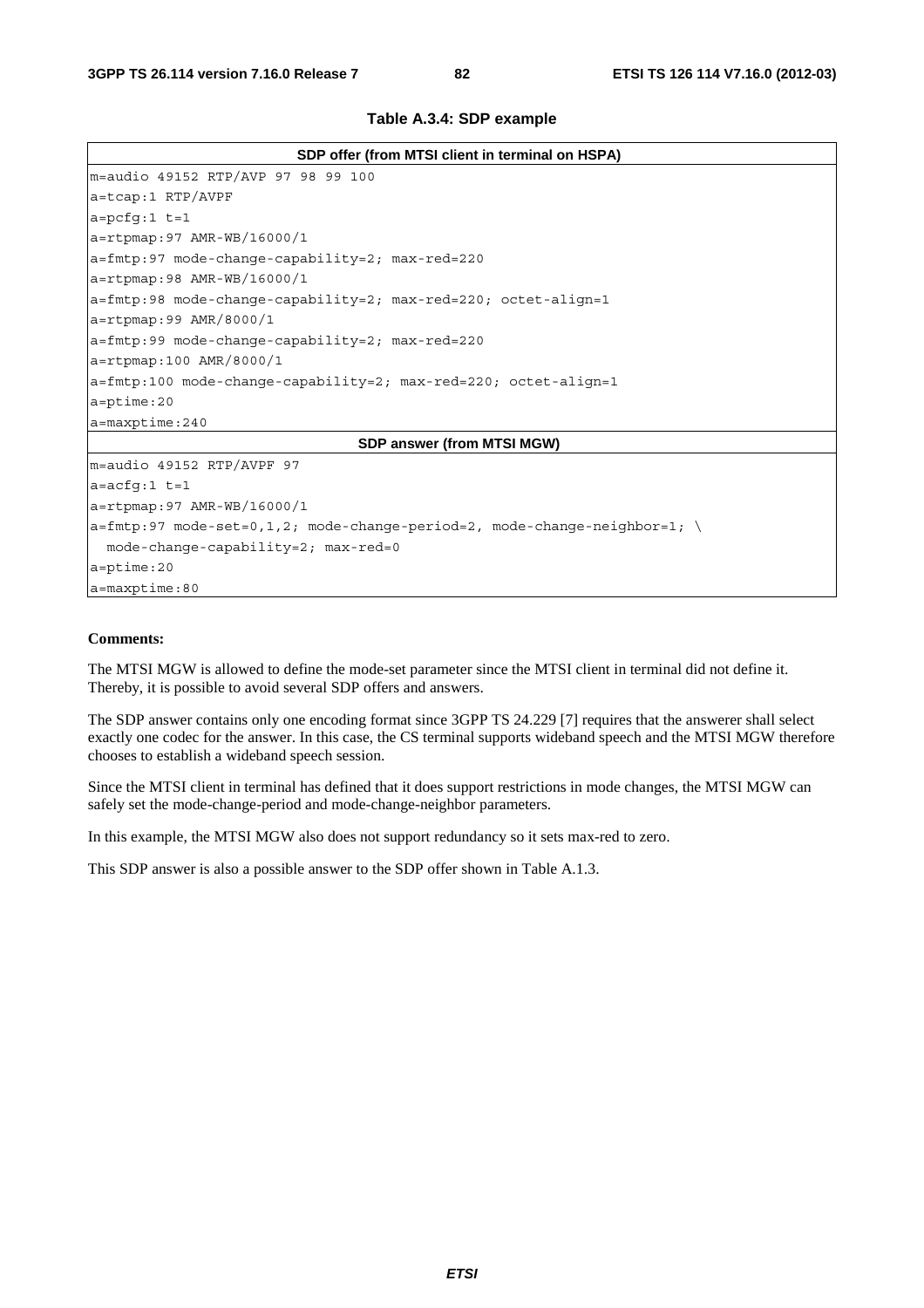**Table A.3.4: SDP example**

| SDP offer (from MTSI client in terminal on HSPA) |
|---|
| m=audio 49152 RTP/AVP 97 98 99 100 |
| a=tcap:1 RTP/AVPF |
| a=pcfg:1 t=1 |
| a=rtpmap:97 AMR-WB/16000/1 |
| a=fmtp:97 mode-change-capability=2; max-red=220 |
| a=rtpmap:98 AMR-WB/16000/1 |
| a=fmtp:98 mode-change-capability=2; max-red=220; octet-align=1 |
| a=rtpmap:99 AMR/8000/1 |
| a=fmtp:99 mode-change-capability=2; max-red=220 |
| a=rtpmap:100 AMR/8000/1 |
| a=fmtp:100 mode-change-capability=2; max-red=220; octet-align=1 |
| a=ptime:20 |
| a=maxptime:240 |
| **SDP answer (from MTSI MGW)** |
| m=audio 49152 RTP/AVPF 97 |
| a=acfg:1 t=1 |
| a=rtpmap:97 AMR-WB/16000/1 |
| a=fmtp:97 mode-set=0,1,2; mode-change-period=2, mode-change-neighbor=1; \ mode-change-capability=2; max-red=0 |
| a=ptime:20 |
| a=maxptime:80 |

**Comments:**

The MTSI MGW is allowed to define the mode-set parameter since the MTSI client in terminal did not define it. Thereby, it is possible to avoid several SDP offers and answers.

The SDP answer contains only one encoding format since 3GPP TS 24.229 [7] requires that the answerer shall select exactly one codec for the answer. In this case, the CS terminal supports wideband speech and the MTSI MGW therefore chooses to establish a wideband speech session.

Since the MTSI client in terminal has defined that it does support restrictions in mode changes, the MTSI MGW can safely set the mode-change-period and mode-change-neighbor parameters.

In this example, the MTSI MGW also does not support redundancy so it sets max-red to zero.

This SDP answer is also a possible answer to the SDP offer shown in Table A.1.3.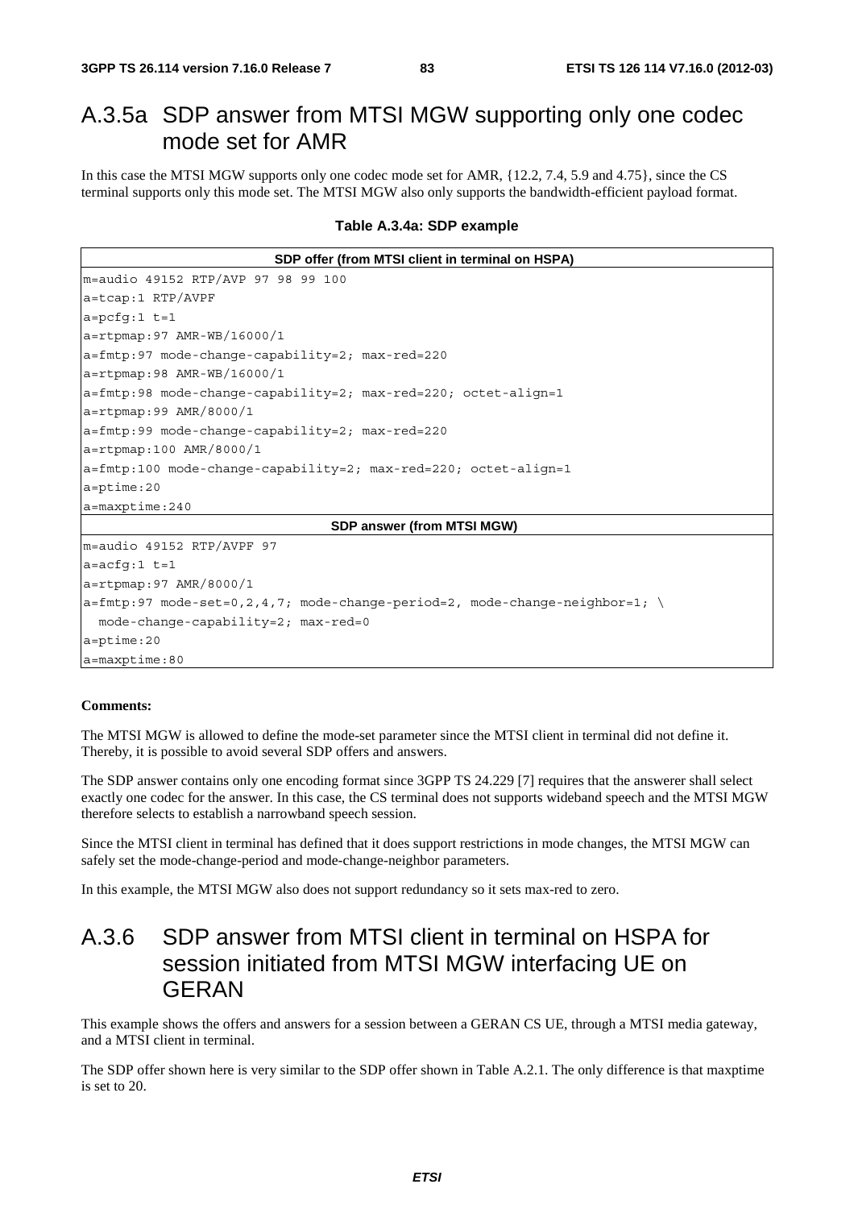## A.3.5a SDP answer from MTSI MGW supporting only one codec mode set for AMR

In this case the MTSI MGW supports only one codec mode set for AMR, {12.2, 7.4, 5.9 and 4.75}, since the CS terminal supports only this mode set. The MTSI MGW also only supports the bandwidth-efficient payload format.

**Table A.3.4a: SDP example**

| SDP offer (from MTSI client in terminal on HSPA) |
|---|
| m=audio 49152 RTP/AVP 97 98 99 100 |
| a=tcap:1 RTP/AVPF |
| a=pcfg:1 t=1 |
| a=rtpmap:97 AMR-WB/16000/1 |
| a=fmtp:97 mode-change-capability=2; max-red=220 |
| a=rtpmap:98 AMR-WB/16000/1 |
| a=fmtp:98 mode-change-capability=2; max-red=220; octet-align=1 |
| a=rtpmap:99 AMR/8000/1 |
| a=fmtp:99 mode-change-capability=2; max-red=220 |
| a=rtpmap:100 AMR/8000/1 |
| a=fmtp:100 mode-change-capability=2; max-red=220; octet-align=1 |
| a=ptime:20 |
| a=maxptime:240 |
| **SDP answer (from MTSI MGW)** |
| m=audio 49152 RTP/AVPF 97 |
| a=acfg:1 t=1 |
| a=rtpmap:97 AMR/8000/1 |
| a=fmtp:97 mode-set=0,2,4,7; mode-change-period=2, mode-change-neighbor=1; \ mode-change-capability=2; max-red=0 |
| a=ptime:20 |
| a=maxptime:80 |

**Comments:**

The MTSI MGW is allowed to define the mode-set parameter since the MTSI client in terminal did not define it. Thereby, it is possible to avoid several SDP offers and answers.

The SDP answer contains only one encoding format since 3GPP TS 24.229 [7] requires that the answerer shall select exactly one codec for the answer. In this case, the CS terminal does not supports wideband speech and the MTSI MGW therefore selects to establish a narrowband speech session.

Since the MTSI client in terminal has defined that it does support restrictions in mode changes, the MTSI MGW can safely set the mode-change-period and mode-change-neighbor parameters.

In this example, the MTSI MGW also does not support redundancy so it sets max-red to zero.

## A.3.6 SDP answer from MTSI client in terminal on HSPA for session initiated from MTSI MGW interfacing UE on GERAN

This example shows the offers and answers for a session between a GERAN CS UE, through a MTSI media gateway, and a MTSI client in terminal.

The SDP offer shown here is very similar to the SDP offer shown in Table A.2.1. The only difference is that maxptime is set to 20.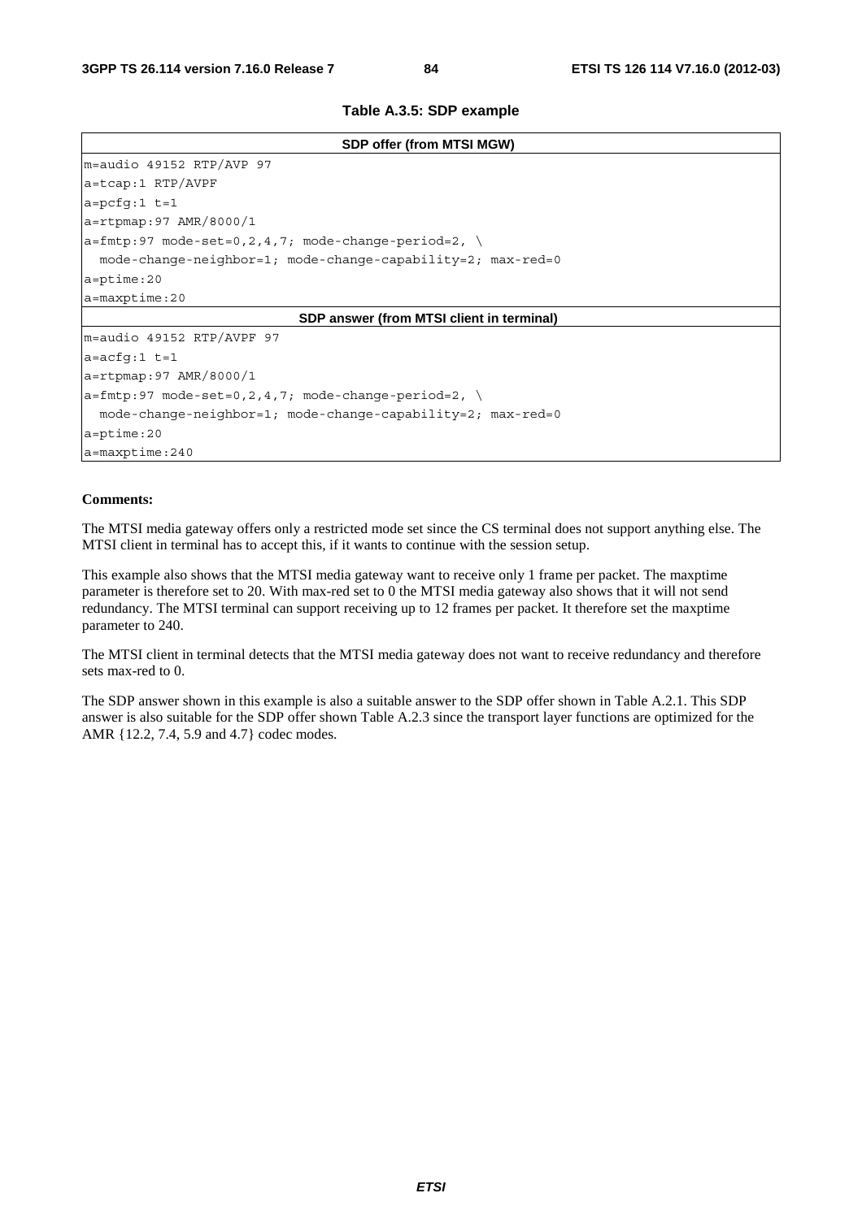**Table A.3.5: SDP example**

| SDP offer (from MTSI MGW) |
|---|
| m=audio 49152 RTP/AVP 97<br>a=tcap:1 RTP/AVPF<br>a=pcfg:1 t=1<br>a=rtpmap:97 AMR/8000/1<br>a=fmtp:97 mode-set=0,2,4,7; mode-change-period=2, \ <br>  mode-change-neighbor=1; mode-change-capability=2; max-red=0<br>a=ptime:20<br>a=maxptime:20 |
| **SDP answer (from MTSI client in terminal)** |
| m=audio 49152 RTP/AVPF 97<br>a=acfg:1 t=1<br>a=rtpmap:97 AMR/8000/1<br>a=fmtp:97 mode-set=0,2,4,7; mode-change-period=2, \ <br>  mode-change-neighbor=1; mode-change-capability=2; max-red=0<br>a=ptime:20<br>a=maxptime:240 |

**Comments:**

The MTSI media gateway offers only a restricted mode set since the CS terminal does not support anything else. The MTSI client in terminal has to accept this, if it wants to continue with the session setup.

This example also shows that the MTSI media gateway want to receive only 1 frame per packet. The maxptime parameter is therefore set to 20. With max-red set to 0 the MTSI media gateway also shows that it will not send redundancy. The MTSI terminal can support receiving up to 12 frames per packet. It therefore set the maxptime parameter to 240.

The MTSI client in terminal detects that the MTSI media gateway does not want to receive redundancy and therefore sets max-red to 0.

The SDP answer shown in this example is also a suitable answer to the SDP offer shown in Table A.2.1. This SDP answer is also suitable for the SDP offer shown Table A.2.3 since the transport layer functions are optimized for the AMR {12.2, 7.4, 5.9 and 4.7} codec modes.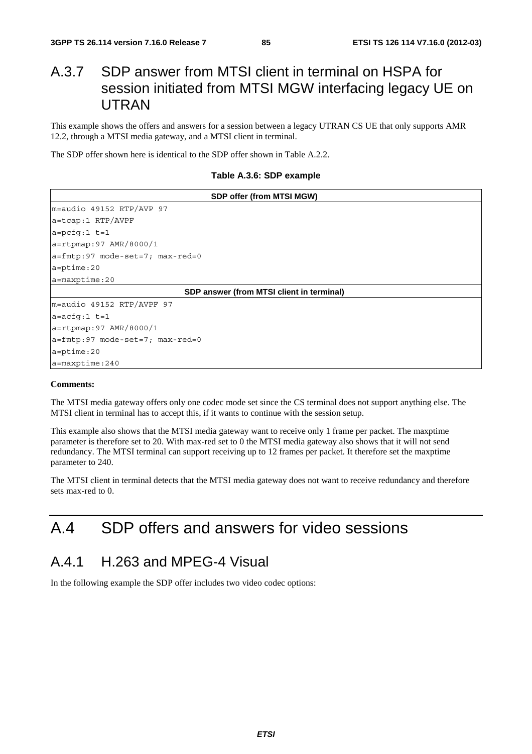## A.3.7 SDP answer from MTSI client in terminal on HSPA for session initiated from MTSI MGW interfacing legacy UE on UTRAN

This example shows the offers and answers for a session between a legacy UTRAN CS UE that only supports AMR 12.2, through a MTSI media gateway, and a MTSI client in terminal.

The SDP offer shown here is identical to the SDP offer shown in Table A.2.2.

**Table A.3.6: SDP example**

| SDP offer (from MTSI MGW) |
|---|
| m=audio 49152 RTP/AVP 97 |
| a=tcap:1 RTP/AVPF |
| a=pcfg:1 t=1 |
| a=rtpmap:97 AMR/8000/1 |
| a=fmtp:97 mode-set=7; max-red=0 |
| a=ptime:20 |
| a=maxptime:20 |
| **SDP answer (from MTSI client in terminal)** |
| m=audio 49152 RTP/AVPF 97 |
| a=acfg:1 t=1 |
| a=rtpmap:97 AMR/8000/1 |
| a=fmtp:97 mode-set=7; max-red=0 |
| a=ptime:20 |
| a=maxptime:240 |

**Comments:**

The MTSI media gateway offers only one codec mode set since the CS terminal does not support anything else. The MTSI client in terminal has to accept this, if it wants to continue with the session setup.

This example also shows that the MTSI media gateway want to receive only 1 frame per packet. The maxptime parameter is therefore set to 20. With max-red set to 0 the MTSI media gateway also shows that it will not send redundancy. The MTSI terminal can support receiving up to 12 frames per packet. It therefore set the maxptime parameter to 240.

The MTSI client in terminal detects that the MTSI media gateway does not want to receive redundancy and therefore sets max-red to 0.

# A.4 SDP offers and answers for video sessions

## A.4.1 H.263 and MPEG-4 Visual

In the following example the SDP offer includes two video codec options: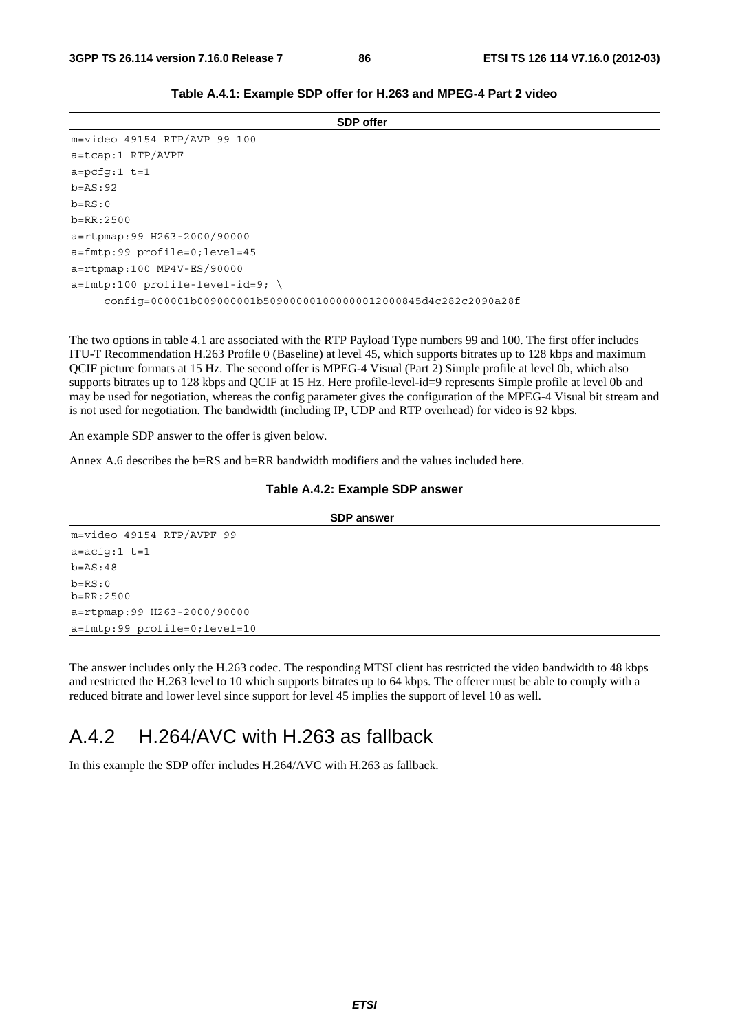**Table A.4.1: Example SDP offer for H.263 and MPEG-4 Part 2 video**

| SDP offer |
| --- |
| m=video 49154 RTP/AVP 99 100 |
| a=tcap:1 RTP/AVPF |
| a=pcfg:1 t=1 |
| b=AS:92 |
| b=RS:0 |
| b=RR:2500 |
| a=rtpmap:99 H263-2000/90000 |
| a=fmtp:99 profile=0;level=45 |
| a=rtpmap:100 MP4V-ES/90000 |
| a=fmtp:100 profile-level-id=9; \ <br> config=000001b009000001b509000001000000012000845d4c282c2090a28f |

The two options in table 4.1 are associated with the RTP Payload Type numbers 99 and 100. The first offer includes ITU-T Recommendation H.263 Profile 0 (Baseline) at level 45, which supports bitrates up to 128 kbps and maximum QCIF picture formats at 15 Hz. The second offer is MPEG-4 Visual (Part 2) Simple profile at level 0b, which also supports bitrates up to 128 kbps and QCIF at 15 Hz. Here profile-level-id=9 represents Simple profile at level 0b and may be used for negotiation, whereas the config parameter gives the configuration of the MPEG-4 Visual bit stream and is not used for negotiation. The bandwidth (including IP, UDP and RTP overhead) for video is 92 kbps.

An example SDP answer to the offer is given below.

Annex A.6 describes the b=RS and b=RR bandwidth modifiers and the values included here.

**Table A.4.2: Example SDP answer**

| SDP answer |
| --- |
| m=video 49154 RTP/AVPF 99 |
| a=acfg:1 t=1 |
| b=AS:48 |
| b=RS:0 <br> b=RR:2500 |
| a=rtpmap:99 H263-2000/90000 |
| a=fmtp:99 profile=0;level=10 |

The answer includes only the H.263 codec. The responding MTSI client has restricted the video bandwidth to 48 kbps and restricted the H.263 level to 10 which supports bitrates up to 64 kbps. The offerer must be able to comply with a reduced bitrate and lower level since support for level 45 implies the support of level 10 as well.

## A.4.2 H.264/AVC with H.263 as fallback

In this example the SDP offer includes H.264/AVC with H.263 as fallback.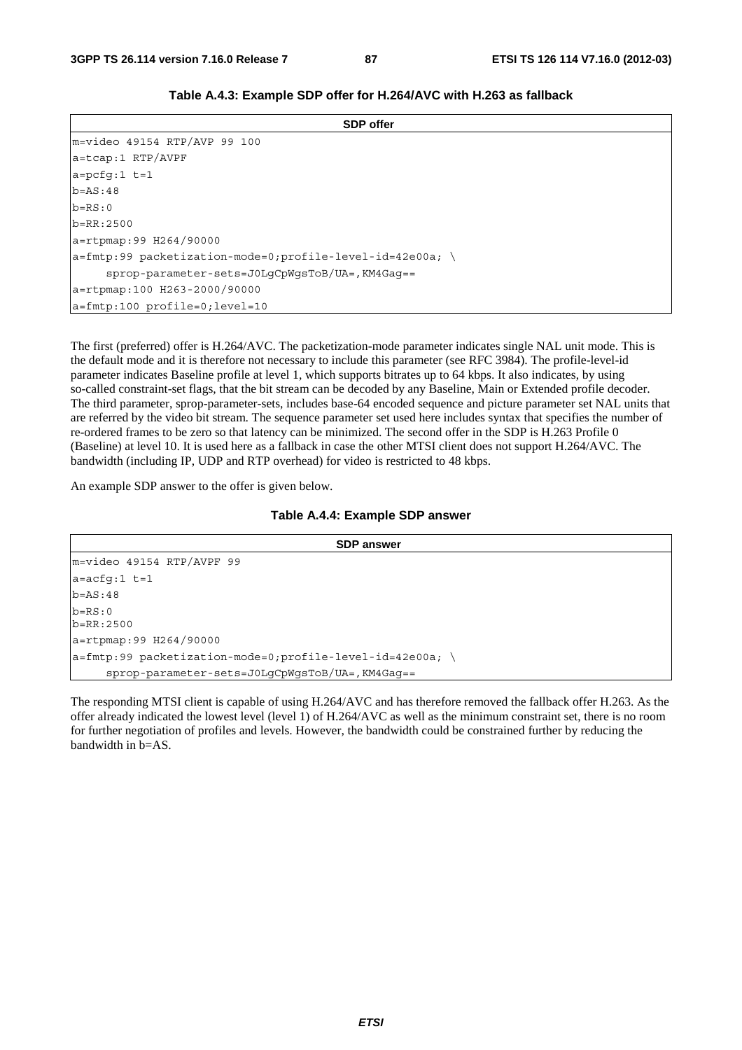**Table A.4.3: Example SDP offer for H.264/AVC with H.263 as fallback**

| SDP offer |
|---|
| m=video 49154 RTP/AVP 99 100 |
| a=tcap:1 RTP/AVPF |
| a=pcfg:1 t=1 |
| b=AS:48 |
| b=RS:0 |
| b=RR:2500 |
| a=rtpmap:99 H264/90000 |
| a=fmtp:99 packetization-mode=0;profile-level-id=42e00a; \ sprop-parameter-sets=J0LgCpWgsToB/UA=,KM4Gag== |
| a=rtpmap:100 H263-2000/90000 |
| a=fmtp:100 profile=0;level=10 |

The first (preferred) offer is H.264/AVC. The packetization-mode parameter indicates single NAL unit mode. This is the default mode and it is therefore not necessary to include this parameter (see RFC 3984). The profile-level-id parameter indicates Baseline profile at level 1, which supports bitrates up to 64 kbps. It also indicates, by using so-called constraint-set flags, that the bit stream can be decoded by any Baseline, Main or Extended profile decoder. The third parameter, sprop-parameter-sets, includes base-64 encoded sequence and picture parameter set NAL units that are referred by the video bit stream. The sequence parameter set used here includes syntax that specifies the number of re-ordered frames to be zero so that latency can be minimized. The second offer in the SDP is H.263 Profile 0 (Baseline) at level 10. It is used here as a fallback in case the other MTSI client does not support H.264/AVC. The bandwidth (including IP, UDP and RTP overhead) for video is restricted to 48 kbps.

An example SDP answer to the offer is given below.

**Table A.4.4: Example SDP answer**

| SDP answer |
|---|
| m=video 49154 RTP/AVPF 99 |
| a=acfg:1 t=1 |
| b=AS:48 |
| b=RS:0<br>b=RR:2500 |
| a=rtpmap:99 H264/90000 |
| a=fmtp:99 packetization-mode=0;profile-level-id=42e00a; \ sprop-parameter-sets=J0LgCpWgsToB/UA=,KM4Gag== |

The responding MTSI client is capable of using H.264/AVC and has therefore removed the fallback offer H.263. As the offer already indicated the lowest level (level 1) of H.264/AVC as well as the minimum constraint set, there is no room for further negotiation of profiles and levels. However, the bandwidth could be constrained further by reducing the bandwidth in b=AS.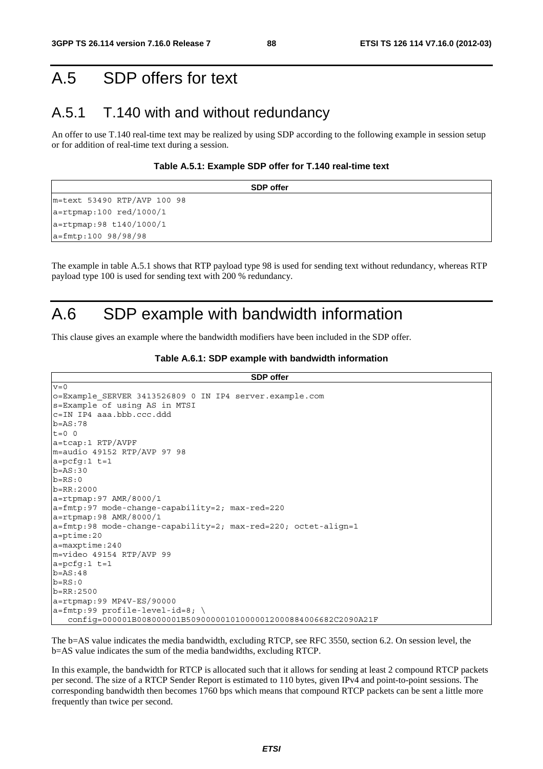# A.5 SDP offers for text

## A.5.1 T.140 with and without redundancy

An offer to use T.140 real-time text may be realized by using SDP according to the following example in session setup or for addition of real-time text during a session.

**Table A.5.1: Example SDP offer for T.140 real-time text**

| SDP offer |
|---|
| m=text 53490 RTP/AVP 100 98 |
| a=rtpmap:100 red/1000/1 |
| a=rtpmap:98 t140/1000/1 |
| a=fmtp:100 98/98/98 |

The example in table A.5.1 shows that RTP payload type 98 is used for sending text without redundancy, whereas RTP payload type 100 is used for sending text with 200 % redundancy.

# A.6 SDP example with bandwidth information

This clause gives an example where the bandwidth modifiers have been included in the SDP offer.

**Table A.6.1: SDP example with bandwidth information**

**SDP offer**

```
v=0
o=Example_SERVER 3413526809 0 IN IP4 server.example.com
s=Example of using AS in MTSI
c=IN IP4 aaa.bbb.ccc.ddd
b=AS:78
t=0 0
a=tcap:1 RTP/AVPF
m=audio 49152 RTP/AVP 97 98
a=pcfg:1 t=1
b=AS:30
b=RS:0
b=RR:2000
a=rtpmap:97 AMR/8000/1
a=fmtp:97 mode-change-capability=2; max-red=220
a=rtpmap:98 AMR/8000/1
a=fmtp:98 mode-change-capability=2; max-red=220; octet-align=1
a=ptime:20
a=maxptime:240
m=video 49154 RTP/AVP 99
a=pcfg:1 t=1
b=AS:48
b=RS:0
b=RR:2500
a=rtpmap:99 MP4V-ES/90000
a=fmtp:99 profile-level-id=8; \
   config=000001B008000001B509000001010000012000884006682C2090A21F
```

The b=AS value indicates the media bandwidth, excluding RTCP, see RFC 3550, section 6.2. On session level, the b=AS value indicates the sum of the media bandwidths, excluding RTCP.

In this example, the bandwidth for RTCP is allocated such that it allows for sending at least 2 compound RTCP packets per second. The size of a RTCP Sender Report is estimated to 110 bytes, given IPv4 and point-to-point sessions. The corresponding bandwidth then becomes 1760 bps which means that compound RTCP packets can be sent a little more frequently than twice per second.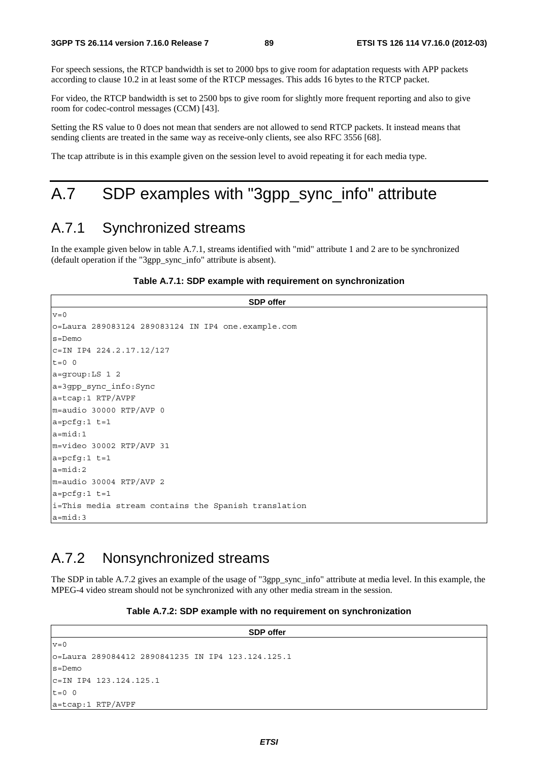For speech sessions, the RTCP bandwidth is set to 2000 bps to give room for adaptation requests with APP packets according to clause 10.2 in at least some of the RTCP messages. This adds 16 bytes to the RTCP packet.

For video, the RTCP bandwidth is set to 2500 bps to give room for slightly more frequent reporting and also to give room for codec-control messages (CCM) [43].

Setting the RS value to 0 does not mean that senders are not allowed to send RTCP packets. It instead means that sending clients are treated in the same way as receive-only clients, see also RFC 3556 [68].

The tcap attribute is in this example given on the session level to avoid repeating it for each media type.

# A.7 SDP examples with "3gpp_sync_info" attribute

## A.7.1 Synchronized streams

In the example given below in table A.7.1, streams identified with "mid" attribute 1 and 2 are to be synchronized (default operation if the "3gpp_sync_info" attribute is absent).

**Table A.7.1: SDP example with requirement on synchronization**

| SDP offer |
|---|
| v=0 |
| o=Laura 289083124 289083124 IN IP4 one.example.com |
| s=Demo |
| c=IN IP4 224.2.17.12/127 |
| t=0 0 |
| a=group:LS 1 2 |
| a=3gpp_sync_info:Sync |
| a=tcap:1 RTP/AVPF |
| m=audio 30000 RTP/AVP 0 |
| a=pcfg:1 t=1 |
| a=mid:1 |
| m=video 30002 RTP/AVP 31 |
| a=pcfg:1 t=1 |
| a=mid:2 |
| m=audio 30004 RTP/AVP 2 |
| a=pcfg:1 t=1 |
| i=This media stream contains the Spanish translation |
| a=mid:3 |

## A.7.2 Nonsynchronized streams

The SDP in table A.7.2 gives an example of the usage of "3gpp_sync_info" attribute at media level. In this example, the MPEG-4 video stream should not be synchronized with any other media stream in the session.

**Table A.7.2: SDP example with no requirement on synchronization**

| SDP offer |
|---|
| v=0 |
| o=Laura 289084412 2890841235 IN IP4 123.124.125.1 |
| s=Demo |
| c=IN IP4 123.124.125.1 |
| t=0 0 |
| a=tcap:1 RTP/AVPF |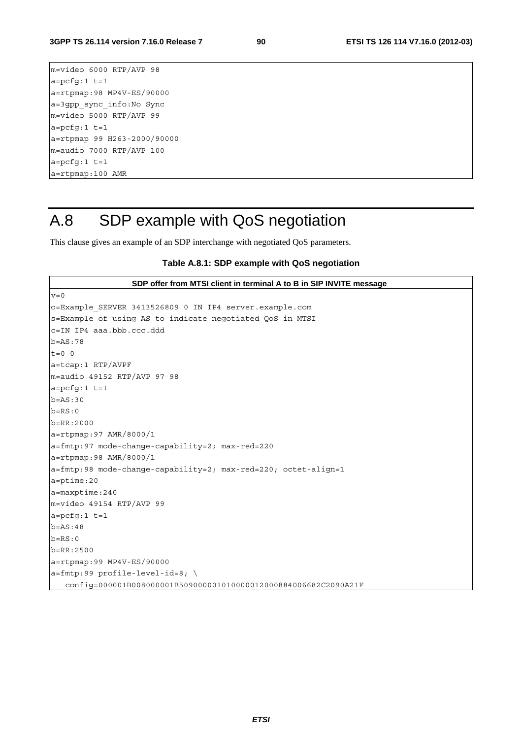```
m=video 6000 RTP/AVP 98
a=pcfg:1 t=1
a=rtpmap:98 MP4V-ES/90000
a=3gpp_sync_info:No Sync
m=video 5000 RTP/AVP 99
a=pcfg:1 t=1
a=rtpmap 99 H263-2000/90000
m=audio 7000 RTP/AVP 100
a=pcfg:1 t=1
a=rtpmap:100 AMR
```

# A.8 SDP example with QoS negotiation

This clause gives an example of an SDP interchange with negotiated QoS parameters.

**Table A.8.1: SDP example with QoS negotiation**

**SDP offer from MTSI client in terminal A to B in SIP INVITE message**

```
v=0
o=Example_SERVER 3413526809 0 IN IP4 server.example.com
s=Example of using AS to indicate negotiated QoS in MTSI
c=IN IP4 aaa.bbb.ccc.ddd
b=AS:78
t=0 0
a=tcap:1 RTP/AVPF
m=audio 49152 RTP/AVP 97 98
a=pcfg:1 t=1
b=AS:30
b=RS:0
b=RR:2000
a=rtpmap:97 AMR/8000/1
a=fmtp:97 mode-change-capability=2; max-red=220
a=rtpmap:98 AMR/8000/1
a=fmtp:98 mode-change-capability=2; max-red=220; octet-align=1
a=ptime:20
a=maxptime:240
m=video 49154 RTP/AVP 99
a=pcfg:1 t=1
b=AS:48
b=RS:0
b=RR:2500
a=rtpmap:99 MP4V-ES/90000
a=fmtp:99 profile-level-id=8; \
   config=000001B008000001B509000001010000012000884006682C2090A21F
```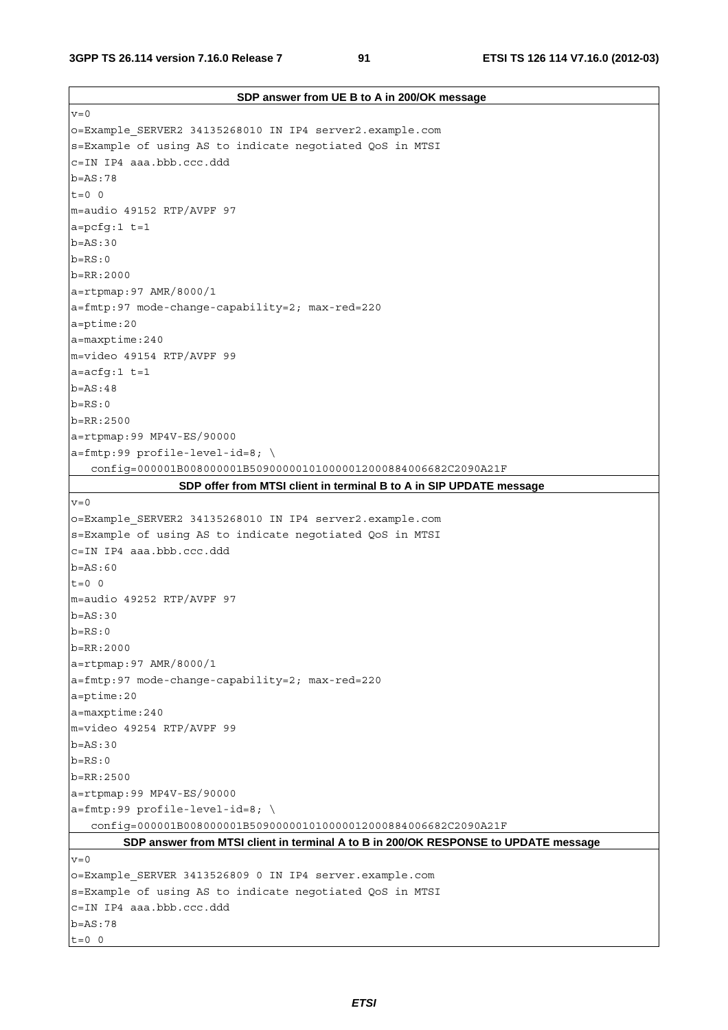| SDP answer from UE B to A in 200/OK message |
|---|
| v=0<br>o=Example_SERVER2 34135268010 IN IP4 server2.example.com<br>s=Example of using AS to indicate negotiated QoS in MTSI<br>c=IN IP4 aaa.bbb.ccc.ddd<br>b=AS:78<br>t=0 0<br>m=audio 49152 RTP/AVPF 97<br>a=pcfg:1 t=1<br>b=AS:30<br>b=RS:0<br>b=RR:2000<br>a=rtpmap:97 AMR/8000/1<br>a=fmtp:97 mode-change-capability=2; max-red=220<br>a=ptime:20<br>a=maxptime:240<br>m=video 49154 RTP/AVPF 99<br>a=acfg:1 t=1<br>b=AS:48<br>b=RS:0<br>b=RR:2500<br>a=rtpmap:99 MP4V-ES/90000<br>a=fmtp:99 profile-level-id=8; \\<br>&nbsp;&nbsp;&nbsp;config=000001B008000001B50900000101000001200088400 6682C2090A21F |
| **SDP offer from MTSI client in terminal B to A in SIP UPDATE message** |
| v=0<br>o=Example_SERVER2 34135268010 IN IP4 server2.example.com<br>s=Example of using AS to indicate negotiated QoS in MTSI<br>c=IN IP4 aaa.bbb.ccc.ddd<br>b=AS:60<br>t=0 0<br>m=audio 49252 RTP/AVPF 97<br>b=AS:30<br>b=RS:0<br>b=RR:2000<br>a=rtpmap:97 AMR/8000/1<br>a=fmtp:97 mode-change-capability=2; max-red=220<br>a=ptime:20<br>a=maxptime:240<br>m=video 49254 RTP/AVPF 99<br>b=AS:30<br>b=RS:0<br>b=RR:2500<br>a=rtpmap:99 MP4V-ES/90000<br>a=fmtp:99 profile-level-id=8; \\<br>&nbsp;&nbsp;&nbsp;config=000001B008000001B50900000101000001200088400 6682C2090A21F |
| **SDP answer from MTSI client in terminal A to B in 200/OK RESPONSE to UPDATE message** |
| v=0<br>o=Example_SERVER 3413526809 0 IN IP4 server.example.com<br>s=Example of using AS to indicate negotiated QoS in MTSI<br>c=IN IP4 aaa.bbb.ccc.ddd<br>b=AS:78<br>t=0 0 |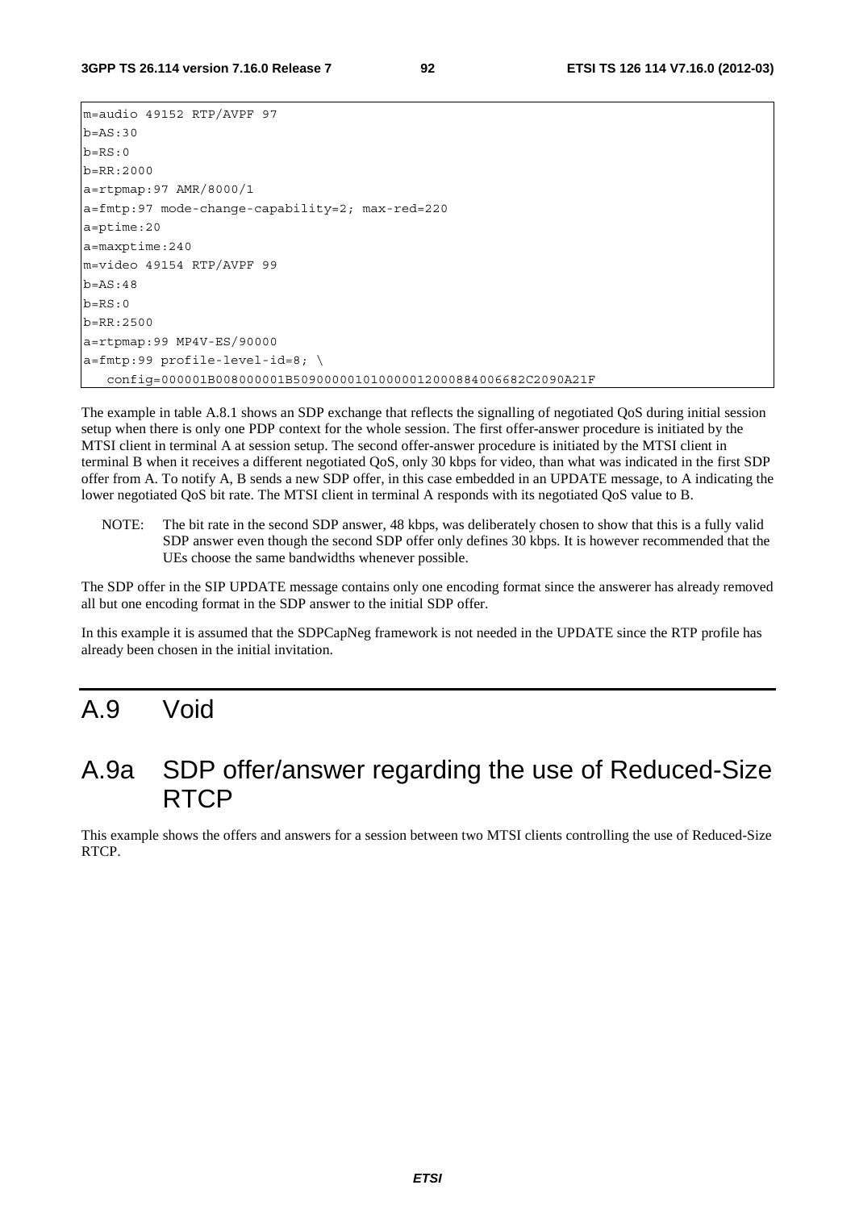```
m=audio 49152 RTP/AVPF 97
b=AS:30
b=RS:0
b=RR:2000
a=rtpmap:97 AMR/8000/1
a=fmtp:97 mode-change-capability=2; max-red=220
a=ptime:20
a=maxptime:240
m=video 49154 RTP/AVPF 99
b=AS:48
b=RS:0
b=RR:2500
a=rtpmap:99 MP4V-ES/90000
a=fmtp:99 profile-level-id=8; \
   config=000001B008000001B509000001010000012000884006682C2090A21F
```

The example in table A.8.1 shows an SDP exchange that reflects the signalling of negotiated QoS during initial session setup when there is only one PDP context for the whole session. The first offer-answer procedure is initiated by the MTSI client in terminal A at session setup. The second offer-answer procedure is initiated by the MTSI client in terminal B when it receives a different negotiated QoS, only 30 kbps for video, than what was indicated in the first SDP offer from A. To notify A, B sends a new SDP offer, in this case embedded in an UPDATE message, to A indicating the lower negotiated QoS bit rate. The MTSI client in terminal A responds with its negotiated QoS value to B.

NOTE: The bit rate in the second SDP answer, 48 kbps, was deliberately chosen to show that this is a fully valid SDP answer even though the second SDP offer only defines 30 kbps. It is however recommended that the UEs choose the same bandwidths whenever possible.

The SDP offer in the SIP UPDATE message contains only one encoding format since the answerer has already removed all but one encoding format in the SDP answer to the initial SDP offer.

In this example it is assumed that the SDPCapNeg framework is not needed in the UPDATE since the RTP profile has already been chosen in the initial invitation.

# A.9 Void

# A.9a SDP offer/answer regarding the use of Reduced-Size RTCP

This example shows the offers and answers for a session between two MTSI clients controlling the use of Reduced-Size RTCP.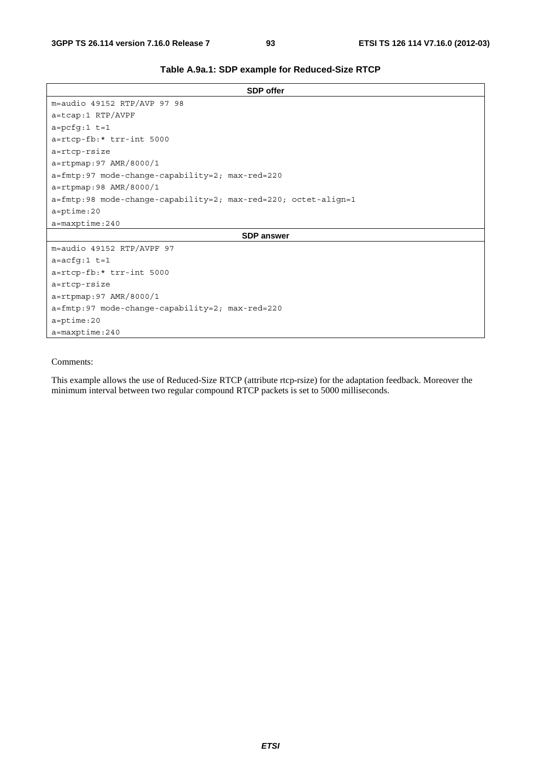**Table A.9a.1: SDP example for Reduced-Size RTCP**

| SDP offer |
|---|
| m=audio 49152 RTP/AVP 97 98 |
| a=tcap:1 RTP/AVPF |
| a=pcfg:1 t=1 |
| a=rtcp-fb:* trr-int 5000 |
| a=rtcp-rsize |
| a=rtpmap:97 AMR/8000/1 |
| a=fmtp:97 mode-change-capability=2; max-red=220 |
| a=rtpmap:98 AMR/8000/1 |
| a=fmtp:98 mode-change-capability=2; max-red=220; octet-align=1 |
| a=ptime:20 |
| a=maxptime:240 |
| **SDP answer** |
| m=audio 49152 RTP/AVPF 97 |
| a=acfg:1 t=1 |
| a=rtcp-fb:* trr-int 5000 |
| a=rtcp-rsize |
| a=rtpmap:97 AMR/8000/1 |
| a=fmtp:97 mode-change-capability=2; max-red=220 |
| a=ptime:20 |
| a=maxptime:240 |

Comments:

This example allows the use of Reduced-Size RTCP (attribute rtcp-rsize) for the adaptation feedback. Moreover the minimum interval between two regular compound RTCP packets is set to 5000 milliseconds.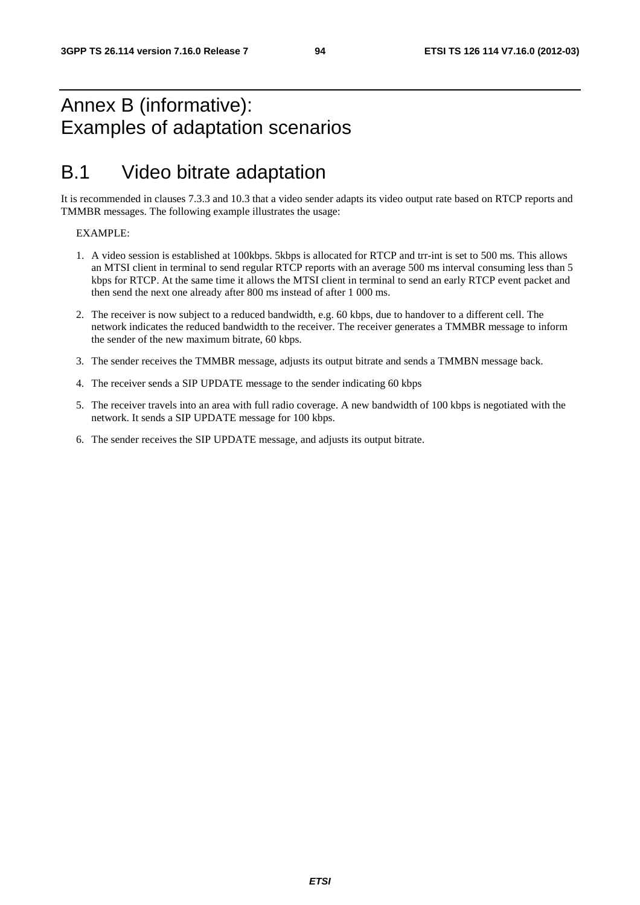# Annex B (informative): Examples of adaptation scenarios

## B.1 Video bitrate adaptation

It is recommended in clauses 7.3.3 and 10.3 that a video sender adapts its video output rate based on RTCP reports and TMMBR messages. The following example illustrates the usage:

EXAMPLE:

1. A video session is established at 100kbps. 5kbps is allocated for RTCP and trr-int is set to 500 ms. This allows an MTSI client in terminal to send regular RTCP reports with an average 500 ms interval consuming less than 5 kbps for RTCP. At the same time it allows the MTSI client in terminal to send an early RTCP event packet and then send the next one already after 800 ms instead of after 1 000 ms.
2. The receiver is now subject to a reduced bandwidth, e.g. 60 kbps, due to handover to a different cell. The network indicates the reduced bandwidth to the receiver. The receiver generates a TMMBR message to inform the sender of the new maximum bitrate, 60 kbps.
3. The sender receives the TMMBR message, adjusts its output bitrate and sends a TMMBN message back.
4. The receiver sends a SIP UPDATE message to the sender indicating 60 kbps
5. The receiver travels into an area with full radio coverage. A new bandwidth of 100 kbps is negotiated with the network. It sends a SIP UPDATE message for 100 kbps.
6. The sender receives the SIP UPDATE message, and adjusts its output bitrate.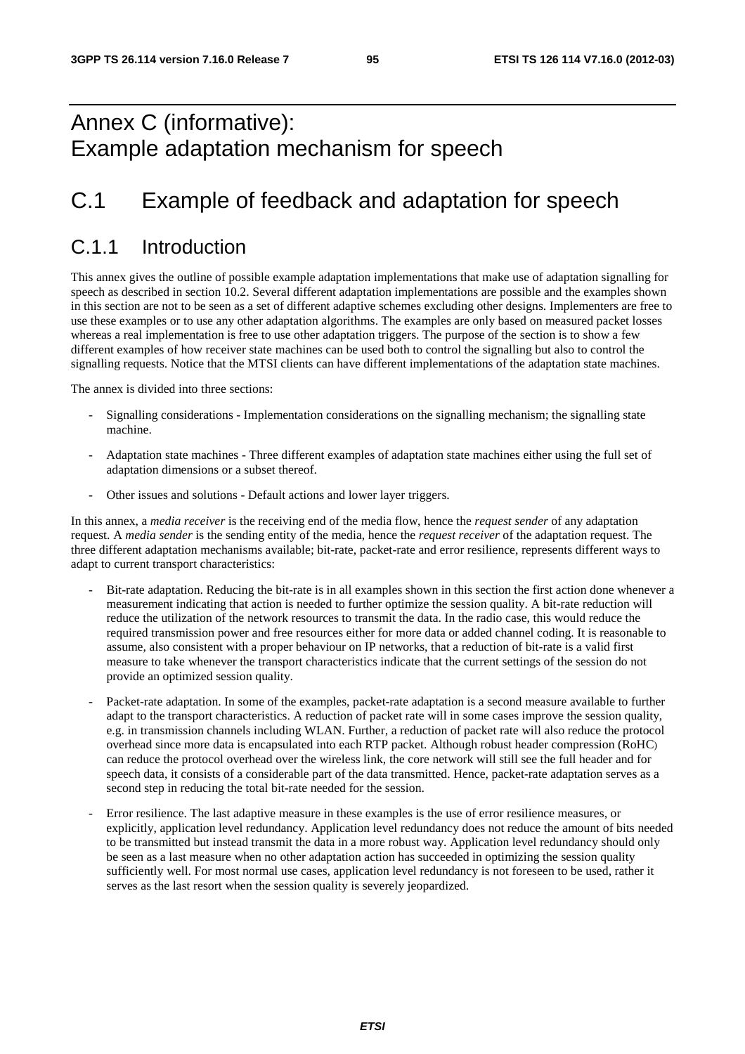# Annex C (informative): Example adaptation mechanism for speech

# C.1 Example of feedback and adaptation for speech

## C.1.1 Introduction

This annex gives the outline of possible example adaptation implementations that make use of adaptation signalling for speech as described in section 10.2. Several different adaptation implementations are possible and the examples shown in this section are not to be seen as a set of different adaptive schemes excluding other designs. Implementers are free to use these examples or to use any other adaptation algorithms. The examples are only based on measured packet losses whereas a real implementation is free to use other adaptation triggers. The purpose of the section is to show a few different examples of how receiver state machines can be used both to control the signalling but also to control the signalling requests. Notice that the MTSI clients can have different implementations of the adaptation state machines.

The annex is divided into three sections:

- Signalling considerations - Implementation considerations on the signalling mechanism; the signalling state machine.
- Adaptation state machines - Three different examples of adaptation state machines either using the full set of adaptation dimensions or a subset thereof.
- Other issues and solutions - Default actions and lower layer triggers.

In this annex, a *media receiver* is the receiving end of the media flow, hence the *request sender* of any adaptation request. A *media sender* is the sending entity of the media, hence the *request receiver* of the adaptation request. The three different adaptation mechanisms available; bit-rate, packet-rate and error resilience, represents different ways to adapt to current transport characteristics:

- Bit-rate adaptation. Reducing the bit-rate is in all examples shown in this section the first action done whenever a measurement indicating that action is needed to further optimize the session quality. A bit-rate reduction will reduce the utilization of the network resources to transmit the data. In the radio case, this would reduce the required transmission power and free resources either for more data or added channel coding. It is reasonable to assume, also consistent with a proper behaviour on IP networks, that a reduction of bit-rate is a valid first measure to take whenever the transport characteristics indicate that the current settings of the session do not provide an optimized session quality.
- Packet-rate adaptation. In some of the examples, packet-rate adaptation is a second measure available to further adapt to the transport characteristics. A reduction of packet rate will in some cases improve the session quality, e.g. in transmission channels including WLAN. Further, a reduction of packet rate will also reduce the protocol overhead since more data is encapsulated into each RTP packet. Although robust header compression (RoHC) can reduce the protocol overhead over the wireless link, the core network will still see the full header and for speech data, it consists of a considerable part of the data transmitted. Hence, packet-rate adaptation serves as a second step in reducing the total bit-rate needed for the session.
- Error resilience. The last adaptive measure in these examples is the use of error resilience measures, or explicitly, application level redundancy. Application level redundancy does not reduce the amount of bits needed to be transmitted but instead transmit the data in a more robust way. Application level redundancy should only be seen as a last measure when no other adaptation action has succeeded in optimizing the session quality sufficiently well. For most normal use cases, application level redundancy is not foreseen to be used, rather it serves as the last resort when the session quality is severely jeopardized.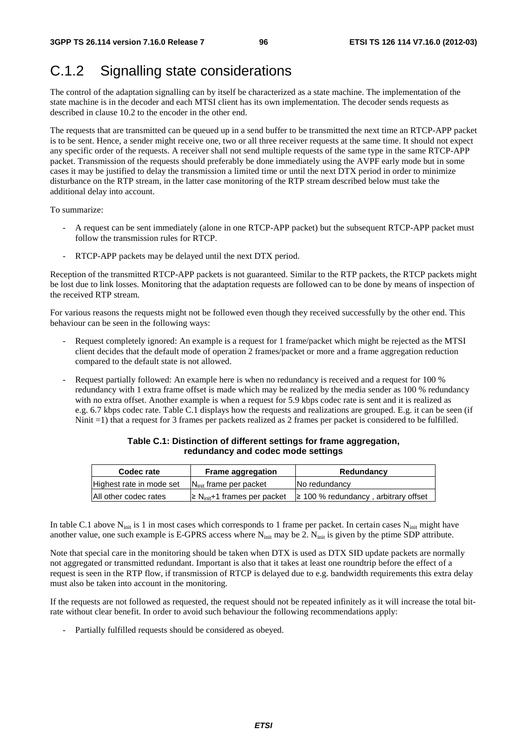## C.1.2 Signalling state considerations

The control of the adaptation signalling can by itself be characterized as a state machine. The implementation of the state machine is in the decoder and each MTSI client has its own implementation. The decoder sends requests as described in clause 10.2 to the encoder in the other end.

The requests that are transmitted can be queued up in a send buffer to be transmitted the next time an RTCP-APP packet is to be sent. Hence, a sender might receive one, two or all three receiver requests at the same time. It should not expect any specific order of the requests. A receiver shall not send multiple requests of the same type in the same RTCP-APP packet. Transmission of the requests should preferably be done immediately using the AVPF early mode but in some cases it may be justified to delay the transmission a limited time or until the next DTX period in order to minimize disturbance on the RTP stream, in the latter case monitoring of the RTP stream described below must take the additional delay into account.

To summarize:

- A request can be sent immediately (alone in one RTCP-APP packet) but the subsequent RTCP-APP packet must follow the transmission rules for RTCP.
- RTCP-APP packets may be delayed until the next DTX period.

Reception of the transmitted RTCP-APP packets is not guaranteed. Similar to the RTP packets, the RTCP packets might be lost due to link losses. Monitoring that the adaptation requests are followed can to be done by means of inspection of the received RTP stream.

For various reasons the requests might not be followed even though they received successfully by the other end. This behaviour can be seen in the following ways:

- Request completely ignored: An example is a request for 1 frame/packet which might be rejected as the MTSI client decides that the default mode of operation 2 frames/packet or more and a frame aggregation reduction compared to the default state is not allowed.
- Request partially followed: An example here is when no redundancy is received and a request for 100 % redundancy with 1 extra frame offset is made which may be realized by the media sender as 100 % redundancy with no extra offset. Another example is when a request for 5.9 kbps codec rate is sent and it is realized as e.g. 6.7 kbps codec rate. Table C.1 displays how the requests and realizations are grouped. E.g. it can be seen (if Ninit =1) that a request for 3 frames per packets realized as 2 frames per packet is considered to be fulfilled.

**Table C.1: Distinction of different settings for frame aggregation, redundancy and codec mode settings**

| Codec rate | Frame aggregation | Redundancy |
|---|---|---|
| Highest rate in mode set | $N_{init}$ frame per packet | No redundancy |
| All other codec rates | $\geq N_{init}+1$ frames per packet | ≥ 100 % redundancy , arbitrary offset |

In table C.1 above $N_{init}$ is 1 in most cases which corresponds to 1 frame per packet. In certain cases $N_{init}$ might have another value, one such example is E-GPRS access where $N_{init}$ may be 2. $N_{init}$ is given by the ptime SDP attribute.

Note that special care in the monitoring should be taken when DTX is used as DTX SID update packets are normally not aggregated or transmitted redundant. Important is also that it takes at least one roundtrip before the effect of a request is seen in the RTP flow, if transmission of RTCP is delayed due to e.g. bandwidth requirements this extra delay must also be taken into account in the monitoring.

If the requests are not followed as requested, the request should not be repeated infinitely as it will increase the total bit-rate without clear benefit. In order to avoid such behaviour the following recommendations apply:

- Partially fulfilled requests should be considered as obeyed.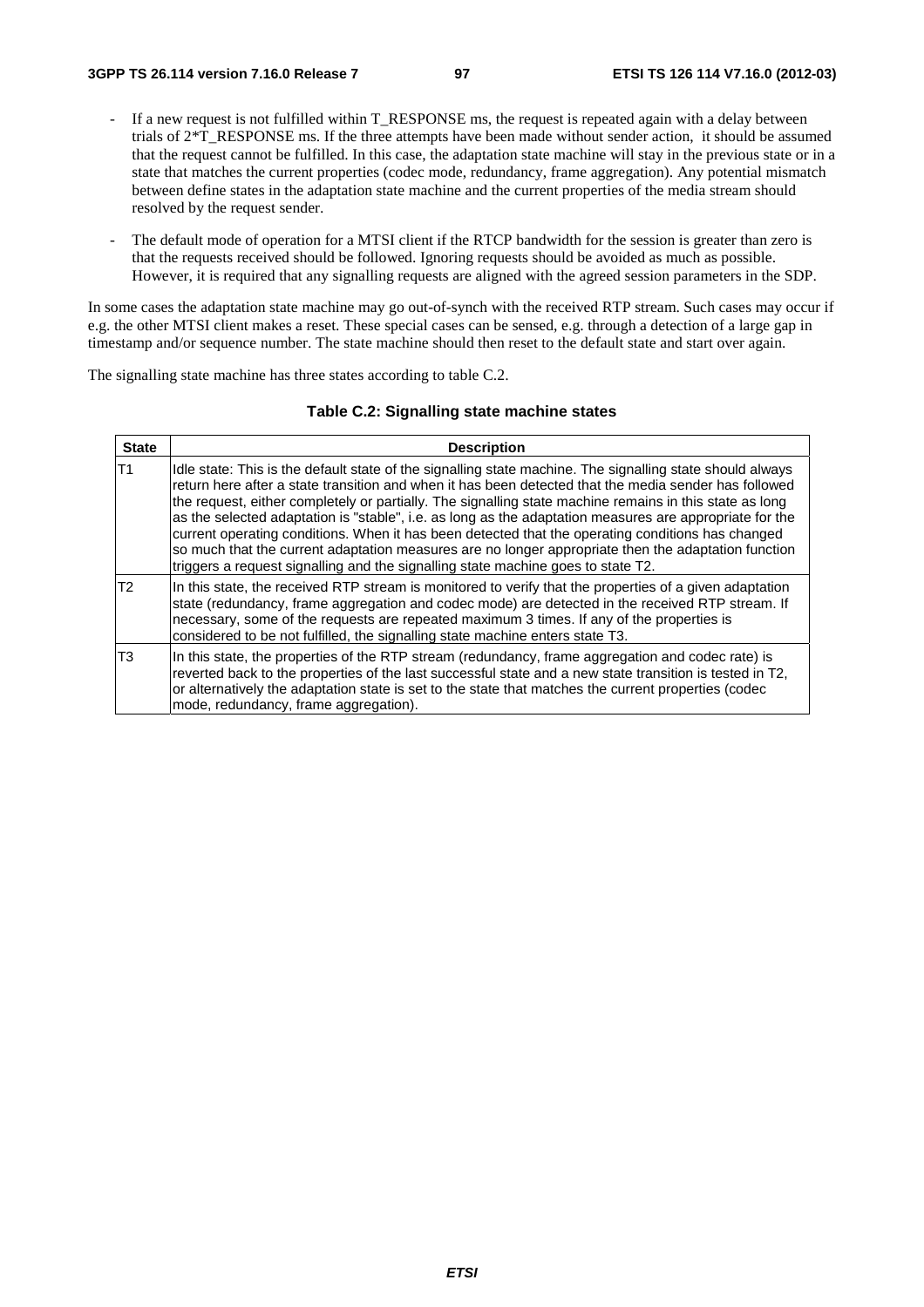- If a new request is not fulfilled within T_RESPONSE ms, the request is repeated again with a delay between trials of 2*T_RESPONSE ms. If the three attempts have been made without sender action,  it should be assumed that the request cannot be fulfilled. In this case, the adaptation state machine will stay in the previous state or in a state that matches the current properties (codec mode, redundancy, frame aggregation). Any potential mismatch between define states in the adaptation state machine and the current properties of the media stream should resolved by the request sender.

- The default mode of operation for a MTSI client if the RTCP bandwidth for the session is greater than zero is that the requests received should be followed. Ignoring requests should be avoided as much as possible. However, it is required that any signalling requests are aligned with the agreed session parameters in the SDP.

In some cases the adaptation state machine may go out-of-synch with the received RTP stream. Such cases may occur if e.g. the other MTSI client makes a reset. These special cases can be sensed, e.g. through a detection of a large gap in timestamp and/or sequence number. The state machine should then reset to the default state and start over again.

The signalling state machine has three states according to table C.2.

**Table C.2: Signalling state machine states**

| State | Description |
|---|---|
| T1 | Idle state: This is the default state of the signalling state machine. The signalling state should always return here after a state transition and when it has been detected that the media sender has followed the request, either completely or partially. The signalling state machine remains in this state as long as the selected adaptation is "stable", i.e. as long as the adaptation measures are appropriate for the current operating conditions. When it has been detected that the operating conditions has changed so much that the current adaptation measures are no longer appropriate then the adaptation function triggers a request signalling and the signalling state machine goes to state T2. |
| T2 | In this state, the received RTP stream is monitored to verify that the properties of a given adaptation state (redundancy, frame aggregation and codec mode) are detected in the received RTP stream. If necessary, some of the requests are repeated maximum 3 times. If any of the properties is considered to be not fulfilled, the signalling state machine enters state T3. |
| T3 | In this state, the properties of the RTP stream (redundancy, frame aggregation and codec rate) is reverted back to the properties of the last successful state and a new state transition is tested in T2, or alternatively the adaptation state is set to the state that matches the current properties (codec mode, redundancy, frame aggregation). |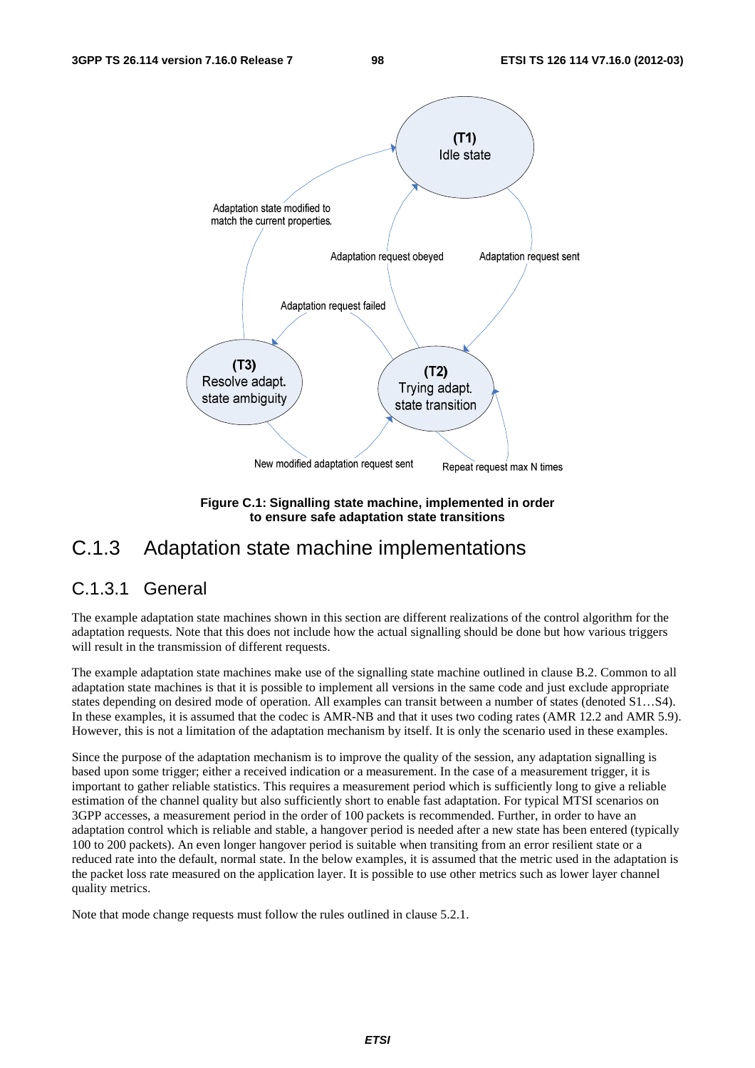Figure C.1: Signalling state machine, implemented in order to ensure safe adaptation state transitions

## C.1.3 Adaptation state machine implementations

### C.1.3.1 General

The example adaptation state machines shown in this section are different realizations of the control algorithm for the adaptation requests. Note that this does not include how the actual signalling should be done but how various triggers will result in the transmission of different requests.

The example adaptation state machines make use of the signalling state machine outlined in clause B.2. Common to all adaptation state machines is that it is possible to implement all versions in the same code and just exclude appropriate states depending on desired mode of operation. All examples can transit between a number of states (denoted S1…S4). In these examples, it is assumed that the codec is AMR-NB and that it uses two coding rates (AMR 12.2 and AMR 5.9). However, this is not a limitation of the adaptation mechanism by itself. It is only the scenario used in these examples.

Since the purpose of the adaptation mechanism is to improve the quality of the session, any adaptation signalling is based upon some trigger; either a received indication or a measurement. In the case of a measurement trigger, it is important to gather reliable statistics. This requires a measurement period which is sufficiently long to give a reliable estimation of the channel quality but also sufficiently short to enable fast adaptation. For typical MTSI scenarios on 3GPP accesses, a measurement period in the order of 100 packets is recommended. Further, in order to have an adaptation control which is reliable and stable, a hangover period is needed after a new state has been entered (typically 100 to 200 packets). An even longer hangover period is suitable when transiting from an error resilient state or a reduced rate into the default, normal state. In the below examples, it is assumed that the metric used in the adaptation is the packet loss rate measured on the application layer. It is possible to use other metrics such as lower layer channel quality metrics.

Note that mode change requests must follow the rules outlined in clause 5.2.1.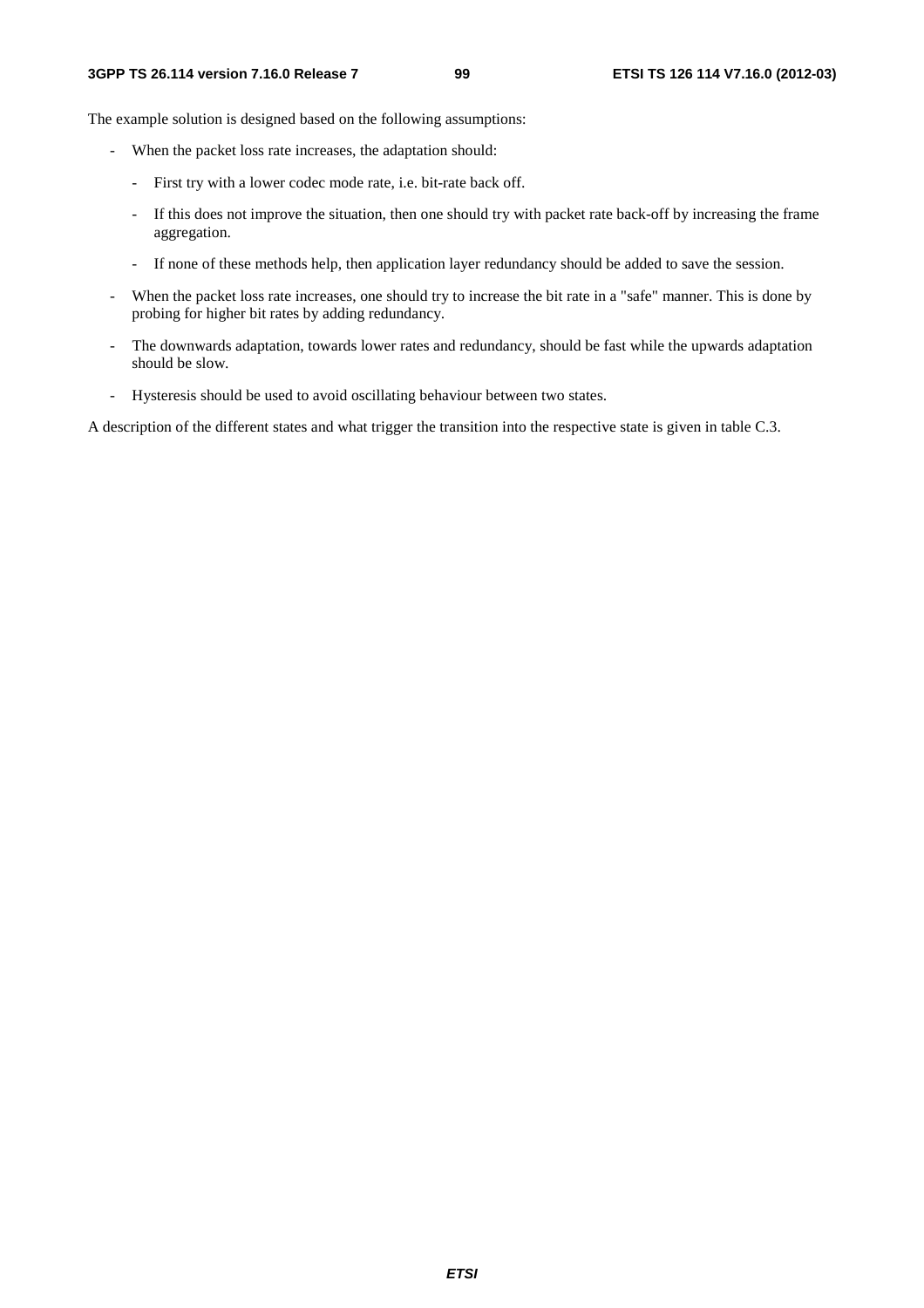The example solution is designed based on the following assumptions:

- When the packet loss rate increases, the adaptation should:
  - First try with a lower codec mode rate, i.e. bit-rate back off.
  - If this does not improve the situation, then one should try with packet rate back-off by increasing the frame aggregation.
  - If none of these methods help, then application layer redundancy should be added to save the session.
- When the packet loss rate increases, one should try to increase the bit rate in a "safe" manner. This is done by probing for higher bit rates by adding redundancy.
- The downwards adaptation, towards lower rates and redundancy, should be fast while the upwards adaptation should be slow.
- Hysteresis should be used to avoid oscillating behaviour between two states.

A description of the different states and what trigger the transition into the respective state is given in table C.3.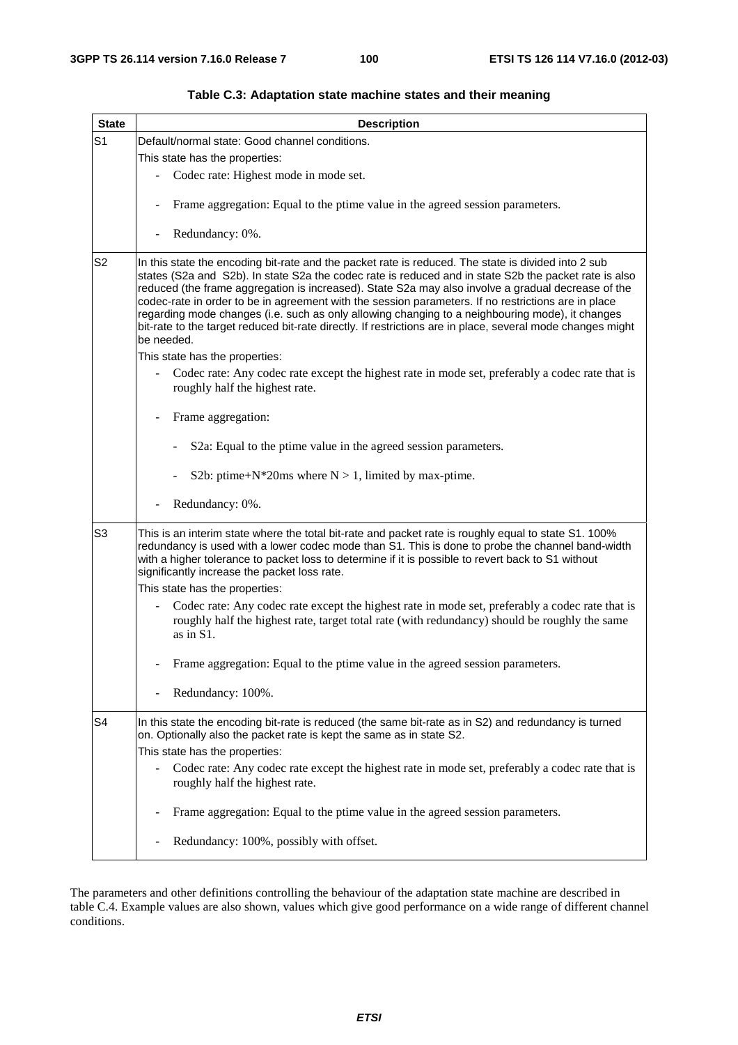**Table C.3: Adaptation state machine states and their meaning**

| State | Description |
|---|---|
| S1 | Default/normal state: Good channel conditions.<br>This state has the properties:<br>- Codec rate: Highest mode in mode set.<br>- Frame aggregation: Equal to the ptime value in the agreed session parameters.<br>- Redundancy: 0%. |
| S2 | In this state the encoding bit-rate and the packet rate is reduced. The state is divided into 2 sub states (S2a and S2b). In state S2a the codec rate is reduced and in state S2b the packet rate is also reduced (the frame aggregation is increased). State S2a may also involve a gradual decrease of the codec-rate in order to be in agreement with the session parameters. If no restrictions are in place regarding mode changes (i.e. such as only allowing changing to a neighbouring mode), it changes bit-rate to the target reduced bit-rate directly. If restrictions are in place, several mode changes might be needed.<br>This state has the properties:<br>- Codec rate: Any codec rate except the highest rate in mode set, preferably a codec rate that is roughly half the highest rate.<br>- Frame aggregation:<br>&nbsp;&nbsp;- S2a: Equal to the ptime value in the agreed session parameters.<br>&nbsp;&nbsp;- S2b: ptime+N*20ms where N > 1, limited by max-ptime.<br>- Redundancy: 0%. |
| S3 | This is an interim state where the total bit-rate and packet rate is roughly equal to state S1. 100% redundancy is used with a lower codec mode than S1. This is done to probe the channel band-width with a higher tolerance to packet loss to determine if it is possible to revert back to S1 without significantly increase the packet loss rate.<br>This state has the properties:<br>- Codec rate: Any codec rate except the highest rate in mode set, preferably a codec rate that is roughly half the highest rate, target total rate (with redundancy) should be roughly the same as in S1.<br>- Frame aggregation: Equal to the ptime value in the agreed session parameters.<br>- Redundancy: 100%. |
| S4 | In this state the encoding bit-rate is reduced (the same bit-rate as in S2) and redundancy is turned on. Optionally also the packet rate is kept the same as in state S2.<br>This state has the properties:<br>- Codec rate: Any codec rate except the highest rate in mode set, preferably a codec rate that is roughly half the highest rate.<br>- Frame aggregation: Equal to the ptime value in the agreed session parameters.<br>- Redundancy: 100%, possibly with offset. |

The parameters and other definitions controlling the behaviour of the adaptation state machine are described in table C.4. Example values are also shown, values which give good performance on a wide range of different channel conditions.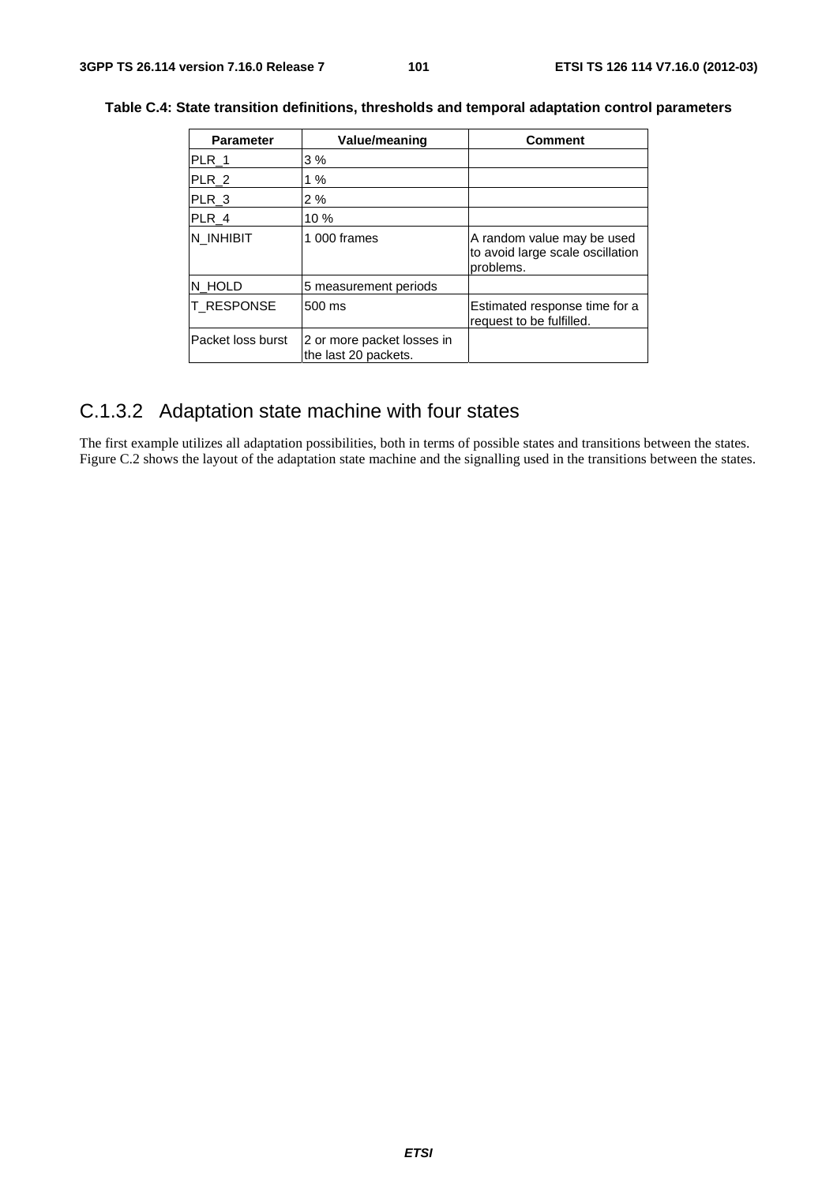**Table C.4: State transition definitions, thresholds and temporal adaptation control parameters**

| Parameter | Value/meaning | Comment |
|---|---|---|
| PLR_1 | 3 % | |
| PLR_2 | 1 % | |
| PLR_3 | 2 % | |
| PLR_4 | 10 % | |
| N_INHIBIT | 1 000 frames | A random value may be used to avoid large scale oscillation problems. |
| N_HOLD | 5 measurement periods | |
| T_RESPONSE | 500 ms | Estimated response time for a request to be fulfilled. |
| Packet loss burst | 2 or more packet losses in the last 20 packets. | |

### C.1.3.2 Adaptation state machine with four states

The first example utilizes all adaptation possibilities, both in terms of possible states and transitions between the states. Figure C.2 shows the layout of the adaptation state machine and the signalling used in the transitions between the states.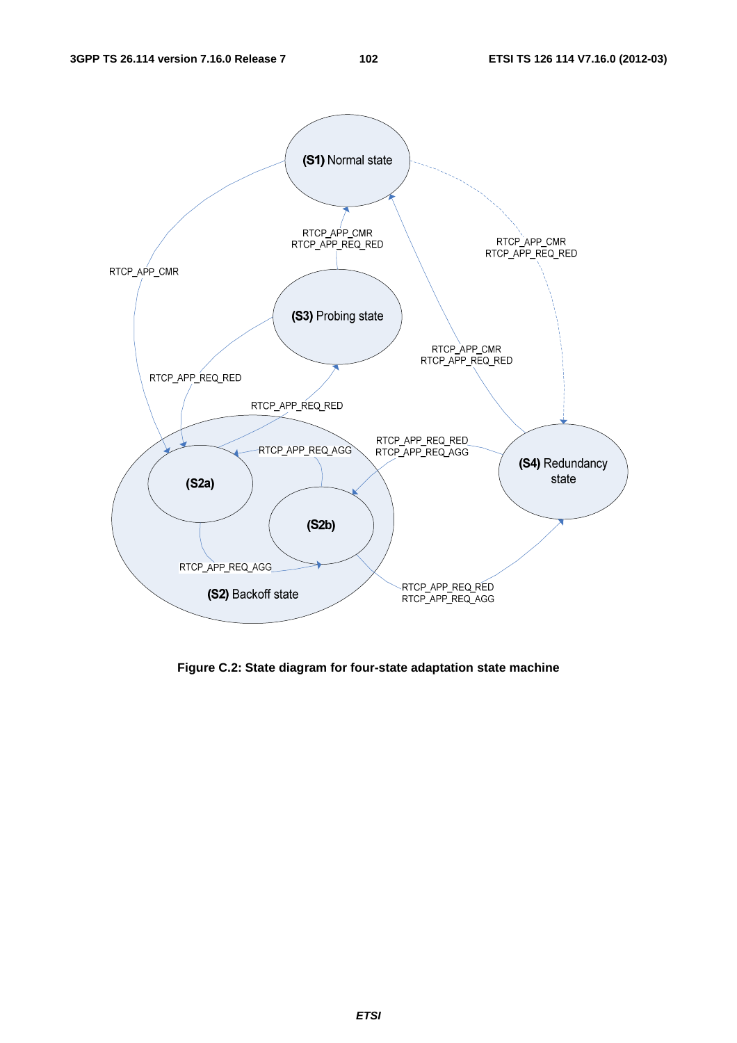**Figure C.2: State diagram for four-state adaptation state machine**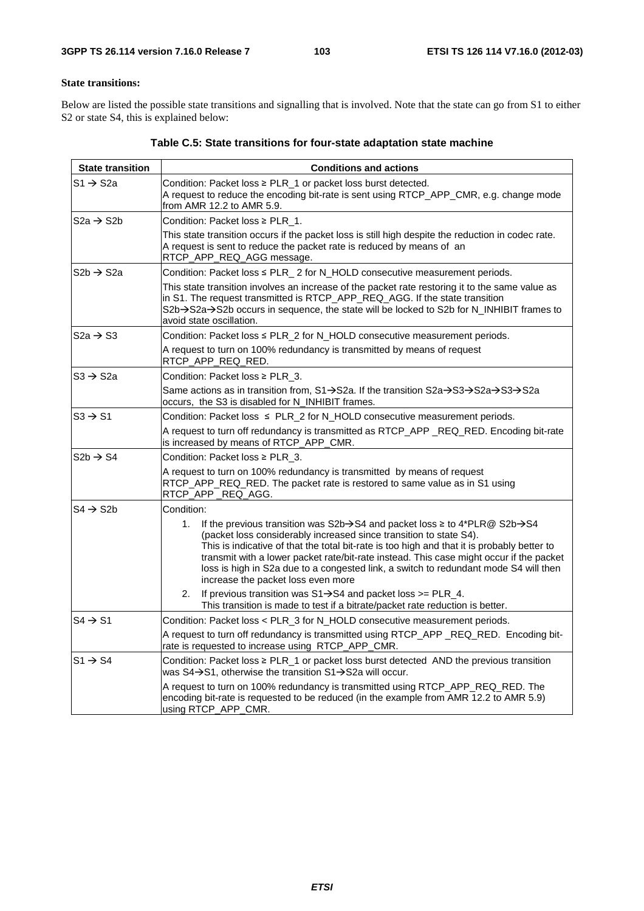**State transitions:**

Below are listed the possible state transitions and signalling that is involved. Note that the state can go from S1 to either S2 or state S4, this is explained below:

**Table C.5: State transitions for four-state adaptation state machine**

| State transition | Conditions and actions |
|---|---|
| S1 → S2a | Condition: Packet loss ≥ PLR_1 or packet loss burst detected.<br>A request to reduce the encoding bit-rate is sent using RTCP_APP_CMR, e.g. change mode from AMR 12.2 to AMR 5.9. |
| S2a → S2b | Condition: Packet loss ≥ PLR_1.<br>This state transition occurs if the packet loss is still high despite the reduction in codec rate. A request is sent to reduce the packet rate is reduced by means of an RTCP_APP_REQ_AGG message. |
| S2b → S2a | Condition: Packet loss ≤ PLR_ 2 for N_HOLD consecutive measurement periods.<br>This state transition involves an increase of the packet rate restoring it to the same value as in S1. The request transmitted is RTCP_APP_REQ_AGG. If the state transition S2b→S2a→S2b occurs in sequence, the state will be locked to S2b for N_INHIBIT frames to avoid state oscillation. |
| S2a → S3 | Condition: Packet loss ≤ PLR_2 for N_HOLD consecutive measurement periods.<br>A request to turn on 100% redundancy is transmitted by means of request RTCP_APP_REQ_RED. |
| S3 → S2a | Condition: Packet loss ≥ PLR_3.<br>Same actions as in transition from, S1→S2a. If the transition S2a→S3→S2a→S3→S2a occurs, the S3 is disabled for N_INHIBIT frames. |
| S3 → S1 | Condition: Packet loss ≤ PLR_2 for N_HOLD consecutive measurement periods.<br>A request to turn off redundancy is transmitted as RTCP_APP _REQ_RED. Encoding bit-rate is increased by means of RTCP_APP_CMR. |
| S2b → S4 | Condition: Packet loss ≥ PLR_3.<br>A request to turn on 100% redundancy is transmitted by means of request RTCP_APP_REQ_RED. The packet rate is restored to same value as in S1 using RTCP_APP _REQ_AGG. |
| S4 → S2b | Condition:<br>1. If the previous transition was S2b→S4 and packet loss ≥ to 4*PLR@ S2b→S4 (packet loss considerably increased since transition to state S4).<br>This is indicative of that the total bit-rate is too high and that it is probably better to transmit with a lower packet rate/bit-rate instead. This case might occur if the packet loss is high in S2a due to a congested link, a switch to redundant mode S4 will then increase the packet loss even more<br>2. If previous transition was S1→S4 and packet loss >= PLR_4.<br>This transition is made to test if a bitrate/packet rate reduction is better. |
| S4 → S1 | Condition: Packet loss < PLR_3 for N_HOLD consecutive measurement periods.<br>A request to turn off redundancy is transmitted using RTCP_APP _REQ_RED. Encoding bit-rate is requested to increase using RTCP_APP_CMR. |
| S1 → S4 | Condition: Packet loss ≥ PLR_1 or packet loss burst detected AND the previous transition was S4→S1, otherwise the transition S1→S2a will occur.<br>A request to turn on 100% redundancy is transmitted using RTCP_APP_REQ_RED. The encoding bit-rate is requested to be reduced (in the example from AMR 12.2 to AMR 5.9) using RTCP_APP_CMR. |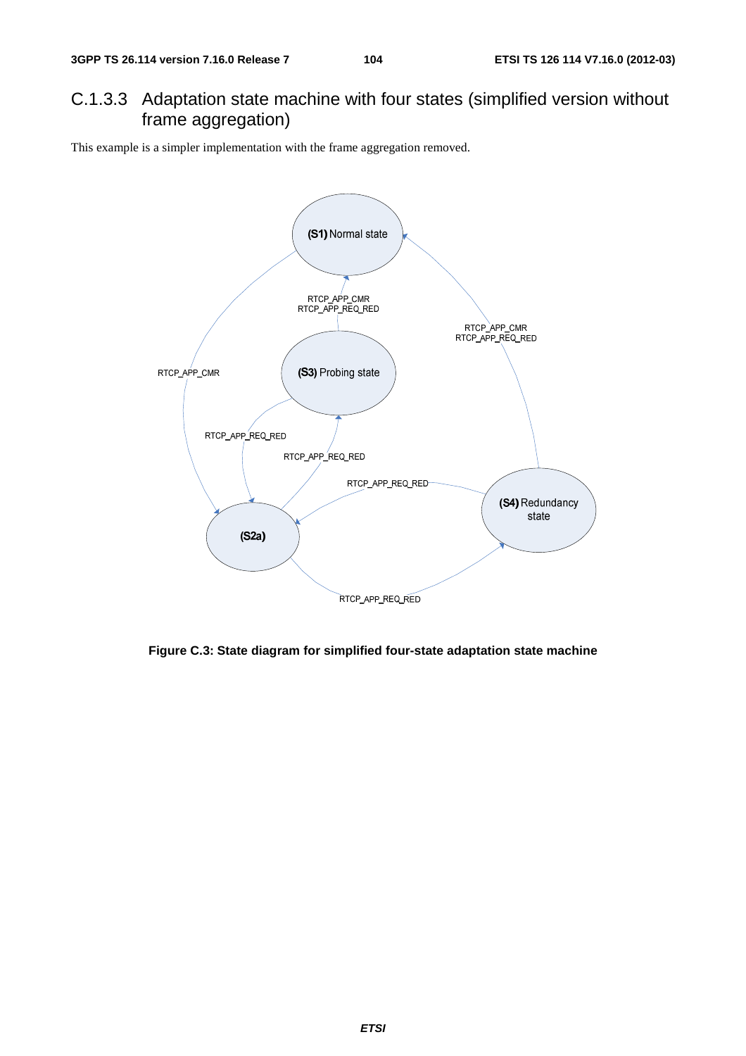### C.1.3.3 Adaptation state machine with four states (simplified version without frame aggregation)

This example is a simpler implementation with the frame aggregation removed.

**Figure C.3: State diagram for simplified four-state adaptation state machine**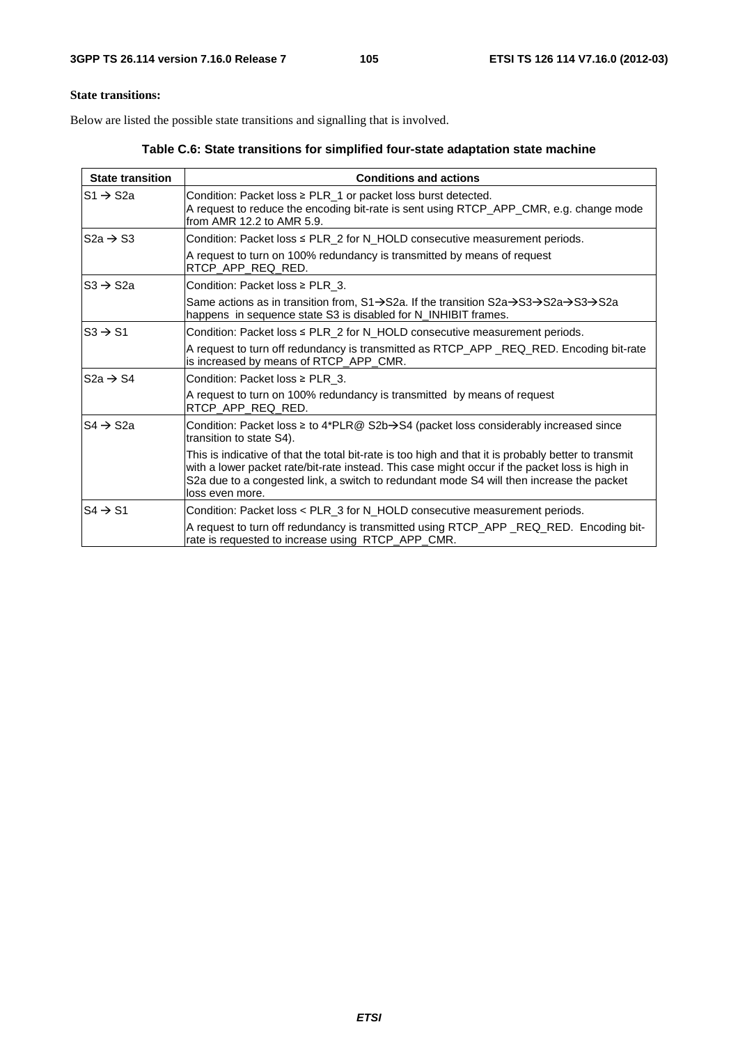**State transitions:**

Below are listed the possible state transitions and signalling that is involved.

**Table C.6: State transitions for simplified four-state adaptation state machine**

| State transition | Conditions and actions |
|---|---|
| S1 → S2a | Condition: Packet loss ≥ PLR_1 or packet loss burst detected.<br>A request to reduce the encoding bit-rate is sent using RTCP_APP_CMR, e.g. change mode from AMR 12.2 to AMR 5.9. |
| S2a → S3 | Condition: Packet loss ≤ PLR_2 for N_HOLD consecutive measurement periods.<br>A request to turn on 100% redundancy is transmitted by means of request RTCP_APP_REQ_RED. |
| S3 → S2a | Condition: Packet loss ≥ PLR_3.<br>Same actions as in transition from, S1→S2a. If the transition S2a→S3→S2a→S3→S2a happens in sequence state S3 is disabled for N_INHIBIT frames. |
| S3 → S1 | Condition: Packet loss ≤ PLR_2 for N_HOLD consecutive measurement periods.<br>A request to turn off redundancy is transmitted as RTCP_APP _REQ_RED. Encoding bit-rate is increased by means of RTCP_APP_CMR. |
| S2a → S4 | Condition: Packet loss ≥ PLR_3.<br>A request to turn on 100% redundancy is transmitted by means of request RTCP_APP_REQ_RED. |
| S4 → S2a | Condition: Packet loss ≥ to 4*PLR@ S2b→S4 (packet loss considerably increased since transition to state S4).<br>This is indicative of that the total bit-rate is too high and that it is probably better to transmit with a lower packet rate/bit-rate instead. This case might occur if the packet loss is high in S2a due to a congested link, a switch to redundant mode S4 will then increase the packet loss even more. |
| S4 → S1 | Condition: Packet loss < PLR_3 for N_HOLD consecutive measurement periods.<br>A request to turn off redundancy is transmitted using RTCP_APP _REQ_RED. Encoding bit-rate is requested to increase using RTCP_APP_CMR. |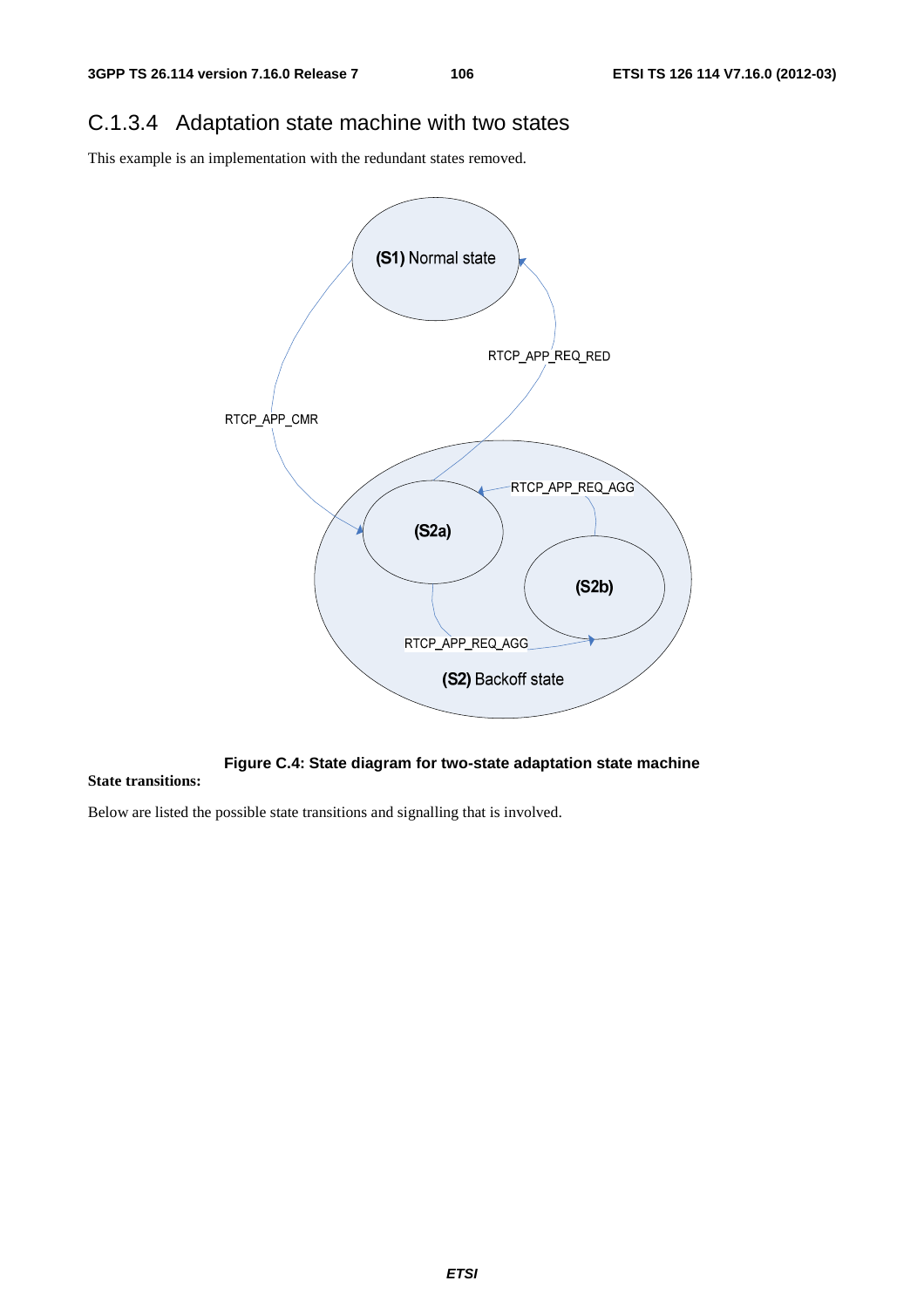### C.1.3.4 Adaptation state machine with two states

This example is an implementation with the redundant states removed.

**Figure C.4: State diagram for two-state adaptation state machine**

**State transitions:**

Below are listed the possible state transitions and signalling that is involved.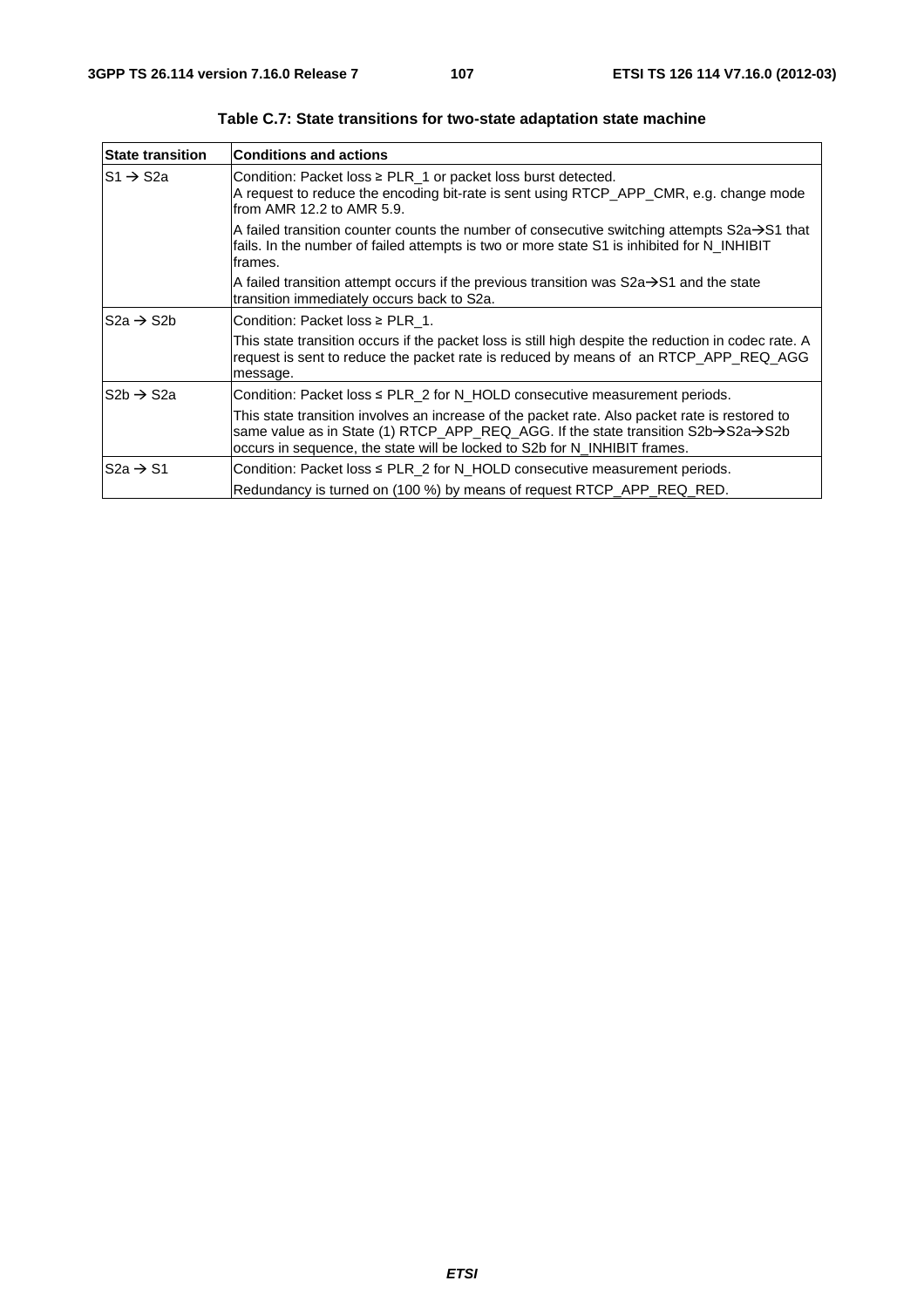**Table C.7: State transitions for two-state adaptation state machine**

| State transition | Conditions and actions |
|---|---|
| S1 → S2a | Condition: Packet loss ≥ PLR_1 or packet loss burst detected.<br>A request to reduce the encoding bit-rate is sent using RTCP_APP_CMR, e.g. change mode from AMR 12.2 to AMR 5.9.<br>A failed transition counter counts the number of consecutive switching attempts S2a→S1 that fails. In the number of failed attempts is two or more state S1 is inhibited for N_INHIBIT frames.<br>A failed transition attempt occurs if the previous transition was S2a→S1 and the state transition immediately occurs back to S2a. |
| S2a → S2b | Condition: Packet loss ≥ PLR_1.<br>This state transition occurs if the packet loss is still high despite the reduction in codec rate. A request is sent to reduce the packet rate is reduced by means of an RTCP_APP_REQ_AGG message. |
| S2b → S2a | Condition: Packet loss ≤ PLR_2 for N_HOLD consecutive measurement periods.<br>This state transition involves an increase of the packet rate. Also packet rate is restored to same value as in State (1) RTCP_APP_REQ_AGG. If the state transition S2b→S2a→S2b occurs in sequence, the state will be locked to S2b for N_INHIBIT frames. |
| S2a → S1 | Condition: Packet loss ≤ PLR_2 for N_HOLD consecutive measurement periods.<br>Redundancy is turned on (100 %) by means of request RTCP_APP_REQ_RED. |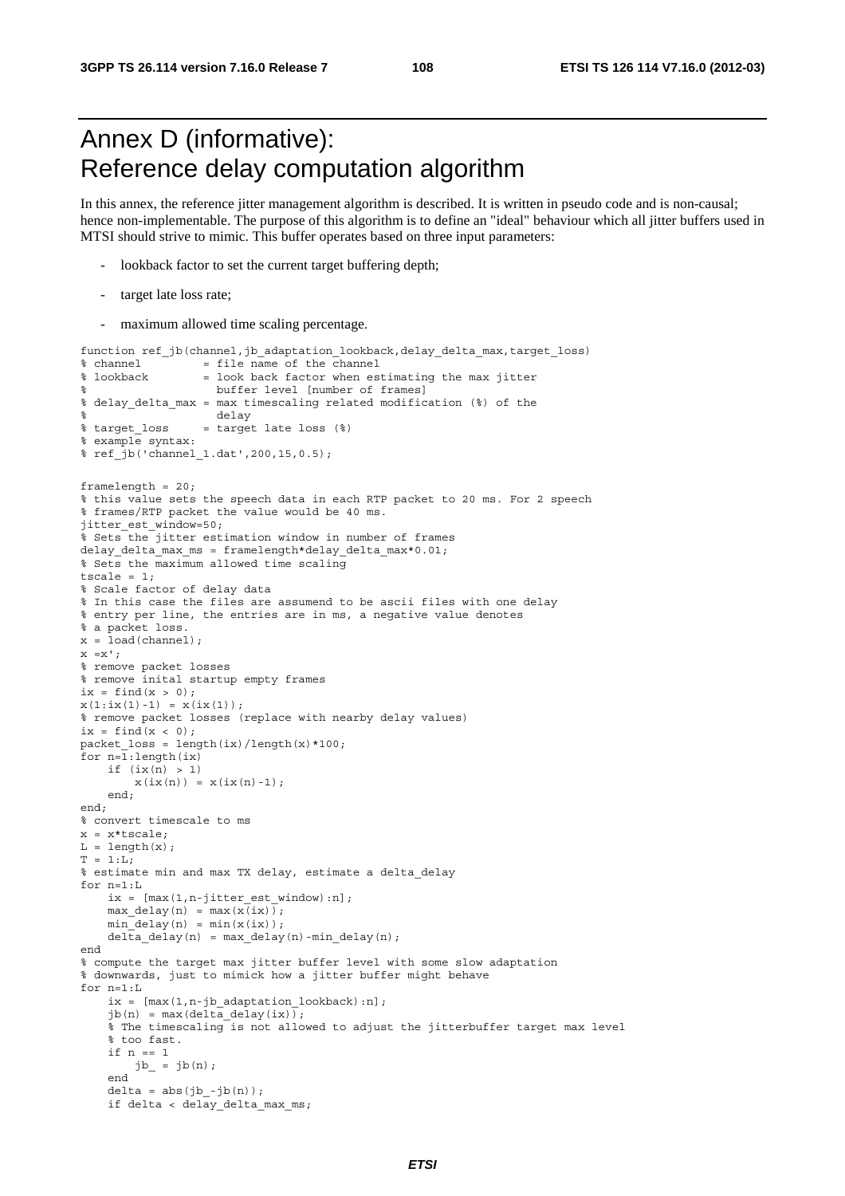# Annex D (informative): Reference delay computation algorithm

In this annex, the reference jitter management algorithm is described. It is written in pseudo code and is non-causal; hence non-implementable. The purpose of this algorithm is to define an "ideal" behaviour which all jitter buffers used in MTSI should strive to mimic. This buffer operates based on three input parameters:

- lookback factor to set the current target buffering depth;
- target late loss rate;
- maximum allowed time scaling percentage.

```
function ref_jb(channel,jb_adaptation_lookback,delay_delta_max,target_loss)
% channel         = file name of the channel
% lookback        = look back factor when estimating the max jitter
%                   buffer level [number of frames]
% delay_delta_max = max timescaling related modification (%) of the
%                   delay
% target_loss     = target late loss (%)
% example syntax:
% ref_jb('channel_1.dat',200,15,0.5);


framelength = 20;
% this value sets the speech data in each RTP packet to 20 ms. For 2 speech
% frames/RTP packet the value would be 40 ms.
jitter_est_window=50;
% Sets the jitter estimation window in number of frames
delay_delta_max_ms = framelength*delay_delta_max*0.01;
% Sets the maximum allowed time scaling
tscale = 1;
% Scale factor of delay data
% In this case the files are assumend to be ascii files with one delay
% entry per line, the entries are in ms, a negative value denotes
% a packet loss.
x = load(channel);
x =x';
% remove packet losses
% remove inital startup empty frames
ix = find(x > 0);
x(1:ix(1)-1) = x(ix(1));
% remove packet losses (replace with nearby delay values)
ix = find(x < 0);
packet_loss = length(ix)/length(x)*100;
for n=1:length(ix)
    if (ix(n) > 1)
        x(ix(n)) = x(ix(n)-1);
    end;
end;
% convert timescale to ms
x = x*tscale;
L = length(x);
T = 1:L;
% estimate min and max TX delay, estimate a delta_delay
for n=1:L
    ix = [max(1,n-jitter_est_window):n];
    max_delay(n) = max(x(ix));
    min_delay(n) = min(x(ix));
    delta_delay(n) = max_delay(n)-min_delay(n);
end
% compute the target max jitter buffer level with some slow adaptation
% downwards, just to mimick how a jitter buffer might behave
for n=1:L
    ix = [max(1,n-jb_adaptation_lookback):n];
    jb(n) = max(delta_delay(ix));
    % The timescaling is not allowed to adjust the jitterbuffer target max level
    % too fast.
    if n == 1
        jb_ = jb(n);
    end
    delta = abs(jb_-jb(n));
    if delta < delay_delta_max_ms;
```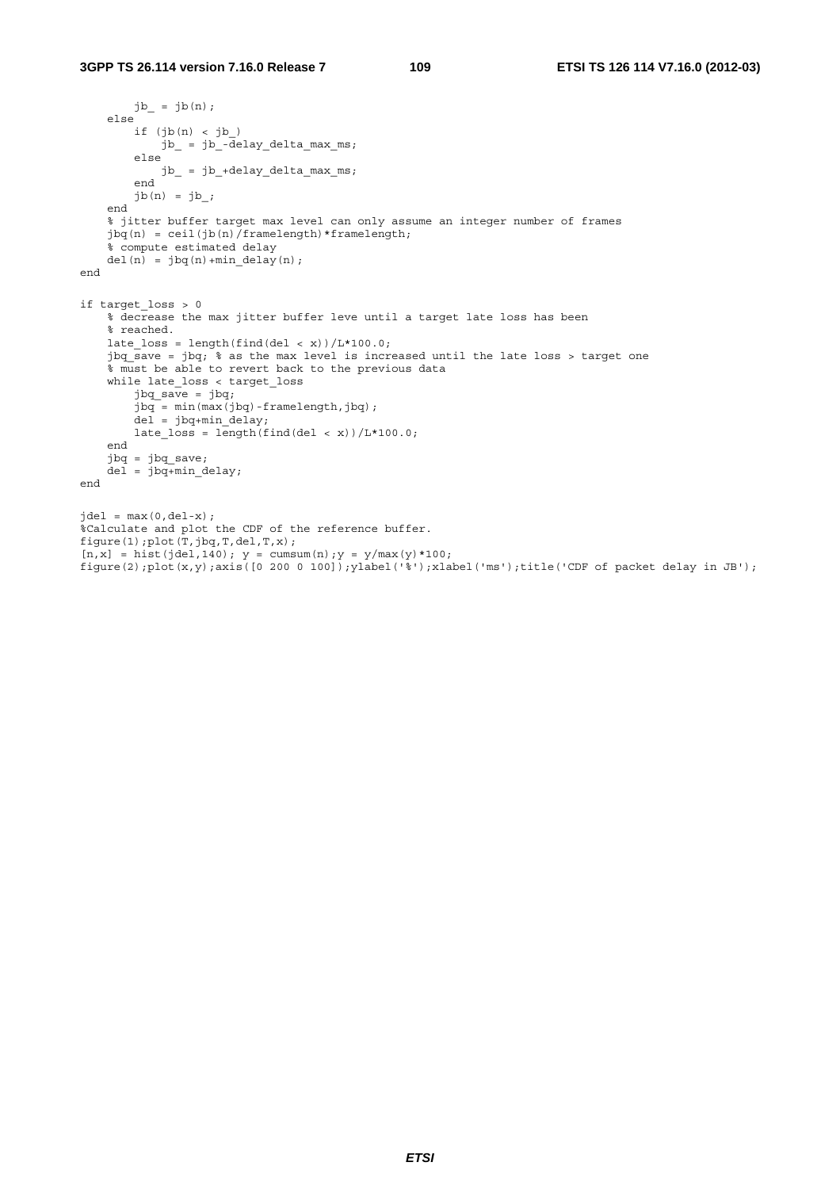```
        jb_ = jb(n);
    else
        if (jb(n) < jb_)
            jb_ = jb_-delay_delta_max_ms;
        else
            jb_ = jb_+delay_delta_max_ms;
        end
        jb(n) = jb_;
    end
    % jitter buffer target max level can only assume an integer number of frames
    jbq(n) = ceil(jb(n)/framelength)*framelength;
    % compute estimated delay
    del(n) = jbq(n)+min_delay(n);
end

if target_loss > 0
    % decrease the max jitter buffer leve until a target late loss has been
    % reached.
    late_loss = length(find(del < x))/L*100.0;
    jbq_save = jbq; % as the max level is increased until the late loss > target one
    % must be able to revert back to the previous data
    while late_loss < target_loss
        jbq_save = jbq;
        jbq = min(max(jbq)-framelength,jbq);
        del = jbq+min_delay;
        late_loss = length(find(del < x))/L*100.0;
    end
    jbq = jbq_save;
    del = jbq+min_delay;
end

jdel = max(0,del-x);
%Calculate and plot the CDF of the reference buffer.
figure(1);plot(T,jbq,T,del,T,x);
[n,x] = hist(jdel,140); y = cumsum(n);y = y/max(y)*100;
figure(2);plot(x,y);axis([0 200 0 100]);ylabel('%');xlabel('ms');title('CDF of packet delay in JB');
```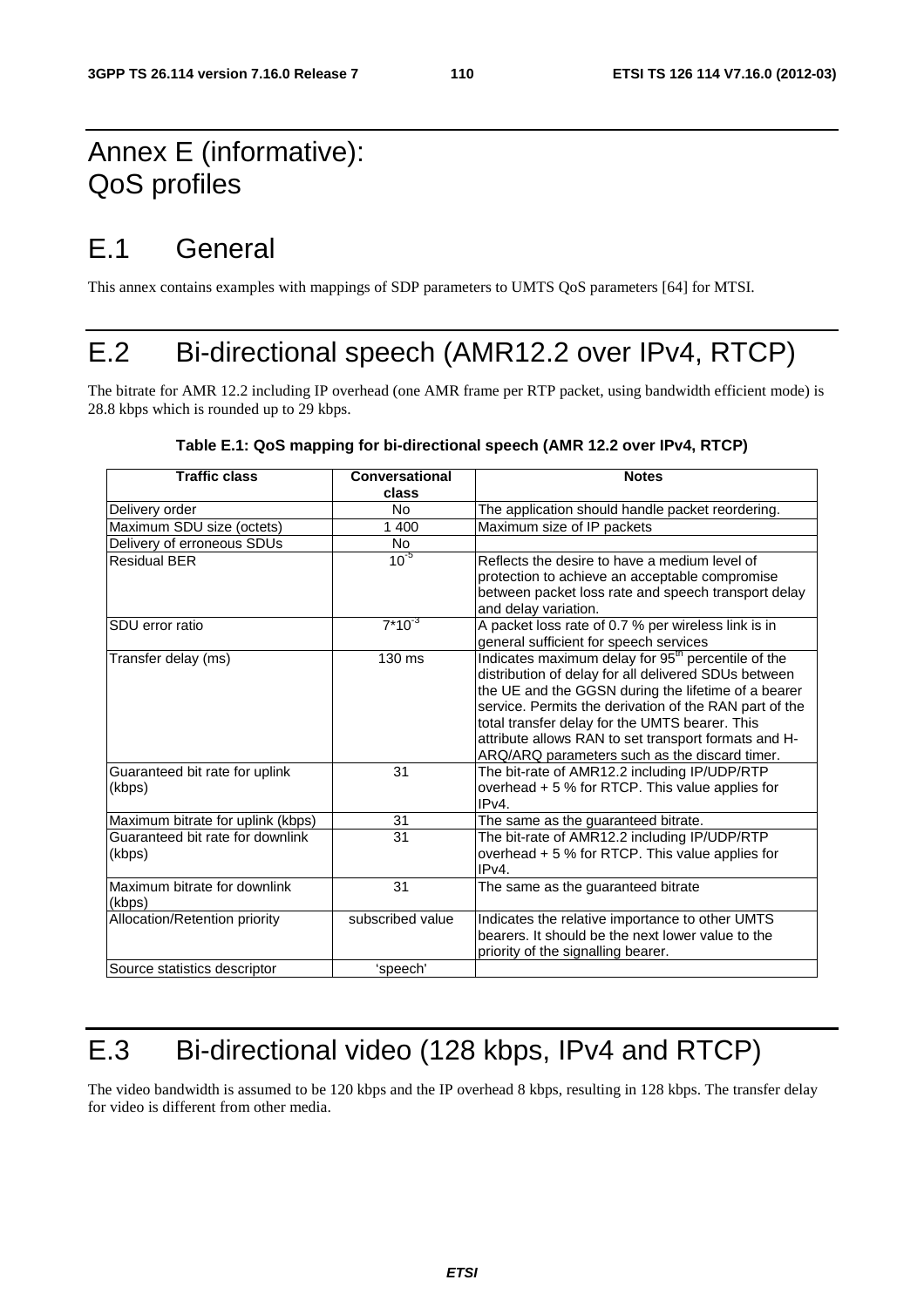# Annex E (informative): QoS profiles

## E.1 General

This annex contains examples with mappings of SDP parameters to UMTS QoS parameters [64] for MTSI.

## E.2 Bi-directional speech (AMR12.2 over IPv4, RTCP)

The bitrate for AMR 12.2 including IP overhead (one AMR frame per RTP packet, using bandwidth efficient mode) is 28.8 kbps which is rounded up to 29 kbps.

**Table E.1: QoS mapping for bi-directional speech (AMR 12.2 over IPv4, RTCP)**

| Traffic class | Conversational class | Notes |
|---|---|---|
| Delivery order | No | The application should handle packet reordering. |
| Maximum SDU size (octets) | 1 400 | Maximum size of IP packets |
| Delivery of erroneous SDUs | No | |
| Residual BER | $10^{-5}$ | Reflects the desire to have a medium level of protection to achieve an acceptable compromise between packet loss rate and speech transport delay and delay variation. |
| SDU error ratio | $7*10^{-3}$ | A packet loss rate of 0.7 % per wireless link is in general sufficient for speech services |
| Transfer delay (ms) | 130 ms | Indicates maximum delay for 95th percentile of the distribution of delay for all delivered SDUs between the UE and the GGSN during the lifetime of a bearer service. Permits the derivation of the RAN part of the total transfer delay for the UMTS bearer. This attribute allows RAN to set transport formats and H-ARQ/ARQ parameters such as the discard timer. |
| Guaranteed bit rate for uplink (kbps) | 31 | The bit-rate of AMR12.2 including IP/UDP/RTP overhead + 5 % for RTCP. This value applies for IPv4. |
| Maximum bitrate for uplink (kbps) | 31 | The same as the guaranteed bitrate. |
| Guaranteed bit rate for downlink (kbps) | 31 | The bit-rate of AMR12.2 including IP/UDP/RTP overhead + 5 % for RTCP. This value applies for IPv4. |
| Maximum bitrate for downlink (kbps) | 31 | The same as the guaranteed bitrate |
| Allocation/Retention priority | subscribed value | Indicates the relative importance to other UMTS bearers. It should be the next lower value to the priority of the signalling bearer. |
| Source statistics descriptor | 'speech' | |

## E.3 Bi-directional video (128 kbps, IPv4 and RTCP)

The video bandwidth is assumed to be 120 kbps and the IP overhead 8 kbps, resulting in 128 kbps. The transfer delay for video is different from other media.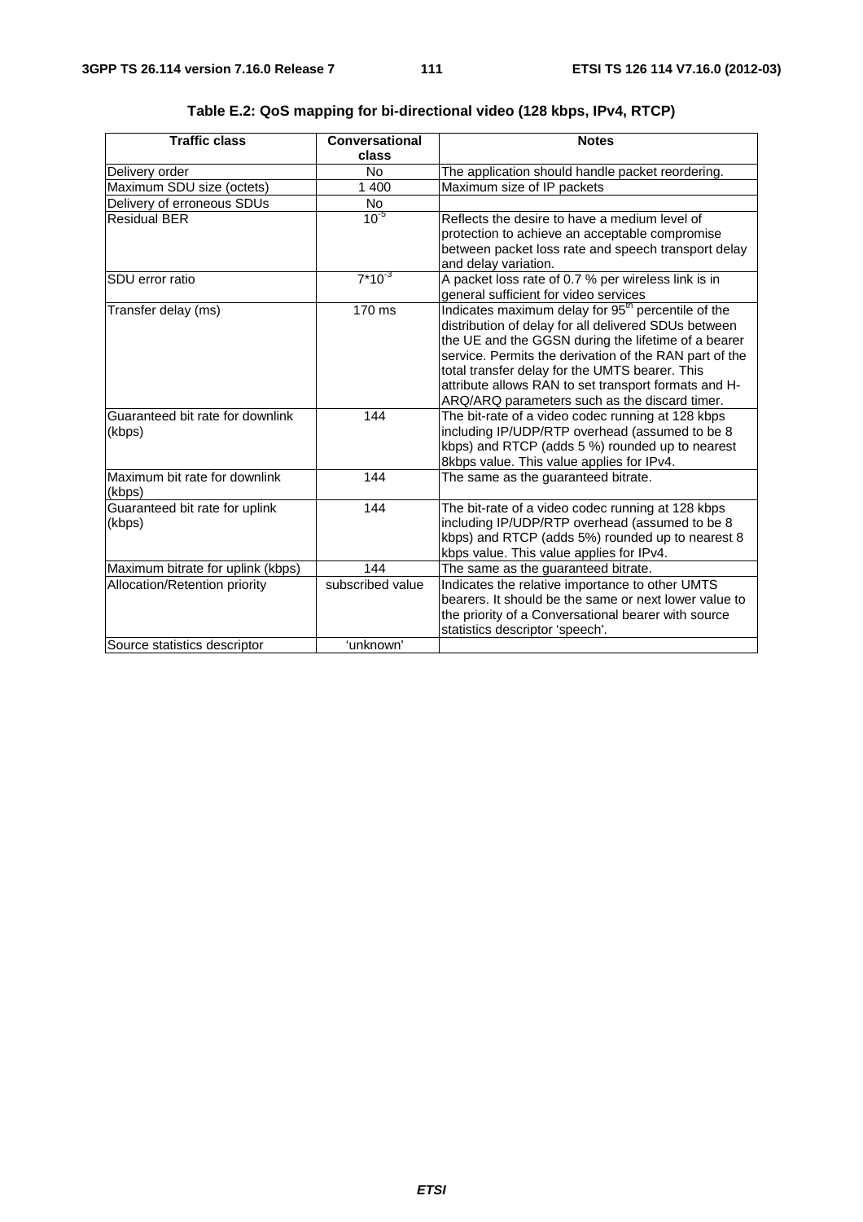**Table E.2: QoS mapping for bi-directional video (128 kbps, IPv4, RTCP)**

| Traffic class | Conversational class | Notes |
|---|---|---|
| Delivery order | No | The application should handle packet reordering. |
| Maximum SDU size (octets) | 1 400 | Maximum size of IP packets |
| Delivery of erroneous SDUs | No | |
| Residual BER | $10^{-5}$ | Reflects the desire to have a medium level of protection to achieve an acceptable compromise between packet loss rate and speech transport delay and delay variation. |
| SDU error ratio | $7*10^{-3}$ | A packet loss rate of 0.7 % per wireless link is in general sufficient for video services |
| Transfer delay (ms) | 170 ms | Indicates maximum delay for 95$^{th}$ percentile of the distribution of delay for all delivered SDUs between the UE and the GGSN during the lifetime of a bearer service. Permits the derivation of the RAN part of the total transfer delay for the UMTS bearer. This attribute allows RAN to set transport formats and H-ARQ/ARQ parameters such as the discard timer. |
| Guaranteed bit rate for downlink (kbps) | 144 | The bit-rate of a video codec running at 128 kbps including IP/UDP/RTP overhead (assumed to be 8 kbps) and RTCP (adds 5 %) rounded up to nearest 8kbps value. This value applies for IPv4. |
| Maximum bit rate for downlink (kbps) | 144 | The same as the guaranteed bitrate. |
| Guaranteed bit rate for uplink (kbps) | 144 | The bit-rate of a video codec running at 128 kbps including IP/UDP/RTP overhead (assumed to be 8 kbps) and RTCP (adds 5%) rounded up to nearest 8 kbps value. This value applies for IPv4. |
| Maximum bitrate for uplink (kbps) | 144 | The same as the guaranteed bitrate. |
| Allocation/Retention priority | subscribed value | Indicates the relative importance to other UMTS bearers. It should be the same or next lower value to the priority of a Conversational bearer with source statistics descriptor 'speech'. |
| Source statistics descriptor | 'unknown' | |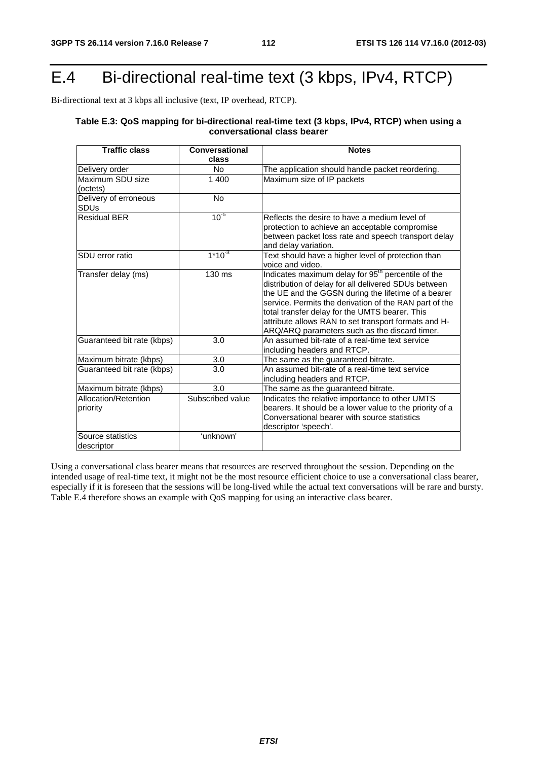# E.4 Bi-directional real-time text (3 kbps, IPv4, RTCP)

Bi-directional text at 3 kbps all inclusive (text, IP overhead, RTCP).

**Table E.3: QoS mapping for bi-directional real-time text (3 kbps, IPv4, RTCP) when using a conversational class bearer**

| Traffic class | Conversational class | Notes |
|---|---|---|
| Delivery order | No | The application should handle packet reordering. |
| Maximum SDU size (octets) | 1 400 | Maximum size of IP packets |
| Delivery of erroneous SDUs | No | |
| Residual BER | $10^{-5}$ | Reflects the desire to have a medium level of protection to achieve an acceptable compromise between packet loss rate and speech transport delay and delay variation. |
| SDU error ratio | $1*10^{-3}$ | Text should have a higher level of protection than voice and video. |
| Transfer delay (ms) | 130 ms | Indicates maximum delay for 95th percentile of the distribution of delay for all delivered SDUs between the UE and the GGSN during the lifetime of a bearer service. Permits the derivation of the RAN part of the total transfer delay for the UMTS bearer. This attribute allows RAN to set transport formats and H-ARQ/ARQ parameters such as the discard timer. |
| Guaranteed bit rate (kbps) | 3.0 | An assumed bit-rate of a real-time text service including headers and RTCP. |
| Maximum bitrate (kbps) | 3.0 | The same as the guaranteed bitrate. |
| Guaranteed bit rate (kbps) | 3.0 | An assumed bit-rate of a real-time text service including headers and RTCP. |
| Maximum bitrate (kbps) | 3.0 | The same as the guaranteed bitrate. |
| Allocation/Retention priority | Subscribed value | Indicates the relative importance to other UMTS bearers. It should be a lower value to the priority of a Conversational bearer with source statistics descriptor 'speech'. |
| Source statistics descriptor | 'unknown' | |

Using a conversational class bearer means that resources are reserved throughout the session. Depending on the intended usage of real-time text, it might not be the most resource efficient choice to use a conversational class bearer, especially if it is foreseen that the sessions will be long-lived while the actual text conversations will be rare and bursty. Table E.4 therefore shows an example with QoS mapping for using an interactive class bearer.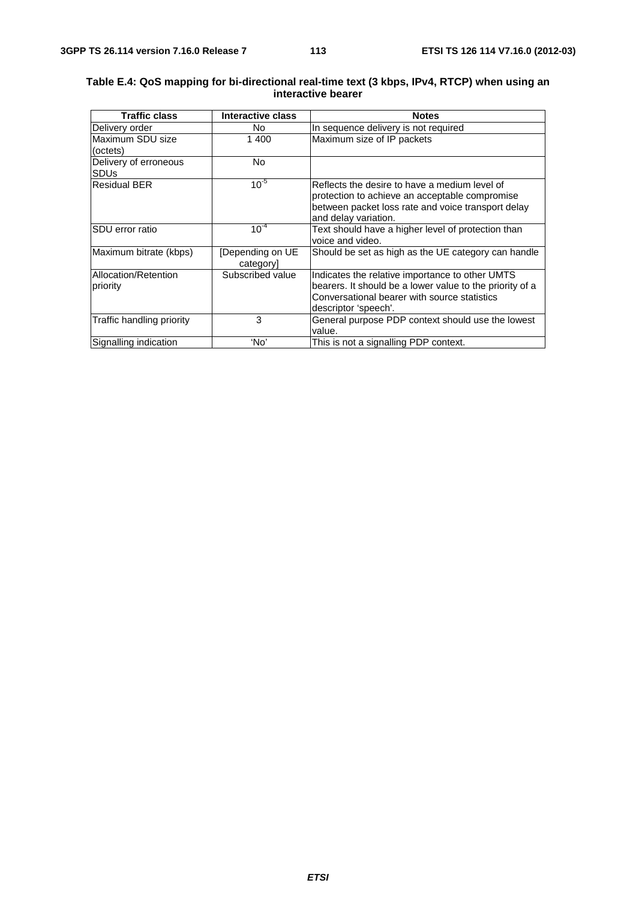**Table E.4: QoS mapping for bi-directional real-time text (3 kbps, IPv4, RTCP) when using an interactive bearer**

| Traffic class | Interactive class | Notes |
|---|---|---|
| Delivery order | No | In sequence delivery is not required |
| Maximum SDU size (octets) | 1 400 | Maximum size of IP packets |
| Delivery of erroneous SDUs | No | |
| Residual BER | $10^{-5}$ | Reflects the desire to have a medium level of protection to achieve an acceptable compromise between packet loss rate and voice transport delay and delay variation. |
| SDU error ratio | $10^{-4}$ | Text should have a higher level of protection than voice and video. |
| Maximum bitrate (kbps) | [Depending on UE category] | Should be set as high as the UE category can handle |
| Allocation/Retention priority | Subscribed value | Indicates the relative importance to other UMTS bearers. It should be a lower value to the priority of a Conversational bearer with source statistics descriptor 'speech'. |
| Traffic handling priority | 3 | General purpose PDP context should use the lowest value. |
| Signalling indication | 'No' | This is not a signalling PDP context. |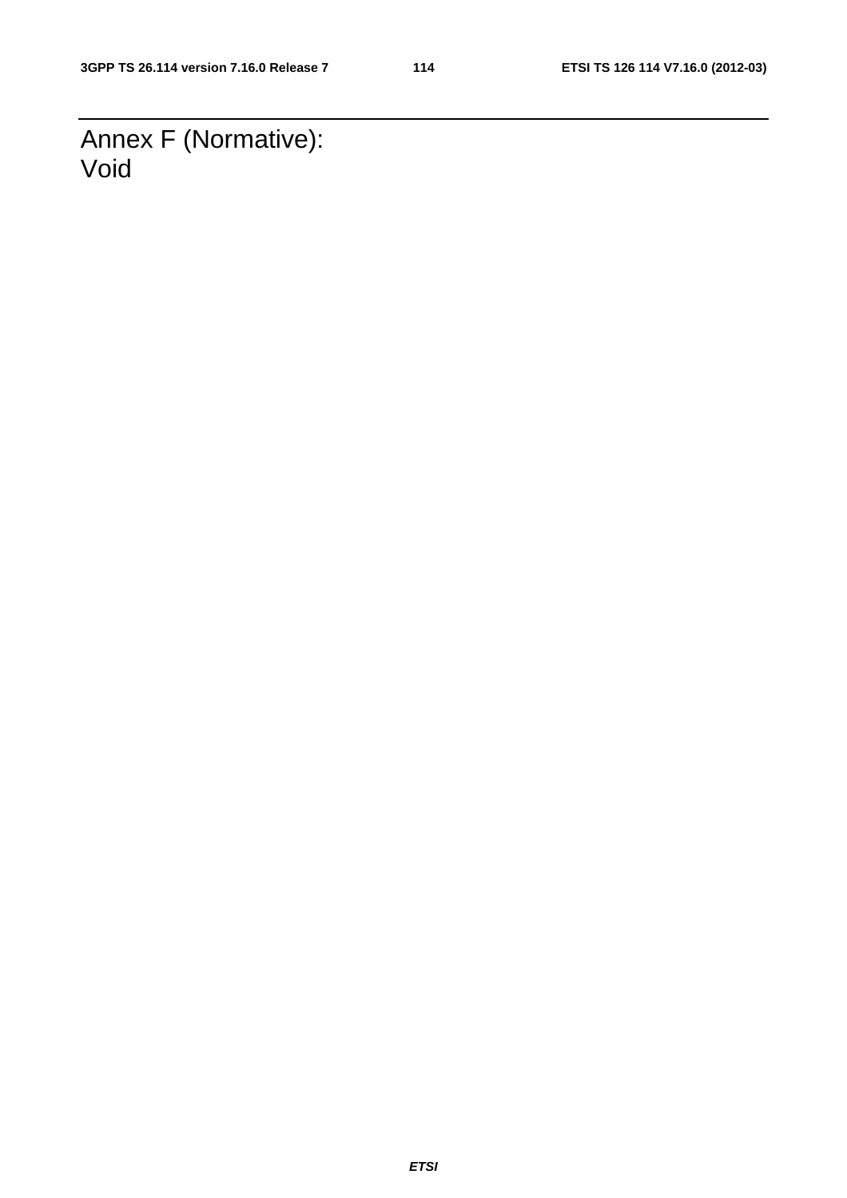# Annex F (Normative): Void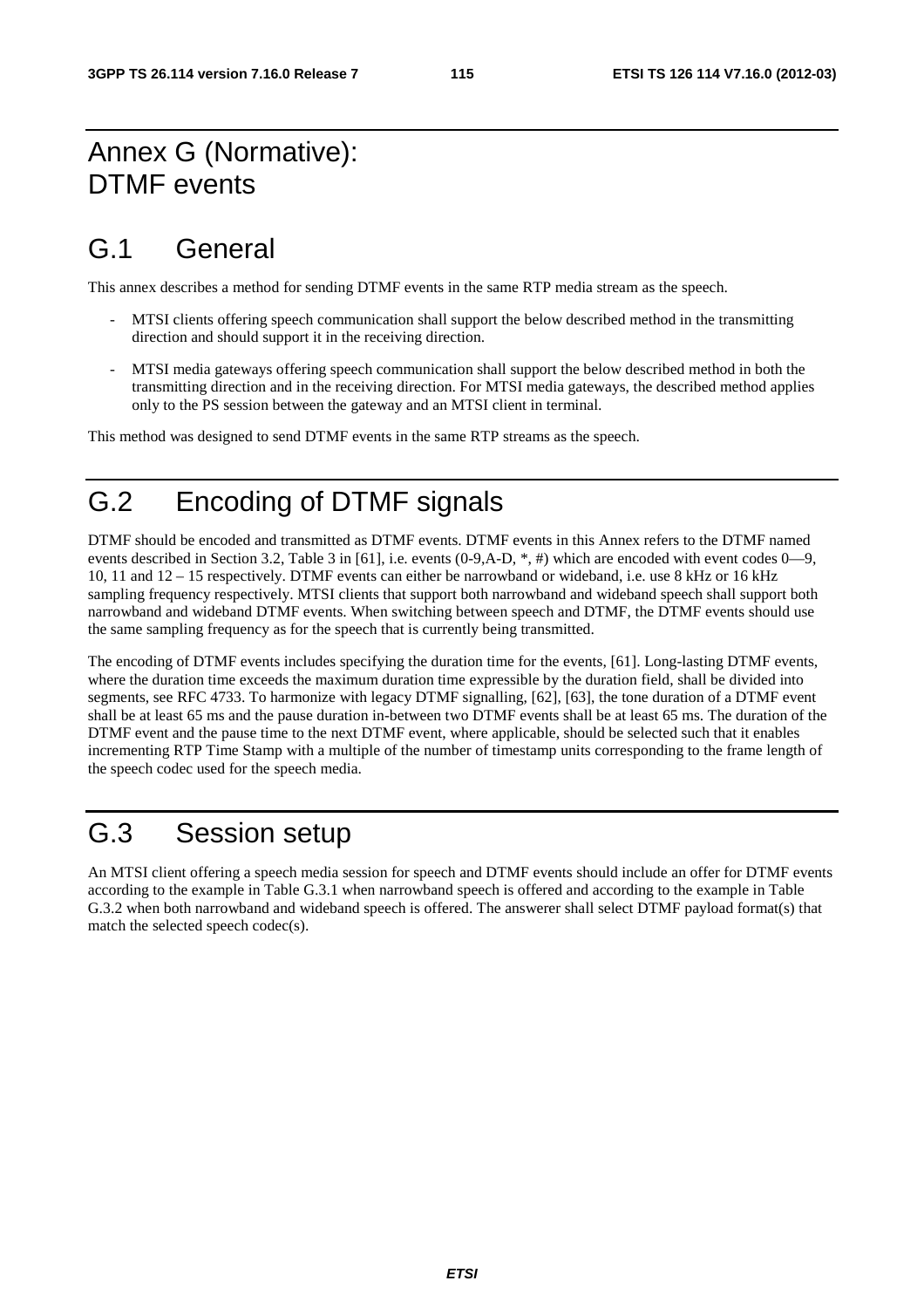# Annex G (Normative): DTMF events

## G.1 General

This annex describes a method for sending DTMF events in the same RTP media stream as the speech.

- MTSI clients offering speech communication shall support the below described method in the transmitting direction and should support it in the receiving direction.
- MTSI media gateways offering speech communication shall support the below described method in both the transmitting direction and in the receiving direction. For MTSI media gateways, the described method applies only to the PS session between the gateway and an MTSI client in terminal.

This method was designed to send DTMF events in the same RTP streams as the speech.

## G.2 Encoding of DTMF signals

DTMF should be encoded and transmitted as DTMF events. DTMF events in this Annex refers to the DTMF named events described in Section 3.2, Table 3 in [61], i.e. events (0-9,A-D, *, #) which are encoded with event codes 0—9, 10, 11 and 12 – 15 respectively. DTMF events can either be narrowband or wideband, i.e. use 8 kHz or 16 kHz sampling frequency respectively. MTSI clients that support both narrowband and wideband speech shall support both narrowband and wideband DTMF events. When switching between speech and DTMF, the DTMF events should use the same sampling frequency as for the speech that is currently being transmitted.

The encoding of DTMF events includes specifying the duration time for the events, [61]. Long-lasting DTMF events, where the duration time exceeds the maximum duration time expressible by the duration field, shall be divided into segments, see RFC 4733. To harmonize with legacy DTMF signalling, [62], [63], the tone duration of a DTMF event shall be at least 65 ms and the pause duration in-between two DTMF events shall be at least 65 ms. The duration of the DTMF event and the pause time to the next DTMF event, where applicable, should be selected such that it enables incrementing RTP Time Stamp with a multiple of the number of timestamp units corresponding to the frame length of the speech codec used for the speech media.

## G.3 Session setup

An MTSI client offering a speech media session for speech and DTMF events should include an offer for DTMF events according to the example in Table G.3.1 when narrowband speech is offered and according to the example in Table G.3.2 when both narrowband and wideband speech is offered. The answerer shall select DTMF payload format(s) that match the selected speech codec(s).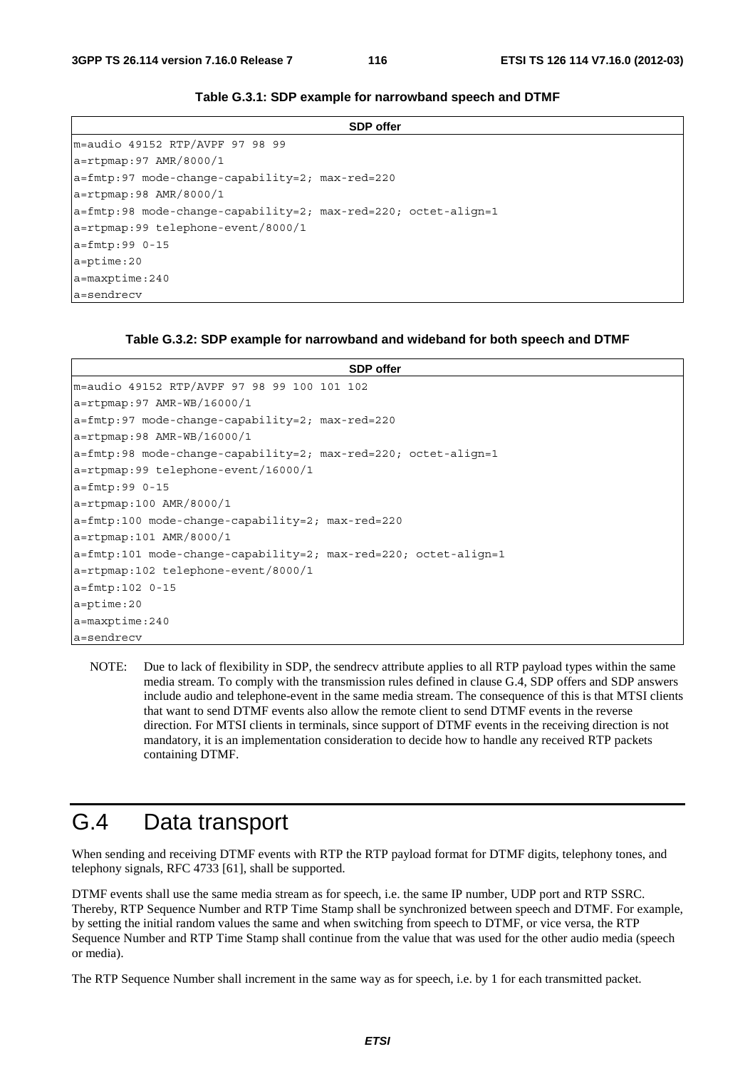**Table G.3.1: SDP example for narrowband speech and DTMF**

| SDP offer |
|---|
| m=audio 49152 RTP/AVPF 97 98 99 |
| a=rtpmap:97 AMR/8000/1 |
| a=fmtp:97 mode-change-capability=2; max-red=220 |
| a=rtpmap:98 AMR/8000/1 |
| a=fmtp:98 mode-change-capability=2; max-red=220; octet-align=1 |
| a=rtpmap:99 telephone-event/8000/1 |
| a=fmtp:99 0-15 |
| a=ptime:20 |
| a=maxptime:240 |
| a=sendrecv |

**Table G.3.2: SDP example for narrowband and wideband for both speech and DTMF**

| SDP offer |
|---|
| m=audio 49152 RTP/AVPF 97 98 99 100 101 102 |
| a=rtpmap:97 AMR-WB/16000/1 |
| a=fmtp:97 mode-change-capability=2; max-red=220 |
| a=rtpmap:98 AMR-WB/16000/1 |
| a=fmtp:98 mode-change-capability=2; max-red=220; octet-align=1 |
| a=rtpmap:99 telephone-event/16000/1 |
| a=fmtp:99 0-15 |
| a=rtpmap:100 AMR/8000/1 |
| a=fmtp:100 mode-change-capability=2; max-red=220 |
| a=rtpmap:101 AMR/8000/1 |
| a=fmtp:101 mode-change-capability=2; max-red=220; octet-align=1 |
| a=rtpmap:102 telephone-event/8000/1 |
| a=fmtp:102 0-15 |
| a=ptime:20 |
| a=maxptime:240 |
| a=sendrecv |

NOTE: Due to lack of flexibility in SDP, the sendrecv attribute applies to all RTP payload types within the same media stream. To comply with the transmission rules defined in clause G.4, SDP offers and SDP answers include audio and telephone-event in the same media stream. The consequence of this is that MTSI clients that want to send DTMF events also allow the remote client to send DTMF events in the reverse direction. For MTSI clients in terminals, since support of DTMF events in the receiving direction is not mandatory, it is an implementation consideration to decide how to handle any received RTP packets containing DTMF.

# G.4 Data transport

When sending and receiving DTMF events with RTP the RTP payload format for DTMF digits, telephony tones, and telephony signals, RFC 4733 [61], shall be supported.

DTMF events shall use the same media stream as for speech, i.e. the same IP number, UDP port and RTP SSRC. Thereby, RTP Sequence Number and RTP Time Stamp shall be synchronized between speech and DTMF. For example, by setting the initial random values the same and when switching from speech to DTMF, or vice versa, the RTP Sequence Number and RTP Time Stamp shall continue from the value that was used for the other audio media (speech or media).

The RTP Sequence Number shall increment in the same way as for speech, i.e. by 1 for each transmitted packet.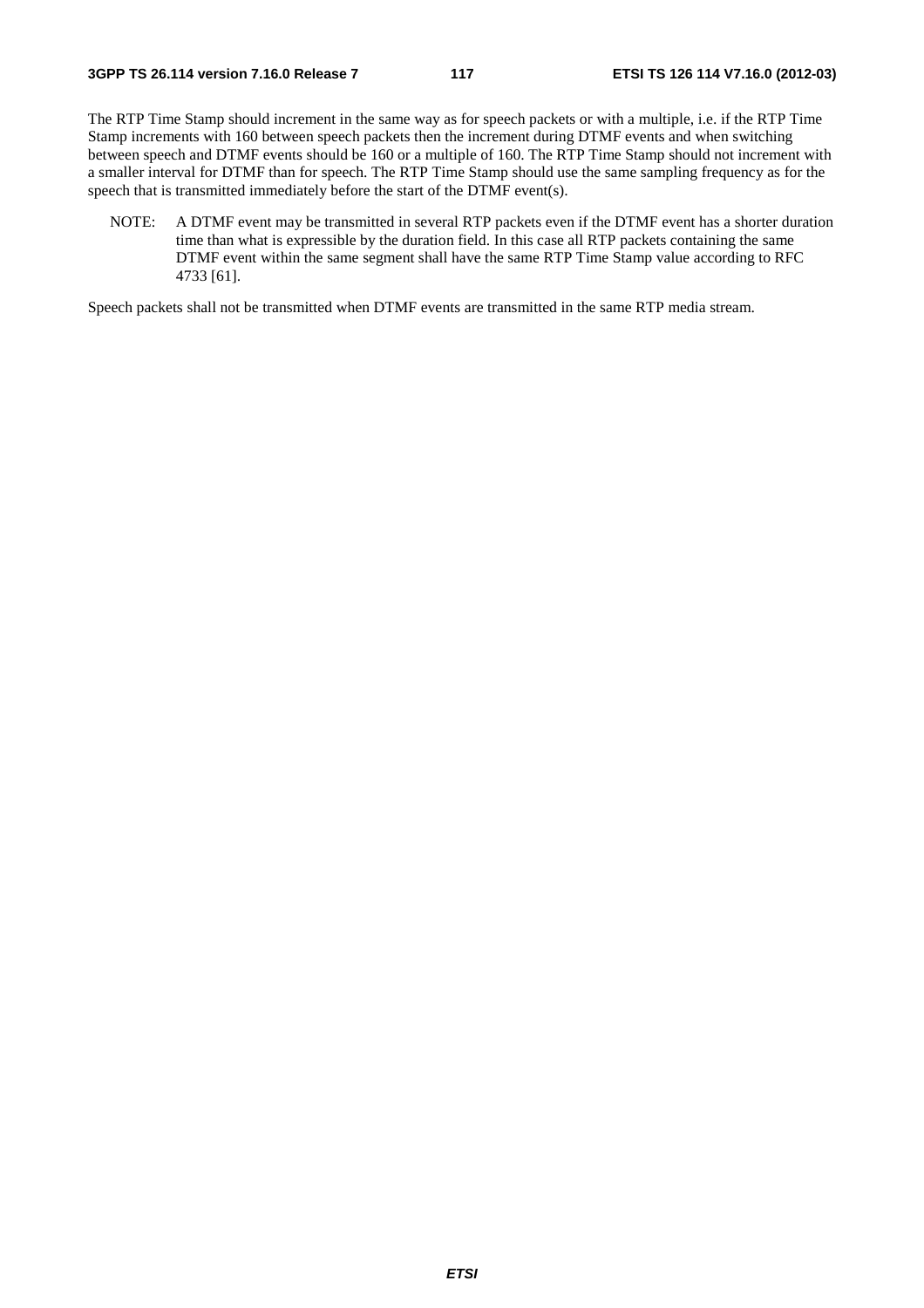The RTP Time Stamp should increment in the same way as for speech packets or with a multiple, i.e. if the RTP Time Stamp increments with 160 between speech packets then the increment during DTMF events and when switching between speech and DTMF events should be 160 or a multiple of 160. The RTP Time Stamp should not increment with a smaller interval for DTMF than for speech. The RTP Time Stamp should use the same sampling frequency as for the speech that is transmitted immediately before the start of the DTMF event(s).

NOTE: A DTMF event may be transmitted in several RTP packets even if the DTMF event has a shorter duration time than what is expressible by the duration field. In this case all RTP packets containing the same DTMF event within the same segment shall have the same RTP Time Stamp value according to RFC 4733 [61].

Speech packets shall not be transmitted when DTMF events are transmitted in the same RTP media stream.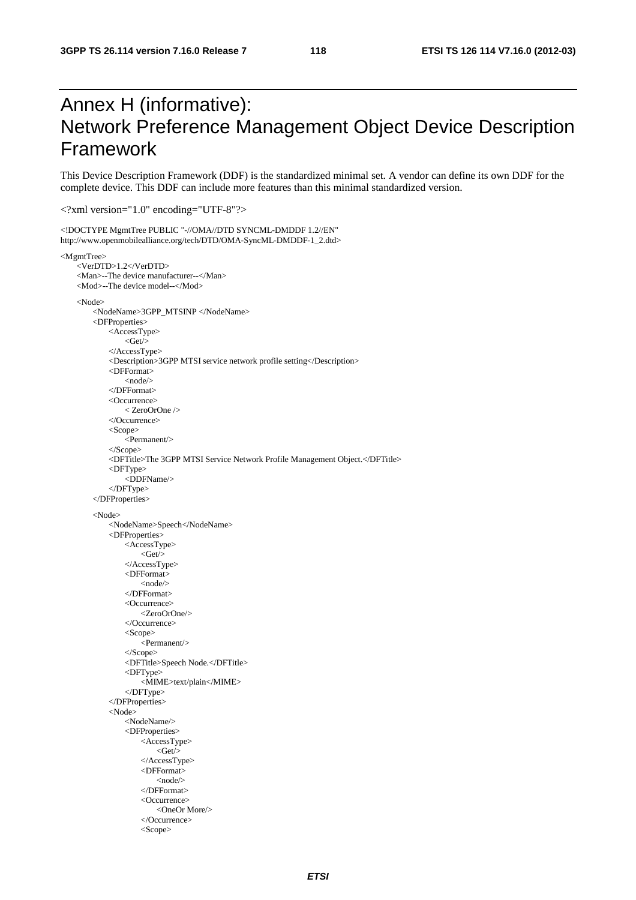# Annex H (informative): Network Preference Management Object Device Description Framework

This Device Description Framework (DDF) is the standardized minimal set. A vendor can define its own DDF for the complete device. This DDF can include more features than this minimal standardized version.

<?xml version="1.0" encoding="UTF-8"?>

```
<!DOCTYPE MgmtTree PUBLIC "-//OMA//DTD SYNCML-DMDDF 1.2//EN"
http://www.openmobilealliance.org/tech/DTD/OMA-SyncML-DMDDF-1_2.dtd>

<MgmtTree>
    <VerDTD>1.2</VerDTD>
    <Man>--The device manufacturer--</Man>
    <Mod>--The device model--</Mod>

    <Node>
        <NodeName>3GPP_MTSINP </NodeName>
        <DFProperties>
            <AccessType>
                <Get/>
            </AccessType>
            <Description>3GPP MTSI service network profile setting</Description>
            <DFFormat>
                <node/>
            </DFFormat>
            <Occurrence>
                < ZeroOrOne />
            </Occurrence>
            <Scope>
                <Permanent/>
            </Scope>
            <DFTitle>The 3GPP MTSI Service Network Profile Management Object.</DFTitle>
            <DFType>
                <DDFName/>
            </DFType>
        </DFProperties>

        <Node>
            <NodeName>Speech</NodeName>
            <DFProperties>
                <AccessType>
                    <Get/>
                </AccessType>
                <DFFormat>
                    <node/>
                </DFFormat>
                <Occurrence>
                    <ZeroOrOne/>
                </Occurrence>
                <Scope>
                    <Permanent/>
                </Scope>
                <DFTitle>Speech Node.</DFTitle>
                <DFType>
                    <MIME>text/plain</MIME>
                </DFType>
            </DFProperties>
            <Node>
                <NodeName/>
                <DFProperties>
                    <AccessType>
                        <Get/>
                    </AccessType>
                    <DFFormat>
                        <node/>
                    </DFFormat>
                    <Occurrence>
                        <OneOr More/>
                    </Occurrence>
                    <Scope>
```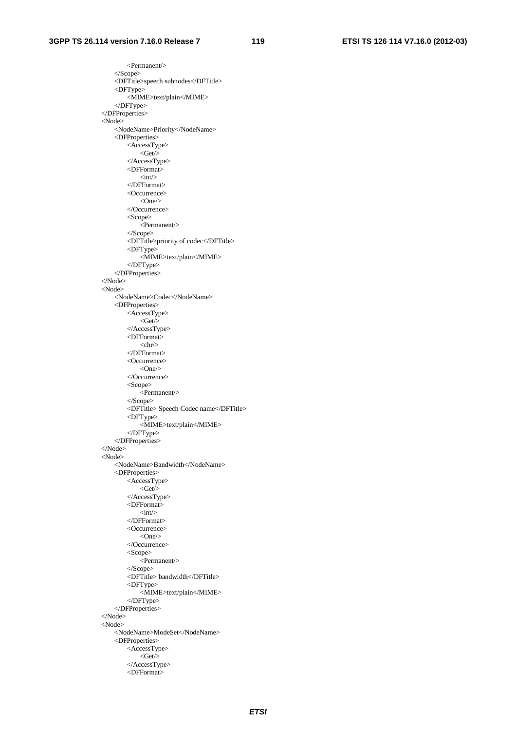```
            <Permanent/>
        </Scope>
        <DFTitle>speech subnodes</DFTitle>
        <DFType>
            <MIME>text/plain</MIME>
        </DFType>
    </DFProperties>
    <Node>
        <NodeName>Priority</NodeName>
        <DFProperties>
            <AccessType>
                <Get/>
            </AccessType>
            <DFFormat>
                <int/>
            </DFFormat>
            <Occurrence>
                <One/>
            </Occurrence>
            <Scope>
                <Permanent/>
            </Scope>
            <DFTitle>priority of codec</DFTitle>
            <DFType>
                <MIME>text/plain</MIME>
            </DFType>
        </DFProperties>
    </Node>
    <Node>
        <NodeName>Codec</NodeName>
        <DFProperties>
            <AccessType>
                <Get/>
            </AccessType>
            <DFFormat>
                <chr/>
            </DFFormat>
            <Occurrence>
                <One/>
            </Occurrence>
            <Scope>
                <Permanent/>
            </Scope>
            <DFTitle> Speech Codec name</DFTitle>
            <DFType>
                <MIME>text/plain</MIME>
            </DFType>
        </DFProperties>
    </Node>
    <Node>
        <NodeName>Bandwidth</NodeName>
        <DFProperties>
            <AccessType>
                <Get/>
            </AccessType>
            <DFFormat>
                <int/>
            </DFFormat>
            <Occurrence>
                <One/>
            </Occurrence>
            <Scope>
                <Permanent/>
            </Scope>
            <DFTitle> bandwidth</DFTitle>
            <DFType>
                <MIME>text/plain</MIME>
            </DFType>
        </DFProperties>
    </Node>
    <Node>
        <NodeName>ModeSet</NodeName>
        <DFProperties>
            <AccessType>
                <Get/>
            </AccessType>
            <DFFormat>
```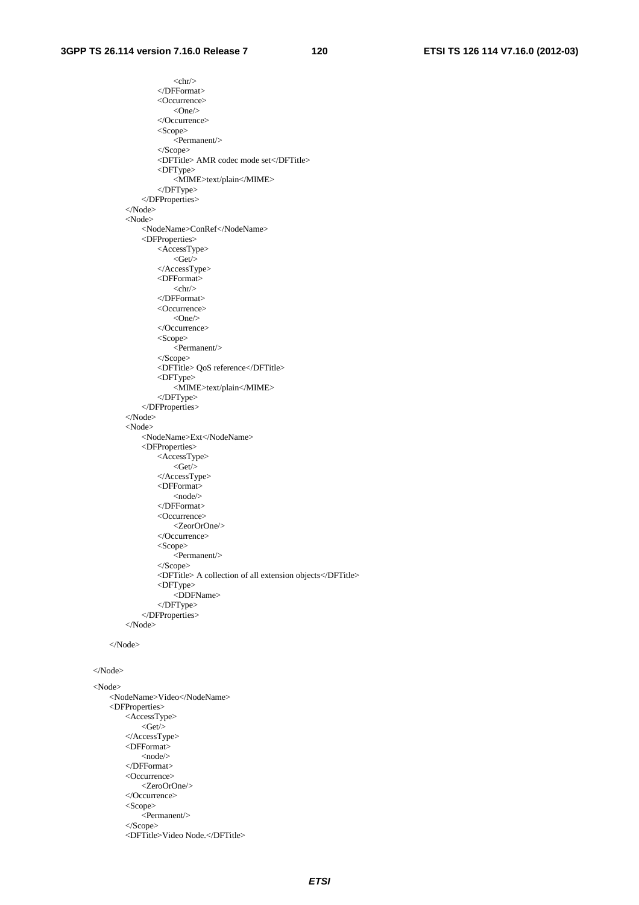```
                    <chr/>
                </DFFormat>
                <Occurrence>
                    <One/>
                </Occurrence>
                <Scope>
                    <Permanent/>
                </Scope>
                <DFTitle> AMR codec mode set</DFTitle>
                <DFType>
                    <MIME>text/plain</MIME>
                </DFType>
            </DFProperties>
        </Node>
        <Node>
            <NodeName>ConRef</NodeName>
            <DFProperties>
                <AccessType>
                    <Get/>
                </AccessType>
                <DFFormat>
                    <chr/>
                </DFFormat>
                <Occurrence>
                    <One/>
                </Occurrence>
                <Scope>
                    <Permanent/>
                </Scope>
                <DFTitle> QoS reference</DFTitle>
                <DFType>
                    <MIME>text/plain</MIME>
                </DFType>
            </DFProperties>
        </Node>
        <Node>
            <NodeName>Ext</NodeName>
            <DFProperties>
                <AccessType>
                    <Get/>
                </AccessType>
                <DFFormat>
                    <node/>
                </DFFormat>
                <Occurrence>
                    <ZeorOrOne/>
                </Occurrence>
                <Scope>
                    <Permanent/>
                </Scope>
                <DFTitle> A collection of all extension objects</DFTitle>
                <DFType>
                    <DDFName>
                </DFType>
            </DFProperties>
        </Node>

    </Node>


</Node>

<Node>
    <NodeName>Video</NodeName>
    <DFProperties>
        <AccessType>
            <Get/>
        </AccessType>
        <DFFormat>
            <node/>
        </DFFormat>
        <Occurrence>
            <ZeroOrOne/>
        </Occurrence>
        <Scope>
            <Permanent/>
        </Scope>
        <DFTitle>Video Node.</DFTitle>
```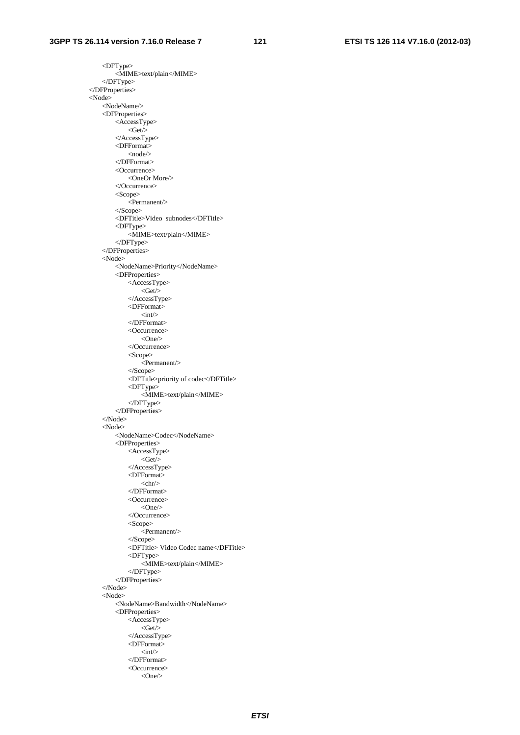```
            <DFType>
                <MIME>text/plain</MIME>
            </DFType>
        </DFProperties>
        <Node>
            <NodeName/>
            <DFProperties>
                <AccessType>
                    <Get/>
                </AccessType>
                <DFFormat>
                    <node/>
                </DFFormat>
                <Occurrence>
                    <OneOr More/>
                </Occurrence>
                <Scope>
                    <Permanent/>
                </Scope>
                <DFTitle>Video  subnodes</DFTitle>
                <DFType>
                    <MIME>text/plain</MIME>
                </DFType>
            </DFProperties>
            <Node>
                <NodeName>Priority</NodeName>
                <DFProperties>
                    <AccessType>
                        <Get/>
                    </AccessType>
                    <DFFormat>
                        <int/>
                    </DFFormat>
                    <Occurrence>
                        <One/>
                    </Occurrence>
                    <Scope>
                        <Permanent/>
                    </Scope>
                    <DFTitle>priority of codec</DFTitle>
                    <DFType>
                        <MIME>text/plain</MIME>
                    </DFType>
                </DFProperties>
            </Node>
            <Node>
                <NodeName>Codec</NodeName>
                <DFProperties>
                    <AccessType>
                        <Get/>
                    </AccessType>
                    <DFFormat>
                        <chr/>
                    </DFFormat>
                    <Occurrence>
                        <One/>
                    </Occurrence>
                    <Scope>
                        <Permanent/>
                    </Scope>
                    <DFTitle> Video Codec name</DFTitle>
                    <DFType>
                        <MIME>text/plain</MIME>
                    </DFType>
                </DFProperties>
            </Node>
            <Node>
                <NodeName>Bandwidth</NodeName>
                <DFProperties>
                    <AccessType>
                        <Get/>
                    </AccessType>
                    <DFFormat>
                        <int/>
                    </DFFormat>
                    <Occurrence>
                        <One/>
```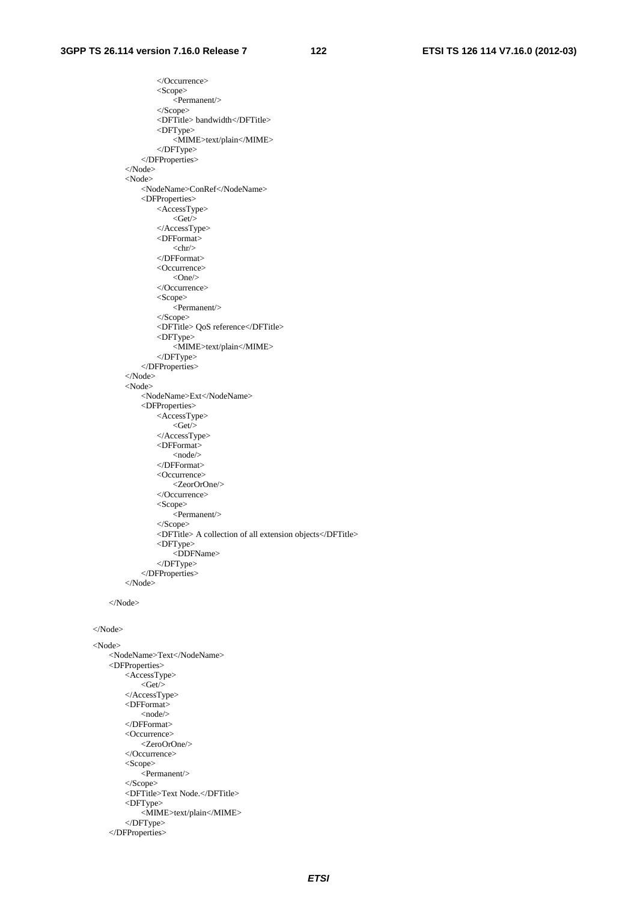```
                </Occurrence>
                <Scope>
                    <Permanent/>
                </Scope>
                <DFTitle> bandwidth</DFTitle>
                <DFType>
                    <MIME>text/plain</MIME>
                </DFType>
            </DFProperties>
        </Node>
        <Node>
            <NodeName>ConRef</NodeName>
            <DFProperties>
                <AccessType>
                    <Get/>
                </AccessType>
                <DFFormat>
                    <chr/>
                </DFFormat>
                <Occurrence>
                    <One/>
                </Occurrence>
                <Scope>
                    <Permanent/>
                </Scope>
                <DFTitle> QoS reference</DFTitle>
                <DFType>
                    <MIME>text/plain</MIME>
                </DFType>
            </DFProperties>
        </Node>
        <Node>
            <NodeName>Ext</NodeName>
            <DFProperties>
                <AccessType>
                    <Get/>
                </AccessType>
                <DFFormat>
                    <node/>
                </DFFormat>
                <Occurrence>
                    <ZeorOrOne/>
                </Occurrence>
                <Scope>
                    <Permanent/>
                </Scope>
                <DFTitle> A collection of all extension objects</DFTitle>
                <DFType>
                    <DDFName>
                </DFType>
            </DFProperties>
        </Node>

    </Node>


</Node>

<Node>
    <NodeName>Text</NodeName>
    <DFProperties>
        <AccessType>
            <Get/>
        </AccessType>
        <DFFormat>
            <node/>
        </DFFormat>
        <Occurrence>
            <ZeroOrOne/>
        </Occurrence>
        <Scope>
            <Permanent/>
        </Scope>
        <DFTitle>Text Node.</DFTitle>
        <DFType>
            <MIME>text/plain</MIME>
        </DFType>
    </DFProperties>
```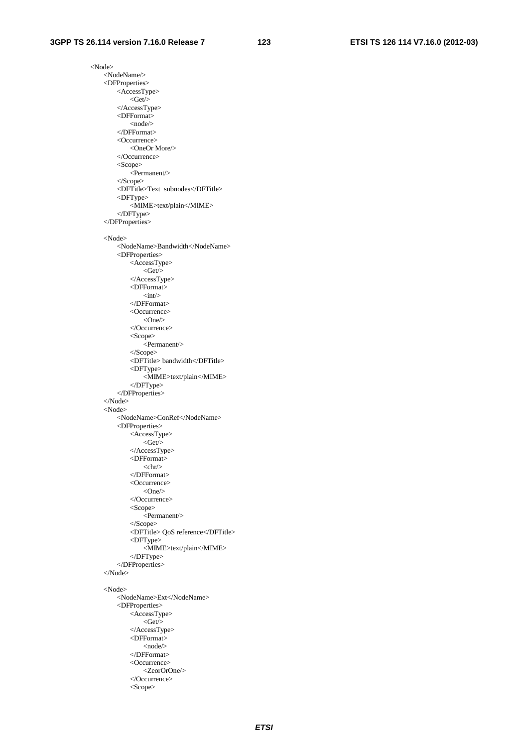```
<Node>
    <NodeName/>
    <DFProperties>
        <AccessType>
            <Get/>
        </AccessType>
        <DFFormat>
            <node/>
        </DFFormat>
        <Occurrence>
            <OneOr More/>
        </Occurrence>
        <Scope>
            <Permanent/>
        </Scope>
        <DFTitle>Text  subnodes</DFTitle>
        <DFType>
            <MIME>text/plain</MIME>
        </DFType>
    </DFProperties>

    <Node>
        <NodeName>Bandwidth</NodeName>
        <DFProperties>
            <AccessType>
                <Get/>
            </AccessType>
            <DFFormat>
                <int/>
            </DFFormat>
            <Occurrence>
                <One/>
            </Occurrence>
            <Scope>
                <Permanent/>
            </Scope>
            <DFTitle> bandwidth</DFTitle>
            <DFType>
                <MIME>text/plain</MIME>
            </DFType>
        </DFProperties>
    </Node>
    <Node>
        <NodeName>ConRef</NodeName>
        <DFProperties>
            <AccessType>
                <Get/>
            </AccessType>
            <DFFormat>
                <chr/>
            </DFFormat>
            <Occurrence>
                <One/>
            </Occurrence>
            <Scope>
                <Permanent/>
            </Scope>
            <DFTitle> QoS reference</DFTitle>
            <DFType>
                <MIME>text/plain</MIME>
            </DFType>
        </DFProperties>
    </Node>

    <Node>
        <NodeName>Ext</NodeName>
        <DFProperties>
            <AccessType>
                <Get/>
            </AccessType>
            <DFFormat>
                <node/>
            </DFFormat>
            <Occurrence>
                <ZeorOrOne/>
            </Occurrence>
            <Scope>
```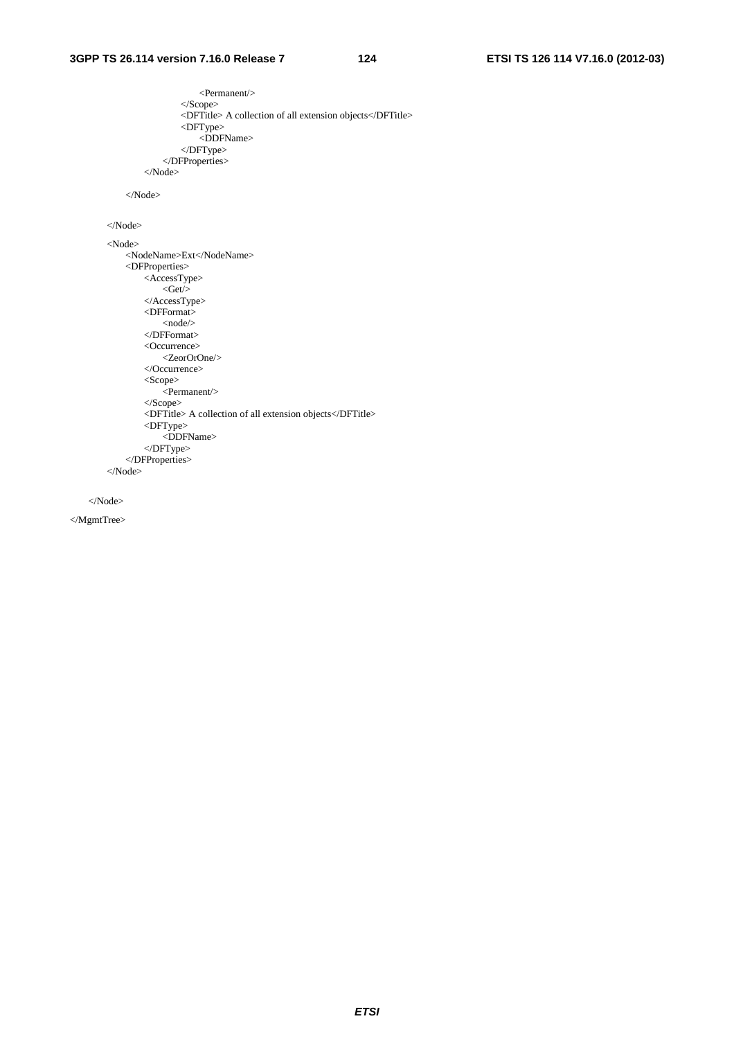```
                    <Permanent/>
                </Scope>
                <DFTitle> A collection of all extension objects</DFTitle>
                <DFType>
                    <DDFName>
                </DFType>
            </DFProperties>
        </Node>

    </Node>


</Node>

<Node>
    <NodeName>Ext</NodeName>
    <DFProperties>
        <AccessType>
            <Get/>
        </AccessType>
        <DFFormat>
            <node/>
        </DFFormat>
        <Occurrence>
            <ZeorOrOne/>
        </Occurrence>
        <Scope>
            <Permanent/>
        </Scope>
        <DFTitle> A collection of all extension objects</DFTitle>
        <DFType>
            <DDFName>
        </DFType>
    </DFProperties>
</Node>

</Node>

</MgmtTree>
```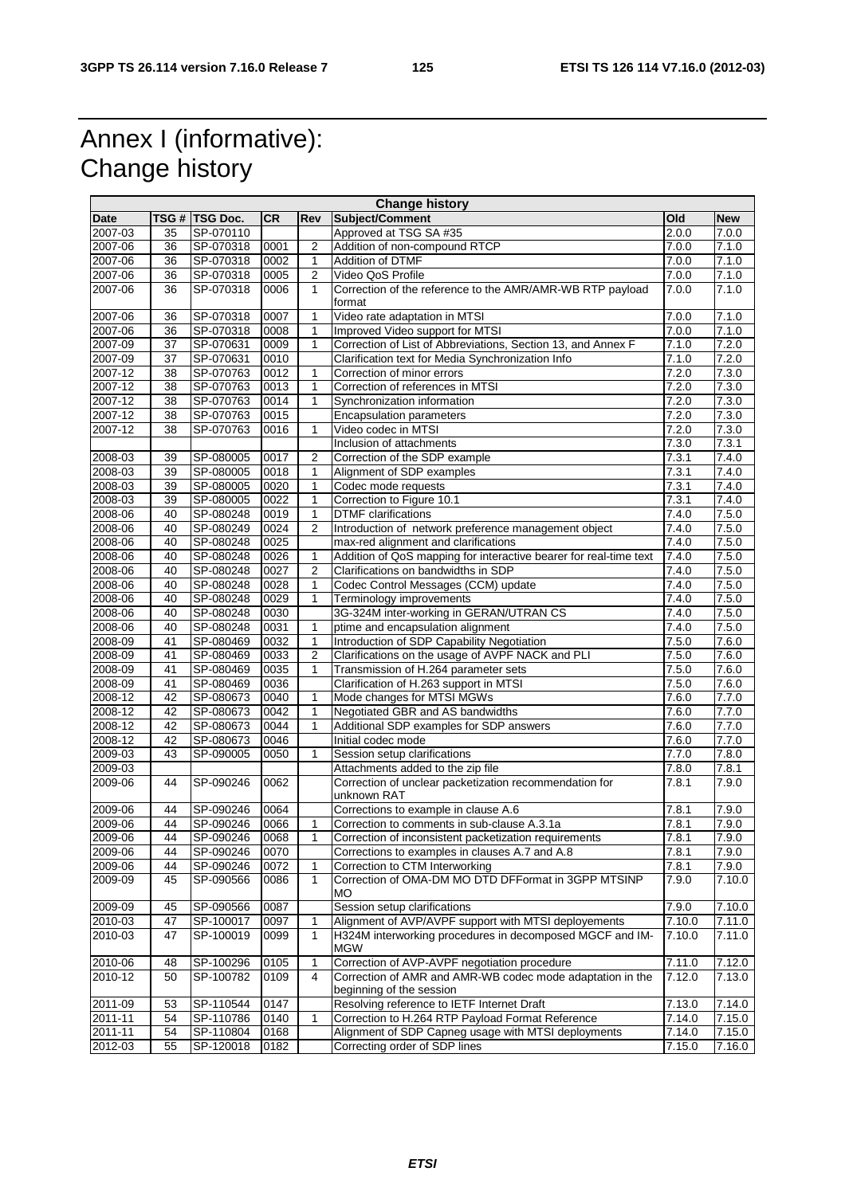# Annex I (informative): Change history

| Change history | | | | | | | |
|---|---|---|---|---|---|---|---|
| **Date** | **TSG #** | **TSG Doc.** | **CR** | **Rev** | **Subject/Comment** | **Old** | **New** |
| 2007-03 | 35 | SP-070110 | | | Approved at TSG SA #35 | 2.0.0 | 7.0.0 |
| 2007-06 | 36 | SP-070318 | 0001 | 2 | Addition of non-compound RTCP | 7.0.0 | 7.1.0 |
| 2007-06 | 36 | SP-070318 | 0002 | 1 | Addition of DTMF | 7.0.0 | 7.1.0 |
| 2007-06 | 36 | SP-070318 | 0005 | 2 | Video QoS Profile | 7.0.0 | 7.1.0 |
| 2007-06 | 36 | SP-070318 | 0006 | 1 | Correction of the reference to the AMR/AMR-WB RTP payload format | 7.0.0 | 7.1.0 |
| 2007-06 | 36 | SP-070318 | 0007 | 1 | Video rate adaptation in MTSI | 7.0.0 | 7.1.0 |
| 2007-06 | 36 | SP-070318 | 0008 | 1 | Improved Video support for MTSI | 7.0.0 | 7.1.0 |
| 2007-09 | 37 | SP-070631 | 0009 | 1 | Correction of List of Abbreviations, Section 13, and Annex F | 7.1.0 | 7.2.0 |
| 2007-09 | 37 | SP-070631 | 0010 | | Clarification text for Media Synchronization Info | 7.1.0 | 7.2.0 |
| 2007-12 | 38 | SP-070763 | 0012 | 1 | Correction of minor errors | 7.2.0 | 7.3.0 |
| 2007-12 | 38 | SP-070763 | 0013 | 1 | Correction of references in MTSI | 7.2.0 | 7.3.0 |
| 2007-12 | 38 | SP-070763 | 0014 | 1 | Synchronization information | 7.2.0 | 7.3.0 |
| 2007-12 | 38 | SP-070763 | 0015 | | Encapsulation parameters | 7.2.0 | 7.3.0 |
| 2007-12 | 38 | SP-070763 | 0016 | 1 | Video codec in MTSI | 7.2.0 | 7.3.0 |
| | | | | | Inclusion of attachments | 7.3.0 | 7.3.1 |
| 2008-03 | 39 | SP-080005 | 0017 | 2 | Correction of the SDP example | 7.3.1 | 7.4.0 |
| 2008-03 | 39 | SP-080005 | 0018 | 1 | Alignment of SDP examples | 7.3.1 | 7.4.0 |
| 2008-03 | 39 | SP-080005 | 0020 | 1 | Codec mode requests | 7.3.1 | 7.4.0 |
| 2008-03 | 39 | SP-080005 | 0022 | 1 | Correction to Figure 10.1 | 7.3.1 | 7.4.0 |
| 2008-06 | 40 | SP-080248 | 0019 | 1 | DTMF clarifications | 7.4.0 | 7.5.0 |
| 2008-06 | 40 | SP-080249 | 0024 | 2 | Introduction of network preference management object | 7.4.0 | 7.5.0 |
| 2008-06 | 40 | SP-080248 | 0025 | | max-red alignment and clarifications | 7.4.0 | 7.5.0 |
| 2008-06 | 40 | SP-080248 | 0026 | 1 | Addition of QoS mapping for interactive bearer for real-time text | 7.4.0 | 7.5.0 |
| 2008-06 | 40 | SP-080248 | 0027 | 2 | Clarifications on bandwidths in SDP | 7.4.0 | 7.5.0 |
| 2008-06 | 40 | SP-080248 | 0028 | 1 | Codec Control Messages (CCM) update | 7.4.0 | 7.5.0 |
| 2008-06 | 40 | SP-080248 | 0029 | 1 | Terminology improvements | 7.4.0 | 7.5.0 |
| 2008-06 | 40 | SP-080248 | 0030 | | 3G-324M inter-working in GERAN/UTRAN CS | 7.4.0 | 7.5.0 |
| 2008-06 | 40 | SP-080248 | 0031 | 1 | ptime and encapsulation alignment | 7.4.0 | 7.5.0 |
| 2008-09 | 41 | SP-080469 | 0032 | 1 | Introduction of SDP Capability Negotiation | 7.5.0 | 7.6.0 |
| 2008-09 | 41 | SP-080469 | 0033 | 2 | Clarifications on the usage of AVPF NACK and PLI | 7.5.0 | 7.6.0 |
| 2008-09 | 41 | SP-080469 | 0035 | 1 | Transmission of H.264 parameter sets | 7.5.0 | 7.6.0 |
| 2008-09 | 41 | SP-080469 | 0036 | | Clarification of H.263 support in MTSI | 7.5.0 | 7.6.0 |
| 2008-12 | 42 | SP-080673 | 0040 | 1 | Mode changes for MTSI MGWs | 7.6.0 | 7.7.0 |
| 2008-12 | 42 | SP-080673 | 0042 | 1 | Negotiated GBR and AS bandwidths | 7.6.0 | 7.7.0 |
| 2008-12 | 42 | SP-080673 | 0044 | 1 | Additional SDP examples for SDP answers | 7.6.0 | 7.7.0 |
| 2008-12 | 42 | SP-080673 | 0046 | | Initial codec mode | 7.6.0 | 7.7.0 |
| 2009-03 | 43 | SP-090005 | 0050 | 1 | Session setup clarifications | 7.7.0 | 7.8.0 |
| 2009-03 | | | | | Attachments added to the zip file | 7.8.0 | 7.8.1 |
| 2009-06 | 44 | SP-090246 | 0062 | | Correction of unclear packetization recommendation for unknown RAT | 7.8.1 | 7.9.0 |
| 2009-06 | 44 | SP-090246 | 0064 | | Corrections to example in clause A.6 | 7.8.1 | 7.9.0 |
| 2009-06 | 44 | SP-090246 | 0066 | 1 | Correction to comments in sub-clause A.3.1a | 7.8.1 | 7.9.0 |
| 2009-06 | 44 | SP-090246 | 0068 | 1 | Correction of inconsistent packetization requirements | 7.8.1 | 7.9.0 |
| 2009-06 | 44 | SP-090246 | 0070 | | Corrections to examples in clauses A.7 and A.8 | 7.8.1 | 7.9.0 |
| 2009-06 | 44 | SP-090246 | 0072 | 1 | Correction to CTM Interworking | 7.8.1 | 7.9.0 |
| 2009-09 | 45 | SP-090566 | 0086 | 1 | Correction of OMA-DM MO DTD DFFormat in 3GPP MTSINP MO | 7.9.0 | 7.10.0 |
| 2009-09 | 45 | SP-090566 | 0087 | | Session setup clarifications | 7.9.0 | 7.10.0 |
| 2010-03 | 47 | SP-100017 | 0097 | 1 | Alignment of AVP/AVPF support with MTSI deployements | 7.10.0 | 7.11.0 |
| 2010-03 | 47 | SP-100019 | 0099 | 1 | H324M interworking procedures in decomposed MGCF and IM-MGW | 7.10.0 | 7.11.0 |
| 2010-06 | 48 | SP-100296 | 0105 | 1 | Correction of AVP-AVPF negotiation procedure | 7.11.0 | 7.12.0 |
| 2010-12 | 50 | SP-100782 | 0109 | 4 | Correction of AMR and AMR-WB codec mode adaptation in the beginning of the session | 7.12.0 | 7.13.0 |
| 2011-09 | 53 | SP-110544 | 0147 | | Resolving reference to IETF Internet Draft | 7.13.0 | 7.14.0 |
| 2011-11 | 54 | SP-110786 | 0140 | 1 | Correction to H.264 RTP Payload Format Reference | 7.14.0 | 7.15.0 |
| 2011-11 | 54 | SP-110804 | 0168 | | Alignment of SDP Capneg usage with MTSI deployments | 7.14.0 | 7.15.0 |
| 2012-03 | 55 | SP-120018 | 0182 | | Correcting order of SDP lines | 7.15.0 | 7.16.0 |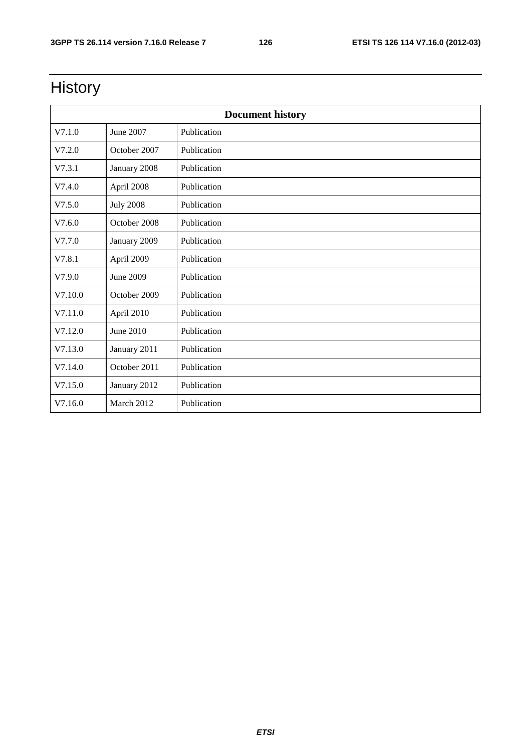# History

| Document history | | |
|---|---|---|
| V7.1.0 | June 2007 | Publication |
| V7.2.0 | October 2007 | Publication |
| V7.3.1 | January 2008 | Publication |
| V7.4.0 | April 2008 | Publication |
| V7.5.0 | July 2008 | Publication |
| V7.6.0 | October 2008 | Publication |
| V7.7.0 | January 2009 | Publication |
| V7.8.1 | April 2009 | Publication |
| V7.9.0 | June 2009 | Publication |
| V7.10.0 | October 2009 | Publication |
| V7.11.0 | April 2010 | Publication |
| V7.12.0 | June 2010 | Publication |
| V7.13.0 | January 2011 | Publication |
| V7.14.0 | October 2011 | Publication |
| V7.15.0 | January 2012 | Publication |
| V7.16.0 | March 2012 | Publication |